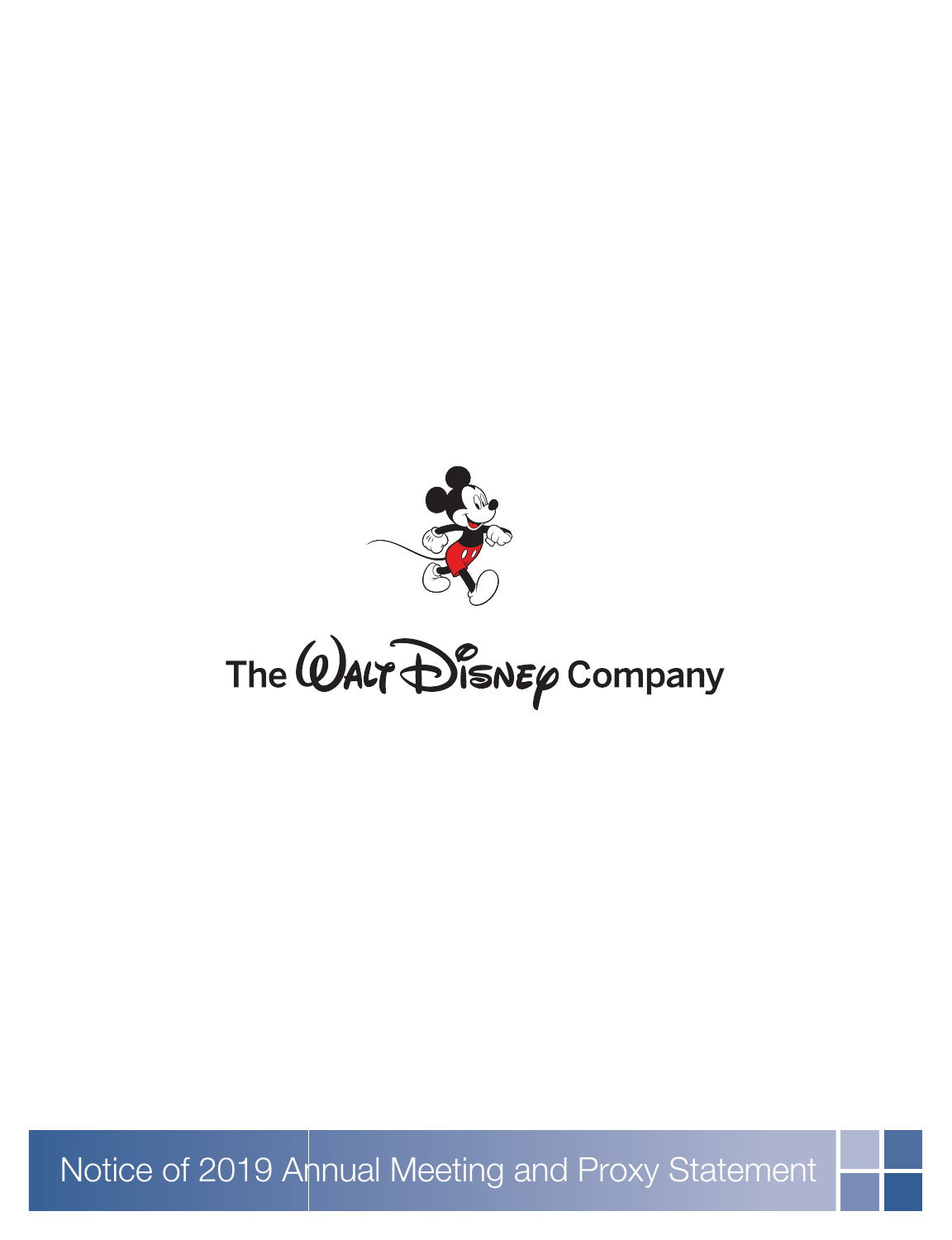The Walt Disney Company

# Notice of 2019 Annual Meeting and Proxy Statement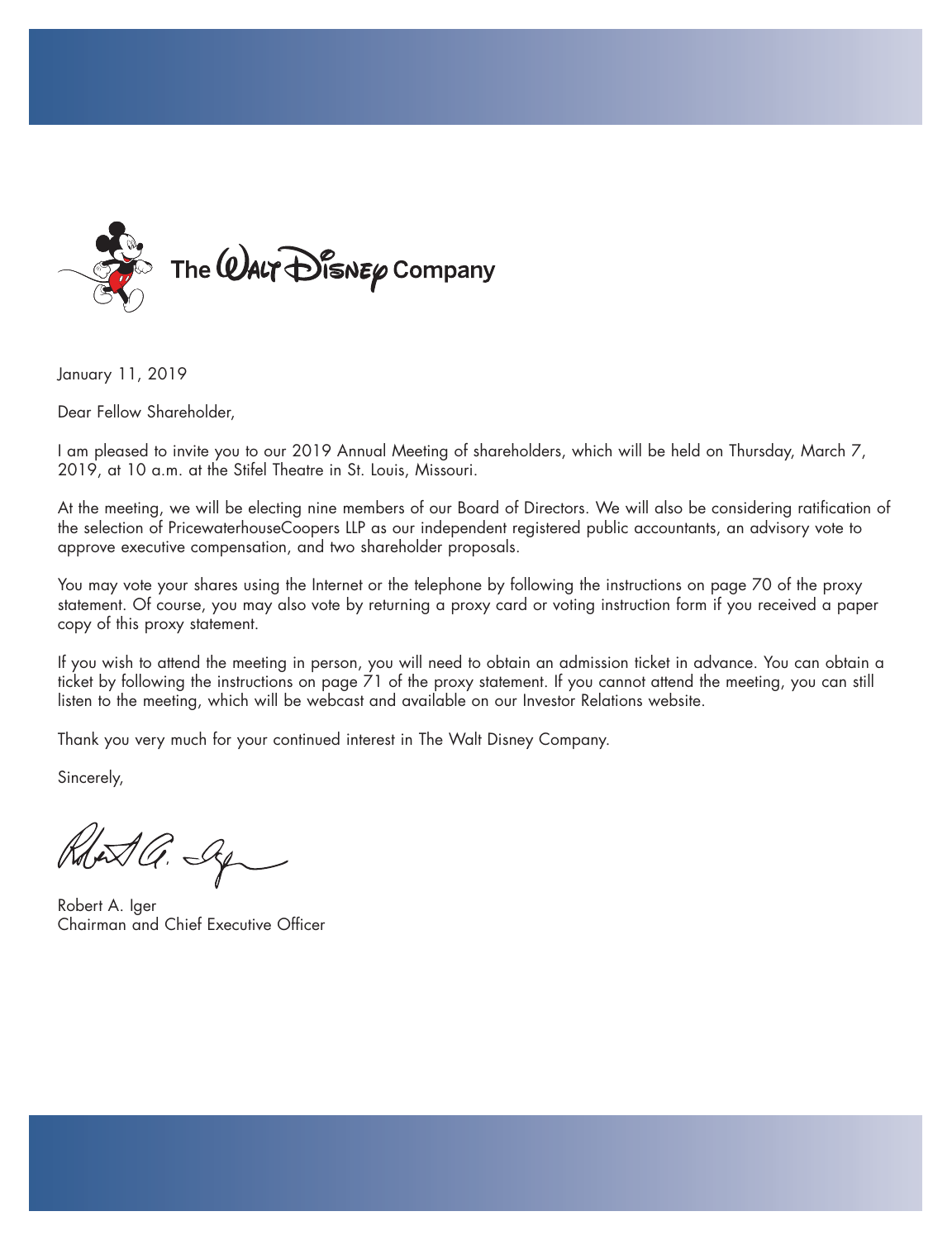The Walt Disney Company

January 11, 2019

Dear Fellow Shareholder,

I am pleased to invite you to our 2019 Annual Meeting of shareholders, which will be held on Thursday, March 7, 2019, at 10 a.m. at the Stifel Theatre in St. Louis, Missouri.

At the meeting, we will be electing nine members of our Board of Directors. We will also be considering ratification of the selection of PricewaterhouseCoopers LLP as our independent registered public accountants, an advisory vote to approve executive compensation, and two shareholder proposals.

You may vote your shares using the Internet or the telephone by following the instructions on page 70 of the proxy statement. Of course, you may also vote by returning a proxy card or voting instruction form if you received a paper copy of this proxy statement.

If you wish to attend the meeting in person, you will need to obtain an admission ticket in advance. You can obtain a ticket by following the instructions on page 71 of the proxy statement. If you cannot attend the meeting, you can still listen to the meeting, which will be webcast and available on our Investor Relations website.

Thank you very much for your continued interest in The Walt Disney Company.

Sincerely,

Robert A. Iger
Chairman and Chief Executive Officer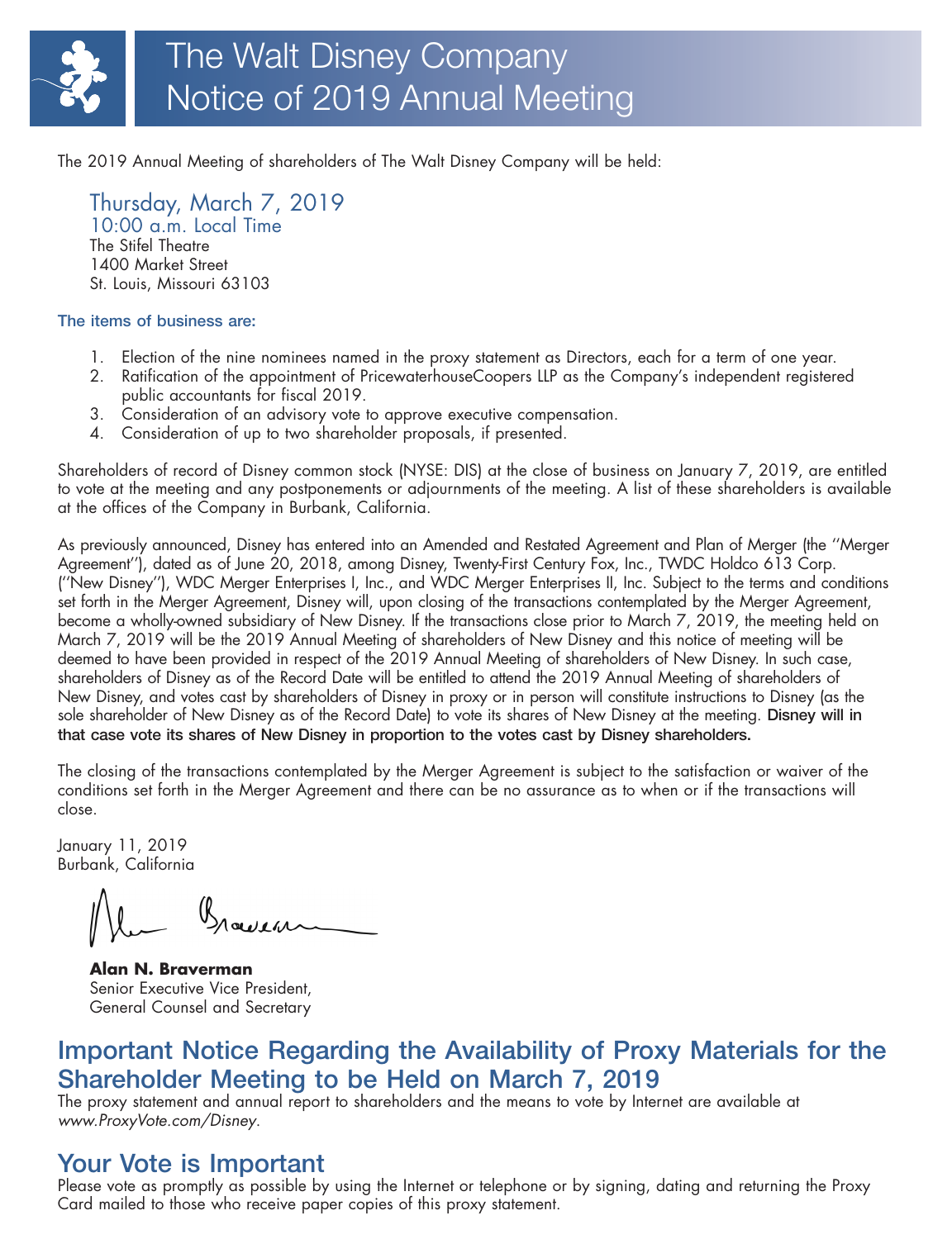# The Walt Disney Company Notice of 2019 Annual Meeting

The 2019 Annual Meeting of shareholders of The Walt Disney Company will be held:

Thursday, March 7, 2019
10:00 a.m. Local Time
The Stifel Theatre
1400 Market Street
St. Louis, Missouri 63103

**The items of business are:**

1. Election of the nine nominees named in the proxy statement as Directors, each for a term of one year.
2. Ratification of the appointment of PricewaterhouseCoopers LLP as the Company's independent registered public accountants for fiscal 2019.
3. Consideration of an advisory vote to approve executive compensation.
4. Consideration of up to two shareholder proposals, if presented.

Shareholders of record of Disney common stock (NYSE: DIS) at the close of business on January 7, 2019, are entitled to vote at the meeting and any postponements or adjournments of the meeting. A list of these shareholders is available at the offices of the Company in Burbank, California.

As previously announced, Disney has entered into an Amended and Restated Agreement and Plan of Merger (the ''Merger Agreement''), dated as of June 20, 2018, among Disney, Twenty-First Century Fox, Inc., TWDC Holdco 613 Corp. (''New Disney''), WDC Merger Enterprises I, Inc., and WDC Merger Enterprises II, Inc. Subject to the terms and conditions set forth in the Merger Agreement, Disney will, upon closing of the transactions contemplated by the Merger Agreement, become a wholly-owned subsidiary of New Disney. If the transactions close prior to March 7, 2019, the meeting held on March 7, 2019 will be the 2019 Annual Meeting of shareholders of New Disney and this notice of meeting will be deemed to have been provided in respect of the 2019 Annual Meeting of shareholders of New Disney. In such case, shareholders of Disney as of the Record Date will be entitled to attend the 2019 Annual Meeting of shareholders of New Disney, and votes cast by shareholders of Disney in proxy or in person will constitute instructions to Disney (as the sole shareholder of New Disney as of the Record Date) to vote its shares of New Disney at the meeting. **Disney will in that case vote its shares of New Disney in proportion to the votes cast by Disney shareholders.**

The closing of the transactions contemplated by the Merger Agreement is subject to the satisfaction or waiver of the conditions set forth in the Merger Agreement and there can be no assurance as to when or if the transactions will close.

January 11, 2019
Burbank, California

**Alan N. Braverman**
Senior Executive Vice President,
General Counsel and Secretary

## Important Notice Regarding the Availability of Proxy Materials for the Shareholder Meeting to be Held on March 7, 2019

The proxy statement and annual report to shareholders and the means to vote by Internet are available at *www.ProxyVote.com/Disney*.

## Your Vote is Important

Please vote as promptly as possible by using the Internet or telephone or by signing, dating and returning the Proxy Card mailed to those who receive paper copies of this proxy statement.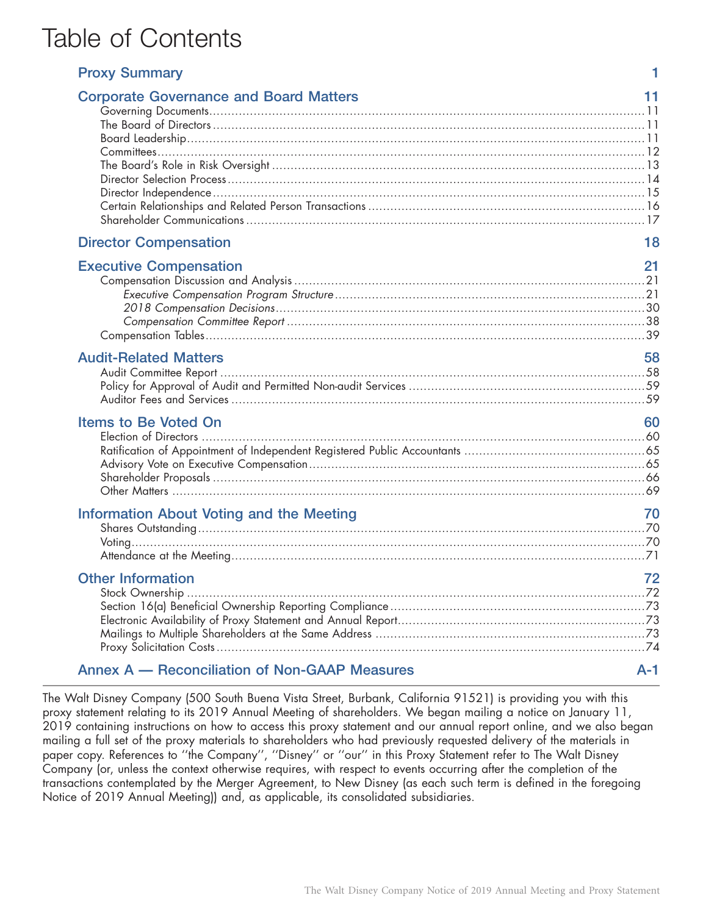# Table of Contents

| | |
|---|---|
| **Proxy Summary** | **1** |
| **Corporate Governance and Board Matters** | **11** |
| Governing Documents | 11 |
| The Board of Directors | 11 |
| Board Leadership | 11 |
| Committees | 12 |
| The Board's Role in Risk Oversight | 13 |
| Director Selection Process | 14 |
| Director Independence | 15 |
| Certain Relationships and Related Person Transactions | 16 |
| Shareholder Communications | 17 |
| **Director Compensation** | **18** |
| **Executive Compensation** | **21** |
| Compensation Discussion and Analysis | 21 |
| *Executive Compensation Program Structure* | 21 |
| *2018 Compensation Decisions* | 30 |
| *Compensation Committee Report* | 38 |
| Compensation Tables | 39 |
| **Audit-Related Matters** | **58** |
| Audit Committee Report | 58 |
| Policy for Approval of Audit and Permitted Non-audit Services | 59 |
| Auditor Fees and Services | 59 |
| **Items to Be Voted On** | **60** |
| Election of Directors | 60 |
| Ratification of Appointment of Independent Registered Public Accountants | 65 |
| Advisory Vote on Executive Compensation | 65 |
| Shareholder Proposals | 66 |
| Other Matters | 69 |
| **Information About Voting and the Meeting** | **70** |
| Shares Outstanding | 70 |
| Voting | 70 |
| Attendance at the Meeting | 71 |
| **Other Information** | **72** |
| Stock Ownership | 72 |
| Section 16(a) Beneficial Ownership Reporting Compliance | 73 |
| Electronic Availability of Proxy Statement and Annual Report | 73 |
| Mailings to Multiple Shareholders at the Same Address | 73 |
| Proxy Solicitation Costs | 74 |
| **Annex A — Reconciliation of Non-GAAP Measures** | **A-1** |

The Walt Disney Company (500 South Buena Vista Street, Burbank, California 91521) is providing you with this proxy statement relating to its 2019 Annual Meeting of shareholders. We began mailing a notice on January 11, 2019 containing instructions on how to access this proxy statement and our annual report online, and we also began mailing a full set of the proxy materials to shareholders who had previously requested delivery of the materials in paper copy. References to ''the Company'', ''Disney'' or ''our'' in this Proxy Statement refer to The Walt Disney Company (or, unless the context otherwise requires, with respect to events occurring after the completion of the transactions contemplated by the Merger Agreement, to New Disney (as each such term is defined in the foregoing Notice of 2019 Annual Meeting)) and, as applicable, its consolidated subsidiaries.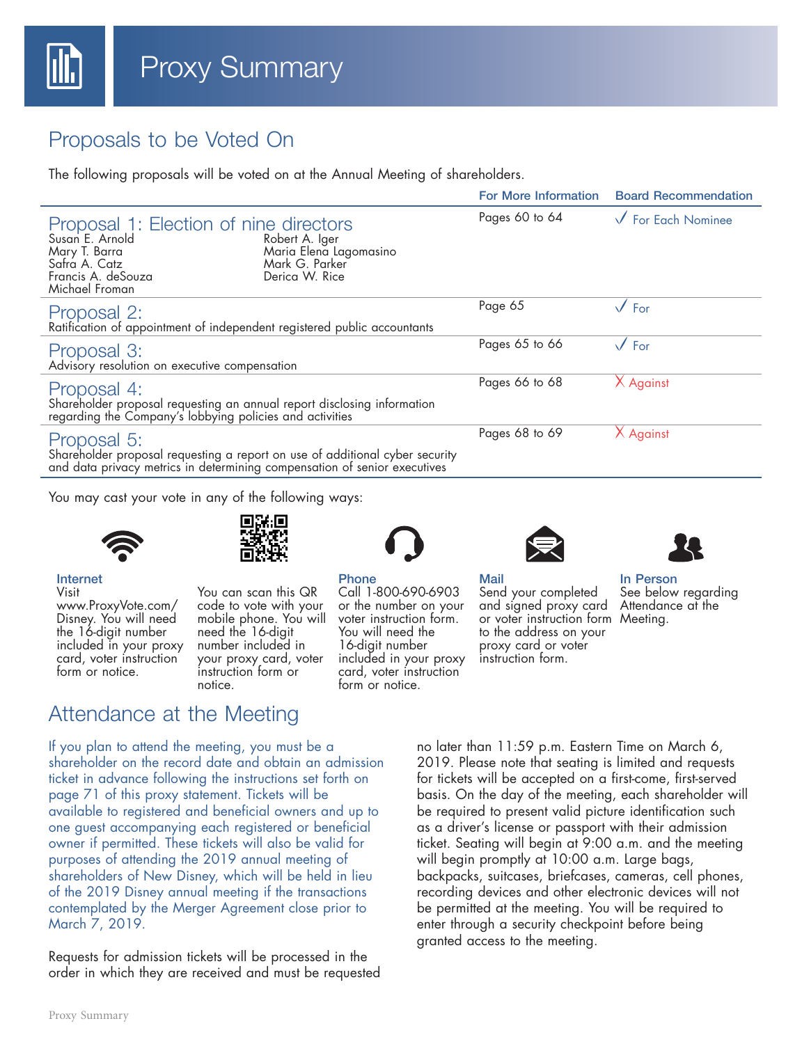# Proxy Summary

## Proposals to be Voted On

The following proposals will be voted on at the Annual Meeting of shareholders.

| Proposal | For More Information | Board Recommendation |
|---|---|---|
| **Proposal 1: Election of nine directors**<br>Susan E. Arnold, Mary T. Barra, Safra A. Catz, Francis A. deSouza, Michael Froman, Robert A. Iger, Maria Elena Lagomasino, Mark G. Parker, Derica W. Rice | Pages 60 to 64 | ✓ For Each Nominee |
| **Proposal 2:**<br>Ratification of appointment of independent registered public accountants | Page 65 | ✓ For |
| **Proposal 3:**<br>Advisory resolution on executive compensation | Pages 65 to 66 | ✓ For |
| **Proposal 4:**<br>Shareholder proposal requesting an annual report disclosing information regarding the Company's lobbying policies and activities | Pages 66 to 68 | ✗ Against |
| **Proposal 5:**<br>Shareholder proposal requesting a report on use of additional cyber security and data privacy metrics in determining compensation of senior executives | Pages 68 to 69 | ✗ Against |

You may cast your vote in any of the following ways:

**Internet**
Visit www.ProxyVote.com/Disney. You will need the 16-digit number included in your proxy card, voter instruction form or notice.

You can scan this QR code to vote with your mobile phone. You will need the 16-digit number included in your proxy card, voter instruction form or notice.

**Phone**
Call 1-800-690-6903 or the number on your voter instruction form. You will need the 16-digit number included in your proxy card, voter instruction form or notice.

**Mail**
Send your completed and signed proxy card or voter instruction form to the address on your proxy card or voter instruction form.

**In Person**
See below regarding Attendance at the Meeting.

## Attendance at the Meeting

If you plan to attend the meeting, you must be a shareholder on the record date and obtain an admission ticket in advance following the instructions set forth on page 71 of this proxy statement. Tickets will be available to registered and beneficial owners and up to one guest accompanying each registered or beneficial owner if permitted. These tickets will also be valid for purposes of attending the 2019 annual meeting of shareholders of New Disney, which will be held in lieu of the 2019 Disney annual meeting if the transactions contemplated by the Merger Agreement close prior to March 7, 2019.

Requests for admission tickets will be processed in the order in which they are received and must be requested no later than 11:59 p.m. Eastern Time on March 6, 2019. Please note that seating is limited and requests for tickets will be accepted on a first-come, first-served basis. On the day of the meeting, each shareholder will be required to present valid picture identification such as a driver's license or passport with their admission ticket. Seating will begin at 9:00 a.m. and the meeting will begin promptly at 10:00 a.m. Large bags, backpacks, suitcases, briefcases, cameras, cell phones, recording devices and other electronic devices will not be permitted at the meeting. You will be required to enter through a security checkpoint before being granted access to the meeting.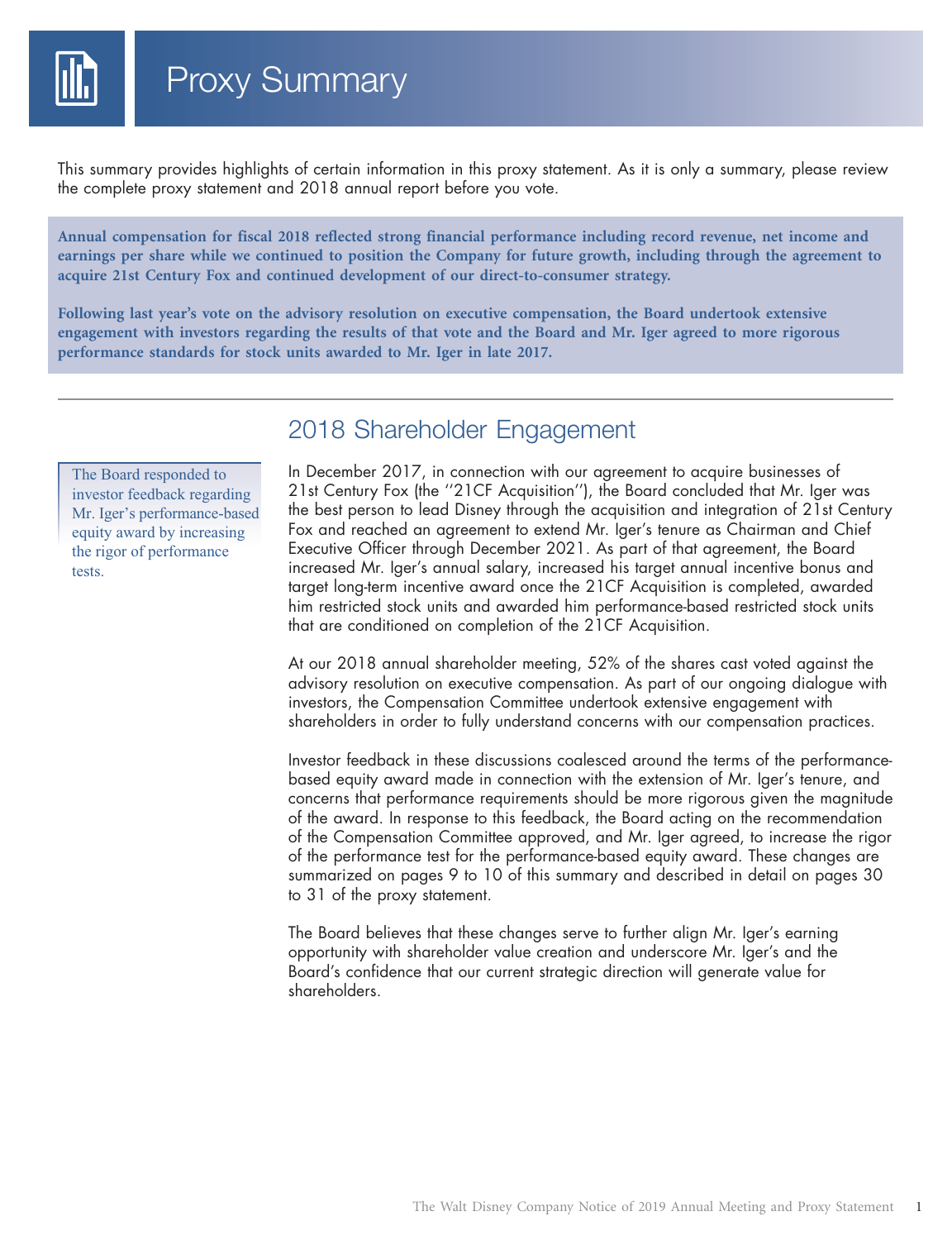# Proxy Summary

This summary provides highlights of certain information in this proxy statement. As it is only a summary, please review the complete proxy statement and 2018 annual report before you vote.

**Annual compensation for fiscal 2018 reflected strong financial performance including record revenue, net income and earnings per share while we continued to position the Company for future growth, including through the agreement to acquire 21st Century Fox and continued development of our direct-to-consumer strategy.**

**Following last year's vote on the advisory resolution on executive compensation, the Board undertook extensive engagement with investors regarding the results of that vote and the Board and Mr. Iger agreed to more rigorous performance standards for stock units awarded to Mr. Iger in late 2017.**

## 2018 Shareholder Engagement

The Board responded to investor feedback regarding Mr. Iger's performance-based equity award by increasing the rigor of performance tests.

In December 2017, in connection with our agreement to acquire businesses of 21st Century Fox (the ''21CF Acquisition''), the Board concluded that Mr. Iger was the best person to lead Disney through the acquisition and integration of 21st Century Fox and reached an agreement to extend Mr. Iger's tenure as Chairman and Chief Executive Officer through December 2021. As part of that agreement, the Board increased Mr. Iger's annual salary, increased his target annual incentive bonus and target long-term incentive award once the 21CF Acquisition is completed, awarded him restricted stock units and awarded him performance-based restricted stock units that are conditioned on completion of the 21CF Acquisition.

At our 2018 annual shareholder meeting, 52% of the shares cast voted against the advisory resolution on executive compensation. As part of our ongoing dialogue with investors, the Compensation Committee undertook extensive engagement with shareholders in order to fully understand concerns with our compensation practices.

Investor feedback in these discussions coalesced around the terms of the performance-based equity award made in connection with the extension of Mr. Iger's tenure, and concerns that performance requirements should be more rigorous given the magnitude of the award. In response to this feedback, the Board acting on the recommendation of the Compensation Committee approved, and Mr. Iger agreed, to increase the rigor of the performance test for the performance-based equity award. These changes are summarized on pages 9 to 10 of this summary and described in detail on pages 30 to 31 of the proxy statement.

The Board believes that these changes serve to further align Mr. Iger's earning opportunity with shareholder value creation and underscore Mr. Iger's and the Board's confidence that our current strategic direction will generate value for shareholders.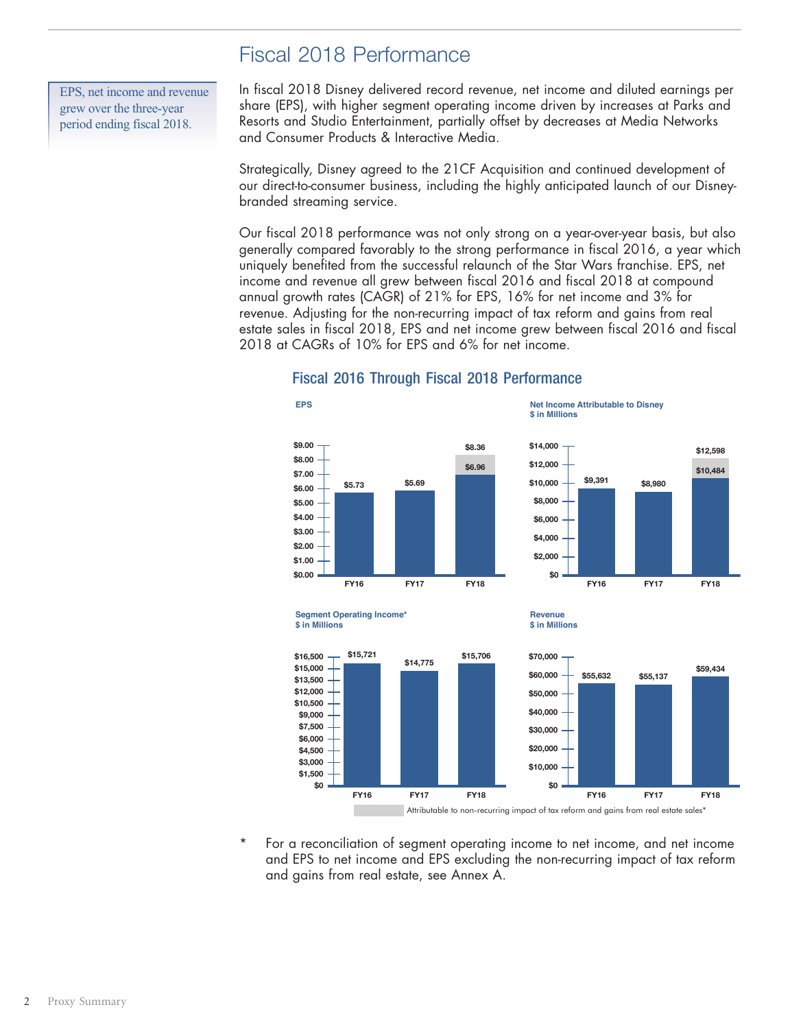# Fiscal 2018 Performance

EPS, net income and revenue grew over the three-year period ending fiscal 2018.

In fiscal 2018 Disney delivered record revenue, net income and diluted earnings per share (EPS), with higher segment operating income driven by increases at Parks and Resorts and Studio Entertainment, partially offset by decreases at Media Networks and Consumer Products & Interactive Media.

Strategically, Disney agreed to the 21CF Acquisition and continued development of our direct-to-consumer business, including the highly anticipated launch of our Disney-branded streaming service.

Our fiscal 2018 performance was not only strong on a year-over-year basis, but also generally compared favorably to the strong performance in fiscal 2016, a year which uniquely benefited from the successful relaunch of the Star Wars franchise. EPS, net income and revenue all grew between fiscal 2016 and fiscal 2018 at compound annual growth rates (CAGR) of 21% for EPS, 16% for net income and 3% for revenue. Adjusting for the non-recurring impact of tax reform and gains from real estate sales in fiscal 2018, EPS and net income grew between fiscal 2016 and fiscal 2018 at CAGRs of 10% for EPS and 6% for net income.

## Fiscal 2016 Through Fiscal 2018 Performance

**EPS**

| | FY16 | FY17 | FY18 |
|---|---|---|---|
| EPS | $5.73 | $5.69 | $8.36 |
| EPS excluding non-recurring impact | | | $6.96 |

**Net Income Attributable to Disney**
**$ in Millions**

| | FY16 | FY17 | FY18 |
|---|---|---|---|
| Net Income | $9,391 | $8,980 | $12,598 |
| Net Income excluding non-recurring impact | | | $10,484 |

**Segment Operating Income***
**$ in Millions**

| FY16 | FY17 | FY18 |
|---|---|---|
| $15,721 | $14,775 | $15,706 |

**Revenue**
**$ in Millions**

| FY16 | FY17 | FY18 |
|---|---|---|
| $55,632 | $55,137 | $59,434 |

Attributable to non-recurring impact of tax reform and gains from real estate sales*

\* For a reconciliation of segment operating income to net income, and net income and EPS to net income and EPS excluding the non-recurring impact of tax reform and gains from real estate, see Annex A.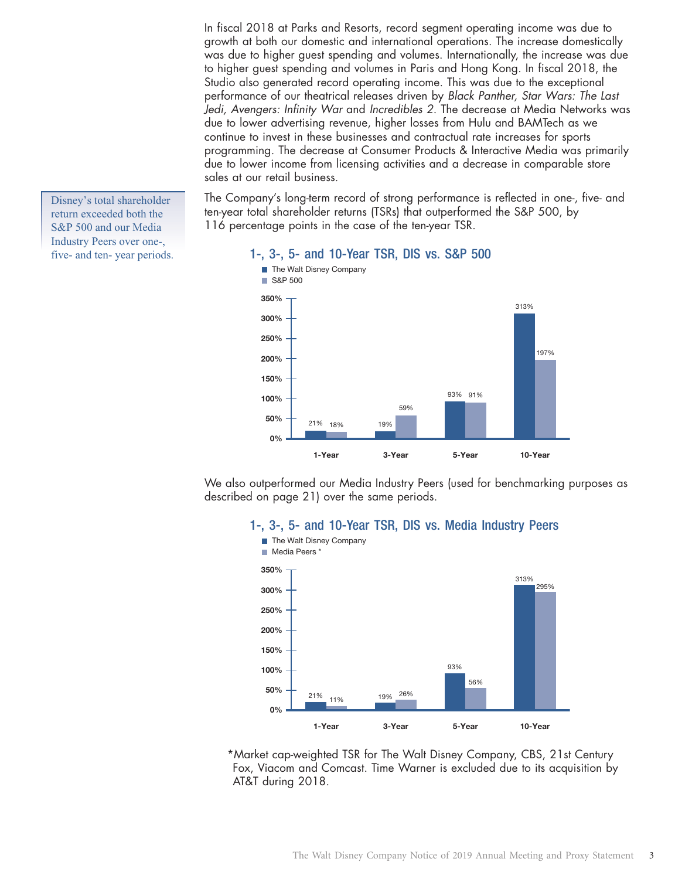In fiscal 2018 at Parks and Resorts, record segment operating income was due to growth at both our domestic and international operations. The increase domestically was due to higher guest spending and volumes. Internationally, the increase was due to higher guest spending and volumes in Paris and Hong Kong. In fiscal 2018, the Studio also generated record operating income. This was due to the exceptional performance of our theatrical releases driven by *Black Panther, Star Wars: The Last Jedi, Avengers: Infinity War* and *Incredibles 2*. The decrease at Media Networks was due to lower advertising revenue, higher losses from Hulu and BAMTech as we continue to invest in these businesses and contractual rate increases for sports programming. The decrease at Consumer Products & Interactive Media was primarily due to lower income from licensing activities and a decrease in comparable store sales at our retail business.

> Disney's total shareholder return exceeded both the S&P 500 and our Media Industry Peers over one-, five- and ten- year periods.

The Company's long-term record of strong performance is reflected in one-, five- and ten-year total shareholder returns (TSRs) that outperformed the S&P 500, by 116 percentage points in the case of the ten-year TSR.

### 1-, 3-, 5- and 10-Year TSR, DIS vs. S&P 500

| | 1-Year | 3-Year | 5-Year | 10-Year |
|---|---|---|---|---|
| The Walt Disney Company | 21% | 19% | 93% | 313% |
| S&P 500 | 18% | 59% | 91% | 197% |

We also outperformed our Media Industry Peers (used for benchmarking purposes as described on page 21) over the same periods.

### 1-, 3-, 5- and 10-Year TSR, DIS vs. Media Industry Peers

| | 1-Year | 3-Year | 5-Year | 10-Year |
|---|---|---|---|---|
| The Walt Disney Company | 21% | 19% | 93% | 313% |
| Media Peers * | 11% | 26% | 56% | 295% |

*Market cap-weighted TSR for The Walt Disney Company, CBS, 21st Century Fox, Viacom and Comcast. Time Warner is excluded due to its acquisition by AT&T during 2018.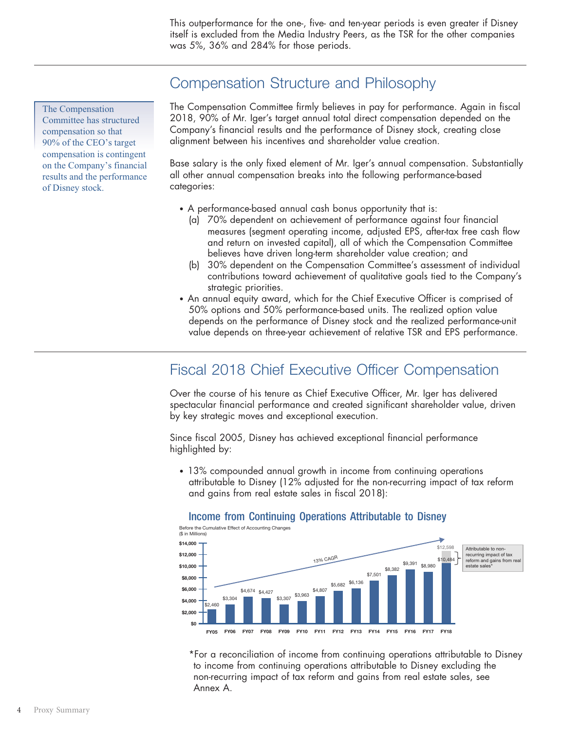This outperformance for the one-, five- and ten-year periods is even greater if Disney itself is excluded from the Media Industry Peers, as the TSR for the other companies was 5%, 36% and 284% for those periods.

## Compensation Structure and Philosophy

> The Compensation Committee has structured compensation so that 90% of the CEO's target compensation is contingent on the Company's financial results and the performance of Disney stock.

The Compensation Committee firmly believes in pay for performance. Again in fiscal 2018, 90% of Mr. Iger's target annual total direct compensation depended on the Company's financial results and the performance of Disney stock, creating close alignment between his incentives and shareholder value creation.

Base salary is the only fixed element of Mr. Iger's annual compensation. Substantially all other annual compensation breaks into the following performance-based categories:

- A performance-based annual cash bonus opportunity that is:
  - (a) 70% dependent on achievement of performance against four financial measures (segment operating income, adjusted EPS, after-tax free cash flow and return on invested capital), all of which the Compensation Committee believes have driven long-term shareholder value creation; and
  - (b) 30% dependent on the Compensation Committee's assessment of individual contributions toward achievement of qualitative goals tied to the Company's strategic priorities.
- An annual equity award, which for the Chief Executive Officer is comprised of 50% options and 50% performance-based units. The realized option value depends on the performance of Disney stock and the realized performance-unit value depends on three-year achievement of relative TSR and EPS performance.

## Fiscal 2018 Chief Executive Officer Compensation

Over the course of his tenure as Chief Executive Officer, Mr. Iger has delivered spectacular financial performance and created significant shareholder value, driven by key strategic moves and exceptional execution.

Since fiscal 2005, Disney has achieved exceptional financial performance highlighted by:

- 13% compounded annual growth in income from continuing operations attributable to Disney (12% adjusted for the non-recurring impact of tax reform and gains from real estate sales in fiscal 2018):

### Income from Continuing Operations Attributable to Disney

Before the Cumulative Effect of Accounting Changes
($ in Millions)

| Fiscal Year | Income ($ in Millions) |
|---|---|
| FY05 | $2,460 |
| FY06 | $3,304 |
| FY07 | $4,674 |
| FY08 | $4,427 |
| FY09 | $3,307 |
| FY10 | $3,963 |
| FY11 | $4,807 |
| FY12 | $5,682 |
| FY13 | $6,136 |
| FY14 | $7,501 |
| FY15 | $8,382 |
| FY16 | $9,391 |
| FY17 | $8,980 |
| FY18 | $10,484 ($12,598 including amount attributable to non-recurring impact of tax reform and gains from real estate sales*) |

13% CAGR

*For a reconciliation of income from continuing operations attributable to Disney to income from continuing operations attributable to Disney excluding the non-recurring impact of tax reform and gains from real estate sales, see Annex A.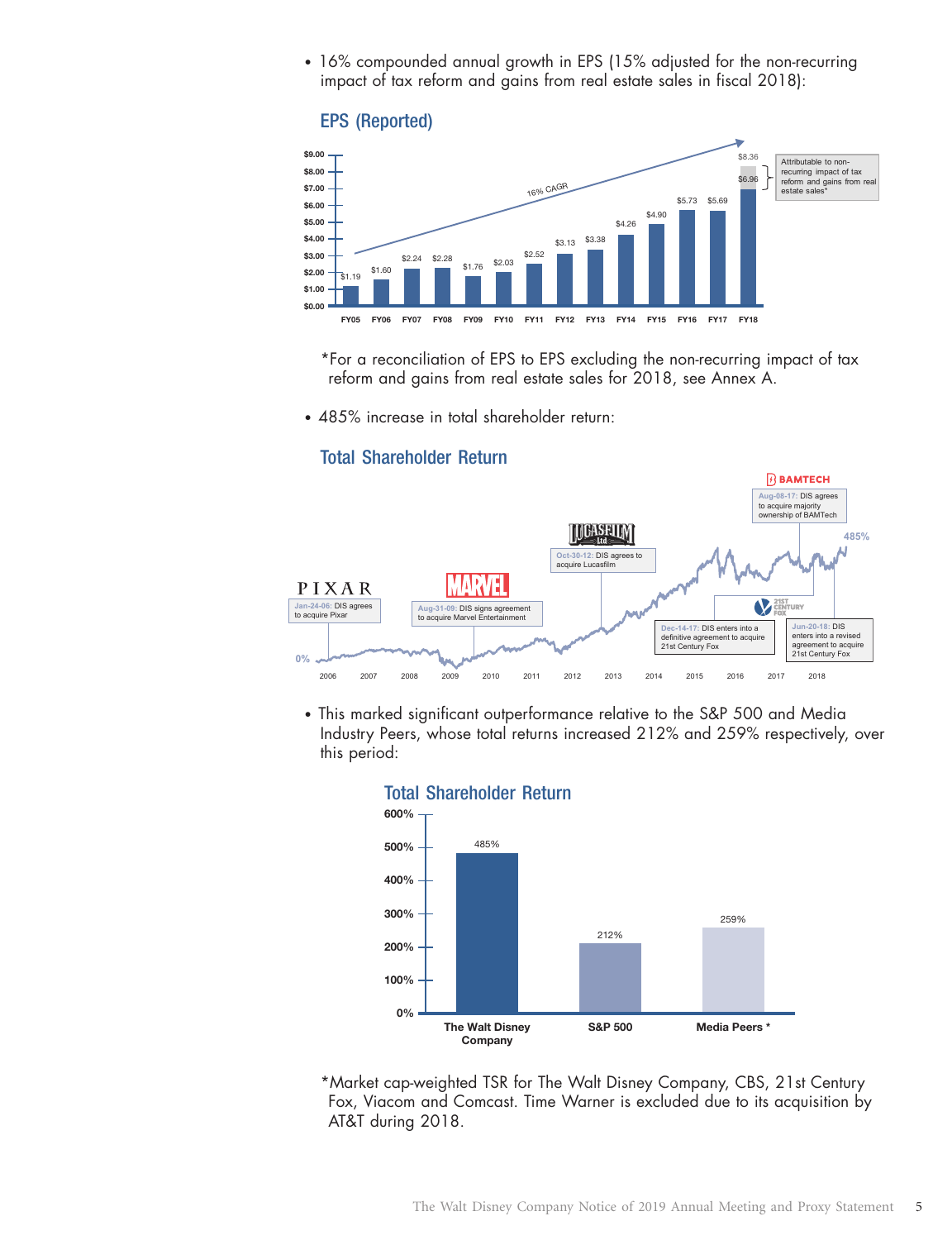- 16% compounded annual growth in EPS (15% adjusted for the non-recurring impact of tax reform and gains from real estate sales in fiscal 2018):

**EPS (Reported)**

| FY05 | FY06 | FY07 | FY08 | FY09 | FY10 | FY11 | FY12 | FY13 | FY14 | FY15 | FY16 | FY17 | FY18 |
|---|---|---|---|---|---|---|---|---|---|---|---|---|---|
| $1.19 | $1.60 | $2.24 | $2.28 | $1.76 | $2.03 | $2.52 | $3.13 | $3.38 | $4.26 | $4.90 | $5.73 | $5.69 | $8.36 |

16% CAGR

FY18: $6.96 excluding the portion attributable to non-recurring impact of tax reform and gains from real estate sales*

*For a reconciliation of EPS to EPS excluding the non-recurring impact of tax reform and gains from real estate sales for 2018, see Annex A.

- 485% increase in total shareholder return:

**Total Shareholder Return**

- Jan-24-06: DIS agrees to acquire Pixar
- Aug-31-09: DIS signs agreement to acquire Marvel Entertainment
- Oct-30-12: DIS agrees to acquire Lucasfilm
- Dec-14-17: DIS enters into a definitive agreement to acquire 21st Century Fox
- Aug-08-17: DIS agrees to acquire majority ownership of BAMTech
- Jun-20-18: DIS enters into a revised agreement to acquire 21st Century Fox

0% (2006) to 485% (2018)

- This marked significant outperformance relative to the S&P 500 and Media Industry Peers, whose total returns increased 212% and 259% respectively, over this period:

**Total Shareholder Return**

| The Walt Disney Company | S&P 500 | Media Peers * |
|---|---|---|
| 485% | 212% | 259% |

*Market cap-weighted TSR for The Walt Disney Company, CBS, 21st Century Fox, Viacom and Comcast. Time Warner is excluded due to its acquisition by AT&T during 2018.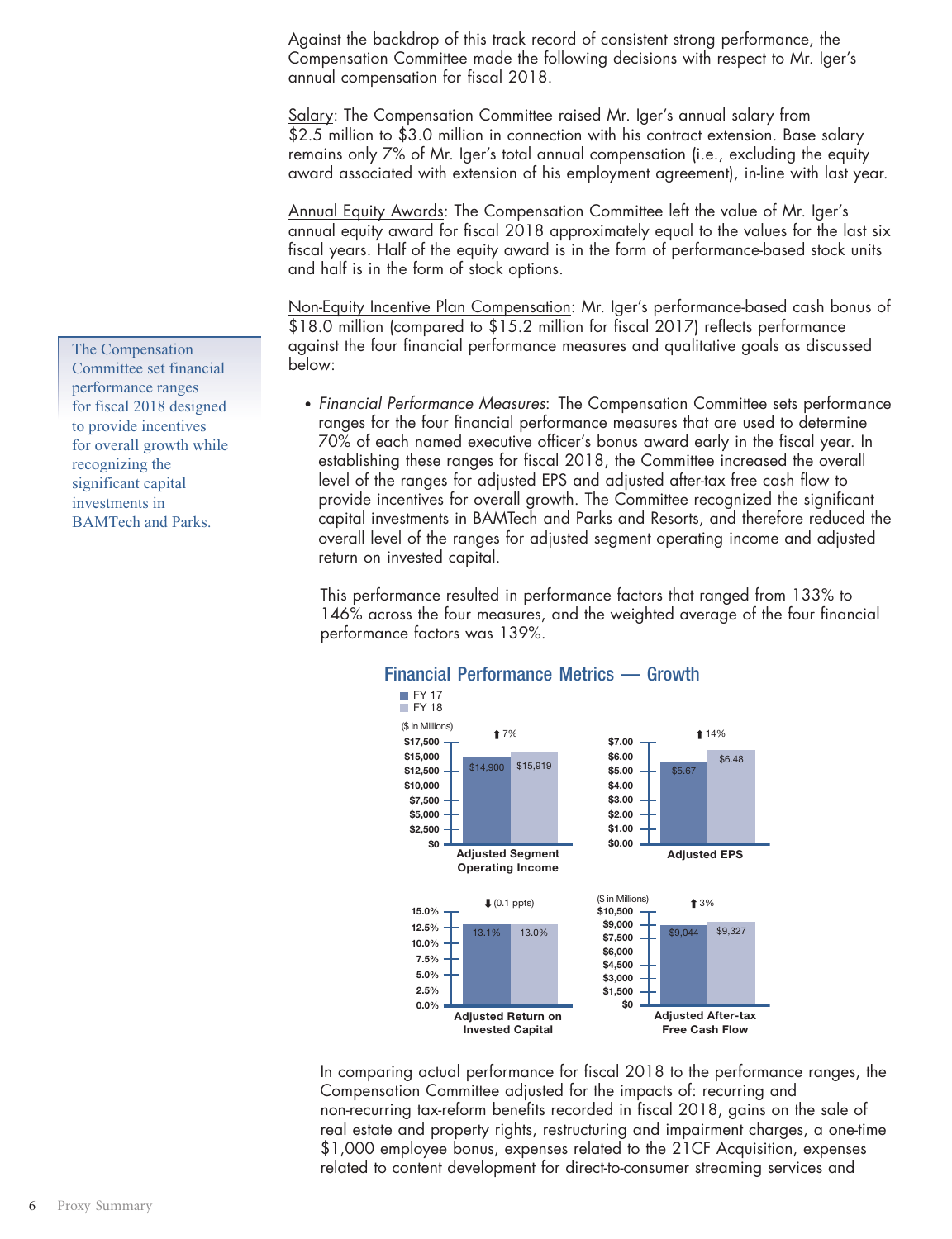Against the backdrop of this track record of consistent strong performance, the Compensation Committee made the following decisions with respect to Mr. Iger's annual compensation for fiscal 2018.

Salary: The Compensation Committee raised Mr. Iger's annual salary from $2.5 million to $3.0 million in connection with his contract extension. Base salary remains only 7% of Mr. Iger's total annual compensation (i.e., excluding the equity award associated with extension of his employment agreement), in-line with last year.

Annual Equity Awards: The Compensation Committee left the value of Mr. Iger's annual equity award for fiscal 2018 approximately equal to the values for the last six fiscal years. Half of the equity award is in the form of performance-based stock units and half is in the form of stock options.

Non-Equity Incentive Plan Compensation: Mr. Iger's performance-based cash bonus of $18.0 million (compared to $15.2 million for fiscal 2017) reflects performance against the four financial performance measures and qualitative goals as discussed below:

> The Compensation Committee set financial performance ranges for fiscal 2018 designed to provide incentives for overall growth while recognizing the significant capital investments in BAMTech and Parks.

- *Financial Performance Measures*: The Compensation Committee sets performance ranges for the four financial performance measures that are used to determine 70% of each named executive officer's bonus award early in the fiscal year. In establishing these ranges for fiscal 2018, the Committee increased the overall level of the ranges for adjusted EPS and adjusted after-tax free cash flow to provide incentives for overall growth. The Committee recognized the significant capital investments in BAMTech and Parks and Resorts, and therefore reduced the overall level of the ranges for adjusted segment operating income and adjusted return on invested capital.

  This performance resulted in performance factors that ranged from 133% to 146% across the four measures, and the weighted average of the four financial performance factors was 139%.

## Financial Performance Metrics — Growth

| Metric | FY 17 | FY 18 | Change |
|---|---|---|---|
| Adjusted Segment Operating Income ($ in Millions) | $14,900 | $15,919 | ⬆ 7% |
| Adjusted EPS | $5.67 | $6.48 | ⬆ 14% |
| Adjusted Return on Invested Capital | 13.1% | 13.0% | ⬇ (0.1 ppts) |
| Adjusted After-tax Free Cash Flow ($ in Millions) | $9,044 | $9,327 | ⬆ 3% |

In comparing actual performance for fiscal 2018 to the performance ranges, the Compensation Committee adjusted for the impacts of: recurring and non-recurring tax-reform benefits recorded in fiscal 2018, gains on the sale of real estate and property rights, restructuring and impairment charges, a one-time $1,000 employee bonus, expenses related to the 21CF Acquisition, expenses related to content development for direct-to-consumer streaming services and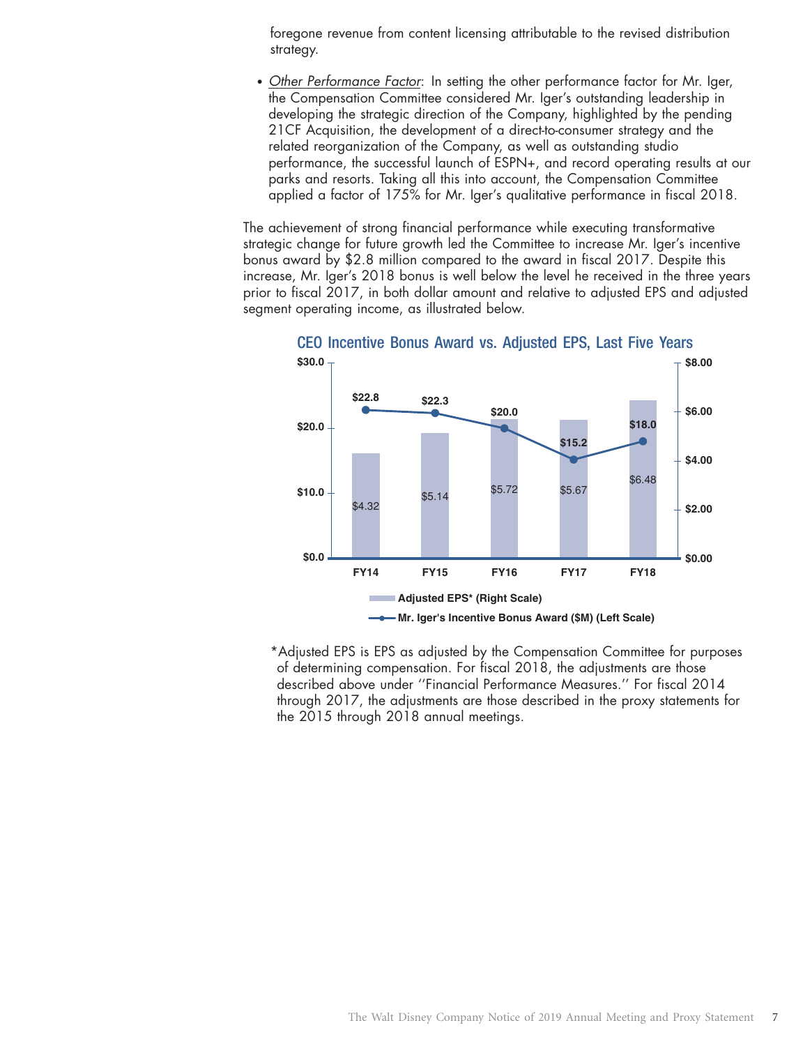foregone revenue from content licensing attributable to the revised distribution strategy.

- *Other Performance Factor*: In setting the other performance factor for Mr. Iger, the Compensation Committee considered Mr. Iger's outstanding leadership in developing the strategic direction of the Company, highlighted by the pending 21CF Acquisition, the development of a direct-to-consumer strategy and the related reorganization of the Company, as well as outstanding studio performance, the successful launch of ESPN+, and record operating results at our parks and resorts. Taking all this into account, the Compensation Committee applied a factor of 175% for Mr. Iger's qualitative performance in fiscal 2018.

The achievement of strong financial performance while executing transformative strategic change for future growth led the Committee to increase Mr. Iger's incentive bonus award by $2.8 million compared to the award in fiscal 2017. Despite this increase, Mr. Iger's 2018 bonus is well below the level he received in the three years prior to fiscal 2017, in both dollar amount and relative to adjusted EPS and adjusted segment operating income, as illustrated below.

**CEO Incentive Bonus Award vs. Adjusted EPS, Last Five Years**

| | FY14 | FY15 | FY16 | FY17 | FY18 |
|---|---|---|---|---|---|
| Adjusted EPS* (Right Scale) | $4.32 | $5.14 | $5.72 | $5.67 | $6.48 |
| Mr. Iger's Incentive Bonus Award ($M) (Left Scale) | $22.8 | $22.3 | $20.0 | $15.2 | $18.0 |

*Adjusted EPS is EPS as adjusted by the Compensation Committee for purposes of determining compensation. For fiscal 2018, the adjustments are those described above under ''Financial Performance Measures.'' For fiscal 2014 through 2017, the adjustments are those described in the proxy statements for the 2015 through 2018 annual meetings.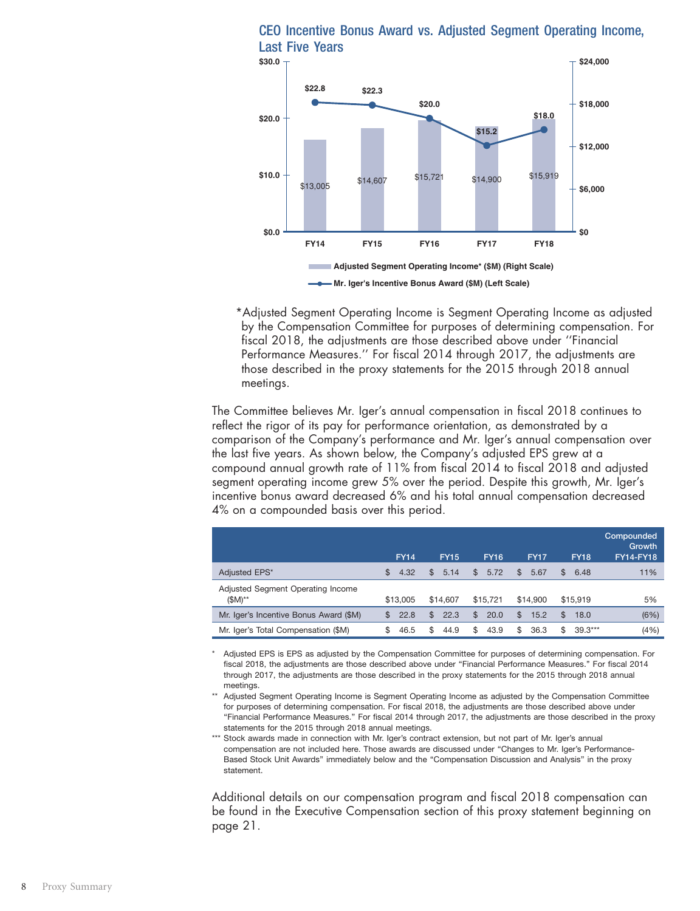## CEO Incentive Bonus Award vs. Adjusted Segment Operating Income, Last Five Years

| | FY14 | FY15 | FY16 | FY17 | FY18 |
|---|---|---|---|---|---|
| Adjusted Segment Operating Income* ($M) (Right Scale) | $13,005 | $14,607 | $15,721 | $14,900 | $15,919 |
| Mr. Iger's Incentive Bonus Award ($M) (Left Scale) | $22.8 | $22.3 | $20.0 | $15.2 | $18.0 |

*Adjusted Segment Operating Income is Segment Operating Income as adjusted by the Compensation Committee for purposes of determining compensation. For fiscal 2018, the adjustments are those described above under ''Financial Performance Measures.'' For fiscal 2014 through 2017, the adjustments are those described in the proxy statements for the 2015 through 2018 annual meetings.

The Committee believes Mr. Iger's annual compensation in fiscal 2018 continues to reflect the rigor of its pay for performance orientation, as demonstrated by a comparison of the Company's performance and Mr. Iger's annual compensation over the last five years. As shown below, the Company's adjusted EPS grew at a compound annual growth rate of 11% from fiscal 2014 to fiscal 2018 and adjusted segment operating income grew 5% over the period. Despite this growth, Mr. Iger's incentive bonus award decreased 6% and his total annual compensation decreased 4% on a compounded basis over this period.

| | FY14 | FY15 | FY16 | FY17 | FY18 | Compounded Growth FY14-FY18 |
|---|---|---|---|---|---|---|
| Adjusted EPS* | $ 4.32 | $ 5.14 | $ 5.72 | $ 5.67 | $ 6.48 | 11% |
| Adjusted Segment Operating Income ($M)** | $13,005 | $14,607 | $15,721 | $14,900 | $15,919 | 5% |
| Mr. Iger's Incentive Bonus Award ($M) | $ 22.8 | $ 22.3 | $ 20.0 | $ 15.2 | $ 18.0 | (6%) |
| Mr. Iger's Total Compensation ($M) | $ 46.5 | $ 44.9 | $ 43.9 | $ 36.3 | $ 39.3*** | (4%) |

\* Adjusted EPS is EPS as adjusted by the Compensation Committee for purposes of determining compensation. For fiscal 2018, the adjustments are those described above under "Financial Performance Measures." For fiscal 2014 through 2017, the adjustments are those described in the proxy statements for the 2015 through 2018 annual meetings.

** Adjusted Segment Operating Income is Segment Operating Income as adjusted by the Compensation Committee for purposes of determining compensation. For fiscal 2018, the adjustments are those described above under "Financial Performance Measures." For fiscal 2014 through 2017, the adjustments are those described in the proxy statements for the 2015 through 2018 annual meetings.

*** Stock awards made in connection with Mr. Iger's contract extension, but not part of Mr. Iger's annual compensation are not included here. Those awards are discussed under "Changes to Mr. Iger's Performance-Based Stock Unit Awards" immediately below and the "Compensation Discussion and Analysis" in the proxy statement.

Additional details on our compensation program and fiscal 2018 compensation can be found in the Executive Compensation section of this proxy statement beginning on page 21.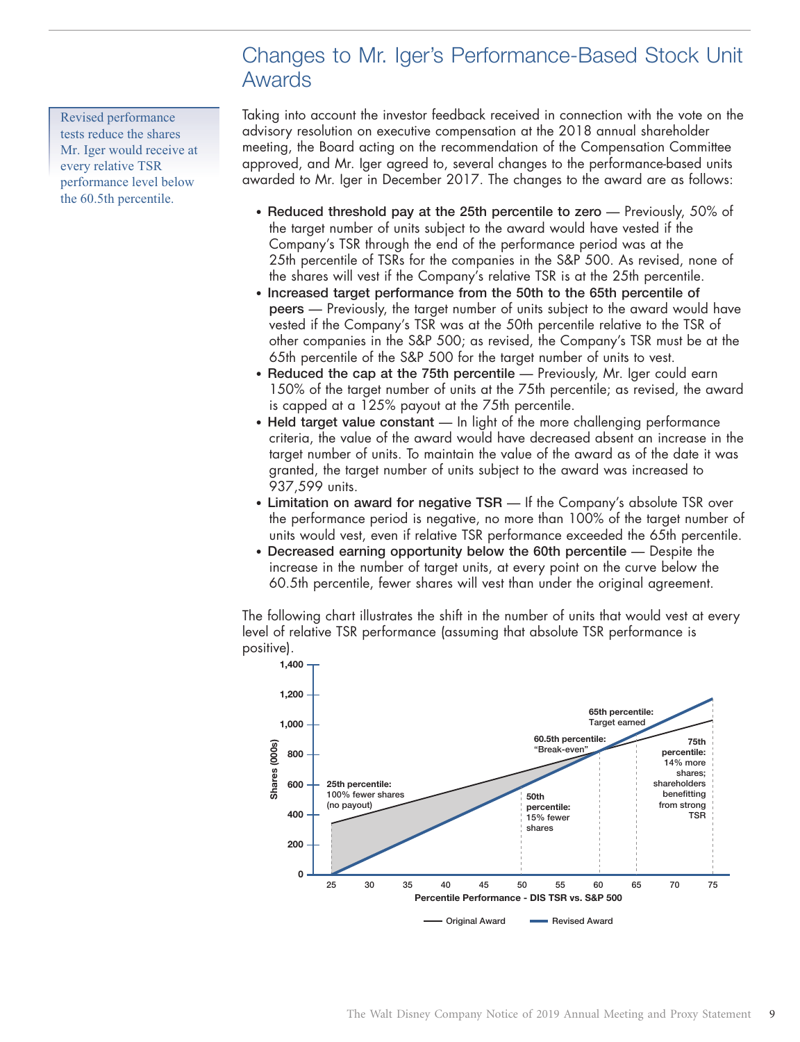## Changes to Mr. Iger's Performance-Based Stock Unit Awards

Revised performance tests reduce the shares Mr. Iger would receive at every relative TSR performance level below the 60.5th percentile.

Taking into account the investor feedback received in connection with the vote on the advisory resolution on executive compensation at the 2018 annual shareholder meeting, the Board acting on the recommendation of the Compensation Committee approved, and Mr. Iger agreed to, several changes to the performance-based units awarded to Mr. Iger in December 2017. The changes to the award are as follows:

- **Reduced threshold pay at the 25th percentile to zero** — Previously, 50% of the target number of units subject to the award would have vested if the Company's TSR through the end of the performance period was at the 25th percentile of TSRs for the companies in the S&P 500. As revised, none of the shares will vest if the Company's relative TSR is at the 25th percentile.
- **Increased target performance from the 50th to the 65th percentile of peers** — Previously, the target number of units subject to the award would have vested if the Company's TSR was at the 50th percentile relative to the TSR of other companies in the S&P 500; as revised, the Company's TSR must be at the 65th percentile of the S&P 500 for the target number of units to vest.
- **Reduced the cap at the 75th percentile** — Previously, Mr. Iger could earn 150% of the target number of units at the 75th percentile; as revised, the award is capped at a 125% payout at the 75th percentile.
- **Held target value constant** — In light of the more challenging performance criteria, the value of the award would have decreased absent an increase in the target number of units. To maintain the value of the award as of the date it was granted, the target number of units subject to the award was increased to 937,599 units.
- **Limitation on award for negative TSR** — If the Company's absolute TSR over the performance period is negative, no more than 100% of the target number of units would vest, even if relative TSR performance exceeded the 65th percentile.
- **Decreased earning opportunity below the 60th percentile** — Despite the increase in the number of target units, at every point on the curve below the 60.5th percentile, fewer shares will vest than under the original agreement.

The following chart illustrates the shift in the number of units that would vest at every level of relative TSR performance (assuming that absolute TSR performance is positive).

Shares (000s) vs. Percentile Performance - DIS TSR vs. S&P 500 (Original Award / Revised Award)

- 25th percentile: 100% fewer shares (no payout)
- 50th percentile: 15% fewer shares
- 60.5th percentile: "Break-even"
- 65th percentile: Target earned
- 75th percentile: 14% more shares; shareholders benefitting from strong TSR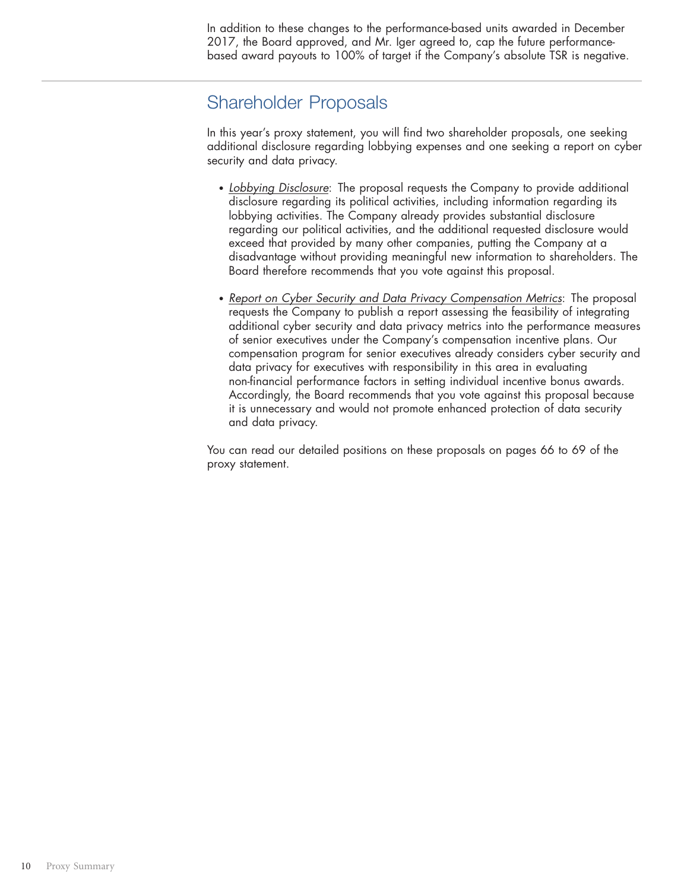In addition to these changes to the performance-based units awarded in December 2017, the Board approved, and Mr. Iger agreed to, cap the future performance-based award payouts to 100% of target if the Company's absolute TSR is negative.

## Shareholder Proposals

In this year's proxy statement, you will find two shareholder proposals, one seeking additional disclosure regarding lobbying expenses and one seeking a report on cyber security and data privacy.

- *Lobbying Disclosure*: The proposal requests the Company to provide additional disclosure regarding its political activities, including information regarding its lobbying activities. The Company already provides substantial disclosure regarding our political activities, and the additional requested disclosure would exceed that provided by many other companies, putting the Company at a disadvantage without providing meaningful new information to shareholders. The Board therefore recommends that you vote against this proposal.
- *Report on Cyber Security and Data Privacy Compensation Metrics*: The proposal requests the Company to publish a report assessing the feasibility of integrating additional cyber security and data privacy metrics into the performance measures of senior executives under the Company's compensation incentive plans. Our compensation program for senior executives already considers cyber security and data privacy for executives with responsibility in this area in evaluating non-financial performance factors in setting individual incentive bonus awards. Accordingly, the Board recommends that you vote against this proposal because it is unnecessary and would not promote enhanced protection of data security and data privacy.

You can read our detailed positions on these proposals on pages 66 to 69 of the proxy statement.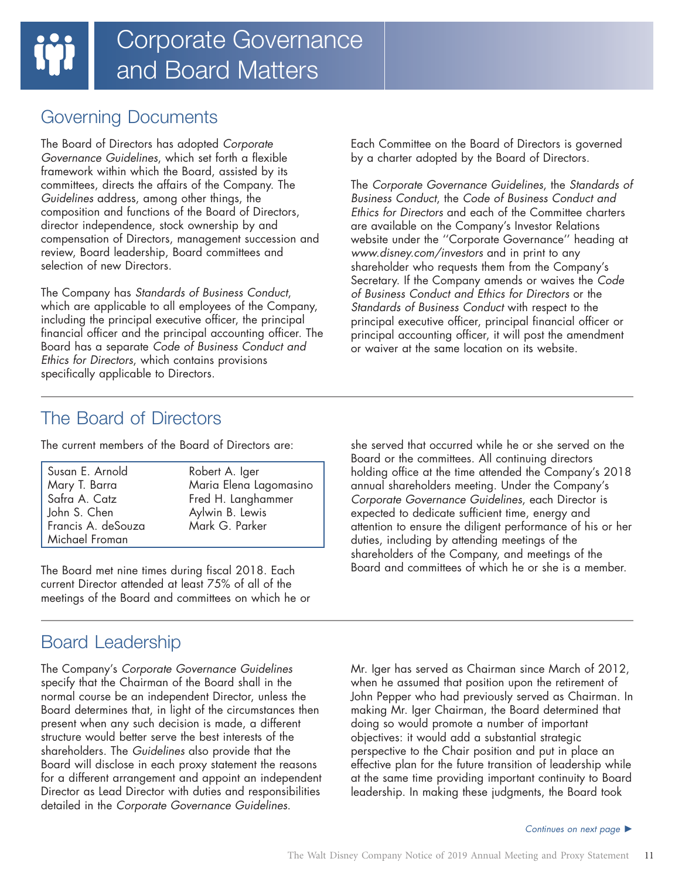# Corporate Governance and Board Matters

## Governing Documents

The Board of Directors has adopted *Corporate Governance Guidelines*, which set forth a flexible framework within which the Board, assisted by its committees, directs the affairs of the Company. The *Guidelines* address, among other things, the composition and functions of the Board of Directors, director independence, stock ownership by and compensation of Directors, management succession and review, Board leadership, Board committees and selection of new Directors.

The Company has *Standards of Business Conduct*, which are applicable to all employees of the Company, including the principal executive officer, the principal financial officer and the principal accounting officer. The Board has a separate *Code of Business Conduct and Ethics for Directors*, which contains provisions specifically applicable to Directors.

Each Committee on the Board of Directors is governed by a charter adopted by the Board of Directors.

The *Corporate Governance Guidelines*, the *Standards of Business Conduct*, the *Code of Business Conduct and Ethics for Directors* and each of the Committee charters are available on the Company's Investor Relations website under the ''Corporate Governance'' heading at *www.disney.com/investors* and in print to any shareholder who requests them from the Company's Secretary. If the Company amends or waives the *Code of Business Conduct and Ethics for Directors* or the *Standards of Business Conduct* with respect to the principal executive officer, principal financial officer or principal accounting officer, it will post the amendment or waiver at the same location on its website.

## The Board of Directors

The current members of the Board of Directors are:

| | |
|---|---|
| Susan E. Arnold | Robert A. Iger |
| Mary T. Barra | Maria Elena Lagomasino |
| Safra A. Catz | Fred H. Langhammer |
| John S. Chen | Aylwin B. Lewis |
| Francis A. deSouza | Mark G. Parker |
| Michael Froman | |

The Board met nine times during fiscal 2018. Each current Director attended at least 75% of all of the meetings of the Board and committees on which he or she served that occurred while he or she served on the Board or the committees. All continuing directors holding office at the time attended the Company's 2018 annual shareholders meeting. Under the Company's *Corporate Governance Guidelines*, each Director is expected to dedicate sufficient time, energy and attention to ensure the diligent performance of his or her duties, including by attending meetings of the shareholders of the Company, and meetings of the Board and committees of which he or she is a member.

## Board Leadership

The Company's *Corporate Governance Guidelines* specify that the Chairman of the Board shall in the normal course be an independent Director, unless the Board determines that, in light of the circumstances then present when any such decision is made, a different structure would better serve the best interests of the shareholders. The *Guidelines* also provide that the Board will disclose in each proxy statement the reasons for a different arrangement and appoint an independent Director as Lead Director with duties and responsibilities detailed in the *Corporate Governance Guidelines*.

Mr. Iger has served as Chairman since March of 2012, when he assumed that position upon the retirement of John Pepper who had previously served as Chairman. In making Mr. Iger Chairman, the Board determined that doing so would promote a number of important objectives: it would add a substantial strategic perspective to the Chair position and put in place an effective plan for the future transition of leadership while at the same time providing important continuity to Board leadership. In making these judgments, the Board took

*Continues on next page* ►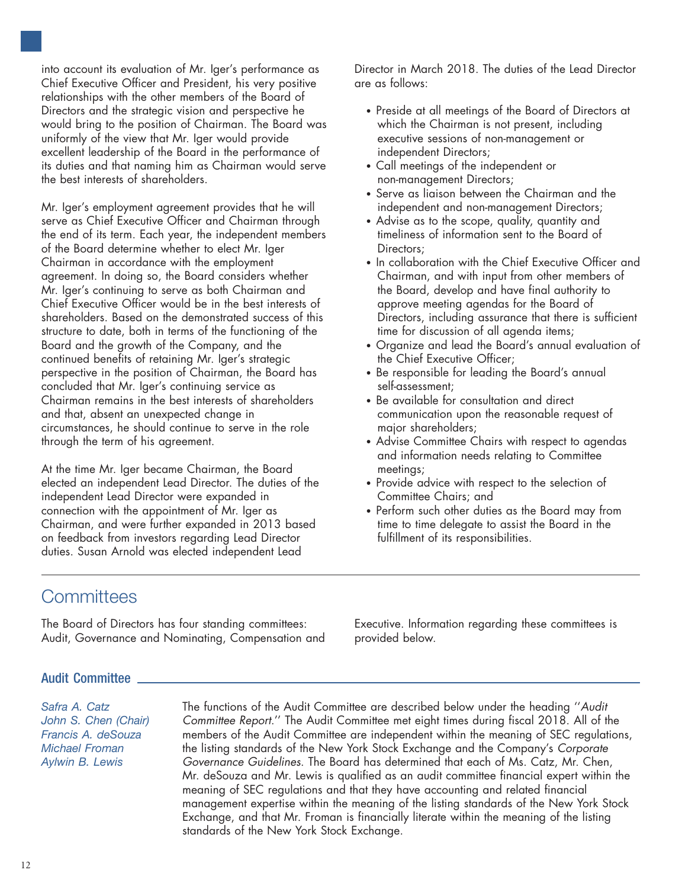into account its evaluation of Mr. Iger's performance as Chief Executive Officer and President, his very positive relationships with the other members of the Board of Directors and the strategic vision and perspective he would bring to the position of Chairman. The Board was uniformly of the view that Mr. Iger would provide excellent leadership of the Board in the performance of its duties and that naming him as Chairman would serve the best interests of shareholders.

Mr. Iger's employment agreement provides that he will serve as Chief Executive Officer and Chairman through the end of its term. Each year, the independent members of the Board determine whether to elect Mr. Iger Chairman in accordance with the employment agreement. In doing so, the Board considers whether Mr. Iger's continuing to serve as both Chairman and Chief Executive Officer would be in the best interests of shareholders. Based on the demonstrated success of this structure to date, both in terms of the functioning of the Board and the growth of the Company, and the continued benefits of retaining Mr. Iger's strategic perspective in the position of Chairman, the Board has concluded that Mr. Iger's continuing service as Chairman remains in the best interests of shareholders and that, absent an unexpected change in circumstances, he should continue to serve in the role through the term of his agreement.

At the time Mr. Iger became Chairman, the Board elected an independent Lead Director. The duties of the independent Lead Director were expanded in connection with the appointment of Mr. Iger as Chairman, and were further expanded in 2013 based on feedback from investors regarding Lead Director duties. Susan Arnold was elected independent Lead Director in March 2018. The duties of the Lead Director are as follows:

- Preside at all meetings of the Board of Directors at which the Chairman is not present, including executive sessions of non-management or independent Directors;
- Call meetings of the independent or non-management Directors;
- Serve as liaison between the Chairman and the independent and non-management Directors;
- Advise as to the scope, quality, quantity and timeliness of information sent to the Board of Directors;
- In collaboration with the Chief Executive Officer and Chairman, and with input from other members of the Board, develop and have final authority to approve meeting agendas for the Board of Directors, including assurance that there is sufficient time for discussion of all agenda items;
- Organize and lead the Board's annual evaluation of the Chief Executive Officer;
- Be responsible for leading the Board's annual self-assessment;
- Be available for consultation and direct communication upon the reasonable request of major shareholders;
- Advise Committee Chairs with respect to agendas and information needs relating to Committee meetings;
- Provide advice with respect to the selection of Committee Chairs; and
- Perform such other duties as the Board may from time to time delegate to assist the Board in the fulfillment of its responsibilities.

## Committees

The Board of Directors has four standing committees: Audit, Governance and Nominating, Compensation and Executive. Information regarding these committees is provided below.

### Audit Committee

*Safra A. Catz*
*John S. Chen (Chair)*
*Francis A. deSouza*
*Michael Froman*
*Aylwin B. Lewis*

The functions of the Audit Committee are described below under the heading "*Audit Committee Report*." The Audit Committee met eight times during fiscal 2018. All of the members of the Audit Committee are independent within the meaning of SEC regulations, the listing standards of the New York Stock Exchange and the Company's *Corporate Governance Guidelines*. The Board has determined that each of Ms. Catz, Mr. Chen, Mr. deSouza and Mr. Lewis is qualified as an audit committee financial expert within the meaning of SEC regulations and that they have accounting and related financial management expertise within the meaning of the listing standards of the New York Stock Exchange, and that Mr. Froman is financially literate within the meaning of the listing standards of the New York Stock Exchange.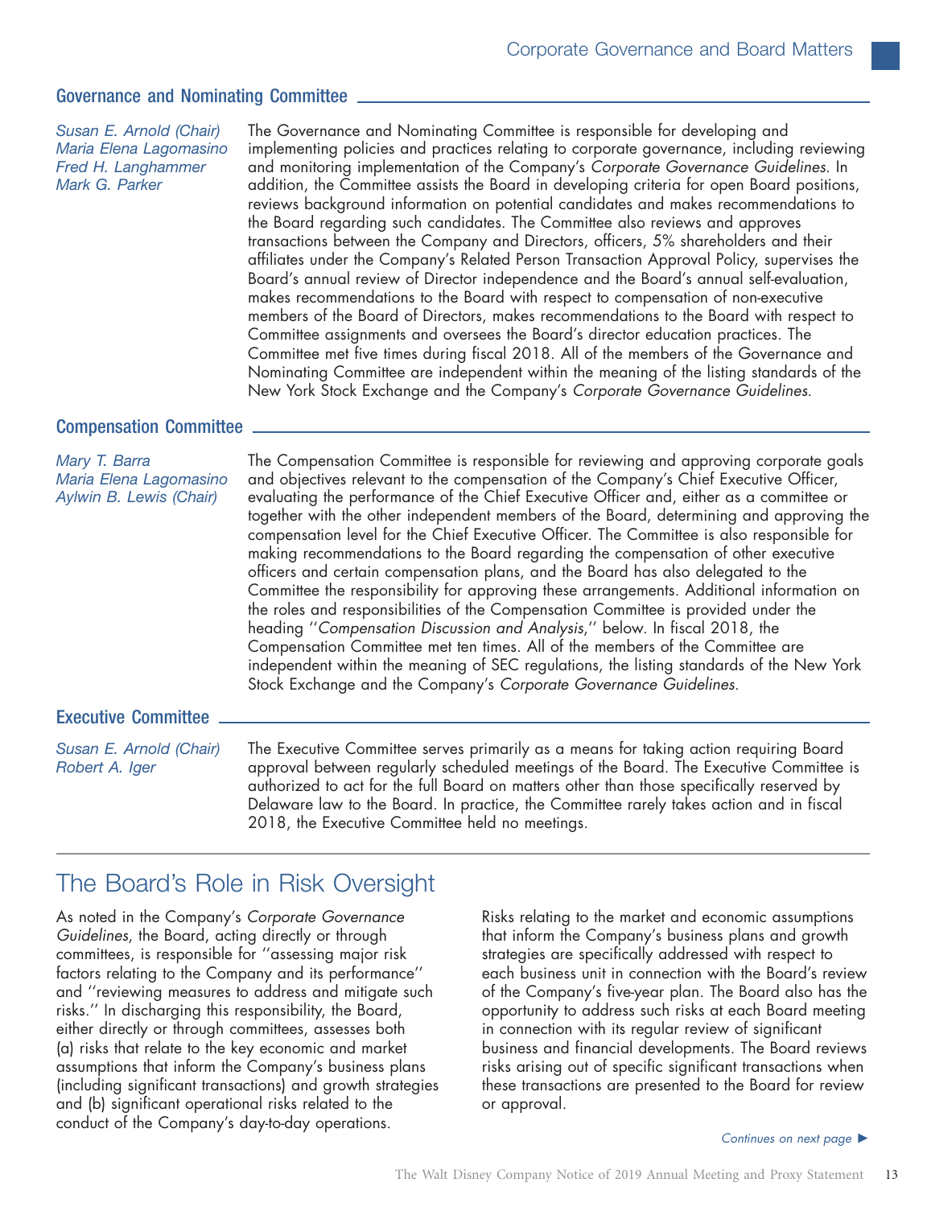### Governance and Nominating Committee

*Susan E. Arnold (Chair)*
*Maria Elena Lagomasino*
*Fred H. Langhammer*
*Mark G. Parker*

The Governance and Nominating Committee is responsible for developing and implementing policies and practices relating to corporate governance, including reviewing and monitoring implementation of the Company's *Corporate Governance Guidelines*. In addition, the Committee assists the Board in developing criteria for open Board positions, reviews background information on potential candidates and makes recommendations to the Board regarding such candidates. The Committee also reviews and approves transactions between the Company and Directors, officers, 5% shareholders and their affiliates under the Company's Related Person Transaction Approval Policy, supervises the Board's annual review of Director independence and the Board's annual self-evaluation, makes recommendations to the Board with respect to compensation of non-executive members of the Board of Directors, makes recommendations to the Board with respect to Committee assignments and oversees the Board's director education practices. The Committee met five times during fiscal 2018. All of the members of the Governance and Nominating Committee are independent within the meaning of the listing standards of the New York Stock Exchange and the Company's *Corporate Governance Guidelines*.

### Compensation Committee

*Mary T. Barra*
*Maria Elena Lagomasino*
*Aylwin B. Lewis (Chair)*

The Compensation Committee is responsible for reviewing and approving corporate goals and objectives relevant to the compensation of the Company's Chief Executive Officer, evaluating the performance of the Chief Executive Officer and, either as a committee or together with the other independent members of the Board, determining and approving the compensation level for the Chief Executive Officer. The Committee is also responsible for making recommendations to the Board regarding the compensation of other executive officers and certain compensation plans, and the Board has also delegated to the Committee the responsibility for approving these arrangements. Additional information on the roles and responsibilities of the Compensation Committee is provided under the heading ''*Compensation Discussion and Analysis*,'' below. In fiscal 2018, the Compensation Committee met ten times. All of the members of the Committee are independent within the meaning of SEC regulations, the listing standards of the New York Stock Exchange and the Company's *Corporate Governance Guidelines*.

### Executive Committee

*Susan E. Arnold (Chair)*
*Robert A. Iger*

The Executive Committee serves primarily as a means for taking action requiring Board approval between regularly scheduled meetings of the Board. The Executive Committee is authorized to act for the full Board on matters other than those specifically reserved by Delaware law to the Board. In practice, the Committee rarely takes action and in fiscal 2018, the Executive Committee held no meetings.

## The Board's Role in Risk Oversight

As noted in the Company's *Corporate Governance Guidelines*, the Board, acting directly or through committees, is responsible for ''assessing major risk factors relating to the Company and its performance'' and ''reviewing measures to address and mitigate such risks.'' In discharging this responsibility, the Board, either directly or through committees, assesses both (a) risks that relate to the key economic and market assumptions that inform the Company's business plans (including significant transactions) and growth strategies and (b) significant operational risks related to the conduct of the Company's day-to-day operations.

Risks relating to the market and economic assumptions that inform the Company's business plans and growth strategies are specifically addressed with respect to each business unit in connection with the Board's review of the Company's five-year plan. The Board also has the opportunity to address such risks at each Board meeting in connection with its regular review of significant business and financial developments. The Board reviews risks arising out of specific significant transactions when these transactions are presented to the Board for review or approval.

*Continues on next page* ►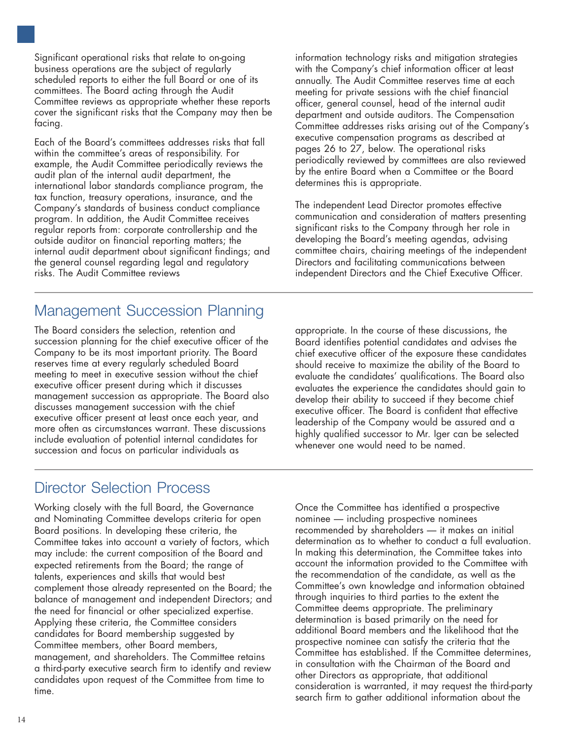Significant operational risks that relate to on-going business operations are the subject of regularly scheduled reports to either the full Board or one of its committees. The Board acting through the Audit Committee reviews as appropriate whether these reports cover the significant risks that the Company may then be facing.

Each of the Board's committees addresses risks that fall within the committee's areas of responsibility. For example, the Audit Committee periodically reviews the audit plan of the internal audit department, the international labor standards compliance program, the tax function, treasury operations, insurance, and the Company's standards of business conduct compliance program. In addition, the Audit Committee receives regular reports from: corporate controllership and the outside auditor on financial reporting matters; the internal audit department about significant findings; and the general counsel regarding legal and regulatory risks. The Audit Committee reviews information technology risks and mitigation strategies with the Company's chief information officer at least annually. The Audit Committee reserves time at each meeting for private sessions with the chief financial officer, general counsel, head of the internal audit department and outside auditors. The Compensation Committee addresses risks arising out of the Company's executive compensation programs as described at pages 26 to 27, below. The operational risks periodically reviewed by committees are also reviewed by the entire Board when a Committee or the Board determines this is appropriate.

The independent Lead Director promotes effective communication and consideration of matters presenting significant risks to the Company through her role in developing the Board's meeting agendas, advising committee chairs, chairing meetings of the independent Directors and facilitating communications between independent Directors and the Chief Executive Officer.

## Management Succession Planning

The Board considers the selection, retention and succession planning for the chief executive officer of the Company to be its most important priority. The Board reserves time at every regularly scheduled Board meeting to meet in executive session without the chief executive officer present during which it discusses management succession as appropriate. The Board also discusses management succession with the chief executive officer present at least once each year, and more often as circumstances warrant. These discussions include evaluation of potential internal candidates for succession and focus on particular individuals as appropriate. In the course of these discussions, the Board identifies potential candidates and advises the chief executive officer of the exposure these candidates should receive to maximize the ability of the Board to evaluate the candidates' qualifications. The Board also evaluates the experience the candidates should gain to develop their ability to succeed if they become chief executive officer. The Board is confident that effective leadership of the Company would be assured and a highly qualified successor to Mr. Iger can be selected whenever one would need to be named.

## Director Selection Process

Working closely with the full Board, the Governance and Nominating Committee develops criteria for open Board positions. In developing these criteria, the Committee takes into account a variety of factors, which may include: the current composition of the Board and expected retirements from the Board; the range of talents, experiences and skills that would best complement those already represented on the Board; the balance of management and independent Directors; and the need for financial or other specialized expertise. Applying these criteria, the Committee considers candidates for Board membership suggested by Committee members, other Board members, management, and shareholders. The Committee retains a third-party executive search firm to identify and review candidates upon request of the Committee from time to time.

Once the Committee has identified a prospective nominee — including prospective nominees recommended by shareholders — it makes an initial determination as to whether to conduct a full evaluation. In making this determination, the Committee takes into account the information provided to the Committee with the recommendation of the candidate, as well as the Committee's own knowledge and information obtained through inquiries to third parties to the extent the Committee deems appropriate. The preliminary determination is based primarily on the need for additional Board members and the likelihood that the prospective nominee can satisfy the criteria that the Committee has established. If the Committee determines, in consultation with the Chairman of the Board and other Directors as appropriate, that additional consideration is warranted, it may request the third-party search firm to gather additional information about the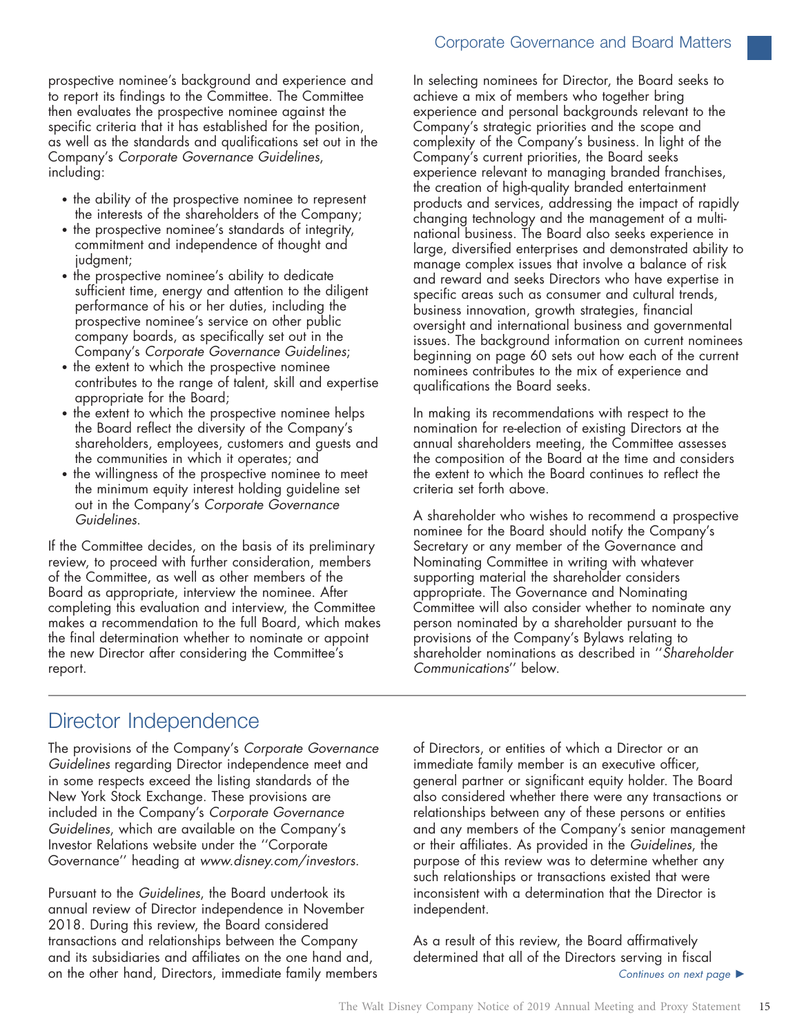prospective nominee's background and experience and to report its findings to the Committee. The Committee then evaluates the prospective nominee against the specific criteria that it has established for the position, as well as the standards and qualifications set out in the Company's *Corporate Governance Guidelines*, including:

- the ability of the prospective nominee to represent the interests of the shareholders of the Company;
- the prospective nominee's standards of integrity, commitment and independence of thought and judgment;
- the prospective nominee's ability to dedicate sufficient time, energy and attention to the diligent performance of his or her duties, including the prospective nominee's service on other public company boards, as specifically set out in the Company's *Corporate Governance Guidelines*;
- the extent to which the prospective nominee contributes to the range of talent, skill and expertise appropriate for the Board;
- the extent to which the prospective nominee helps the Board reflect the diversity of the Company's shareholders, employees, customers and guests and the communities in which it operates; and
- the willingness of the prospective nominee to meet the minimum equity interest holding guideline set out in the Company's *Corporate Governance Guidelines*.

If the Committee decides, on the basis of its preliminary review, to proceed with further consideration, members of the Committee, as well as other members of the Board as appropriate, interview the nominee. After completing this evaluation and interview, the Committee makes a recommendation to the full Board, which makes the final determination whether to nominate or appoint the new Director after considering the Committee's report.

In selecting nominees for Director, the Board seeks to achieve a mix of members who together bring experience and personal backgrounds relevant to the Company's strategic priorities and the scope and complexity of the Company's business. In light of the Company's current priorities, the Board seeks experience relevant to managing branded franchises, the creation of high-quality branded entertainment products and services, addressing the impact of rapidly changing technology and the management of a multi-national business. The Board also seeks experience in large, diversified enterprises and demonstrated ability to manage complex issues that involve a balance of risk and reward and seeks Directors who have expertise in specific areas such as consumer and cultural trends, business innovation, growth strategies, financial oversight and international business and governmental issues. The background information on current nominees beginning on page 60 sets out how each of the current nominees contributes to the mix of experience and qualifications the Board seeks.

In making its recommendations with respect to the nomination for re-election of existing Directors at the annual shareholders meeting, the Committee assesses the composition of the Board at the time and considers the extent to which the Board continues to reflect the criteria set forth above.

A shareholder who wishes to recommend a prospective nominee for the Board should notify the Company's Secretary or any member of the Governance and Nominating Committee in writing with whatever supporting material the shareholder considers appropriate. The Governance and Nominating Committee will also consider whether to nominate any person nominated by a shareholder pursuant to the provisions of the Company's Bylaws relating to shareholder nominations as described in ''*Shareholder Communications*'' below.

## Director Independence

The provisions of the Company's *Corporate Governance Guidelines* regarding Director independence meet and in some respects exceed the listing standards of the New York Stock Exchange. These provisions are included in the Company's *Corporate Governance Guidelines*, which are available on the Company's Investor Relations website under the ''Corporate Governance'' heading at *www.disney.com/investors*.

Pursuant to the *Guidelines*, the Board undertook its annual review of Director independence in November 2018. During this review, the Board considered transactions and relationships between the Company and its subsidiaries and affiliates on the one hand and, on the other hand, Directors, immediate family members of Directors, or entities of which a Director or an immediate family member is an executive officer, general partner or significant equity holder. The Board also considered whether there were any transactions or relationships between any of these persons or entities and any members of the Company's senior management or their affiliates. As provided in the *Guidelines*, the purpose of this review was to determine whether any such relationships or transactions existed that were inconsistent with a determination that the Director is independent.

As a result of this review, the Board affirmatively determined that all of the Directors serving in fiscal

*Continues on next page* ►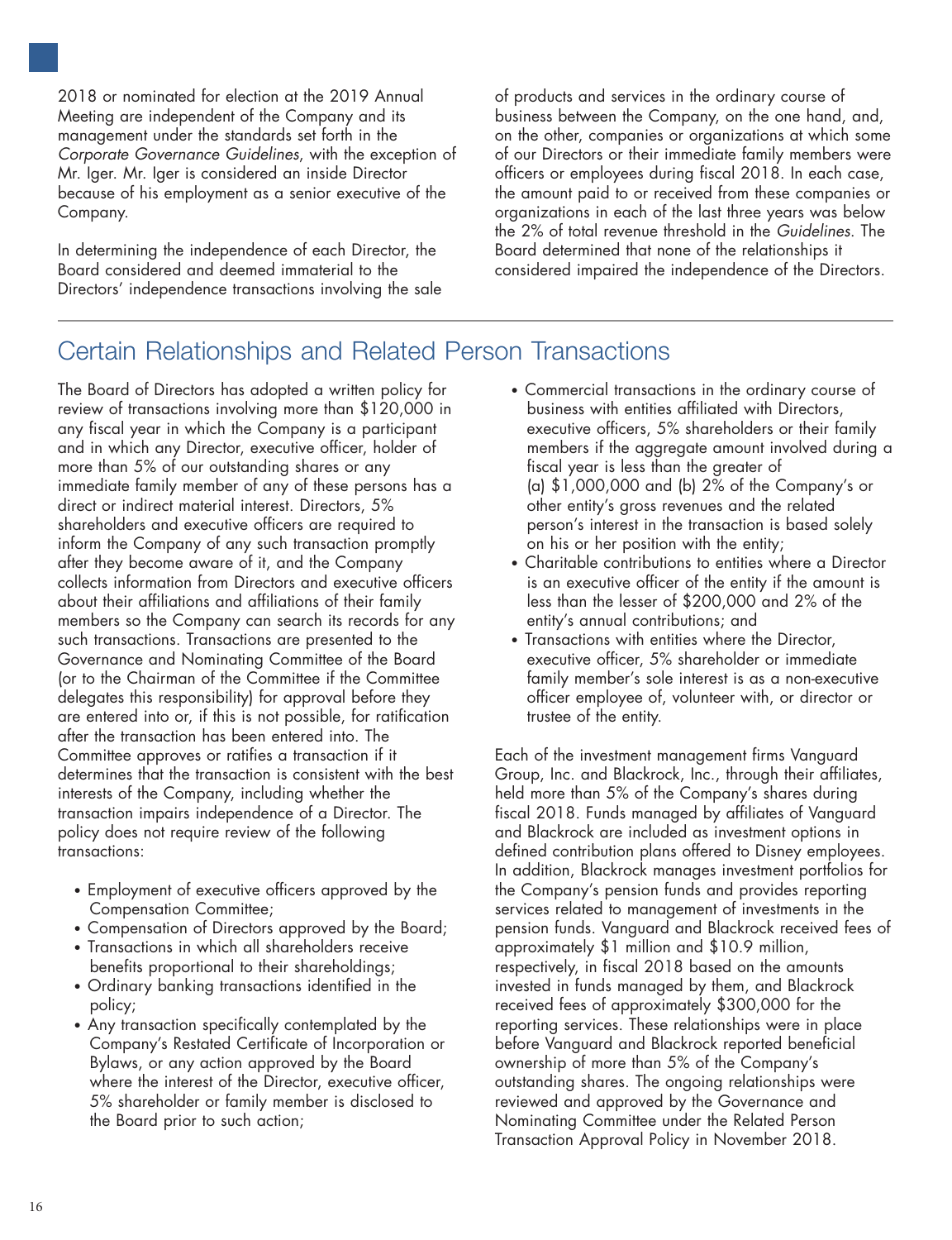2018 or nominated for election at the 2019 Annual Meeting are independent of the Company and its management under the standards set forth in the *Corporate Governance Guidelines*, with the exception of Mr. Iger. Mr. Iger is considered an inside Director because of his employment as a senior executive of the Company.

In determining the independence of each Director, the Board considered and deemed immaterial to the Directors' independence transactions involving the sale of products and services in the ordinary course of business between the Company, on the one hand, and, on the other, companies or organizations at which some of our Directors or their immediate family members were officers or employees during fiscal 2018. In each case, the amount paid to or received from these companies or organizations in each of the last three years was below the 2% of total revenue threshold in the *Guidelines*. The Board determined that none of the relationships it considered impaired the independence of the Directors.

## Certain Relationships and Related Person Transactions

The Board of Directors has adopted a written policy for review of transactions involving more than $120,000 in any fiscal year in which the Company is a participant and in which any Director, executive officer, holder of more than 5% of our outstanding shares or any immediate family member of any of these persons has a direct or indirect material interest. Directors, 5% shareholders and executive officers are required to inform the Company of any such transaction promptly after they become aware of it, and the Company collects information from Directors and executive officers about their affiliations and affiliations of their family members so the Company can search its records for any such transactions. Transactions are presented to the Governance and Nominating Committee of the Board (or to the Chairman of the Committee if the Committee delegates this responsibility) for approval before they are entered into or, if this is not possible, for ratification after the transaction has been entered into. The Committee approves or ratifies a transaction if it determines that the transaction is consistent with the best interests of the Company, including whether the transaction impairs independence of a Director. The policy does not require review of the following transactions:

- Employment of executive officers approved by the Compensation Committee;
- Compensation of Directors approved by the Board;
- Transactions in which all shareholders receive benefits proportional to their shareholdings;
- Ordinary banking transactions identified in the policy;
- Any transaction specifically contemplated by the Company's Restated Certificate of Incorporation or Bylaws, or any action approved by the Board where the interest of the Director, executive officer, 5% shareholder or family member is disclosed to the Board prior to such action;
- Commercial transactions in the ordinary course of business with entities affiliated with Directors, executive officers, 5% shareholders or their family members if the aggregate amount involved during a fiscal year is less than the greater of (a) $1,000,000 and (b) 2% of the Company's or other entity's gross revenues and the related person's interest in the transaction is based solely on his or her position with the entity;
- Charitable contributions to entities where a Director is an executive officer of the entity if the amount is less than the lesser of $200,000 and 2% of the entity's annual contributions; and
- Transactions with entities where the Director, executive officer, 5% shareholder or immediate family member's sole interest is as a non-executive officer employee of, volunteer with, or director or trustee of the entity.

Each of the investment management firms Vanguard Group, Inc. and Blackrock, Inc., through their affiliates, held more than 5% of the Company's shares during fiscal 2018. Funds managed by affiliates of Vanguard and Blackrock are included as investment options in defined contribution plans offered to Disney employees. In addition, Blackrock manages investment portfolios for the Company's pension funds and provides reporting services related to management of investments in the pension funds. Vanguard and Blackrock received fees of approximately $1 million and $10.9 million, respectively, in fiscal 2018 based on the amounts invested in funds managed by them, and Blackrock received fees of approximately $300,000 for the reporting services. These relationships were in place before Vanguard and Blackrock reported beneficial ownership of more than 5% of the Company's outstanding shares. The ongoing relationships were reviewed and approved by the Governance and Nominating Committee under the Related Person Transaction Approval Policy in November 2018.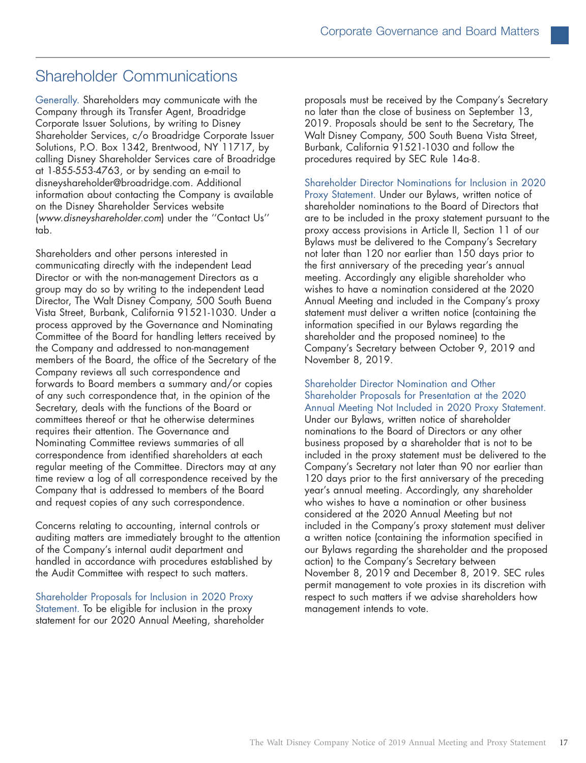## Shareholder Communications

Generally. Shareholders may communicate with the Company through its Transfer Agent, Broadridge Corporate Issuer Solutions, by writing to Disney Shareholder Services, c/o Broadridge Corporate Issuer Solutions, P.O. Box 1342, Brentwood, NY 11717, by calling Disney Shareholder Services care of Broadridge at 1-855-553-4763, or by sending an e-mail to disneyshareholder@broadridge.com. Additional information about contacting the Company is available on the Disney Shareholder Services website (*www.disneyshareholder.com*) under the ''Contact Us'' tab.

Shareholders and other persons interested in communicating directly with the independent Lead Director or with the non-management Directors as a group may do so by writing to the independent Lead Director, The Walt Disney Company, 500 South Buena Vista Street, Burbank, California 91521-1030. Under a process approved by the Governance and Nominating Committee of the Board for handling letters received by the Company and addressed to non-management members of the Board, the office of the Secretary of the Company reviews all such correspondence and forwards to Board members a summary and/or copies of any such correspondence that, in the opinion of the Secretary, deals with the functions of the Board or committees thereof or that he otherwise determines requires their attention. The Governance and Nominating Committee reviews summaries of all correspondence from identified shareholders at each regular meeting of the Committee. Directors may at any time review a log of all correspondence received by the Company that is addressed to members of the Board and request copies of any such correspondence.

Concerns relating to accounting, internal controls or auditing matters are immediately brought to the attention of the Company's internal audit department and handled in accordance with procedures established by the Audit Committee with respect to such matters.

Shareholder Proposals for Inclusion in 2020 Proxy Statement. To be eligible for inclusion in the proxy statement for our 2020 Annual Meeting, shareholder proposals must be received by the Company's Secretary no later than the close of business on September 13, 2019. Proposals should be sent to the Secretary, The Walt Disney Company, 500 South Buena Vista Street, Burbank, California 91521-1030 and follow the procedures required by SEC Rule 14a-8.

Shareholder Director Nominations for Inclusion in 2020 Proxy Statement. Under our Bylaws, written notice of shareholder nominations to the Board of Directors that are to be included in the proxy statement pursuant to the proxy access provisions in Article II, Section 11 of our Bylaws must be delivered to the Company's Secretary not later than 120 nor earlier than 150 days prior to the first anniversary of the preceding year's annual meeting. Accordingly any eligible shareholder who wishes to have a nomination considered at the 2020 Annual Meeting and included in the Company's proxy statement must deliver a written notice (containing the information specified in our Bylaws regarding the shareholder and the proposed nominee) to the Company's Secretary between October 9, 2019 and November 8, 2019.

Shareholder Director Nomination and Other Shareholder Proposals for Presentation at the 2020 Annual Meeting Not Included in 2020 Proxy Statement. Under our Bylaws, written notice of shareholder nominations to the Board of Directors or any other business proposed by a shareholder that is not to be included in the proxy statement must be delivered to the Company's Secretary not later than 90 nor earlier than 120 days prior to the first anniversary of the preceding year's annual meeting. Accordingly, any shareholder who wishes to have a nomination or other business considered at the 2020 Annual Meeting but not included in the Company's proxy statement must deliver a written notice (containing the information specified in our Bylaws regarding the shareholder and the proposed action) to the Company's Secretary between November 8, 2019 and December 8, 2019. SEC rules permit management to vote proxies in its discretion with respect to such matters if we advise shareholders how management intends to vote.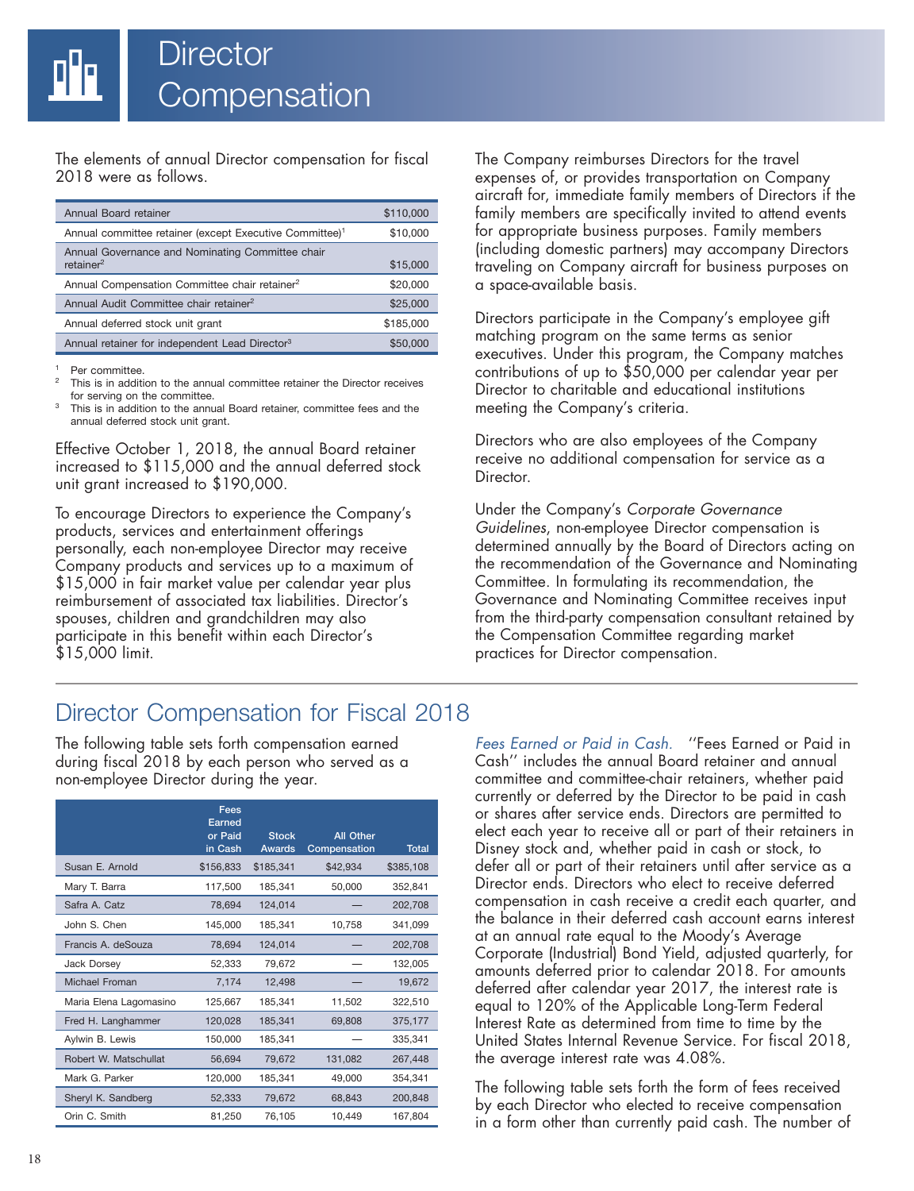# Director Compensation

The elements of annual Director compensation for fiscal 2018 were as follows.

| | |
|---|---|
| Annual Board retainer | $110,000 |
| Annual committee retainer (except Executive Committee)[1] | $10,000 |
| Annual Governance and Nominating Committee chair retainer[2] | $15,000 |
| Annual Compensation Committee chair retainer[2] | $20,000 |
| Annual Audit Committee chair retainer[2] | $25,000 |
| Annual deferred stock unit grant | $185,000 |
| Annual retainer for independent Lead Director[3] | $50,000 |

[1] Per committee.

[2] This is in addition to the annual committee retainer the Director receives for serving on the committee.

[3] This is in addition to the annual Board retainer, committee fees and the annual deferred stock unit grant.

Effective October 1, 2018, the annual Board retainer increased to $115,000 and the annual deferred stock unit grant increased to $190,000.

To encourage Directors to experience the Company's products, services and entertainment offerings personally, each non-employee Director may receive Company products and services up to a maximum of $15,000 in fair market value per calendar year plus reimbursement of associated tax liabilities. Director's spouses, children and grandchildren may also participate in this benefit within each Director's $15,000 limit.

The Company reimburses Directors for the travel expenses of, or provides transportation on Company aircraft for, immediate family members of Directors if the family members are specifically invited to attend events for appropriate business purposes. Family members (including domestic partners) may accompany Directors traveling on Company aircraft for business purposes on a space-available basis.

Directors participate in the Company's employee gift matching program on the same terms as senior executives. Under this program, the Company matches contributions of up to $50,000 per calendar year per Director to charitable and educational institutions meeting the Company's criteria.

Directors who are also employees of the Company receive no additional compensation for service as a Director.

Under the Company's *Corporate Governance Guidelines*, non-employee Director compensation is determined annually by the Board of Directors acting on the recommendation of the Governance and Nominating Committee. In formulating its recommendation, the Governance and Nominating Committee receives input from the third-party compensation consultant retained by the Compensation Committee regarding market practices for Director compensation.

## Director Compensation for Fiscal 2018

The following table sets forth compensation earned during fiscal 2018 by each person who served as a non-employee Director during the year.

| | Fees Earned or Paid in Cash | Stock Awards | All Other Compensation | Total |
|---|---|---|---|---|
| Susan E. Arnold | $156,833 | $185,341 | $42,934 | $385,108 |
| Mary T. Barra | 117,500 | 185,341 | 50,000 | 352,841 |
| Safra A. Catz | 78,694 | 124,014 | — | 202,708 |
| John S. Chen | 145,000 | 185,341 | 10,758 | 341,099 |
| Francis A. deSouza | 78,694 | 124,014 | — | 202,708 |
| Jack Dorsey | 52,333 | 79,672 | — | 132,005 |
| Michael Froman | 7,174 | 12,498 | — | 19,672 |
| Maria Elena Lagomasino | 125,667 | 185,341 | 11,502 | 322,510 |
| Fred H. Langhammer | 120,028 | 185,341 | 69,808 | 375,177 |
| Aylwin B. Lewis | 150,000 | 185,341 | — | 335,341 |
| Robert W. Matschullat | 56,694 | 79,672 | 131,082 | 267,448 |
| Mark G. Parker | 120,000 | 185,341 | 49,000 | 354,341 |
| Sheryl K. Sandberg | 52,333 | 79,672 | 68,843 | 200,848 |
| Orin C. Smith | 81,250 | 76,105 | 10,449 | 167,804 |

*Fees Earned or Paid in Cash.* ''Fees Earned or Paid in Cash'' includes the annual Board retainer and annual committee and committee-chair retainers, whether paid currently or deferred by the Director to be paid in cash or shares after service ends. Directors are permitted to elect each year to receive all or part of their retainers in Disney stock and, whether paid in cash or stock, to defer all or part of their retainers until after service as a Director ends. Directors who elect to receive deferred compensation in cash receive a credit each quarter, and the balance in their deferred cash account earns interest at an annual rate equal to the Moody's Average Corporate (Industrial) Bond Yield, adjusted quarterly, for amounts deferred prior to calendar 2018. For amounts deferred after calendar year 2017, the interest rate is equal to 120% of the Applicable Long-Term Federal Interest Rate as determined from time to time by the United States Internal Revenue Service. For fiscal 2018, the average interest rate was 4.08%.

The following table sets forth the form of fees received by each Director who elected to receive compensation in a form other than currently paid cash. The number of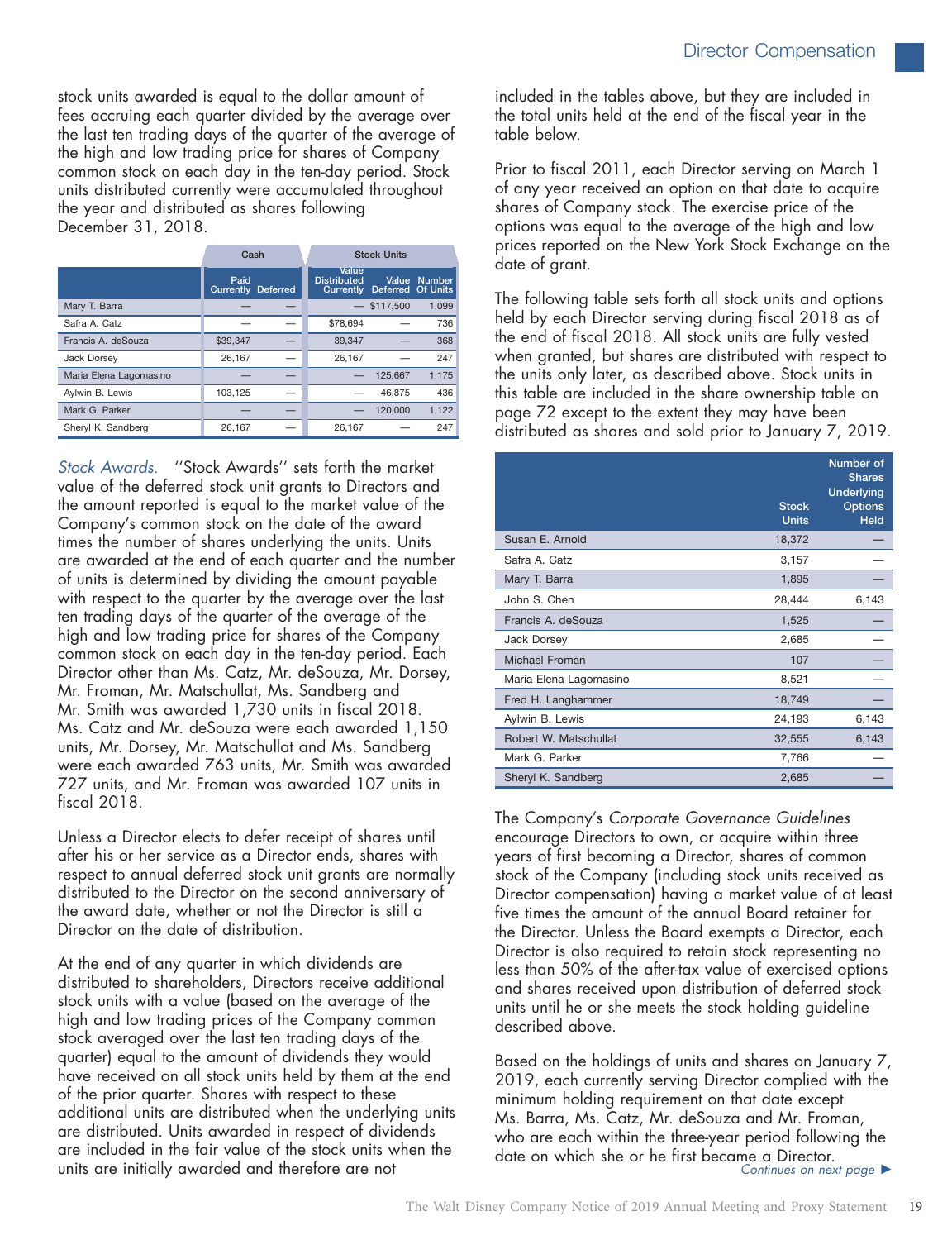stock units awarded is equal to the dollar amount of fees accruing each quarter divided by the average over the last ten trading days of the quarter of the average of the high and low trading price for shares of Company common stock on each day in the ten-day period. Stock units distributed currently were accumulated throughout the year and distributed as shares following December 31, 2018.

| | Cash | | Stock Units | | |
|---|---|---|---|---|---|
| | Paid Currently | Deferred | Value Distributed Currently | Value Deferred | Number Of Units |
| Mary T. Barra | — | — | — | $117,500 | 1,099 |
| Safra A. Catz | — | — | $78,694 | — | 736 |
| Francis A. deSouza | $39,347 | — | 39,347 | — | 368 |
| Jack Dorsey | 26,167 | — | 26,167 | — | 247 |
| Maria Elena Lagomasino | — | — | — | 125,667 | 1,175 |
| Aylwin B. Lewis | 103,125 | — | — | 46,875 | 436 |
| Mark G. Parker | — | — | — | 120,000 | 1,122 |
| Sheryl K. Sandberg | 26,167 | — | 26,167 | — | 247 |

*Stock Awards.* ''Stock Awards'' sets forth the market value of the deferred stock unit grants to Directors and the amount reported is equal to the market value of the Company's common stock on the date of the award times the number of shares underlying the units. Units are awarded at the end of each quarter and the number of units is determined by dividing the amount payable with respect to the quarter by the average over the last ten trading days of the quarter of the average of the high and low trading price for shares of the Company common stock on each day in the ten-day period. Each Director other than Ms. Catz, Mr. deSouza, Mr. Dorsey, Mr. Froman, Mr. Matschullat, Ms. Sandberg and Mr. Smith was awarded 1,730 units in fiscal 2018. Ms. Catz and Mr. deSouza were each awarded 1,150 units, Mr. Dorsey, Mr. Matschullat and Ms. Sandberg were each awarded 763 units, Mr. Smith was awarded 727 units, and Mr. Froman was awarded 107 units in fiscal 2018.

Unless a Director elects to defer receipt of shares until after his or her service as a Director ends, shares with respect to annual deferred stock unit grants are normally distributed to the Director on the second anniversary of the award date, whether or not the Director is still a Director on the date of distribution.

At the end of any quarter in which dividends are distributed to shareholders, Directors receive additional stock units with a value (based on the average of the high and low trading prices of the Company common stock averaged over the last ten trading days of the quarter) equal to the amount of dividends they would have received on all stock units held by them at the end of the prior quarter. Shares with respect to these additional units are distributed when the underlying units are distributed. Units awarded in respect of dividends are included in the fair value of the stock units when the units are initially awarded and therefore are not included in the tables above, but they are included in the total units held at the end of the fiscal year in the table below.

Prior to fiscal 2011, each Director serving on March 1 of any year received an option on that date to acquire shares of Company stock. The exercise price of the options was equal to the average of the high and low prices reported on the New York Stock Exchange on the date of grant.

The following table sets forth all stock units and options held by each Director serving during fiscal 2018 as of the end of fiscal 2018. All stock units are fully vested when granted, but shares are distributed with respect to the units only later, as described above. Stock units in this table are included in the share ownership table on page 72 except to the extent they may have been distributed as shares and sold prior to January 7, 2019.

| | Stock Units | Number of Shares Underlying Options Held |
|---|---|---|
| Susan E. Arnold | 18,372 | — |
| Safra A. Catz | 3,157 | — |
| Mary T. Barra | 1,895 | — |
| John S. Chen | 28,444 | 6,143 |
| Francis A. deSouza | 1,525 | — |
| Jack Dorsey | 2,685 | — |
| Michael Froman | 107 | — |
| Maria Elena Lagomasino | 8,521 | — |
| Fred H. Langhammer | 18,749 | — |
| Aylwin B. Lewis | 24,193 | 6,143 |
| Robert W. Matschullat | 32,555 | 6,143 |
| Mark G. Parker | 7,766 | — |
| Sheryl K. Sandberg | 2,685 | — |

The Company's *Corporate Governance Guidelines* encourage Directors to own, or acquire within three years of first becoming a Director, shares of common stock of the Company (including stock units received as Director compensation) having a market value of at least five times the amount of the annual Board retainer for the Director. Unless the Board exempts a Director, each Director is also required to retain stock representing no less than 50% of the after-tax value of exercised options and shares received upon distribution of deferred stock units until he or she meets the stock holding guideline described above.

Based on the holdings of units and shares on January 7, 2019, each currently serving Director complied with the minimum holding requirement on that date except Ms. Barra, Ms. Catz, Mr. deSouza and Mr. Froman, who are each within the three-year period following the date on which she or he first became a Director.

*Continues on next page* ►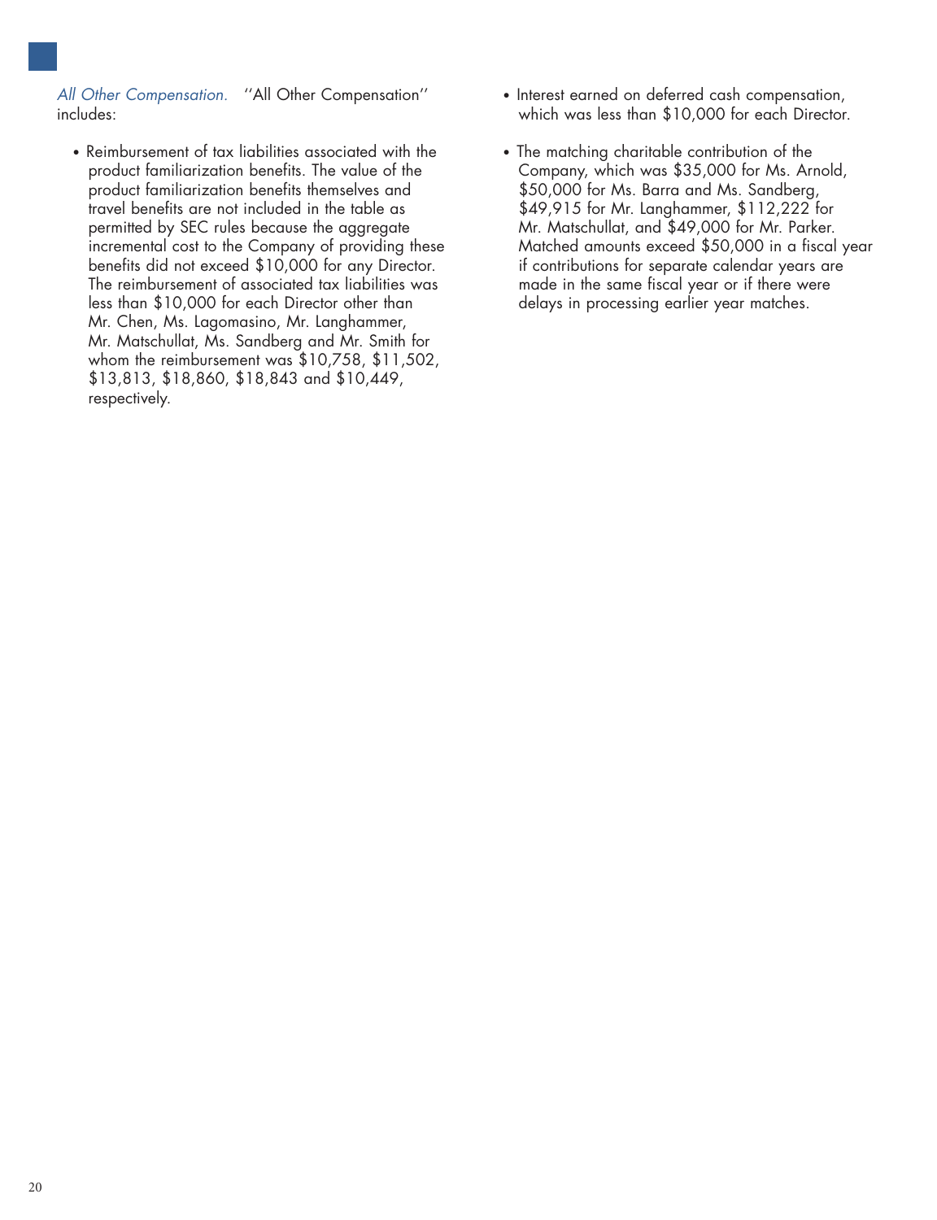*All Other Compensation.* ''All Other Compensation'' includes:

- Reimbursement of tax liabilities associated with the product familiarization benefits. The value of the product familiarization benefits themselves and travel benefits are not included in the table as permitted by SEC rules because the aggregate incremental cost to the Company of providing these benefits did not exceed $10,000 for any Director. The reimbursement of associated tax liabilities was less than $10,000 for each Director other than Mr. Chen, Ms. Lagomasino, Mr. Langhammer, Mr. Matschullat, Ms. Sandberg and Mr. Smith for whom the reimbursement was $10,758, $11,502, $13,813, $18,860, $18,843 and $10,449, respectively.
- Interest earned on deferred cash compensation, which was less than $10,000 for each Director.
- The matching charitable contribution of the Company, which was $35,000 for Ms. Arnold, $50,000 for Ms. Barra and Ms. Sandberg, $49,915 for Mr. Langhammer, $112,222 for Mr. Matschullat, and $49,000 for Mr. Parker. Matched amounts exceed $50,000 in a fiscal year if contributions for separate calendar years are made in the same fiscal year or if there were delays in processing earlier year matches.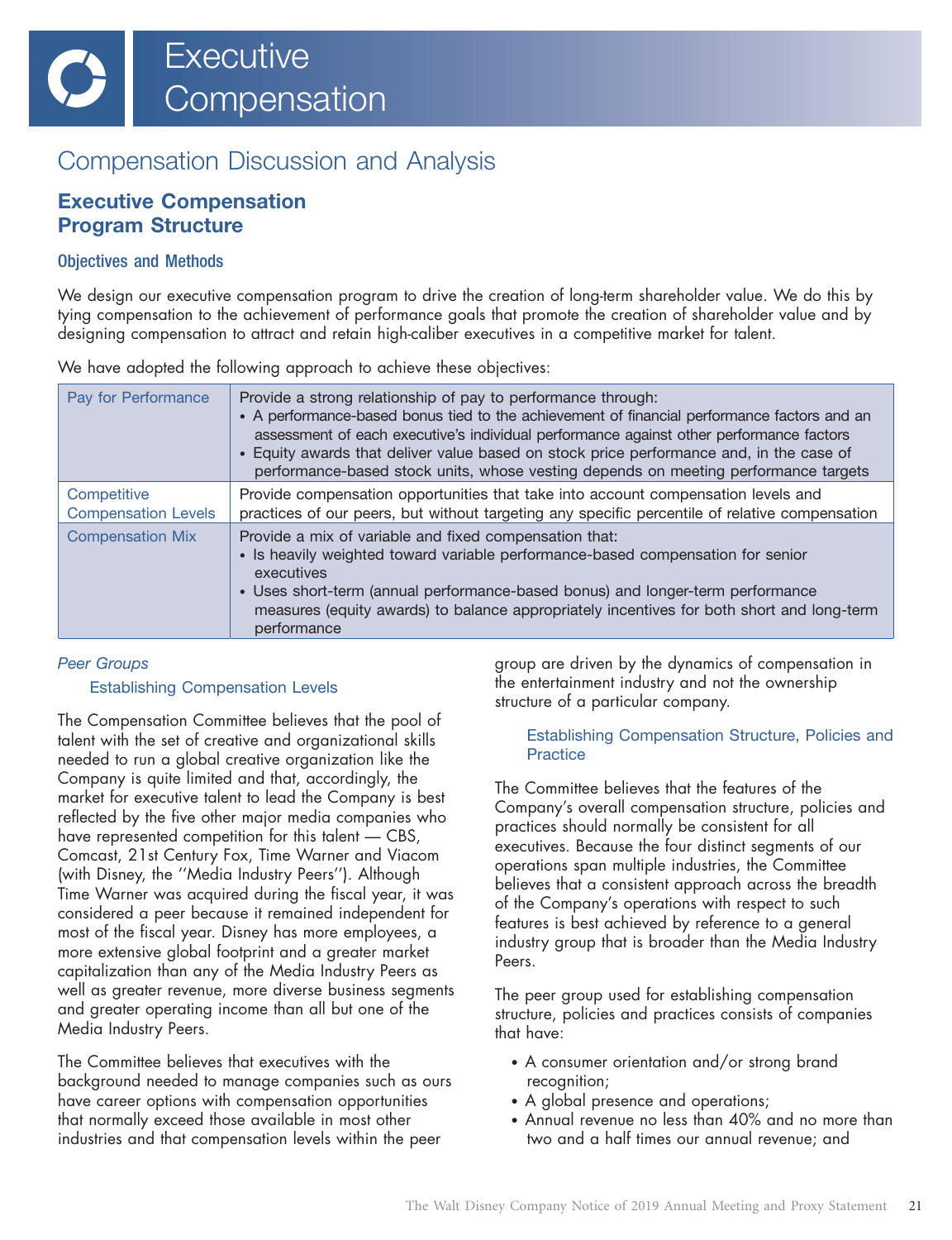# Executive Compensation

## Compensation Discussion and Analysis

### Executive Compensation Program Structure

#### Objectives and Methods

We design our executive compensation program to drive the creation of long-term shareholder value. We do this by tying compensation to the achievement of performance goals that promote the creation of shareholder value and by designing compensation to attract and retain high-caliber executives in a competitive market for talent.

We have adopted the following approach to achieve these objectives:

| | |
|---|---|
| Pay for Performance | Provide a strong relationship of pay to performance through:<br>• A performance-based bonus tied to the achievement of financial performance factors and an assessment of each executive's individual performance against other performance factors<br>• Equity awards that deliver value based on stock price performance and, in the case of performance-based stock units, whose vesting depends on meeting performance targets |
| Competitive Compensation Levels | Provide compensation opportunities that take into account compensation levels and practices of our peers, but without targeting any specific percentile of relative compensation |
| Compensation Mix | Provide a mix of variable and fixed compensation that:<br>• Is heavily weighted toward variable performance-based compensation for senior executives<br>• Uses short-term (annual performance-based bonus) and longer-term performance measures (equity awards) to balance appropriately incentives for both short and long-term performance |

*Peer Groups*

Establishing Compensation Levels

The Compensation Committee believes that the pool of talent with the set of creative and organizational skills needed to run a global creative organization like the Company is quite limited and that, accordingly, the market for executive talent to lead the Company is best reflected by the five other major media companies who have represented competition for this talent — CBS, Comcast, 21st Century Fox, Time Warner and Viacom (with Disney, the ''Media Industry Peers''). Although Time Warner was acquired during the fiscal year, it was considered a peer because it remained independent for most of the fiscal year. Disney has more employees, a more extensive global footprint and a greater market capitalization than any of the Media Industry Peers as well as greater revenue, more diverse business segments and greater operating income than all but one of the Media Industry Peers.

The Committee believes that executives with the background needed to manage companies such as ours have career options with compensation opportunities that normally exceed those available in most other industries and that compensation levels within the peer group are driven by the dynamics of compensation in the entertainment industry and not the ownership structure of a particular company.

Establishing Compensation Structure, Policies and Practice

The Committee believes that the features of the Company's overall compensation structure, policies and practices should normally be consistent for all executives. Because the four distinct segments of our operations span multiple industries, the Committee believes that a consistent approach across the breadth of the Company's operations with respect to such features is best achieved by reference to a general industry group that is broader than the Media Industry Peers.

The peer group used for establishing compensation structure, policies and practices consists of companies that have:

- A consumer orientation and/or strong brand recognition;
- A global presence and operations;
- Annual revenue no less than 40% and no more than two and a half times our annual revenue; and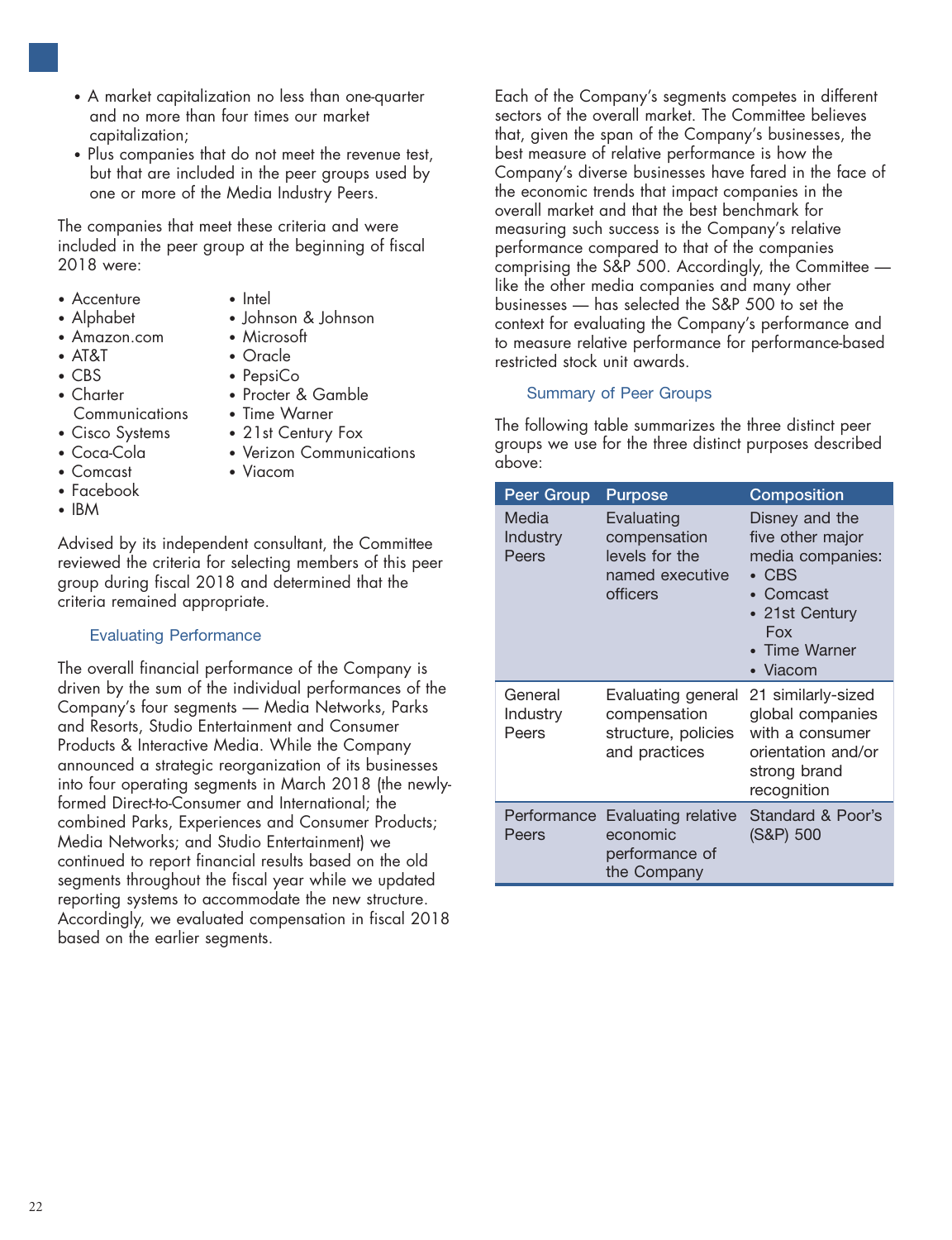- A market capitalization no less than one-quarter and no more than four times our market capitalization;
- Plus companies that do not meet the revenue test, but that are included in the peer groups used by one or more of the Media Industry Peers.

The companies that meet these criteria and were included in the peer group at the beginning of fiscal 2018 were:

- Accenture
- Alphabet
- Amazon.com
- AT&T
- CBS
- Charter Communications
- Cisco Systems
- Coca-Cola
- Comcast
- Facebook
- IBM
- Intel
- Johnson & Johnson
- Microsoft
- Oracle
- PepsiCo
- Procter & Gamble
- Time Warner
- 21st Century Fox
- Verizon Communications
- Viacom

Advised by its independent consultant, the Committee reviewed the criteria for selecting members of this peer group during fiscal 2018 and determined that the criteria remained appropriate.

### Evaluating Performance

The overall financial performance of the Company is driven by the sum of the individual performances of the Company's four segments — Media Networks, Parks and Resorts, Studio Entertainment and Consumer Products & Interactive Media. While the Company announced a strategic reorganization of its businesses into four operating segments in March 2018 (the newly-formed Direct-to-Consumer and International; the combined Parks, Experiences and Consumer Products; Media Networks; and Studio Entertainment) we continued to report financial results based on the old segments throughout the fiscal year while we updated reporting systems to accommodate the new structure. Accordingly, we evaluated compensation in fiscal 2018 based on the earlier segments.

Each of the Company's segments competes in different sectors of the overall market. The Committee believes that, given the span of the Company's businesses, the best measure of relative performance is how the Company's diverse businesses have fared in the face of the economic trends that impact companies in the overall market and that the best benchmark for measuring such success is the Company's relative performance compared to that of the companies comprising the S&P 500. Accordingly, the Committee — like the other media companies and many other businesses — has selected the S&P 500 to set the context for evaluating the Company's performance and to measure relative performance for performance-based restricted stock unit awards.

### Summary of Peer Groups

The following table summarizes the three distinct peer groups we use for the three distinct purposes described above:

| Peer Group | Purpose | Composition |
|---|---|---|
| Media Industry Peers | Evaluating compensation levels for the named executive officers | Disney and the five other major media companies: • CBS • Comcast • 21st Century Fox • Time Warner • Viacom |
| General Industry Peers | Evaluating general compensation structure, policies and practices | 21 similarly-sized global companies with a consumer orientation and/or strong brand recognition |
| Performance Peers | Evaluating relative economic performance of the Company | Standard & Poor's (S&P) 500 |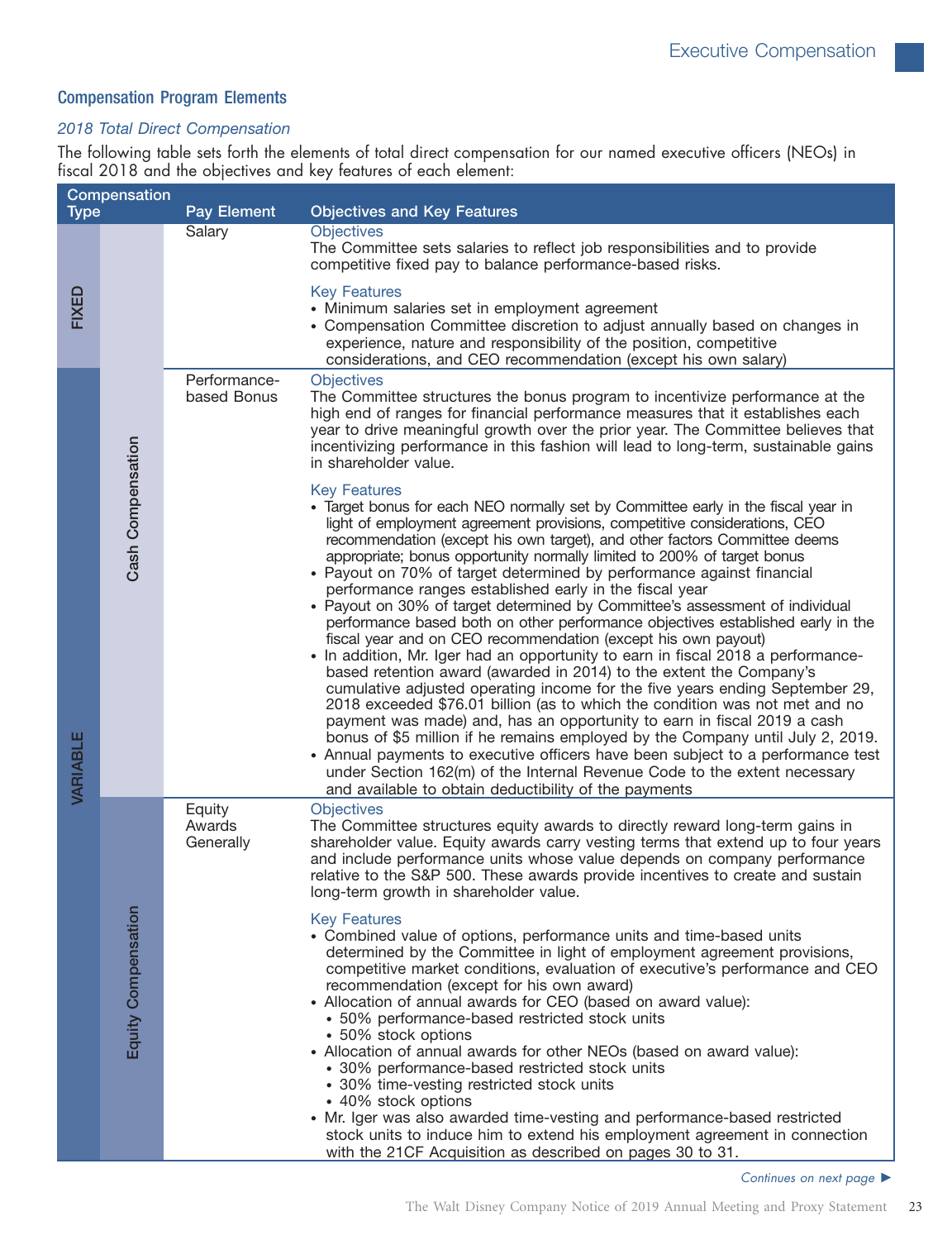## Compensation Program Elements

*2018 Total Direct Compensation*

The following table sets forth the elements of total direct compensation for our named executive officers (NEOs) in fiscal 2018 and the objectives and key features of each element:

| Compensation Type | | Pay Element | Objectives and Key Features |
|---|---|---|---|
| FIXED | Cash Compensation | Salary | **Objectives**<br>The Committee sets salaries to reflect job responsibilities and to provide competitive fixed pay to balance performance-based risks.<br><br>**Key Features**<br>• Minimum salaries set in employment agreement<br>• Compensation Committee discretion to adjust annually based on changes in experience, nature and responsibility of the position, competitive considerations, and CEO recommendation (except his own salary) |
| VARIABLE | Cash Compensation | Performance-based Bonus | **Objectives**<br>The Committee structures the bonus program to incentivize performance at the high end of ranges for financial performance measures that it establishes each year to drive meaningful growth over the prior year. The Committee believes that incentivizing performance in this fashion will lead to long-term, sustainable gains in shareholder value.<br><br>**Key Features**<br>• Target bonus for each NEO normally set by Committee early in the fiscal year in light of employment agreement provisions, competitive considerations, CEO recommendation (except his own target), and other factors Committee deems appropriate; bonus opportunity normally limited to 200% of target bonus<br>• Payout on 70% of target determined by performance against financial performance ranges established early in the fiscal year<br>• Payout on 30% of target determined by Committee's assessment of individual performance based both on other performance objectives established early in the fiscal year and on CEO recommendation (except his own payout)<br>• In addition, Mr. Iger had an opportunity to earn in fiscal 2018 a performance-based retention award (awarded in 2014) to the extent the Company's cumulative adjusted operating income for the five years ending September 29, 2018 exceeded $76.01 billion (as to which the condition was not met and no payment was made) and, has an opportunity to earn in fiscal 2019 a cash bonus of $5 million if he remains employed by the Company until July 2, 2019.<br>• Annual payments to executive officers have been subject to a performance test under Section 162(m) of the Internal Revenue Code to the extent necessary and available to obtain deductibility of the payments |
| VARIABLE | Equity Compensation | Equity Awards Generally | **Objectives**<br>The Committee structures equity awards to directly reward long-term gains in shareholder value. Equity awards carry vesting terms that extend up to four years and include performance units whose value depends on company performance relative to the S&P 500. These awards provide incentives to create and sustain long-term growth in shareholder value.<br><br>**Key Features**<br>• Combined value of options, performance units and time-based units determined by the Committee in light of employment agreement provisions, competitive market conditions, evaluation of executive's performance and CEO recommendation (except for his own award)<br>• Allocation of annual awards for CEO (based on award value):<br>  • 50% performance-based restricted stock units<br>  • 50% stock options<br>• Allocation of annual awards for other NEOs (based on award value):<br>  • 30% performance-based restricted stock units<br>  • 30% time-vesting restricted stock units<br>  • 40% stock options<br>• Mr. Iger was also awarded time-vesting and performance-based restricted stock units to induce him to extend his employment agreement in connection with the 21CF Acquisition as described on pages 30 to 31. |

*Continues on next page ►*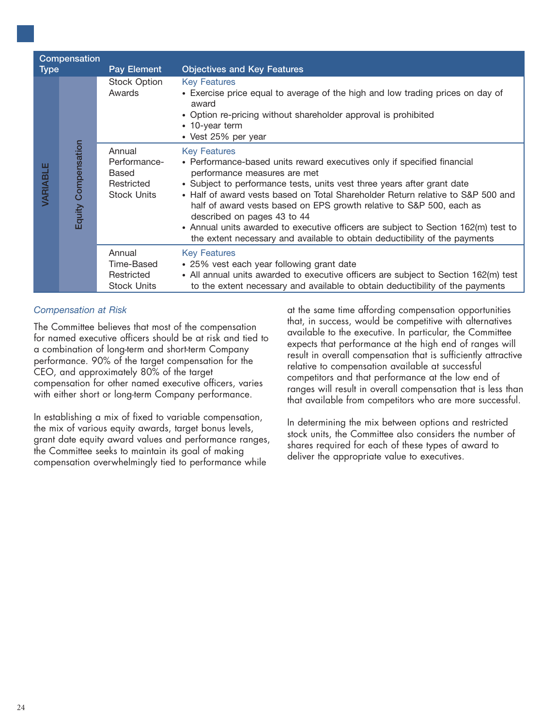| Compensation Type | | Pay Element | Objectives and Key Features |
| --- | --- | --- | --- |
| VARIABLE | Equity Compensation | Stock Option Awards | Key Features<br>• Exercise price equal to average of the high and low trading prices on day of award<br>• Option re-pricing without shareholder approval is prohibited<br>• 10-year term<br>• Vest 25% per year |
| | | Annual Performance-Based Restricted Stock Units | Key Features<br>• Performance-based units reward executives only if specified financial performance measures are met<br>• Subject to performance tests, units vest three years after grant date<br>• Half of award vests based on Total Shareholder Return relative to S&P 500 and half of award vests based on EPS growth relative to S&P 500, each as described on pages 43 to 44<br>• Annual units awarded to executive officers are subject to Section 162(m) test to the extent necessary and available to obtain deductibility of the payments |
| | | Annual Time-Based Restricted Stock Units | Key Features<br>• 25% vest each year following grant date<br>• All annual units awarded to executive officers are subject to Section 162(m) test to the extent necessary and available to obtain deductibility of the payments |

*Compensation at Risk*

The Committee believes that most of the compensation for named executive officers should be at risk and tied to a combination of long-term and short-term Company performance. 90% of the target compensation for the CEO, and approximately 80% of the target compensation for other named executive officers, varies with either short or long-term Company performance.

In establishing a mix of fixed to variable compensation, the mix of various equity awards, target bonus levels, grant date equity award values and performance ranges, the Committee seeks to maintain its goal of making compensation overwhelmingly tied to performance while at the same time affording compensation opportunities that, in success, would be competitive with alternatives available to the executive. In particular, the Committee expects that performance at the high end of ranges will result in overall compensation that is sufficiently attractive relative to compensation available at successful competitors and that performance at the low end of ranges will result in overall compensation that is less than that available from competitors who are more successful.

In determining the mix between options and restricted stock units, the Committee also considers the number of shares required for each of these types of award to deliver the appropriate value to executives.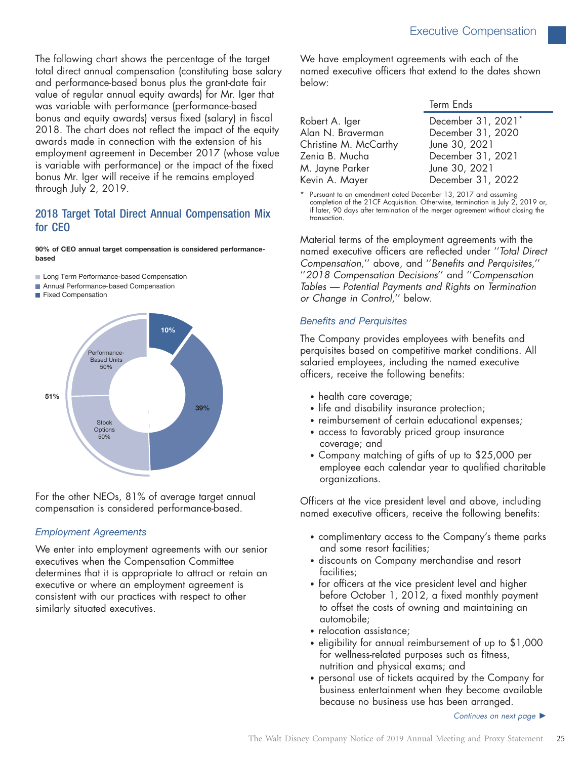The following chart shows the percentage of the target total direct annual compensation (constituting base salary and performance-based bonus plus the grant-date fair value of regular annual equity awards) for Mr. Iger that was variable with performance (performance-based bonus and equity awards) versus fixed (salary) in fiscal 2018. The chart does not reflect the impact of the equity awards made in connection with the extension of his employment agreement in December 2017 (whose value is variable with performance) or the impact of the fixed bonus Mr. Iger will receive if he remains employed through July 2, 2019.

## 2018 Target Total Direct Annual Compensation Mix for CEO

**90% of CEO annual target compensation is considered performance-based**

- Long Term Performance-based Compensation
- Annual Performance-based Compensation
- Fixed Compensation

| Component | Percentage |
| --- | --- |
| Fixed Compensation | 10% |
| Annual Performance-based Compensation | 39% |
| Long Term Performance-based Compensation (Performance-Based Units 50%; Stock Options 50%) | 51% |

For the other NEOs, 81% of average target annual compensation is considered performance-based.

### *Employment Agreements*

We enter into employment agreements with our senior executives when the Compensation Committee determines that it is appropriate to attract or retain an executive or where an employment agreement is consistent with our practices with respect to other similarly situated executives.

We have employment agreements with each of the named executive officers that extend to the dates shown below:

| | Term Ends |
| --- | --- |
| Robert A. Iger | December 31, 2021* |
| Alan N. Braverman | December 31, 2020 |
| Christine M. McCarthy | June 30, 2021 |
| Zenia B. Mucha | December 31, 2021 |
| M. Jayne Parker | June 30, 2021 |
| Kevin A. Mayer | December 31, 2022 |

\* Pursuant to an amendment dated December 13, 2017 and assuming completion of the 21CF Acquisition. Otherwise, termination is July 2, 2019 or, if later, 90 days after termination of the merger agreement without closing the transaction.

Material terms of the employment agreements with the named executive officers are reflected under "*Total Direct Compensation,*" above, and "*Benefits and Perquisites,*" "*2018 Compensation Decisions*" and "*Compensation Tables — Potential Payments and Rights on Termination or Change in Control,*" below.

### *Benefits and Perquisites*

The Company provides employees with benefits and perquisites based on competitive market conditions. All salaried employees, including the named executive officers, receive the following benefits:

- health care coverage;
- life and disability insurance protection;
- reimbursement of certain educational expenses;
- access to favorably priced group insurance coverage; and
- Company matching of gifts of up to $25,000 per employee each calendar year to qualified charitable organizations.

Officers at the vice president level and above, including named executive officers, receive the following benefits:

- complimentary access to the Company's theme parks and some resort facilities;
- discounts on Company merchandise and resort facilities;
- for officers at the vice president level and higher before October 1, 2012, a fixed monthly payment to offset the costs of owning and maintaining an automobile;
- relocation assistance;
- eligibility for annual reimbursement of up to $1,000 for wellness-related purposes such as fitness, nutrition and physical exams; and
- personal use of tickets acquired by the Company for business entertainment when they become available because no business use has been arranged.

*Continues on next page* ►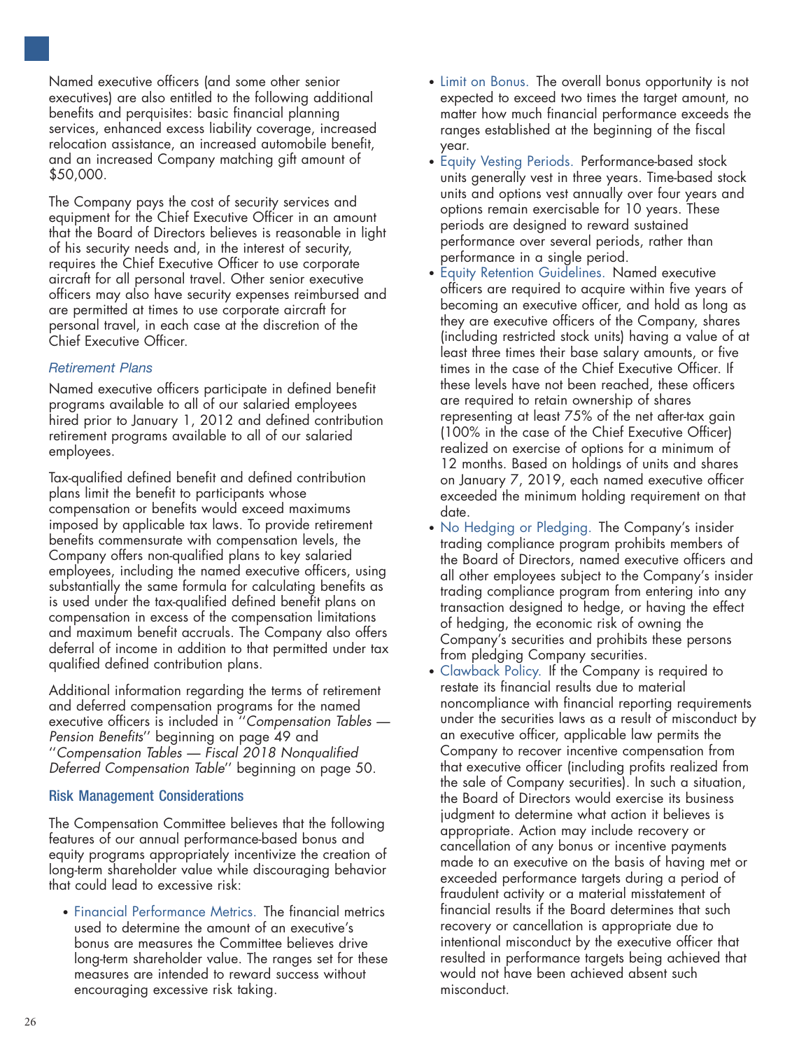Named executive officers (and some other senior executives) are also entitled to the following additional benefits and perquisites: basic financial planning services, enhanced excess liability coverage, increased relocation assistance, an increased automobile benefit, and an increased Company matching gift amount of $50,000.

The Company pays the cost of security services and equipment for the Chief Executive Officer in an amount that the Board of Directors believes is reasonable in light of his security needs and, in the interest of security, requires the Chief Executive Officer to use corporate aircraft for all personal travel. Other senior executive officers may also have security expenses reimbursed and are permitted at times to use corporate aircraft for personal travel, in each case at the discretion of the Chief Executive Officer.

*Retirement Plans*

Named executive officers participate in defined benefit programs available to all of our salaried employees hired prior to January 1, 2012 and defined contribution retirement programs available to all of our salaried employees.

Tax-qualified defined benefit and defined contribution plans limit the benefit to participants whose compensation or benefits would exceed maximums imposed by applicable tax laws. To provide retirement benefits commensurate with compensation levels, the Company offers non-qualified plans to key salaried employees, including the named executive officers, using substantially the same formula for calculating benefits as is used under the tax-qualified defined benefit plans on compensation in excess of the compensation limitations and maximum benefit accruals. The Company also offers deferral of income in addition to that permitted under tax qualified defined contribution plans.

Additional information regarding the terms of retirement and deferred compensation programs for the named executive officers is included in ''*Compensation Tables — Pension Benefits*'' beginning on page 49 and ''*Compensation Tables — Fiscal 2018 Nonqualified Deferred Compensation Table*'' beginning on page 50.

## Risk Management Considerations

The Compensation Committee believes that the following features of our annual performance-based bonus and equity programs appropriately incentivize the creation of long-term shareholder value while discouraging behavior that could lead to excessive risk:

- Financial Performance Metrics. The financial metrics used to determine the amount of an executive's bonus are measures the Committee believes drive long-term shareholder value. The ranges set for these measures are intended to reward success without encouraging excessive risk taking.
- Limit on Bonus. The overall bonus opportunity is not expected to exceed two times the target amount, no matter how much financial performance exceeds the ranges established at the beginning of the fiscal year.
- Equity Vesting Periods. Performance-based stock units generally vest in three years. Time-based stock units and options vest annually over four years and options remain exercisable for 10 years. These periods are designed to reward sustained performance over several periods, rather than performance in a single period.
- Equity Retention Guidelines. Named executive officers are required to acquire within five years of becoming an executive officer, and hold as long as they are executive officers of the Company, shares (including restricted stock units) having a value of at least three times their base salary amounts, or five times in the case of the Chief Executive Officer. If these levels have not been reached, these officers are required to retain ownership of shares representing at least 75% of the net after-tax gain (100% in the case of the Chief Executive Officer) realized on exercise of options for a minimum of 12 months. Based on holdings of units and shares on January 7, 2019, each named executive officer exceeded the minimum holding requirement on that date.
- No Hedging or Pledging. The Company's insider trading compliance program prohibits members of the Board of Directors, named executive officers and all other employees subject to the Company's insider trading compliance program from entering into any transaction designed to hedge, or having the effect of hedging, the economic risk of owning the Company's securities and prohibits these persons from pledging Company securities.
- Clawback Policy. If the Company is required to restate its financial results due to material noncompliance with financial reporting requirements under the securities laws as a result of misconduct by an executive officer, applicable law permits the Company to recover incentive compensation from that executive officer (including profits realized from the sale of Company securities). In such a situation, the Board of Directors would exercise its business judgment to determine what action it believes is appropriate. Action may include recovery or cancellation of any bonus or incentive payments made to an executive on the basis of having met or exceeded performance targets during a period of fraudulent activity or a material misstatement of financial results if the Board determines that such recovery or cancellation is appropriate due to intentional misconduct by the executive officer that resulted in performance targets being achieved that would not have been achieved absent such misconduct.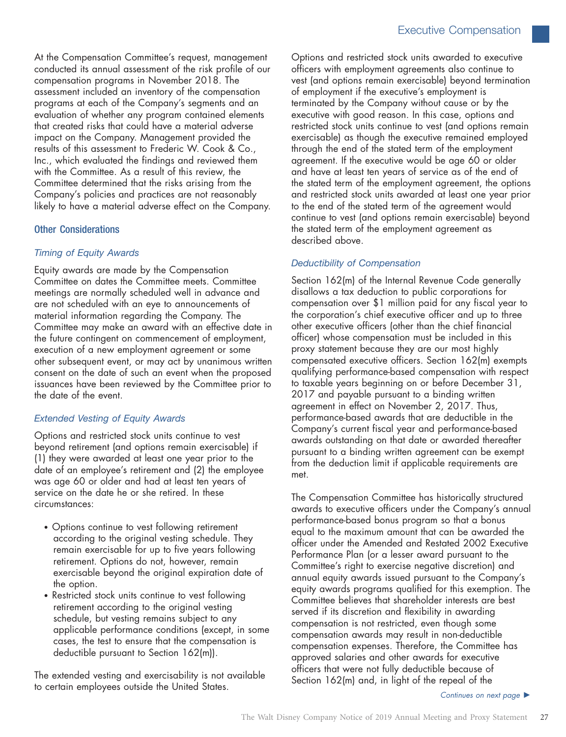At the Compensation Committee's request, management conducted its annual assessment of the risk profile of our compensation programs in November 2018. The assessment included an inventory of the compensation programs at each of the Company's segments and an evaluation of whether any program contained elements that created risks that could have a material adverse impact on the Company. Management provided the results of this assessment to Frederic W. Cook & Co., Inc., which evaluated the findings and reviewed them with the Committee. As a result of this review, the Committee determined that the risks arising from the Company's policies and practices are not reasonably likely to have a material adverse effect on the Company.

## Other Considerations

### *Timing of Equity Awards*

Equity awards are made by the Compensation Committee on dates the Committee meets. Committee meetings are normally scheduled well in advance and are not scheduled with an eye to announcements of material information regarding the Company. The Committee may make an award with an effective date in the future contingent on commencement of employment, execution of a new employment agreement or some other subsequent event, or may act by unanimous written consent on the date of such an event when the proposed issuances have been reviewed by the Committee prior to the date of the event.

### *Extended Vesting of Equity Awards*

Options and restricted stock units continue to vest beyond retirement (and options remain exercisable) if (1) they were awarded at least one year prior to the date of an employee's retirement and (2) the employee was age 60 or older and had at least ten years of service on the date he or she retired. In these circumstances:

- Options continue to vest following retirement according to the original vesting schedule. They remain exercisable for up to five years following retirement. Options do not, however, remain exercisable beyond the original expiration date of the option.
- Restricted stock units continue to vest following retirement according to the original vesting schedule, but vesting remains subject to any applicable performance conditions (except, in some cases, the test to ensure that the compensation is deductible pursuant to Section 162(m)).

The extended vesting and exercisability is not available to certain employees outside the United States.

Options and restricted stock units awarded to executive officers with employment agreements also continue to vest (and options remain exercisable) beyond termination of employment if the executive's employment is terminated by the Company without cause or by the executive with good reason. In this case, options and restricted stock units continue to vest (and options remain exercisable) as though the executive remained employed through the end of the stated term of the employment agreement. If the executive would be age 60 or older and have at least ten years of service as of the end of the stated term of the employment agreement, the options and restricted stock units awarded at least one year prior to the end of the stated term of the agreement would continue to vest (and options remain exercisable) beyond the stated term of the employment agreement as described above.

### *Deductibility of Compensation*

Section 162(m) of the Internal Revenue Code generally disallows a tax deduction to public corporations for compensation over $1 million paid for any fiscal year to the corporation's chief executive officer and up to three other executive officers (other than the chief financial officer) whose compensation must be included in this proxy statement because they are our most highly compensated executive officers. Section 162(m) exempts qualifying performance-based compensation with respect to taxable years beginning on or before December 31, 2017 and payable pursuant to a binding written agreement in effect on November 2, 2017. Thus, performance-based awards that are deductible in the Company's current fiscal year and performance-based awards outstanding on that date or awarded thereafter pursuant to a binding written agreement can be exempt from the deduction limit if applicable requirements are met.

The Compensation Committee has historically structured awards to executive officers under the Company's annual performance-based bonus program so that a bonus equal to the maximum amount that can be awarded the officer under the Amended and Restated 2002 Executive Performance Plan (or a lesser award pursuant to the Committee's right to exercise negative discretion) and annual equity awards issued pursuant to the Company's equity awards programs qualified for this exemption. The Committee believes that shareholder interests are best served if its discretion and flexibility in awarding compensation is not restricted, even though some compensation awards may result in non-deductible compensation expenses. Therefore, the Committee has approved salaries and other awards for executive officers that were not fully deductible because of Section 162(m) and, in light of the repeal of the

*Continues on next page* ►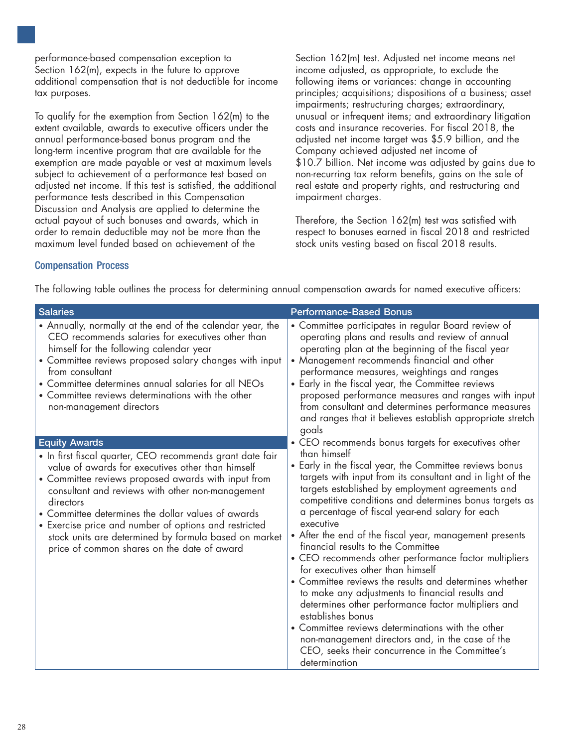performance-based compensation exception to Section 162(m), expects in the future to approve additional compensation that is not deductible for income tax purposes.

To qualify for the exemption from Section 162(m) to the extent available, awards to executive officers under the annual performance-based bonus program and the long-term incentive program that are available for the exemption are made payable or vest at maximum levels subject to achievement of a performance test based on adjusted net income. If this test is satisfied, the additional performance tests described in this Compensation Discussion and Analysis are applied to determine the actual payout of such bonuses and awards, which in order to remain deductible may not be more than the maximum level funded based on achievement of the Section 162(m) test. Adjusted net income means net income adjusted, as appropriate, to exclude the following items or variances: change in accounting principles; acquisitions; dispositions of a business; asset impairments; restructuring charges; extraordinary, unusual or infrequent items; and extraordinary litigation costs and insurance recoveries. For fiscal 2018, the adjusted net income target was \$5.9 billion, and the Company achieved adjusted net income of \$10.7 billion. Net income was adjusted by gains due to non-recurring tax reform benefits, gains on the sale of real estate and property rights, and restructuring and impairment charges.

Therefore, the Section 162(m) test was satisfied with respect to bonuses earned in fiscal 2018 and restricted stock units vesting based on fiscal 2018 results.

## Compensation Process

The following table outlines the process for determining annual compensation awards for named executive officers:

| Salaries | Performance-Based Bonus |
|---|---|
| • Annually, normally at the end of the calendar year, the CEO recommends salaries for executives other than himself for the following calendar year<br>• Committee reviews proposed salary changes with input from consultant<br>• Committee determines annual salaries for all NEOs<br>• Committee reviews determinations with the other non-management directors<br><br>**Equity Awards**<br>• In first fiscal quarter, CEO recommends grant date fair value of awards for executives other than himself<br>• Committee reviews proposed awards with input from consultant and reviews with other non-management directors<br>• Committee determines the dollar values of awards<br>• Exercise price and number of options and restricted stock units are determined by formula based on market price of common shares on the date of award | • Committee participates in regular Board review of operating plans and results and review of annual operating plan at the beginning of the fiscal year<br>• Management recommends financial and other performance measures, weightings and ranges<br>• Early in the fiscal year, the Committee reviews proposed performance measures and ranges with input from consultant and determines performance measures and ranges that it believes establish appropriate stretch goals<br>• CEO recommends bonus targets for executives other than himself<br>• Early in the fiscal year, the Committee reviews bonus targets with input from its consultant and in light of the targets established by employment agreements and competitive conditions and determines bonus targets as a percentage of fiscal year-end salary for each executive<br>• After the end of the fiscal year, management presents financial results to the Committee<br>• CEO recommends other performance factor multipliers for executives other than himself<br>• Committee reviews the results and determines whether to make any adjustments to financial results and determines other performance factor multipliers and establishes bonus<br>• Committee reviews determinations with the other non-management directors and, in the case of the CEO, seeks their concurrence in the Committee's determination |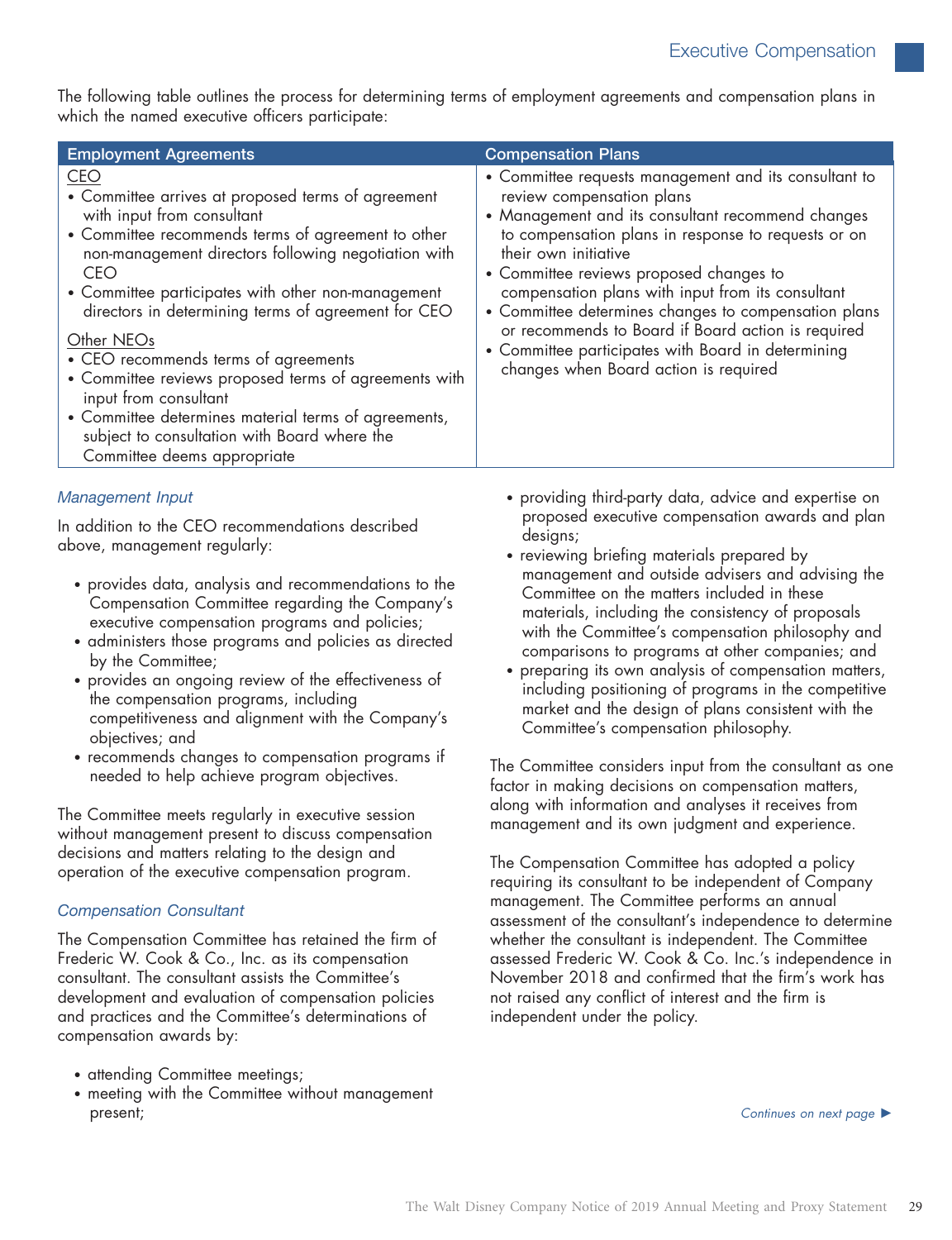The following table outlines the process for determining terms of employment agreements and compensation plans in which the named executive officers participate:

| Employment Agreements | Compensation Plans |
| --- | --- |
| <u>CEO</u><br>• Committee arrives at proposed terms of agreement with input from consultant<br>• Committee recommends terms of agreement to other non-management directors following negotiation with CEO<br>• Committee participates with other non-management directors in determining terms of agreement for CEO<br><u>Other NEOs</u><br>• CEO recommends terms of agreements<br>• Committee reviews proposed terms of agreements with input from consultant<br>• Committee determines material terms of agreements, subject to consultation with Board where the Committee deems appropriate | • Committee requests management and its consultant to review compensation plans<br>• Management and its consultant recommend changes to compensation plans in response to requests or on their own initiative<br>• Committee reviews proposed changes to compensation plans with input from its consultant<br>• Committee determines changes to compensation plans or recommends to Board if Board action is required<br>• Committee participates with Board in determining changes when Board action is required |

### *Management Input*

In addition to the CEO recommendations described above, management regularly:

- provides data, analysis and recommendations to the Compensation Committee regarding the Company's executive compensation programs and policies;
- administers those programs and policies as directed by the Committee;
- provides an ongoing review of the effectiveness of the compensation programs, including competitiveness and alignment with the Company's objectives; and
- recommends changes to compensation programs if needed to help achieve program objectives.

The Committee meets regularly in executive session without management present to discuss compensation decisions and matters relating to the design and operation of the executive compensation program.

### *Compensation Consultant*

The Compensation Committee has retained the firm of Frederic W. Cook & Co., Inc. as its compensation consultant. The consultant assists the Committee's development and evaluation of compensation policies and practices and the Committee's determinations of compensation awards by:

- attending Committee meetings;
- meeting with the Committee without management present;
- providing third-party data, advice and expertise on proposed executive compensation awards and plan designs;
- reviewing briefing materials prepared by management and outside advisers and advising the Committee on the matters included in these materials, including the consistency of proposals with the Committee's compensation philosophy and comparisons to programs at other companies; and
- preparing its own analysis of compensation matters, including positioning of programs in the competitive market and the design of plans consistent with the Committee's compensation philosophy.

The Committee considers input from the consultant as one factor in making decisions on compensation matters, along with information and analyses it receives from management and its own judgment and experience.

The Compensation Committee has adopted a policy requiring its consultant to be independent of Company management. The Committee performs an annual assessment of the consultant's independence to determine whether the consultant is independent. The Committee assessed Frederic W. Cook & Co. Inc.'s independence in November 2018 and confirmed that the firm's work has not raised any conflict of interest and the firm is independent under the policy.

*Continues on next page* ►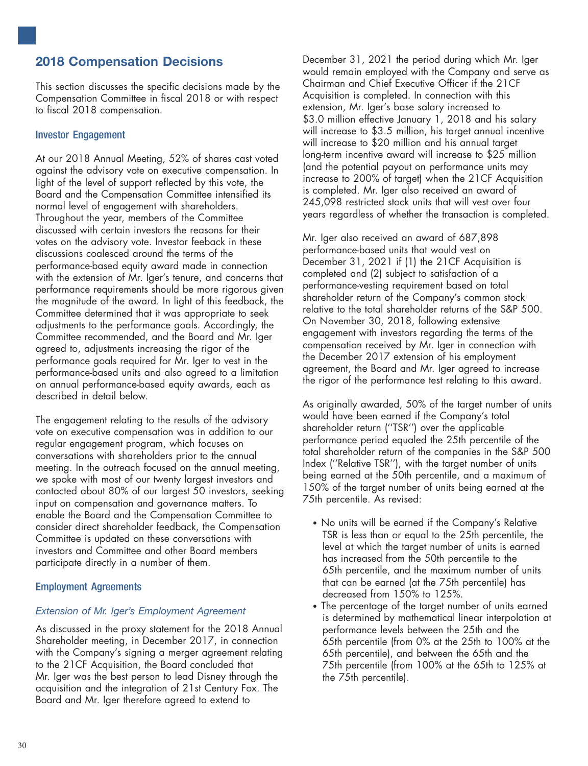## 2018 Compensation Decisions

This section discusses the specific decisions made by the Compensation Committee in fiscal 2018 or with respect to fiscal 2018 compensation.

### Investor Engagement

At our 2018 Annual Meeting, 52% of shares cast voted against the advisory vote on executive compensation. In light of the level of support reflected by this vote, the Board and the Compensation Committee intensified its normal level of engagement with shareholders. Throughout the year, members of the Committee discussed with certain investors the reasons for their votes on the advisory vote. Investor feeback in these discussions coalesced around the terms of the performance-based equity award made in connection with the extension of Mr. Iger's tenure, and concerns that performance requirements should be more rigorous given the magnitude of the award. In light of this feedback, the Committee determined that it was appropriate to seek adjustments to the performance goals. Accordingly, the Committee recommended, and the Board and Mr. Iger agreed to, adjustments increasing the rigor of the performance goals required for Mr. Iger to vest in the performance-based units and also agreed to a limitation on annual performance-based equity awards, each as described in detail below.

The engagement relating to the results of the advisory vote on executive compensation was in addition to our regular engagement program, which focuses on conversations with shareholders prior to the annual meeting. In the outreach focused on the annual meeting, we spoke with most of our twenty largest investors and contacted about 80% of our largest 50 investors, seeking input on compensation and governance matters. To enable the Board and the Compensation Committee to consider direct shareholder feedback, the Compensation Committee is updated on these conversations with investors and Committee and other Board members participate directly in a number of them.

### Employment Agreements

*Extension of Mr. Iger's Employment Agreement*

As discussed in the proxy statement for the 2018 Annual Shareholder meeting, in December 2017, in connection with the Company's signing a merger agreement relating to the 21CF Acquisition, the Board concluded that Mr. Iger was the best person to lead Disney through the acquisition and the integration of 21st Century Fox. The Board and Mr. Iger therefore agreed to extend to December 31, 2021 the period during which Mr. Iger would remain employed with the Company and serve as Chairman and Chief Executive Officer if the 21CF Acquisition is completed. In connection with this extension, Mr. Iger's base salary increased to $3.0 million effective January 1, 2018 and his salary will increase to $3.5 million, his target annual incentive will increase to $20 million and his annual target long-term incentive award will increase to $25 million (and the potential payout on performance units may increase to 200% of target) when the 21CF Acquisition is completed. Mr. Iger also received an award of 245,098 restricted stock units that will vest over four years regardless of whether the transaction is completed.

Mr. Iger also received an award of 687,898 performance-based units that would vest on December 31, 2021 if (1) the 21CF Acquisition is completed and (2) subject to satisfaction of a performance-vesting requirement based on total shareholder return of the Company's common stock relative to the total shareholder returns of the S&P 500. On November 30, 2018, following extensive engagement with investors regarding the terms of the compensation received by Mr. Iger in connection with the December 2017 extension of his employment agreement, the Board and Mr. Iger agreed to increase the rigor of the performance test relating to this award.

As originally awarded, 50% of the target number of units would have been earned if the Company's total shareholder return (''TSR'') over the applicable performance period equaled the 25th percentile of the total shareholder return of the companies in the S&P 500 Index (''Relative TSR''), with the target number of units being earned at the 50th percentile, and a maximum of 150% of the target number of units being earned at the 75th percentile. As revised:

- No units will be earned if the Company's Relative TSR is less than or equal to the 25th percentile, the level at which the target number of units is earned has increased from the 50th percentile to the 65th percentile, and the maximum number of units that can be earned (at the 75th percentile) has decreased from 150% to 125%.
- The percentage of the target number of units earned is determined by mathematical linear interpolation at performance levels between the 25th and the 65th percentile (from 0% at the 25th to 100% at the 65th percentile), and between the 65th and the 75th percentile (from 100% at the 65th to 125% at the 75th percentile).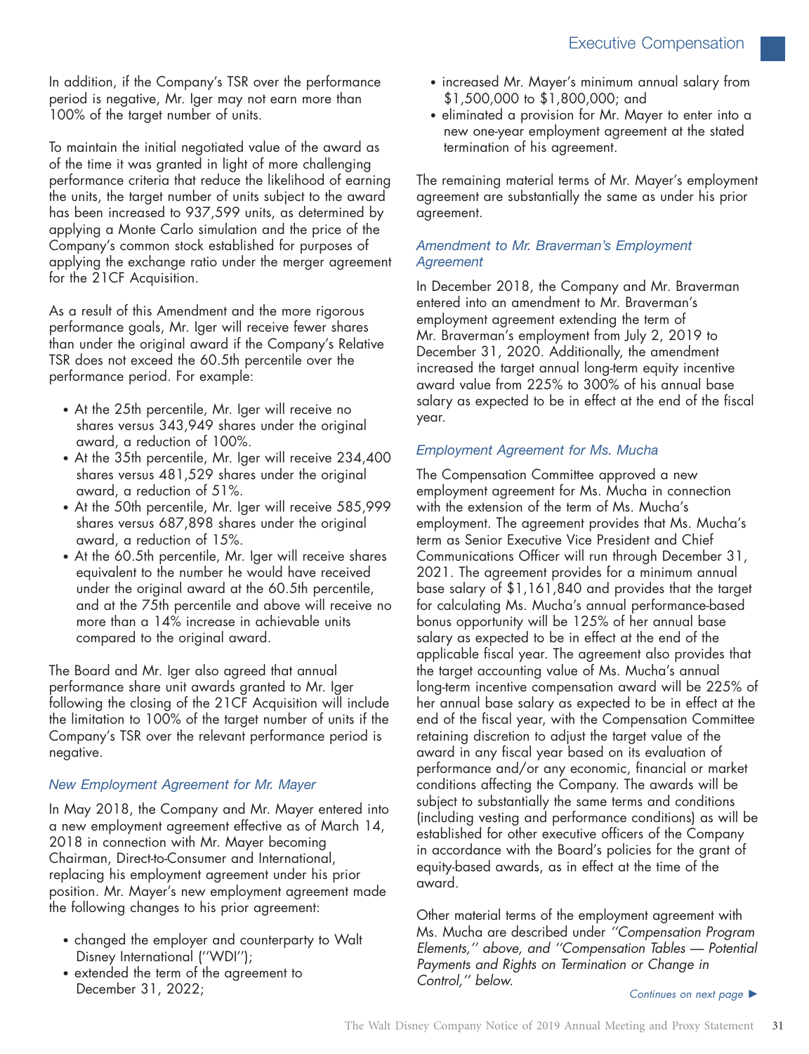In addition, if the Company's TSR over the performance period is negative, Mr. Iger may not earn more than 100% of the target number of units.

To maintain the initial negotiated value of the award as of the time it was granted in light of more challenging performance criteria that reduce the likelihood of earning the units, the target number of units subject to the award has been increased to 937,599 units, as determined by applying a Monte Carlo simulation and the price of the Company's common stock established for purposes of applying the exchange ratio under the merger agreement for the 21CF Acquisition.

As a result of this Amendment and the more rigorous performance goals, Mr. Iger will receive fewer shares than under the original award if the Company's Relative TSR does not exceed the 60.5th percentile over the performance period. For example:

- At the 25th percentile, Mr. Iger will receive no shares versus 343,949 shares under the original award, a reduction of 100%.
- At the 35th percentile, Mr. Iger will receive 234,400 shares versus 481,529 shares under the original award, a reduction of 51%.
- At the 50th percentile, Mr. Iger will receive 585,999 shares versus 687,898 shares under the original award, a reduction of 15%.
- At the 60.5th percentile, Mr. Iger will receive shares equivalent to the number he would have received under the original award at the 60.5th percentile, and at the 75th percentile and above will receive no more than a 14% increase in achievable units compared to the original award.

The Board and Mr. Iger also agreed that annual performance share unit awards granted to Mr. Iger following the closing of the 21CF Acquisition will include the limitation to 100% of the target number of units if the Company's TSR over the relevant performance period is negative.

*New Employment Agreement for Mr. Mayer*

In May 2018, the Company and Mr. Mayer entered into a new employment agreement effective as of March 14, 2018 in connection with Mr. Mayer becoming Chairman, Direct-to-Consumer and International, replacing his employment agreement under his prior position. Mr. Mayer's new employment agreement made the following changes to his prior agreement:

- changed the employer and counterparty to Walt Disney International (''WDI'');
- extended the term of the agreement to December 31, 2022;
- increased Mr. Mayer's minimum annual salary from $1,500,000 to $1,800,000; and
- eliminated a provision for Mr. Mayer to enter into a new one-year employment agreement at the stated termination of his agreement.

The remaining material terms of Mr. Mayer's employment agreement are substantially the same as under his prior agreement.

*Amendment to Mr. Braverman's Employment Agreement*

In December 2018, the Company and Mr. Braverman entered into an amendment to Mr. Braverman's employment agreement extending the term of Mr. Braverman's employment from July 2, 2019 to December 31, 2020. Additionally, the amendment increased the target annual long-term equity incentive award value from 225% to 300% of his annual base salary as expected to be in effect at the end of the fiscal year.

*Employment Agreement for Ms. Mucha*

The Compensation Committee approved a new employment agreement for Ms. Mucha in connection with the extension of the term of Ms. Mucha's employment. The agreement provides that Ms. Mucha's term as Senior Executive Vice President and Chief Communications Officer will run through December 31, 2021. The agreement provides for a minimum annual base salary of $1,161,840 and provides that the target for calculating Ms. Mucha's annual performance-based bonus opportunity will be 125% of her annual base salary as expected to be in effect at the end of the applicable fiscal year. The agreement also provides that the target accounting value of Ms. Mucha's annual long-term incentive compensation award will be 225% of her annual base salary as expected to be in effect at the end of the fiscal year, with the Compensation Committee retaining discretion to adjust the target value of the award in any fiscal year based on its evaluation of performance and/or any economic, financial or market conditions affecting the Company. The awards will be subject to substantially the same terms and conditions (including vesting and performance conditions) as will be established for other executive officers of the Company in accordance with the Board's policies for the grant of equity-based awards, as in effect at the time of the award.

Other material terms of the employment agreement with Ms. Mucha are described under *''Compensation Program Elements,''* above, and *''Compensation Tables — Potential Payments and Rights on Termination or Change in Control,''* below.

*Continues on next page* ►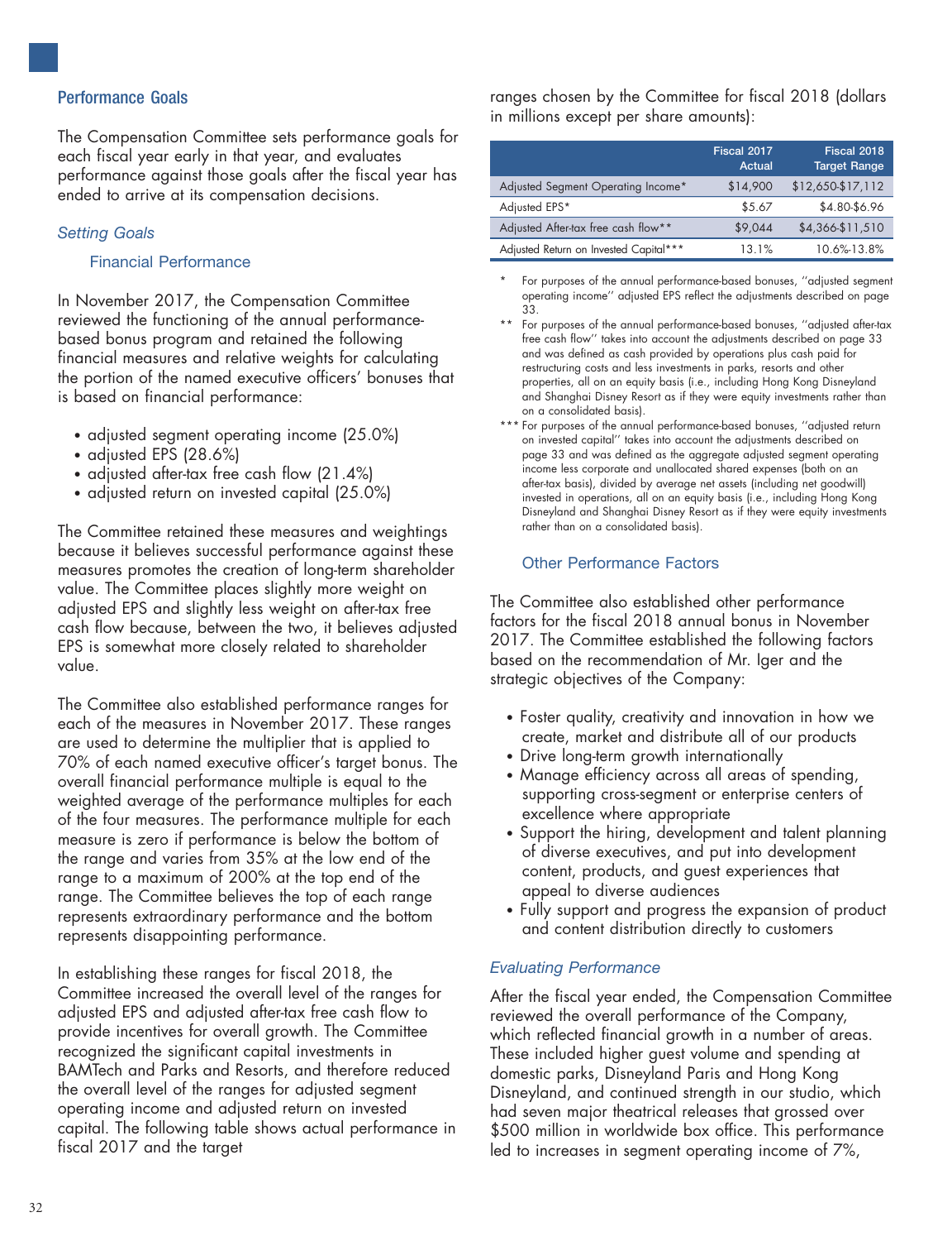## Performance Goals

The Compensation Committee sets performance goals for each fiscal year early in that year, and evaluates performance against those goals after the fiscal year has ended to arrive at its compensation decisions.

### *Setting Goals*

#### Financial Performance

In November 2017, the Compensation Committee reviewed the functioning of the annual performance-based bonus program and retained the following financial measures and relative weights for calculating the portion of the named executive officers' bonuses that is based on financial performance:

- adjusted segment operating income (25.0%)
- adjusted EPS (28.6%)
- adjusted after-tax free cash flow (21.4%)
- adjusted return on invested capital (25.0%)

The Committee retained these measures and weightings because it believes successful performance against these measures promotes the creation of long-term shareholder value. The Committee places slightly more weight on adjusted EPS and slightly less weight on after-tax free cash flow because, between the two, it believes adjusted EPS is somewhat more closely related to shareholder value.

The Committee also established performance ranges for each of the measures in November 2017. These ranges are used to determine the multiplier that is applied to 70% of each named executive officer's target bonus. The overall financial performance multiple is equal to the weighted average of the performance multiples for each of the four measures. The performance multiple for each measure is zero if performance is below the bottom of the range and varies from 35% at the low end of the range to a maximum of 200% at the top end of the range. The Committee believes the top of each range represents extraordinary performance and the bottom represents disappointing performance.

In establishing these ranges for fiscal 2018, the Committee increased the overall level of the ranges for adjusted EPS and adjusted after-tax free cash flow to provide incentives for overall growth. The Committee recognized the significant capital investments in BAMTech and Parks and Resorts, and therefore reduced the overall level of the ranges for adjusted segment operating income and adjusted return on invested capital. The following table shows actual performance in fiscal 2017 and the target ranges chosen by the Committee for fiscal 2018 (dollars in millions except per share amounts):

| | Fiscal 2017 Actual | Fiscal 2018 Target Range |
|---|---|---|
| Adjusted Segment Operating Income* | $14,900 | $12,650-$17,112 |
| Adjusted EPS* | $5.67 | $4.80-$6.96 |
| Adjusted After-tax free cash flow** | $9,044 | $4,366-$11,510 |
| Adjusted Return on Invested Capital*** | 13.1% | 10.6%-13.8% |

\* For purposes of the annual performance-based bonuses, ''adjusted segment operating income'' adjusted EPS reflect the adjustments described on page 33.

\*\* For purposes of the annual performance-based bonuses, ''adjusted after-tax free cash flow'' takes into account the adjustments described on page 33 and was defined as cash provided by operations plus cash paid for restructuring costs and less investments in parks, resorts and other properties, all on an equity basis (i.e., including Hong Kong Disneyland and Shanghai Disney Resort as if they were equity investments rather than on a consolidated basis).

\*\*\* For purposes of the annual performance-based bonuses, ''adjusted return on invested capital'' takes into account the adjustments described on page 33 and was defined as the aggregate adjusted segment operating income less corporate and unallocated shared expenses (both on an after-tax basis), divided by average net assets (including net goodwill) invested in operations, all on an equity basis (i.e., including Hong Kong Disneyland and Shanghai Disney Resort as if they were equity investments rather than on a consolidated basis).

#### Other Performance Factors

The Committee also established other performance factors for the fiscal 2018 annual bonus in November 2017. The Committee established the following factors based on the recommendation of Mr. Iger and the strategic objectives of the Company:

- Foster quality, creativity and innovation in how we create, market and distribute all of our products
- Drive long-term growth internationally
- Manage efficiency across all areas of spending, supporting cross-segment or enterprise centers of excellence where appropriate
- Support the hiring, development and talent planning of diverse executives, and put into development content, products, and guest experiences that appeal to diverse audiences
- Fully support and progress the expansion of product and content distribution directly to customers

### *Evaluating Performance*

After the fiscal year ended, the Compensation Committee reviewed the overall performance of the Company, which reflected financial growth in a number of areas. These included higher guest volume and spending at domestic parks, Disneyland Paris and Hong Kong Disneyland, and continued strength in our studio, which had seven major theatrical releases that grossed over $500 million in worldwide box office. This performance led to increases in segment operating income of 7%,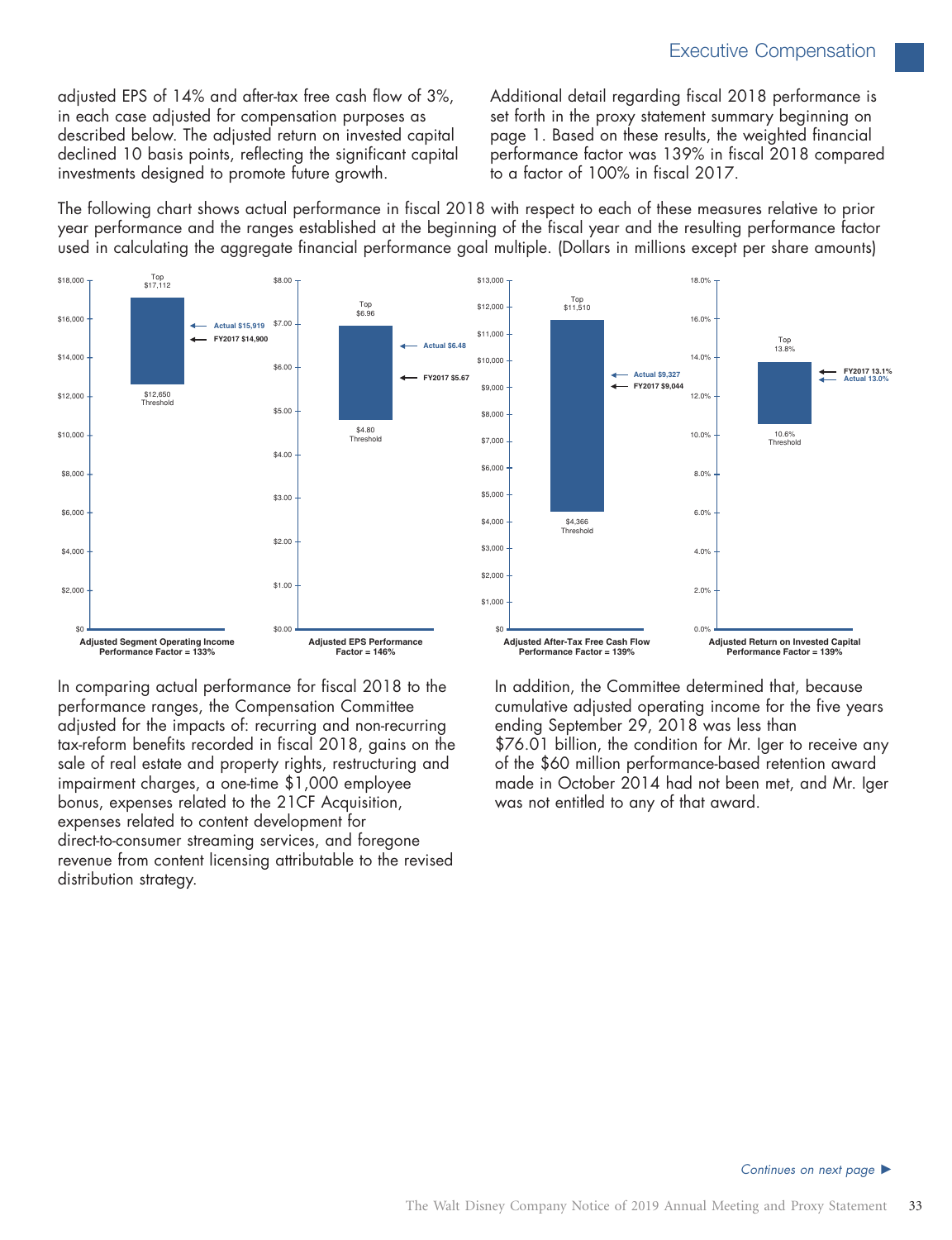adjusted EPS of 14% and after-tax free cash flow of 3%, in each case adjusted for compensation purposes as described below. The adjusted return on invested capital declined 10 basis points, reflecting the significant capital investments designed to promote future growth.

Additional detail regarding fiscal 2018 performance is set forth in the proxy statement summary beginning on page 1. Based on these results, the weighted financial performance factor was 139% in fiscal 2018 compared to a factor of 100% in fiscal 2017.

The following chart shows actual performance in fiscal 2018 with respect to each of these measures relative to prior year performance and the ranges established at the beginning of the fiscal year and the resulting performance factor used in calculating the aggregate financial performance goal multiple. (Dollars in millions except per share amounts)

| Measure | Threshold | Top | FY2017 | Actual | Performance Factor |
|---|---|---|---|---|---|
| Adjusted Segment Operating Income | $12,650 | $17,112 | $14,900 | $15,919 | 133% |
| Adjusted EPS | $4.80 | $6.96 | $5.67 | $6.48 | 146% |
| Adjusted After-Tax Free Cash Flow | $4,366 | $11,510 | $9,044 | $9,327 | 139% |
| Adjusted Return on Invested Capital | 10.6% | 13.8% | 13.1% | 13.0% | 139% |

In comparing actual performance for fiscal 2018 to the performance ranges, the Compensation Committee adjusted for the impacts of: recurring and non-recurring tax-reform benefits recorded in fiscal 2018, gains on the sale of real estate and property rights, restructuring and impairment charges, a one-time $1,000 employee bonus, expenses related to the 21CF Acquisition, expenses related to content development for direct-to-consumer streaming services, and foregone revenue from content licensing attributable to the revised distribution strategy.

In addition, the Committee determined that, because cumulative adjusted operating income for the five years ending September 29, 2018 was less than $76.01 billion, the condition for Mr. Iger to receive any of the $60 million performance-based retention award made in October 2014 had not been met, and Mr. Iger was not entitled to any of that award.

*Continues on next page ►*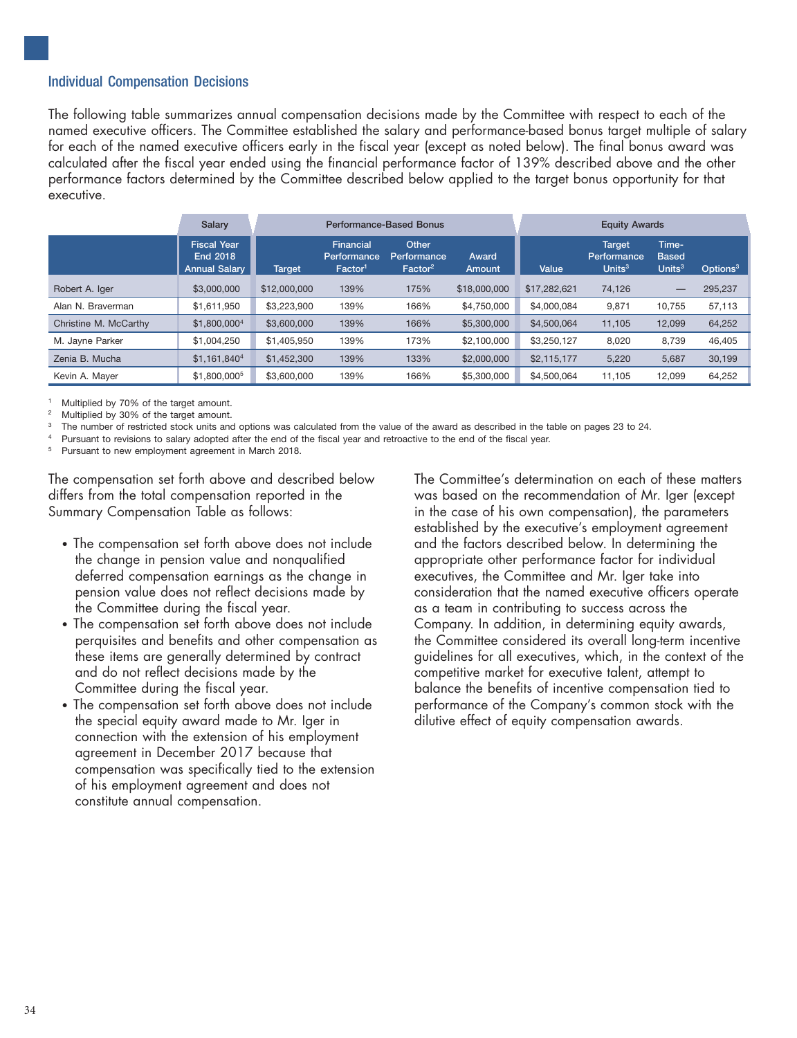## Individual Compensation Decisions

The following table summarizes annual compensation decisions made by the Committee with respect to each of the named executive officers. The Committee established the salary and performance-based bonus target multiple of salary for each of the named executive officers early in the fiscal year (except as noted below). The final bonus award was calculated after the fiscal year ended using the financial performance factor of 139% described above and the other performance factors determined by the Committee described below applied to the target bonus opportunity for that executive.

| | Salary | Performance-Based Bonus | | | | Equity Awards | | | |
|---|---|---|---|---|---|---|---|---|---|
| | Fiscal Year End 2018 Annual Salary | Target | Financial Performance Factor[1] | Other Performance Factor[2] | Award Amount | Value | Target Performance Units[3] | Time-Based Units[3] | Options[3] |
| Robert A. Iger | $3,000,000 | $12,000,000 | 139% | 175% | $18,000,000 | $17,282,621 | 74,126 | — | 295,237 |
| Alan N. Braverman | $1,611,950 | $3,223,900 | 139% | 166% | $4,750,000 | $4,000,084 | 9,871 | 10,755 | 57,113 |
| Christine M. McCarthy | $1,800,000[4] | $3,600,000 | 139% | 166% | $5,300,000 | $4,500,064 | 11,105 | 12,099 | 64,252 |
| M. Jayne Parker | $1,004,250 | $1,405,950 | 139% | 173% | $2,100,000 | $3,250,127 | 8,020 | 8,739 | 46,405 |
| Zenia B. Mucha | $1,161,840[4] | $1,452,300 | 139% | 133% | $2,000,000 | $2,115,177 | 5,220 | 5,687 | 30,199 |
| Kevin A. Mayer | $1,800,000[5] | $3,600,000 | 139% | 166% | $5,300,000 | $4,500,064 | 11,105 | 12,099 | 64,252 |

[1] Multiplied by 70% of the target amount.
[2] Multiplied by 30% of the target amount.
[3] The number of restricted stock units and options was calculated from the value of the award as described in the table on pages 23 to 24.
[4] Pursuant to revisions to salary adopted after the end of the fiscal year and retroactive to the end of the fiscal year.
[5] Pursuant to new employment agreement in March 2018.

The compensation set forth above and described below differs from the total compensation reported in the Summary Compensation Table as follows:

- The compensation set forth above does not include the change in pension value and nonqualified deferred compensation earnings as the change in pension value does not reflect decisions made by the Committee during the fiscal year.
- The compensation set forth above does not include perquisites and benefits and other compensation as these items are generally determined by contract and do not reflect decisions made by the Committee during the fiscal year.
- The compensation set forth above does not include the special equity award made to Mr. Iger in connection with the extension of his employment agreement in December 2017 because that compensation was specifically tied to the extension of his employment agreement and does not constitute annual compensation.

The Committee's determination on each of these matters was based on the recommendation of Mr. Iger (except in the case of his own compensation), the parameters established by the executive's employment agreement and the factors described below. In determining the appropriate other performance factor for individual executives, the Committee and Mr. Iger take into consideration that the named executive officers operate as a team in contributing to success across the Company. In addition, in determining equity awards, the Committee considered its overall long-term incentive guidelines for all executives, which, in the context of the competitive market for executive talent, attempt to balance the benefits of incentive compensation tied to performance of the Company's common stock with the dilutive effect of equity compensation awards.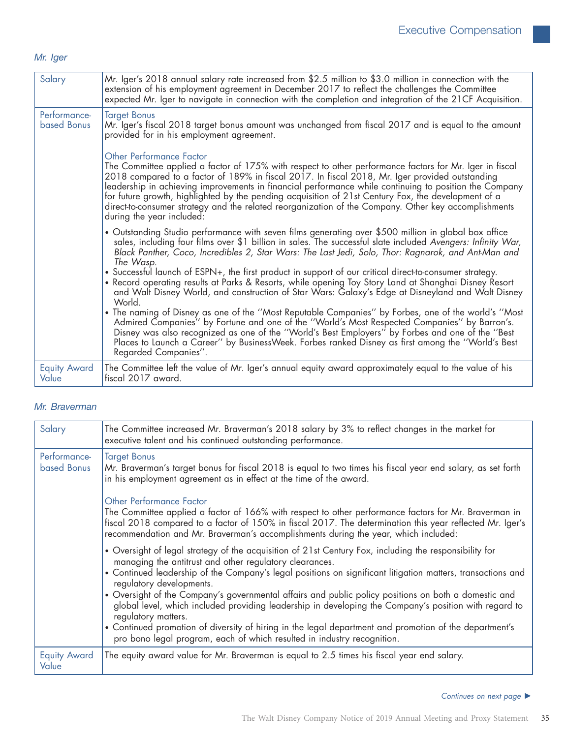*Mr. Iger*

| | |
|---|---|
| Salary | Mr. Iger's 2018 annual salary rate increased from $2.5 million to $3.0 million in connection with the extension of his employment agreement in December 2017 to reflect the challenges the Committee expected Mr. Iger to navigate in connection with the completion and integration of the 21CF Acquisition. |
| Performance-based Bonus | Target Bonus<br>Mr. Iger's fiscal 2018 target bonus amount was unchanged from fiscal 2017 and is equal to the amount provided for in his employment agreement.<br><br>Other Performance Factor<br>The Committee applied a factor of 175% with respect to other performance factors for Mr. Iger in fiscal 2018 compared to a factor of 189% in fiscal 2017. In fiscal 2018, Mr. Iger provided outstanding leadership in achieving improvements in financial performance while continuing to position the Company for future growth, highlighted by the pending acquisition of 21st Century Fox, the development of a direct-to-consumer strategy and the related reorganization of the Company. Other key accomplishments during the year included:<br><br>• Outstanding Studio performance with seven films generating over $500 million in global box office sales, including four films over $1 billion in sales. The successful slate included *Avengers: Infinity War, Black Panther, Coco, Incredibles 2, Star Wars: The Last Jedi, Solo, Thor: Ragnarok, and Ant-Man and The Wasp*.<br>• Successful launch of ESPN+, the first product in support of our critical direct-to-consumer strategy.<br>• Record operating results at Parks & Resorts, while opening Toy Story Land at Shanghai Disney Resort and Walt Disney World, and construction of Star Wars: Galaxy's Edge at Disneyland and Walt Disney World.<br>• The naming of Disney as one of the "Most Reputable Companies" by Forbes, one of the world's "Most Admired Companies" by Fortune and one of the "World's Most Respected Companies" by Barron's. Disney was also recognized as one of the "World's Best Employers" by Forbes and one of the "Best Places to Launch a Career" by BusinessWeek. Forbes ranked Disney as first among the "World's Best Regarded Companies". |
| Equity Award Value | The Committee left the value of Mr. Iger's annual equity award approximately equal to the value of his fiscal 2017 award. |

*Mr. Braverman*

| | |
|---|---|
| Salary | The Committee increased Mr. Braverman's 2018 salary by 3% to reflect changes in the market for executive talent and his continued outstanding performance. |
| Performance-based Bonus | Target Bonus<br>Mr. Braverman's target bonus for fiscal 2018 is equal to two times his fiscal year end salary, as set forth in his employment agreement as in effect at the time of the award.<br><br>Other Performance Factor<br>The Committee applied a factor of 166% with respect to other performance factors for Mr. Braverman in fiscal 2018 compared to a factor of 150% in fiscal 2017. The determination this year reflected Mr. Iger's recommendation and Mr. Braverman's accomplishments during the year, which included:<br><br>• Oversight of legal strategy of the acquisition of 21st Century Fox, including the responsibility for managing the antitrust and other regulatory clearances.<br>• Continued leadership of the Company's legal positions on significant litigation matters, transactions and regulatory developments.<br>• Oversight of the Company's governmental affairs and public policy positions on both a domestic and global level, which included providing leadership in developing the Company's position with regard to regulatory matters.<br>• Continued promotion of diversity of hiring in the legal department and promotion of the department's pro bono legal program, each of which resulted in industry recognition. |
| Equity Award Value | The equity award value for Mr. Braverman is equal to 2.5 times his fiscal year end salary. |

*Continues on next page* ►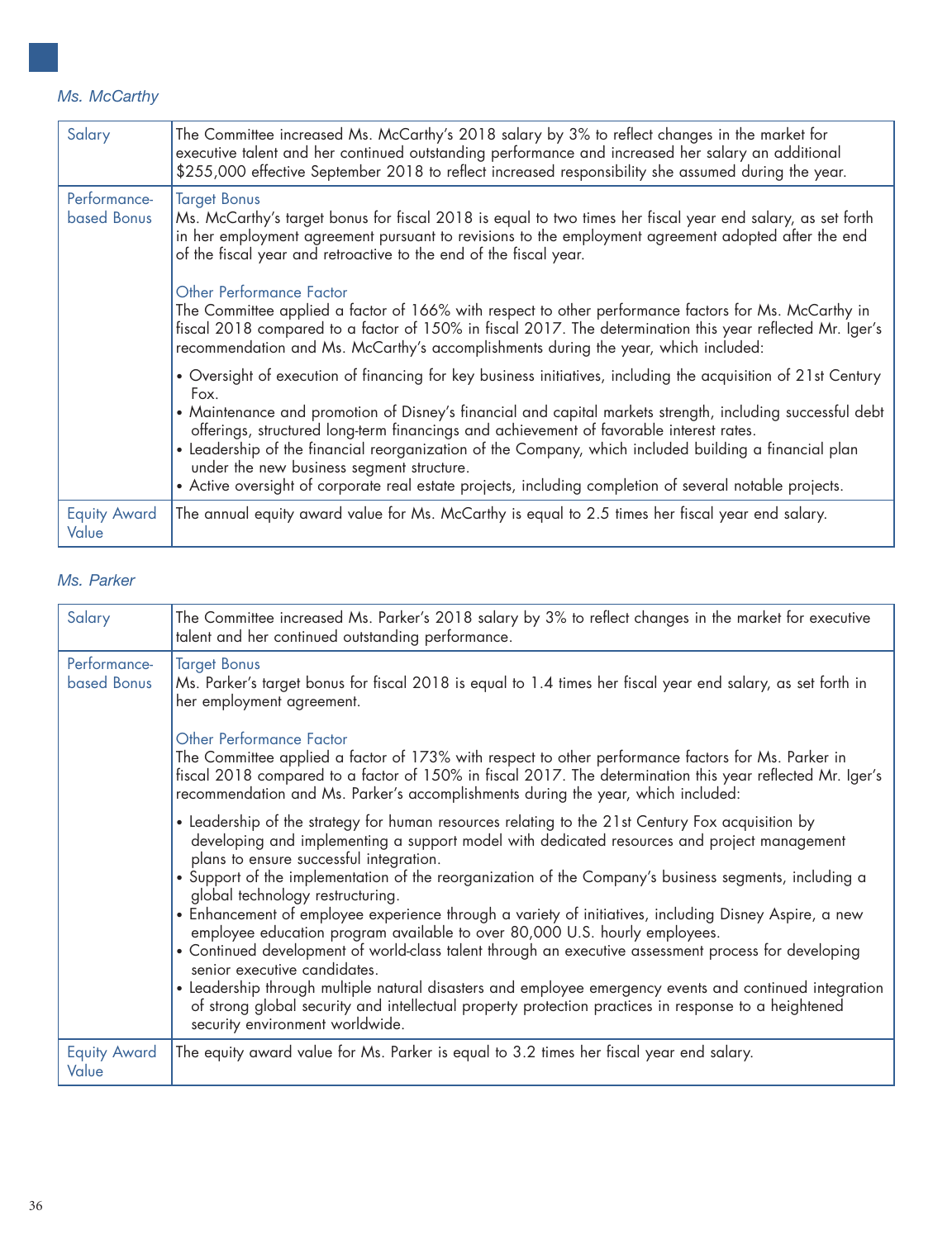*Ms. McCarthy*

| | |
|---|---|
| Salary | The Committee increased Ms. McCarthy's 2018 salary by 3% to reflect changes in the market for executive talent and her continued outstanding performance and increased her salary an additional $255,000 effective September 2018 to reflect increased responsibility she assumed during the year. |
| Performance-based Bonus | Target Bonus<br>Ms. McCarthy's target bonus for fiscal 2018 is equal to two times her fiscal year end salary, as set forth in her employment agreement pursuant to revisions to the employment agreement adopted after the end of the fiscal year and retroactive to the end of the fiscal year.<br><br>Other Performance Factor<br>The Committee applied a factor of 166% with respect to other performance factors for Ms. McCarthy in fiscal 2018 compared to a factor of 150% in fiscal 2017. The determination this year reflected Mr. Iger's recommendation and Ms. McCarthy's accomplishments during the year, which included:<br><br>• Oversight of execution of financing for key business initiatives, including the acquisition of 21st Century Fox.<br>• Maintenance and promotion of Disney's financial and capital markets strength, including successful debt offerings, structured long-term financings and achievement of favorable interest rates.<br>• Leadership of the financial reorganization of the Company, which included building a financial plan under the new business segment structure.<br>• Active oversight of corporate real estate projects, including completion of several notable projects. |
| Equity Award Value | The annual equity award value for Ms. McCarthy is equal to 2.5 times her fiscal year end salary. |

*Ms. Parker*

| | |
|---|---|
| Salary | The Committee increased Ms. Parker's 2018 salary by 3% to reflect changes in the market for executive talent and her continued outstanding performance. |
| Performance-based Bonus | Target Bonus<br>Ms. Parker's target bonus for fiscal 2018 is equal to 1.4 times her fiscal year end salary, as set forth in her employment agreement.<br><br>Other Performance Factor<br>The Committee applied a factor of 173% with respect to other performance factors for Ms. Parker in fiscal 2018 compared to a factor of 150% in fiscal 2017. The determination this year reflected Mr. Iger's recommendation and Ms. Parker's accomplishments during the year, which included:<br><br>• Leadership of the strategy for human resources relating to the 21st Century Fox acquisition by developing and implementing a support model with dedicated resources and project management plans to ensure successful integration.<br>• Support of the implementation of the reorganization of the Company's business segments, including a global technology restructuring.<br>• Enhancement of employee experience through a variety of initiatives, including Disney Aspire, a new employee education program available to over 80,000 U.S. hourly employees.<br>• Continued development of world-class talent through an executive assessment process for developing senior executive candidates.<br>• Leadership through multiple natural disasters and employee emergency events and continued integration of strong global security and intellectual property protection practices in response to a heightened security environment worldwide. |
| Equity Award Value | The equity award value for Ms. Parker is equal to 3.2 times her fiscal year end salary. |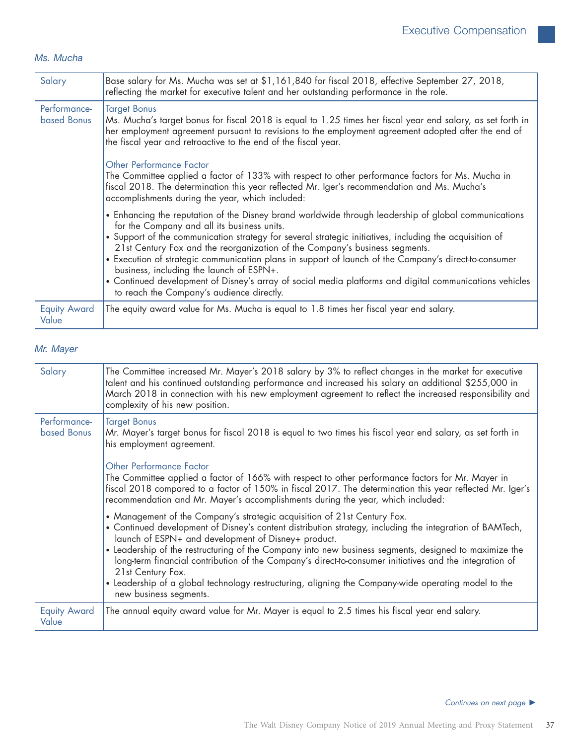*Ms. Mucha*

| | |
|---|---|
| Salary | Base salary for Ms. Mucha was set at $1,161,840 for fiscal 2018, effective September 27, 2018, reflecting the market for executive talent and her outstanding performance in the role. |
| Performance-based Bonus | Target Bonus<br>Ms. Mucha's target bonus for fiscal 2018 is equal to 1.25 times her fiscal year end salary, as set forth in her employment agreement pursuant to revisions to the employment agreement adopted after the end of the fiscal year and retroactive to the end of the fiscal year.<br><br>Other Performance Factor<br>The Committee applied a factor of 133% with respect to other performance factors for Ms. Mucha in fiscal 2018. The determination this year reflected Mr. Iger's recommendation and Ms. Mucha's accomplishments during the year, which included:<br><br>• Enhancing the reputation of the Disney brand worldwide through leadership of global communications for the Company and all its business units.<br>• Support of the communication strategy for several strategic initiatives, including the acquisition of 21st Century Fox and the reorganization of the Company's business segments.<br>• Execution of strategic communication plans in support of launch of the Company's direct-to-consumer business, including the launch of ESPN+.<br>• Continued development of Disney's array of social media platforms and digital communications vehicles to reach the Company's audience directly. |
| Equity Award Value | The equity award value for Ms. Mucha is equal to 1.8 times her fiscal year end salary. |

*Mr. Mayer*

| | |
|---|---|
| Salary | The Committee increased Mr. Mayer's 2018 salary by 3% to reflect changes in the market for executive talent and his continued outstanding performance and increased his salary an additional $255,000 in March 2018 in connection with his new employment agreement to reflect the increased responsibility and complexity of his new position. |
| Performance-based Bonus | Target Bonus<br>Mr. Mayer's target bonus for fiscal 2018 is equal to two times his fiscal year end salary, as set forth in his employment agreement.<br><br>Other Performance Factor<br>The Committee applied a factor of 166% with respect to other performance factors for Mr. Mayer in fiscal 2018 compared to a factor of 150% in fiscal 2017. The determination this year reflected Mr. Iger's recommendation and Mr. Mayer's accomplishments during the year, which included:<br><br>• Management of the Company's strategic acquisition of 21st Century Fox.<br>• Continued development of Disney's content distribution strategy, including the integration of BAMTech, launch of ESPN+ and development of Disney+ product.<br>• Leadership of the restructuring of the Company into new business segments, designed to maximize the long-term financial contribution of the Company's direct-to-consumer initiatives and the integration of 21st Century Fox.<br>• Leadership of a global technology restructuring, aligning the Company-wide operating model to the new business segments. |
| Equity Award Value | The annual equity award value for Mr. Mayer is equal to 2.5 times his fiscal year end salary. |

*Continues on next page* ►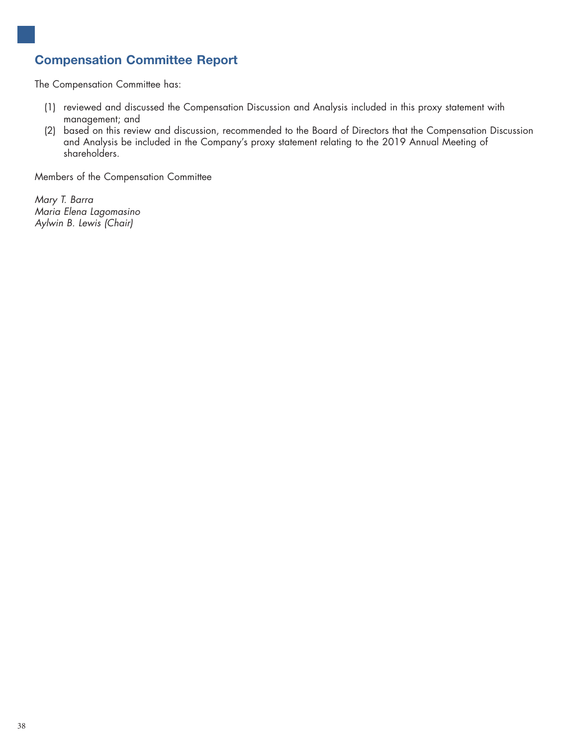## Compensation Committee Report

The Compensation Committee has:

(1) reviewed and discussed the Compensation Discussion and Analysis included in this proxy statement with management; and

(2) based on this review and discussion, recommended to the Board of Directors that the Compensation Discussion and Analysis be included in the Company's proxy statement relating to the 2019 Annual Meeting of shareholders.

Members of the Compensation Committee

*Mary T. Barra*
*Maria Elena Lagomasino*
*Aylwin B. Lewis (Chair)*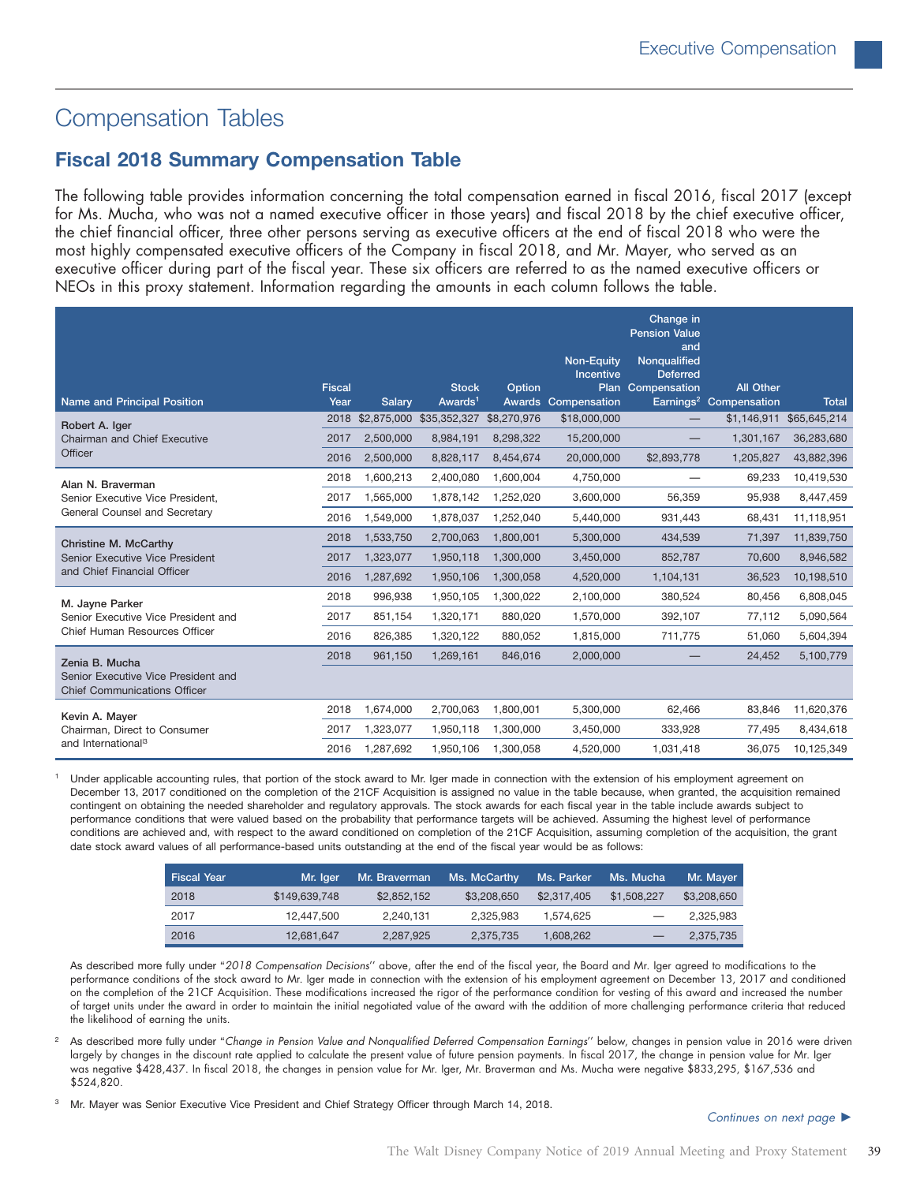# Compensation Tables

## Fiscal 2018 Summary Compensation Table

The following table provides information concerning the total compensation earned in fiscal 2016, fiscal 2017 (except for Ms. Mucha, who was not a named executive officer in those years) and fiscal 2018 by the chief executive officer, the chief financial officer, three other persons serving as executive officers at the end of fiscal 2018 who were the most highly compensated executive officers of the Company in fiscal 2018, and Mr. Mayer, who served as an executive officer during part of the fiscal year. These six officers are referred to as the named executive officers or NEOs in this proxy statement. Information regarding the amounts in each column follows the table.

| Name and Principal Position | Fiscal Year | Salary | Stock Awards[1] | Option Awards | Non-Equity Incentive Plan Compensation | Change in Pension Value and Nonqualified Deferred Compensation Earnings[2] | All Other Compensation | Total |
|---|---|---|---|---|---|---|---|---|
| **Robert A. Iger** Chairman and Chief Executive Officer | 2018 | $2,875,000 | $35,352,327 | $8,270,976 | $18,000,000 | — | $1,146,911 | $65,645,214 |
| | 2017 | 2,500,000 | 8,984,191 | 8,298,322 | 15,200,000 | — | 1,301,167 | 36,283,680 |
| | 2016 | 2,500,000 | 8,828,117 | 8,454,674 | 20,000,000 | $2,893,778 | 1,205,827 | 43,882,396 |
| **Alan N. Braverman** Senior Executive Vice President, General Counsel and Secretary | 2018 | 1,600,213 | 2,400,080 | 1,600,004 | 4,750,000 | — | 69,233 | 10,419,530 |
| | 2017 | 1,565,000 | 1,878,142 | 1,252,020 | 3,600,000 | 56,359 | 95,938 | 8,447,459 |
| | 2016 | 1,549,000 | 1,878,037 | 1,252,040 | 5,440,000 | 931,443 | 68,431 | 11,118,951 |
| **Christine M. McCarthy** Senior Executive Vice President and Chief Financial Officer | 2018 | 1,533,750 | 2,700,063 | 1,800,001 | 5,300,000 | 434,539 | 71,397 | 11,839,750 |
| | 2017 | 1,323,077 | 1,950,118 | 1,300,000 | 3,450,000 | 852,787 | 70,600 | 8,946,582 |
| | 2016 | 1,287,692 | 1,950,106 | 1,300,058 | 4,520,000 | 1,104,131 | 36,523 | 10,198,510 |
| **M. Jayne Parker** Senior Executive Vice President and Chief Human Resources Officer | 2018 | 996,938 | 1,950,105 | 1,300,022 | 2,100,000 | 380,524 | 80,456 | 6,808,045 |
| | 2017 | 851,154 | 1,320,171 | 880,020 | 1,570,000 | 392,107 | 77,112 | 5,090,564 |
| | 2016 | 826,385 | 1,320,122 | 880,052 | 1,815,000 | 711,775 | 51,060 | 5,604,394 |
| **Zenia B. Mucha** Senior Executive Vice President and Chief Communications Officer | 2018 | 961,150 | 1,269,161 | 846,016 | 2,000,000 | — | 24,452 | 5,100,779 |
| **Kevin A. Mayer** Chairman, Direct to Consumer and International[3] | 2018 | 1,674,000 | 2,700,063 | 1,800,001 | 5,300,000 | 62,466 | 83,846 | 11,620,376 |
| | 2017 | 1,323,077 | 1,950,118 | 1,300,000 | 3,450,000 | 333,928 | 77,495 | 8,434,618 |
| | 2016 | 1,287,692 | 1,950,106 | 1,300,058 | 4,520,000 | 1,031,418 | 36,075 | 10,125,349 |

[1] Under applicable accounting rules, that portion of the stock award to Mr. Iger made in connection with the extension of his employment agreement on December 13, 2017 conditioned on the completion of the 21CF Acquisition is assigned no value in the table because, when granted, the acquisition remained contingent on obtaining the needed shareholder and regulatory approvals. The stock awards for each fiscal year in the table include awards subject to performance conditions that were valued based on the probability that performance targets will be achieved. Assuming the highest level of performance conditions are achieved and, with respect to the award conditioned on completion of the 21CF Acquisition, assuming completion of the acquisition, the grant date stock award values of all performance-based units outstanding at the end of the fiscal year would be as follows:

| Fiscal Year | Mr. Iger | Mr. Braverman | Ms. McCarthy | Ms. Parker | Ms. Mucha | Mr. Mayer |
|---|---|---|---|---|---|---|
| 2018 | $149,639,748 | $2,852,152 | $3,208,650 | $2,317,405 | $1,508,227 | $3,208,650 |
| 2017 | 12,447,500 | 2,240,131 | 2,325,983 | 1,574,625 | — | 2,325,983 |
| 2016 | 12,681,647 | 2,287,925 | 2,375,735 | 1,608,262 | — | 2,375,735 |

As described more fully under "*2018 Compensation Decisions*" above, after the end of the fiscal year, the Board and Mr. Iger agreed to modifications to the performance conditions of the stock award to Mr. Iger made in connection with the extension of his employment agreement on December 13, 2017 and conditioned on the completion of the 21CF Acquisition. These modifications increased the rigor of the performance condition for vesting of this award and increased the number of target units under the award in order to maintain the initial negotiated value of the award with the addition of more challenging performance criteria that reduced the likelihood of earning the units.

[2] As described more fully under "*Change in Pension Value and Nonqualified Deferred Compensation Earnings*" below, changes in pension value in 2016 were driven largely by changes in the discount rate applied to calculate the present value of future pension payments. In fiscal 2017, the change in pension value for Mr. Iger was negative $428,437. In fiscal 2018, the changes in pension value for Mr. Iger, Mr. Braverman and Ms. Mucha were negative $833,295, $167,536 and $524,820.

[3] Mr. Mayer was Senior Executive Vice President and Chief Strategy Officer through March 14, 2018.

*Continues on next page* ►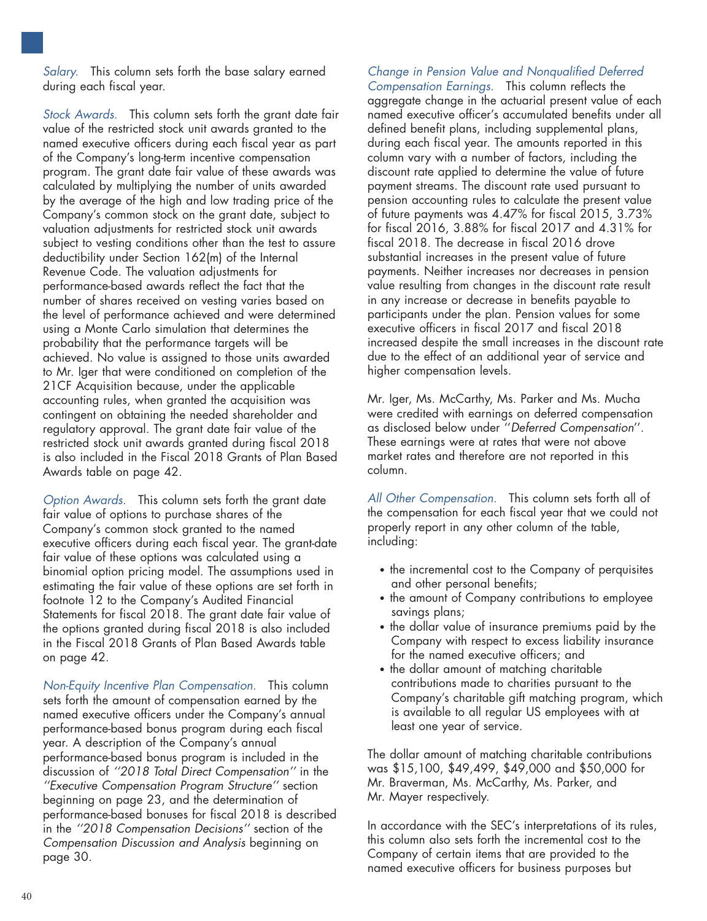*Salary.* This column sets forth the base salary earned during each fiscal year.

*Stock Awards.* This column sets forth the grant date fair value of the restricted stock unit awards granted to the named executive officers during each fiscal year as part of the Company's long-term incentive compensation program. The grant date fair value of these awards was calculated by multiplying the number of units awarded by the average of the high and low trading price of the Company's common stock on the grant date, subject to valuation adjustments for restricted stock unit awards subject to vesting conditions other than the test to assure deductibility under Section 162(m) of the Internal Revenue Code. The valuation adjustments for performance-based awards reflect the fact that the number of shares received on vesting varies based on the level of performance achieved and were determined using a Monte Carlo simulation that determines the probability that the performance targets will be achieved. No value is assigned to those units awarded to Mr. Iger that were conditioned on completion of the 21CF Acquisition because, under the applicable accounting rules, when granted the acquisition was contingent on obtaining the needed shareholder and regulatory approval. The grant date fair value of the restricted stock unit awards granted during fiscal 2018 is also included in the Fiscal 2018 Grants of Plan Based Awards table on page 42.

*Option Awards.* This column sets forth the grant date fair value of options to purchase shares of the Company's common stock granted to the named executive officers during each fiscal year. The grant-date fair value of these options was calculated using a binomial option pricing model. The assumptions used in estimating the fair value of these options are set forth in footnote 12 to the Company's Audited Financial Statements for fiscal 2018. The grant date fair value of the options granted during fiscal 2018 is also included in the Fiscal 2018 Grants of Plan Based Awards table on page 42.

*Non-Equity Incentive Plan Compensation.* This column sets forth the amount of compensation earned by the named executive officers under the Company's annual performance-based bonus program during each fiscal year. A description of the Company's annual performance-based bonus program is included in the discussion of *''2018 Total Direct Compensation''* in the *''Executive Compensation Program Structure''* section beginning on page 23, and the determination of performance-based bonuses for fiscal 2018 is described in the *''2018 Compensation Decisions''* section of the *Compensation Discussion and Analysis* beginning on page 30.

*Change in Pension Value and Nonqualified Deferred Compensation Earnings.* This column reflects the aggregate change in the actuarial present value of each named executive officer's accumulated benefits under all defined benefit plans, including supplemental plans, during each fiscal year. The amounts reported in this column vary with a number of factors, including the discount rate applied to determine the value of future payment streams. The discount rate used pursuant to pension accounting rules to calculate the present value of future payments was 4.47% for fiscal 2015, 3.73% for fiscal 2016, 3.88% for fiscal 2017 and 4.31% for fiscal 2018. The decrease in fiscal 2016 drove substantial increases in the present value of future payments. Neither increases nor decreases in pension value resulting from changes in the discount rate result in any increase or decrease in benefits payable to participants under the plan. Pension values for some executive officers in fiscal 2017 and fiscal 2018 increased despite the small increases in the discount rate due to the effect of an additional year of service and higher compensation levels.

Mr. Iger, Ms. McCarthy, Ms. Parker and Ms. Mucha were credited with earnings on deferred compensation as disclosed below under ''*Deferred Compensation*''. These earnings were at rates that were not above market rates and therefore are not reported in this column.

*All Other Compensation.* This column sets forth all of the compensation for each fiscal year that we could not properly report in any other column of the table, including:

- the incremental cost to the Company of perquisites and other personal benefits;
- the amount of Company contributions to employee savings plans;
- the dollar value of insurance premiums paid by the Company with respect to excess liability insurance for the named executive officers; and
- the dollar amount of matching charitable contributions made to charities pursuant to the Company's charitable gift matching program, which is available to all regular US employees with at least one year of service.

The dollar amount of matching charitable contributions was $15,100, $49,499, $49,000 and $50,000 for Mr. Braverman, Ms. McCarthy, Ms. Parker, and Mr. Mayer respectively.

In accordance with the SEC's interpretations of its rules, this column also sets forth the incremental cost to the Company of certain items that are provided to the named executive officers for business purposes but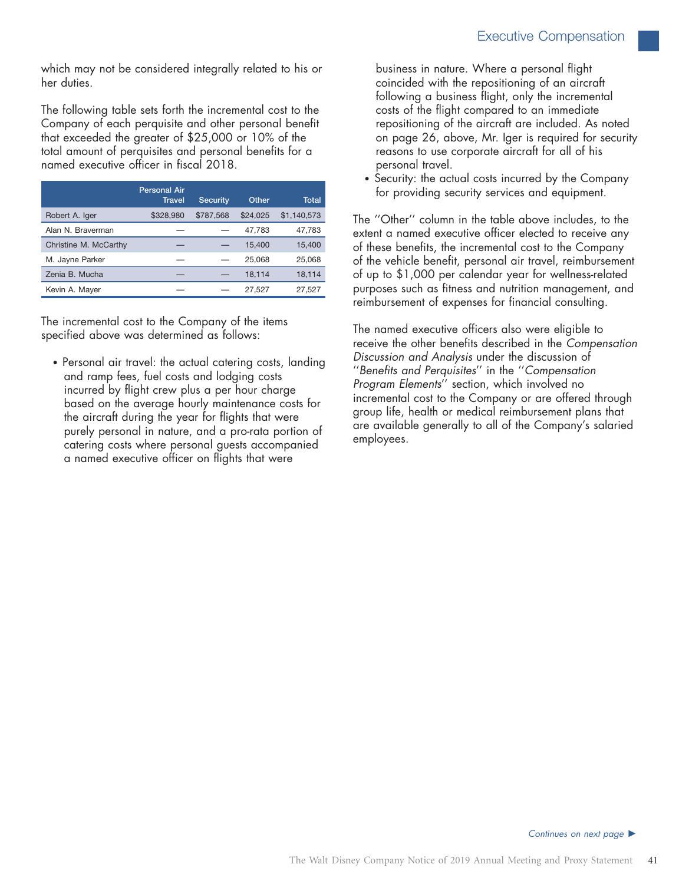which may not be considered integrally related to his or her duties.

The following table sets forth the incremental cost to the Company of each perquisite and other personal benefit that exceeded the greater of $25,000 or 10% of the total amount of perquisites and personal benefits for a named executive officer in fiscal 2018.

| | Personal Air Travel | Security | Other | Total |
|---|---|---|---|---|
| Robert A. Iger | $328,980 | $787,568 | $24,025 | $1,140,573 |
| Alan N. Braverman | — | — | 47,783 | 47,783 |
| Christine M. McCarthy | — | — | 15,400 | 15,400 |
| M. Jayne Parker | — | — | 25,068 | 25,068 |
| Zenia B. Mucha | — | — | 18,114 | 18,114 |
| Kevin A. Mayer | — | — | 27,527 | 27,527 |

The incremental cost to the Company of the items specified above was determined as follows:

- Personal air travel: the actual catering costs, landing and ramp fees, fuel costs and lodging costs incurred by flight crew plus a per hour charge based on the average hourly maintenance costs for the aircraft during the year for flights that were purely personal in nature, and a pro-rata portion of catering costs where personal guests accompanied a named executive officer on flights that were business in nature. Where a personal flight coincided with the repositioning of an aircraft following a business flight, only the incremental costs of the flight compared to an immediate repositioning of the aircraft are included. As noted on page 26, above, Mr. Iger is required for security reasons to use corporate aircraft for all of his personal travel.
- Security: the actual costs incurred by the Company for providing security services and equipment.

The ''Other'' column in the table above includes, to the extent a named executive officer elected to receive any of these benefits, the incremental cost to the Company of the vehicle benefit, personal air travel, reimbursement of up to $1,000 per calendar year for wellness-related purposes such as fitness and nutrition management, and reimbursement of expenses for financial consulting.

The named executive officers also were eligible to receive the other benefits described in the *Compensation Discussion and Analysis* under the discussion of ''*Benefits and Perquisites*'' in the ''*Compensation Program Elements*'' section, which involved no incremental cost to the Company or are offered through group life, health or medical reimbursement plans that are available generally to all of the Company's salaried employees.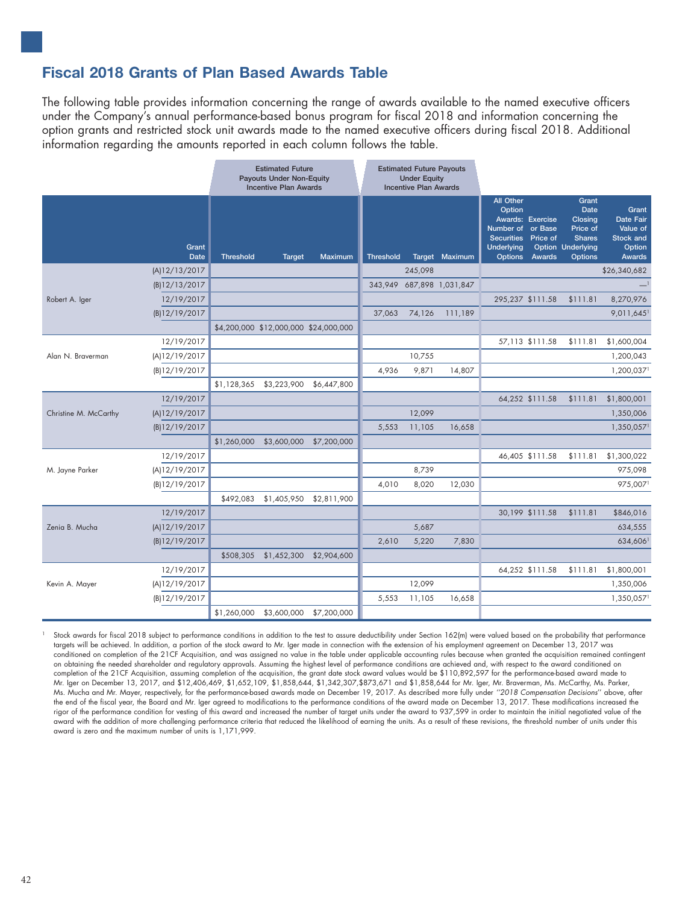## Fiscal 2018 Grants of Plan Based Awards Table

The following table provides information concerning the range of awards available to the named executive officers under the Company's annual performance-based bonus program for fiscal 2018 and information concerning the option grants and restricted stock unit awards made to the named executive officers during fiscal 2018. Additional information regarding the amounts reported in each column follows the table.

| | | Estimated Future Payouts Under Non-Equity Incentive Plan Awards | | | Estimated Future Payouts Under Equity Incentive Plan Awards | | | | | | |
|---|---|---|---|---|---|---|---|---|---|---|---|
| | Grant Date | Threshold | Target | Maximum | Threshold | Target | Maximum | All Other Option Awards: Number of Securities Underlying Options | Exercise or Base Price of Option Awards | Grant Date Closing Price of Shares Underlying Options | Grant Date Fair Value of Stock and Option Awards |
| Robert A. Iger | (A)12/13/2017 | | | | | 245,098 | | | | | $26,340,682 |
| | (B)12/13/2017 | | | | 343,949 | 687,898 | 1,031,847 | | | | —[1] |
| | 12/19/2017 | | | | | | | 295,237 | $111.58 | $111.81 | 8,270,976 |
| | (B)12/19/2017 | | | | 37,063 | 74,126 | 111,189 | | | | 9,011,645[1] |
| | | $4,200,000 | $12,000,000 | $24,000,000 | | | | | | | |
| Alan N. Braverman | 12/19/2017 | | | | | | | 57,113 | $111.58 | $111.81 | $1,600,004 |
| | (A)12/19/2017 | | | | | 10,755 | | | | | 1,200,043 |
| | (B)12/19/2017 | | | | 4,936 | 9,871 | 14,807 | | | | 1,200,037[1] |
| | | $1,128,365 | $3,223,900 | $6,447,800 | | | | | | | |
| Christine M. McCarthy | 12/19/2017 | | | | | | | 64,252 | $111.58 | $111.81 | $1,800,001 |
| | (A)12/19/2017 | | | | | 12,099 | | | | | 1,350,006 |
| | (B)12/19/2017 | | | | 5,553 | 11,105 | 16,658 | | | | 1,350,057[1] |
| | | $1,260,000 | $3,600,000 | $7,200,000 | | | | | | | |
| M. Jayne Parker | 12/19/2017 | | | | | | | 46,405 | $111.58 | $111.81 | $1,300,022 |
| | (A)12/19/2017 | | | | | 8,739 | | | | | 975,098 |
| | (B)12/19/2017 | | | | 4,010 | 8,020 | 12,030 | | | | 975,007[1] |
| | | $492,083 | $1,405,950 | $2,811,900 | | | | | | | |
| Zenia B. Mucha | 12/19/2017 | | | | | | | 30,199 | $111.58 | $111.81 | $846,016 |
| | (A)12/19/2017 | | | | | 5,687 | | | | | 634,555 |
| | (B)12/19/2017 | | | | 2,610 | 5,220 | 7,830 | | | | 634,606[1] |
| | | $508,305 | $1,452,300 | $2,904,600 | | | | | | | |
| Kevin A. Mayer | 12/19/2017 | | | | | | | 64,252 | $111.58 | $111.81 | $1,800,001 |
| | (A)12/19/2017 | | | | | 12,099 | | | | | 1,350,006 |
| | (B)12/19/2017 | | | | 5,553 | 11,105 | 16,658 | | | | 1,350,057[1] |
| | | $1,260,000 | $3,600,000 | $7,200,000 | | | | | | | |

[1] Stock awards for fiscal 2018 subject to performance conditions in addition to the test to assure deductibility under Section 162(m) were valued based on the probability that performance targets will be achieved. In addition, a portion of the stock award to Mr. Iger made in connection with the extension of his employment agreement on December 13, 2017 was conditioned on completion of the 21CF Acquisition, and was assigned no value in the table under applicable accounting rules because when granted the acquisition remained contingent on obtaining the needed shareholder and regulatory approvals. Assuming the highest level of performance conditions are achieved and, with respect to the award conditioned on completion of the 21CF Acquisition, assuming completion of the acquisition, the grant date stock award values would be $110,892,597 for the performance-based award made to Mr. Iger on December 13, 2017, and $12,406,469, $1,652,109, $1,858,644, $1,342,307,$873,671 and $1,858,644 for Mr. Iger, Mr. Braverman, Ms. McCarthy, Ms. Parker, Ms. Mucha and Mr. Mayer, respectively, for the performance-based awards made on December 19, 2017. As described more fully under *"2018 Compensation Decisions"* above, after the end of the fiscal year, the Board and Mr. Iger agreed to modifications to the performance conditions of the award made on December 13, 2017. These modifications increased the rigor of the performance condition for vesting of this award and increased the number of target units under the award to 937,599 in order to maintain the initial negotiated value of the award with the addition of more challenging performance criteria that reduced the likelihood of earning the units. As a result of these revisions, the threshold number of units under this award is zero and the maximum number of units is 1,171,999.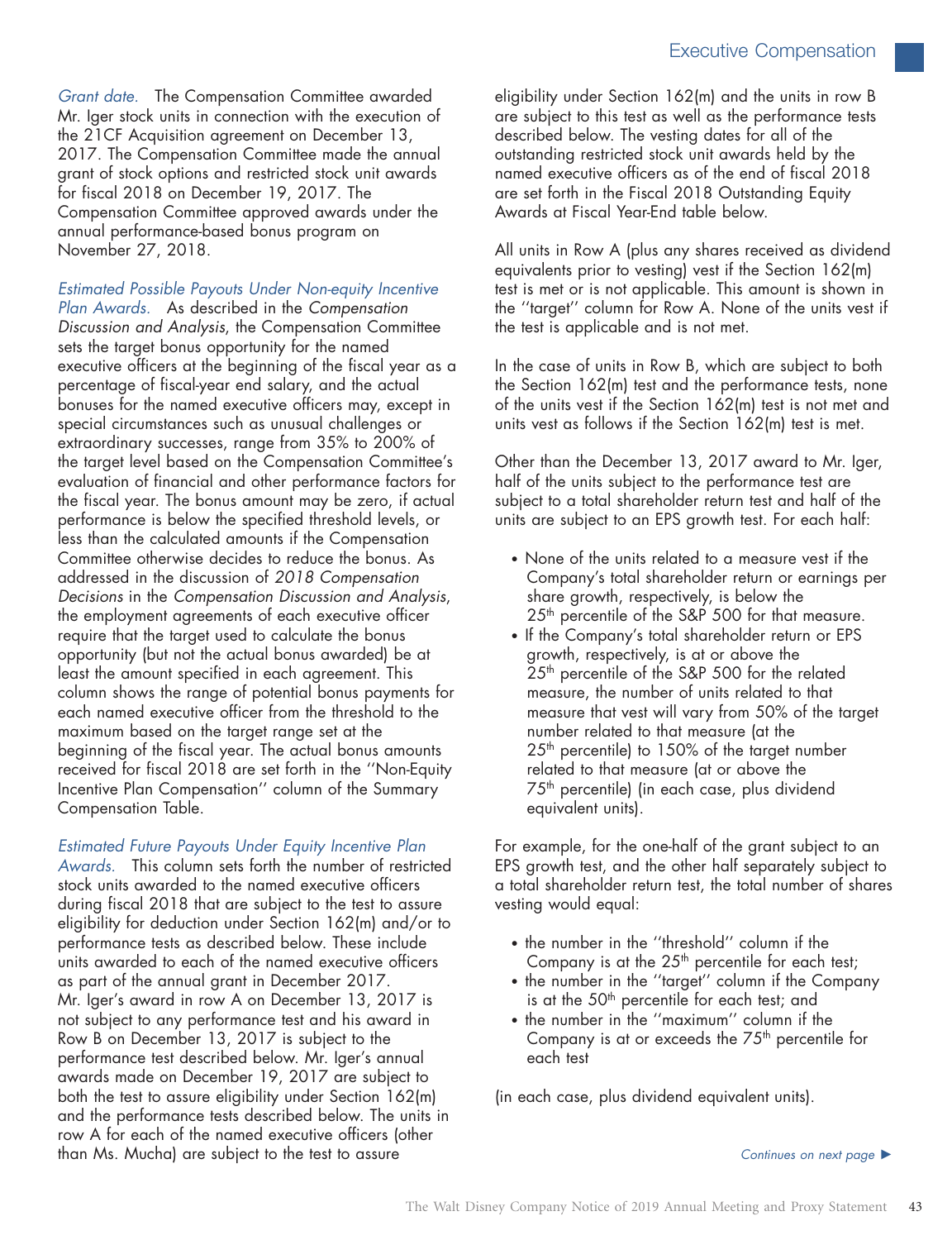*Grant date.* The Compensation Committee awarded Mr. Iger stock units in connection with the execution of the 21CF Acquisition agreement on December 13, 2017. The Compensation Committee made the annual grant of stock options and restricted stock unit awards for fiscal 2018 on December 19, 2017. The Compensation Committee approved awards under the annual performance-based bonus program on November 27, 2018.

*Estimated Possible Payouts Under Non-equity Incentive Plan Awards.* As described in the *Compensation Discussion and Analysis*, the Compensation Committee sets the target bonus opportunity for the named executive officers at the beginning of the fiscal year as a percentage of fiscal-year end salary, and the actual bonuses for the named executive officers may, except in special circumstances such as unusual challenges or extraordinary successes, range from 35% to 200% of the target level based on the Compensation Committee's evaluation of financial and other performance factors for the fiscal year. The bonus amount may be zero, if actual performance is below the specified threshold levels, or less than the calculated amounts if the Compensation Committee otherwise decides to reduce the bonus. As addressed in the discussion of *2018 Compensation Decisions* in the *Compensation Discussion and Analysis*, the employment agreements of each executive officer require that the target used to calculate the bonus opportunity (but not the actual bonus awarded) be at least the amount specified in each agreement. This column shows the range of potential bonus payments for each named executive officer from the threshold to the maximum based on the target range set at the beginning of the fiscal year. The actual bonus amounts received for fiscal 2018 are set forth in the "Non-Equity Incentive Plan Compensation" column of the Summary Compensation Table.

*Estimated Future Payouts Under Equity Incentive Plan Awards.* This column sets forth the number of restricted stock units awarded to the named executive officers during fiscal 2018 that are subject to the test to assure eligibility for deduction under Section 162(m) and/or to performance tests as described below. These include units awarded to each of the named executive officers as part of the annual grant in December 2017. Mr. Iger's award in row A on December 13, 2017 is not subject to any performance test and his award in Row B on December 13, 2017 is subject to the performance test described below. Mr. Iger's annual awards made on December 19, 2017 are subject to both the test to assure eligibility under Section 162(m) and the performance tests described below. The units in row A for each of the named executive officers (other than Ms. Mucha) are subject to the test to assure eligibility under Section 162(m) and the units in row B are subject to this test as well as the performance tests described below. The vesting dates for all of the outstanding restricted stock unit awards held by the named executive officers as of the end of fiscal 2018 are set forth in the Fiscal 2018 Outstanding Equity Awards at Fiscal Year-End table below.

All units in Row A (plus any shares received as dividend equivalents prior to vesting) vest if the Section 162(m) test is met or is not applicable. This amount is shown in the "target" column for Row A. None of the units vest if the test is applicable and is not met.

In the case of units in Row B, which are subject to both the Section 162(m) test and the performance tests, none of the units vest if the Section 162(m) test is not met and units vest as follows if the Section 162(m) test is met.

Other than the December 13, 2017 award to Mr. Iger, half of the units subject to the performance test are subject to a total shareholder return test and half of the units are subject to an EPS growth test. For each half:

- None of the units related to a measure vest if the Company's total shareholder return or earnings per share growth, respectively, is below the 25th percentile of the S&P 500 for that measure.
- If the Company's total shareholder return or EPS growth, respectively, is at or above the 25th percentile of the S&P 500 for the related measure, the number of units related to that measure that vest will vary from 50% of the target number related to that measure (at the 25th percentile) to 150% of the target number related to that measure (at or above the 75th percentile) (in each case, plus dividend equivalent units).

For example, for the one-half of the grant subject to an EPS growth test, and the other half separately subject to a total shareholder return test, the total number of shares vesting would equal:

- the number in the "threshold" column if the Company is at the 25th percentile for each test;
- the number in the "target" column if the Company is at the 50th percentile for each test; and
- the number in the "maximum" column if the Company is at or exceeds the 75th percentile for each test

(in each case, plus dividend equivalent units).

*Continues on next page* ►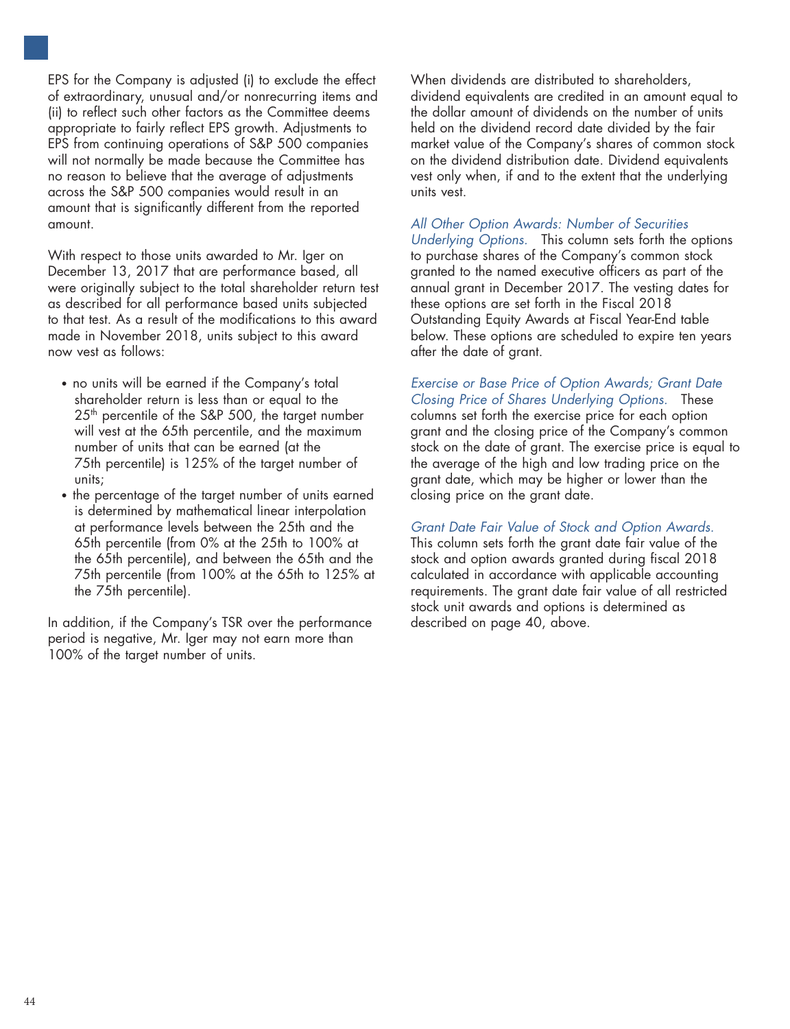EPS for the Company is adjusted (i) to exclude the effect of extraordinary, unusual and/or nonrecurring items and (ii) to reflect such other factors as the Committee deems appropriate to fairly reflect EPS growth. Adjustments to EPS from continuing operations of S&P 500 companies will not normally be made because the Committee has no reason to believe that the average of adjustments across the S&P 500 companies would result in an amount that is significantly different from the reported amount.

With respect to those units awarded to Mr. Iger on December 13, 2017 that are performance based, all were originally subject to the total shareholder return test as described for all performance based units subjected to that test. As a result of the modifications to this award made in November 2018, units subject to this award now vest as follows:

- no units will be earned if the Company's total shareholder return is less than or equal to the 25th percentile of the S&P 500, the target number will vest at the 65th percentile, and the maximum number of units that can be earned (at the 75th percentile) is 125% of the target number of units;
- the percentage of the target number of units earned is determined by mathematical linear interpolation at performance levels between the 25th and the 65th percentile (from 0% at the 25th to 100% at the 65th percentile), and between the 65th and the 75th percentile (from 100% at the 65th to 125% at the 75th percentile).

In addition, if the Company's TSR over the performance period is negative, Mr. Iger may not earn more than 100% of the target number of units.

When dividends are distributed to shareholders, dividend equivalents are credited in an amount equal to the dollar amount of dividends on the number of units held on the dividend record date divided by the fair market value of the Company's shares of common stock on the dividend distribution date. Dividend equivalents vest only when, if and to the extent that the underlying units vest.

*All Other Option Awards: Number of Securities Underlying Options.* This column sets forth the options to purchase shares of the Company's common stock granted to the named executive officers as part of the annual grant in December 2017. The vesting dates for these options are set forth in the Fiscal 2018 Outstanding Equity Awards at Fiscal Year-End table below. These options are scheduled to expire ten years after the date of grant.

*Exercise or Base Price of Option Awards; Grant Date Closing Price of Shares Underlying Options.* These columns set forth the exercise price for each option grant and the closing price of the Company's common stock on the date of grant. The exercise price is equal to the average of the high and low trading price on the grant date, which may be higher or lower than the closing price on the grant date.

*Grant Date Fair Value of Stock and Option Awards.* This column sets forth the grant date fair value of the stock and option awards granted during fiscal 2018 calculated in accordance with applicable accounting requirements. The grant date fair value of all restricted stock unit awards and options is determined as described on page 40, above.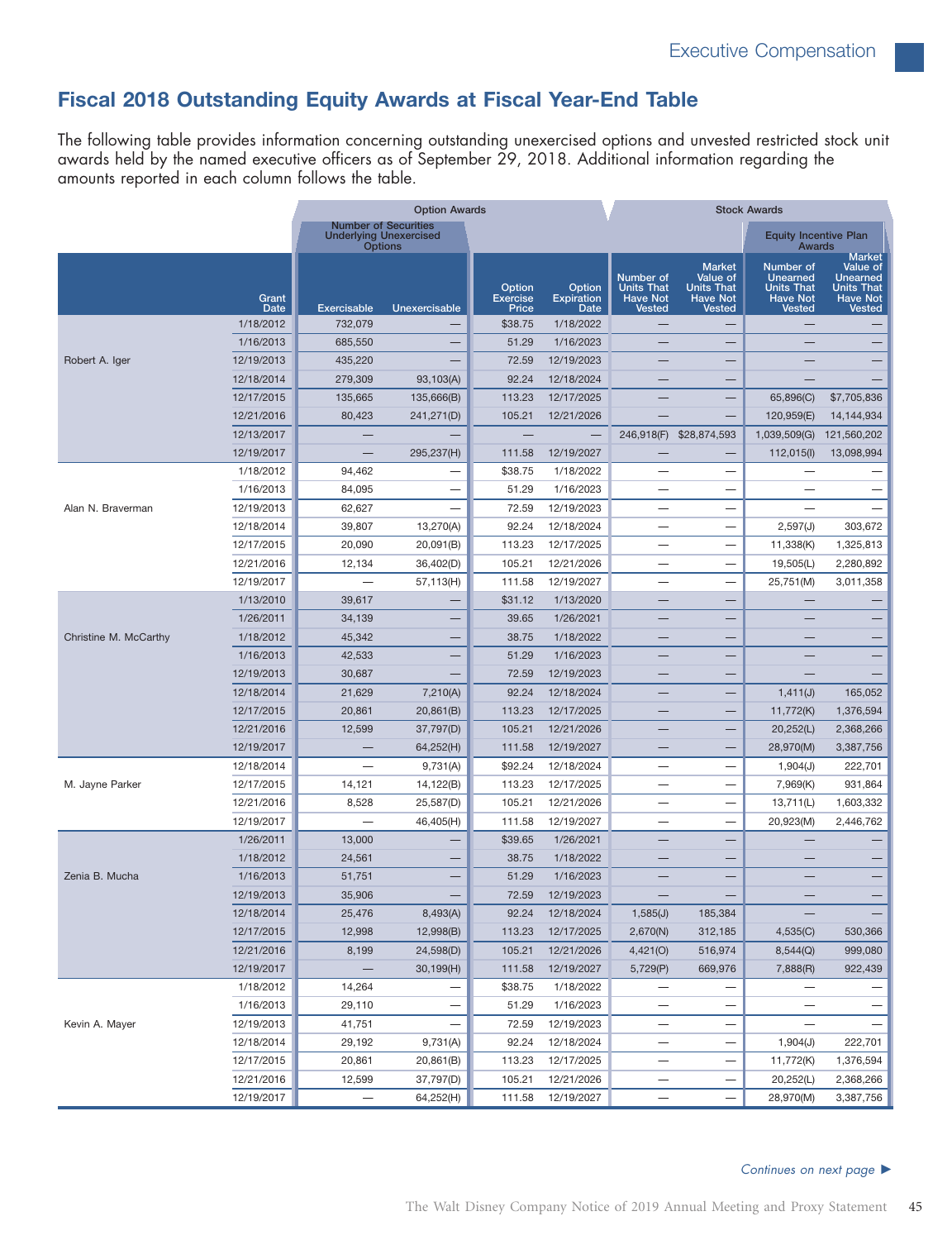## Fiscal 2018 Outstanding Equity Awards at Fiscal Year-End Table

The following table provides information concerning outstanding unexercised options and unvested restricted stock unit awards held by the named executive officers as of September 29, 2018. Additional information regarding the amounts reported in each column follows the table.

| | | Option Awards | | | | Stock Awards | | | |
|---|---|---|---|---|---|---|---|---|---|
| | | Number of Securities Underlying Unexercised Options | | | | | | Equity Incentive Plan Awards | |
| | Grant Date | Exercisable | Unexercisable | Option Exercise Price | Option Expiration Date | Number of Units That Have Not Vested | Market Value of Units That Have Not Vested | Number of Unearned Units That Have Not Vested | Market Value of Unearned Units That Have Not Vested |
| Robert A. Iger | 1/18/2012 | 732,079 | — | $38.75 | 1/18/2022 | — | — | — | — |
| | 1/16/2013 | 685,550 | — | 51.29 | 1/16/2023 | — | — | — | — |
| | 12/19/2013 | 435,220 | — | 72.59 | 12/19/2023 | — | — | — | — |
| | 12/18/2014 | 279,309 | 93,103(A) | 92.24 | 12/18/2024 | — | — | — | — |
| | 12/17/2015 | 135,665 | 135,666(B) | 113.23 | 12/17/2025 | — | — | 65,896(C) | $7,705,836 |
| | 12/21/2016 | 80,423 | 241,271(D) | 105.21 | 12/21/2026 | — | — | 120,959(E) | 14,144,934 |
| | 12/13/2017 | — | — | — | — | 246,918(F) | $28,874,593 | 1,039,509(G) | 121,560,202 |
| | 12/19/2017 | — | 295,237(H) | 111.58 | 12/19/2027 | — | — | 112,015(I) | 13,098,994 |
| Alan N. Braverman | 1/18/2012 | 94,462 | — | $38.75 | 1/18/2022 | — | — | — | — |
| | 1/16/2013 | 84,095 | — | 51.29 | 1/16/2023 | — | — | — | — |
| | 12/19/2013 | 62,627 | — | 72.59 | 12/19/2023 | — | — | — | — |
| | 12/18/2014 | 39,807 | 13,270(A) | 92.24 | 12/18/2024 | — | — | 2,597(J) | 303,672 |
| | 12/17/2015 | 20,090 | 20,091(B) | 113.23 | 12/17/2025 | — | — | 11,338(K) | 1,325,813 |
| | 12/21/2016 | 12,134 | 36,402(D) | 105.21 | 12/21/2026 | — | — | 19,505(L) | 2,280,892 |
| | 12/19/2017 | — | 57,113(H) | 111.58 | 12/19/2027 | — | — | 25,751(M) | 3,011,358 |
| Christine M. McCarthy | 1/13/2010 | 39,617 | — | $31.12 | 1/13/2020 | — | — | — | — |
| | 1/26/2011 | 34,139 | — | 39.65 | 1/26/2021 | — | — | — | — |
| | 1/18/2012 | 45,342 | — | 38.75 | 1/18/2022 | — | — | — | — |
| | 1/16/2013 | 42,533 | — | 51.29 | 1/16/2023 | — | — | — | — |
| | 12/19/2013 | 30,687 | — | 72.59 | 12/19/2023 | — | — | — | — |
| | 12/18/2014 | 21,629 | 7,210(A) | 92.24 | 12/18/2024 | — | — | 1,411(J) | 165,052 |
| | 12/17/2015 | 20,861 | 20,861(B) | 113.23 | 12/17/2025 | — | — | 11,772(K) | 1,376,594 |
| | 12/21/2016 | 12,599 | 37,797(D) | 105.21 | 12/21/2026 | — | — | 20,252(L) | 2,368,266 |
| | 12/19/2017 | — | 64,252(H) | 111.58 | 12/19/2027 | — | — | 28,970(M) | 3,387,756 |
| M. Jayne Parker | 12/18/2014 | — | 9,731(A) | $92.24 | 12/18/2024 | — | — | 1,904(J) | 222,701 |
| | 12/17/2015 | 14,121 | 14,122(B) | 113.23 | 12/17/2025 | — | — | 7,969(K) | 931,864 |
| | 12/21/2016 | 8,528 | 25,587(D) | 105.21 | 12/21/2026 | — | — | 13,711(L) | 1,603,332 |
| | 12/19/2017 | — | 46,405(H) | 111.58 | 12/19/2027 | — | — | 20,923(M) | 2,446,762 |
| Zenia B. Mucha | 1/26/2011 | 13,000 | — | $39.65 | 1/26/2021 | — | — | — | — |
| | 1/18/2012 | 24,561 | — | 38.75 | 1/18/2022 | — | — | — | — |
| | 1/16/2013 | 51,751 | — | 51.29 | 1/16/2023 | — | — | — | — |
| | 12/19/2013 | 35,906 | — | 72.59 | 12/19/2023 | — | — | — | — |
| | 12/18/2014 | 25,476 | 8,493(A) | 92.24 | 12/18/2024 | 1,585(J) | 185,384 | — | — |
| | 12/17/2015 | 12,998 | 12,998(B) | 113.23 | 12/17/2025 | 2,670(N) | 312,185 | 4,535(C) | 530,366 |
| | 12/21/2016 | 8,199 | 24,598(D) | 105.21 | 12/21/2026 | 4,421(O) | 516,974 | 8,544(Q) | 999,080 |
| | 12/19/2017 | — | 30,199(H) | 111.58 | 12/19/2027 | 5,729(P) | 669,976 | 7,888(R) | 922,439 |
| Kevin A. Mayer | 1/18/2012 | 14,264 | — | $38.75 | 1/18/2022 | — | — | — | — |
| | 1/16/2013 | 29,110 | — | 51.29 | 1/16/2023 | — | — | — | — |
| | 12/19/2013 | 41,751 | — | 72.59 | 12/19/2023 | — | — | — | — |
| | 12/18/2014 | 29,192 | 9,731(A) | 92.24 | 12/18/2024 | — | — | 1,904(J) | 222,701 |
| | 12/17/2015 | 20,861 | 20,861(B) | 113.23 | 12/17/2025 | — | — | 11,772(K) | 1,376,594 |
| | 12/21/2016 | 12,599 | 37,797(D) | 105.21 | 12/21/2026 | — | — | 20,252(L) | 2,368,266 |
| | 12/19/2017 | — | 64,252(H) | 111.58 | 12/19/2027 | — | — | 28,970(M) | 3,387,756 |

*Continues on next page* ►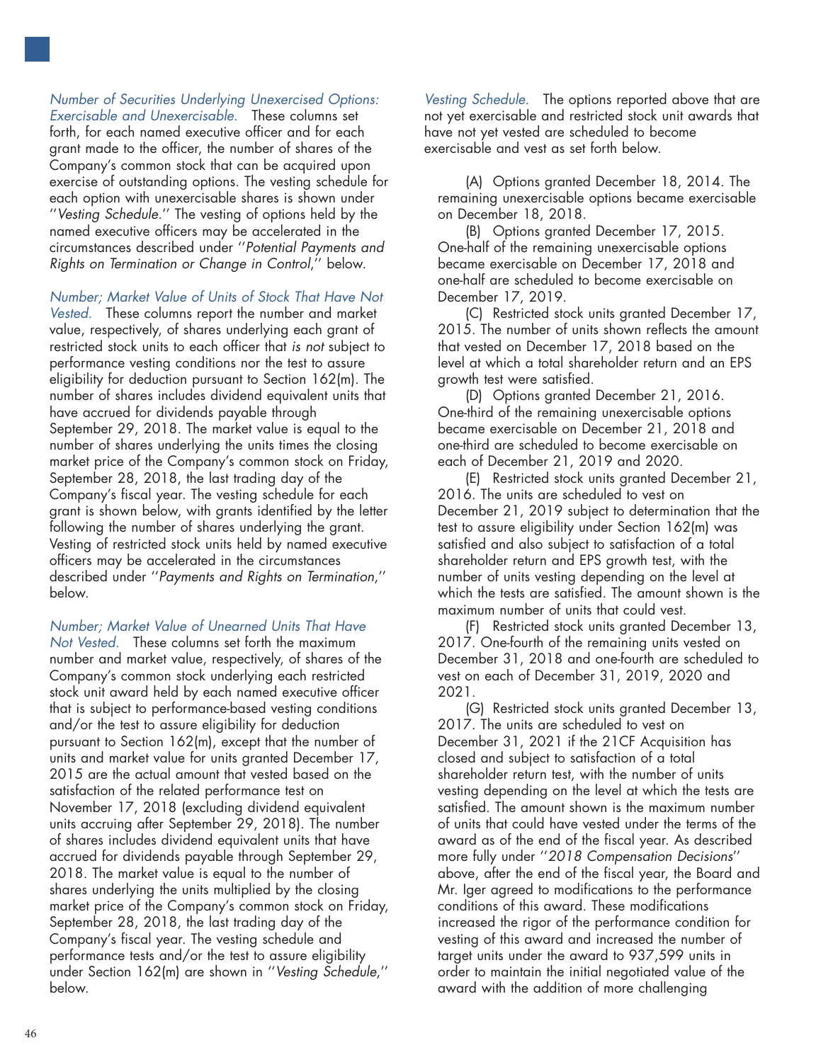*Number of Securities Underlying Unexercised Options: Exercisable and Unexercisable.* These columns set forth, for each named executive officer and for each grant made to the officer, the number of shares of the Company's common stock that can be acquired upon exercise of outstanding options. The vesting schedule for each option with unexercisable shares is shown under "*Vesting Schedule*." The vesting of options held by the named executive officers may be accelerated in the circumstances described under "*Potential Payments and Rights on Termination or Change in Control*," below.

*Number; Market Value of Units of Stock That Have Not Vested.* These columns report the number and market value, respectively, of shares underlying each grant of restricted stock units to each officer that *is not* subject to performance vesting conditions nor the test to assure eligibility for deduction pursuant to Section 162(m). The number of shares includes dividend equivalent units that have accrued for dividends payable through September 29, 2018. The market value is equal to the number of shares underlying the units times the closing market price of the Company's common stock on Friday, September 28, 2018, the last trading day of the Company's fiscal year. The vesting schedule for each grant is shown below, with grants identified by the letter following the number of shares underlying the grant. Vesting of restricted stock units held by named executive officers may be accelerated in the circumstances described under "*Payments and Rights on Termination*," below.

*Number; Market Value of Unearned Units That Have Not Vested.* These columns set forth the maximum number and market value, respectively, of shares of the Company's common stock underlying each restricted stock unit award held by each named executive officer that is subject to performance-based vesting conditions and/or the test to assure eligibility for deduction pursuant to Section 162(m), except that the number of units and market value for units granted December 17, 2015 are the actual amount that vested based on the satisfaction of the related performance test on November 17, 2018 (excluding dividend equivalent units accruing after September 29, 2018). The number of shares includes dividend equivalent units that have accrued for dividends payable through September 29, 2018. The market value is equal to the number of shares underlying the units multiplied by the closing market price of the Company's common stock on Friday, September 28, 2018, the last trading day of the Company's fiscal year. The vesting schedule and performance tests and/or the test to assure eligibility under Section 162(m) are shown in "*Vesting Schedule*," below.

*Vesting Schedule.* The options reported above that are not yet exercisable and restricted stock unit awards that have not yet vested are scheduled to become exercisable and vest as set forth below.

(A) Options granted December 18, 2014. The remaining unexercisable options became exercisable on December 18, 2018.

(B) Options granted December 17, 2015. One-half of the remaining unexercisable options became exercisable on December 17, 2018 and one-half are scheduled to become exercisable on December 17, 2019.

(C) Restricted stock units granted December 17, 2015. The number of units shown reflects the amount that vested on December 17, 2018 based on the level at which a total shareholder return and an EPS growth test were satisfied.

(D) Options granted December 21, 2016. One-third of the remaining unexercisable options became exercisable on December 21, 2018 and one-third are scheduled to become exercisable on each of December 21, 2019 and 2020.

(E) Restricted stock units granted December 21, 2016. The units are scheduled to vest on December 21, 2019 subject to determination that the test to assure eligibility under Section 162(m) was satisfied and also subject to satisfaction of a total shareholder return and EPS growth test, with the number of units vesting depending on the level at which the tests are satisfied. The amount shown is the maximum number of units that could vest.

(F) Restricted stock units granted December 13, 2017. One-fourth of the remaining units vested on December 31, 2018 and one-fourth are scheduled to vest on each of December 31, 2019, 2020 and 2021.

(G) Restricted stock units granted December 13, 2017. The units are scheduled to vest on December 31, 2021 if the 21CF Acquisition has closed and subject to satisfaction of a total shareholder return test, with the number of units vesting depending on the level at which the tests are satisfied. The amount shown is the maximum number of units that could have vested under the terms of the award as of the end of the fiscal year. As described more fully under "*2018 Compensation Decisions*" above, after the end of the fiscal year, the Board and Mr. Iger agreed to modifications to the performance conditions of this award. These modifications increased the rigor of the performance condition for vesting of this award and increased the number of target units under the award to 937,599 units in order to maintain the initial negotiated value of the award with the addition of more challenging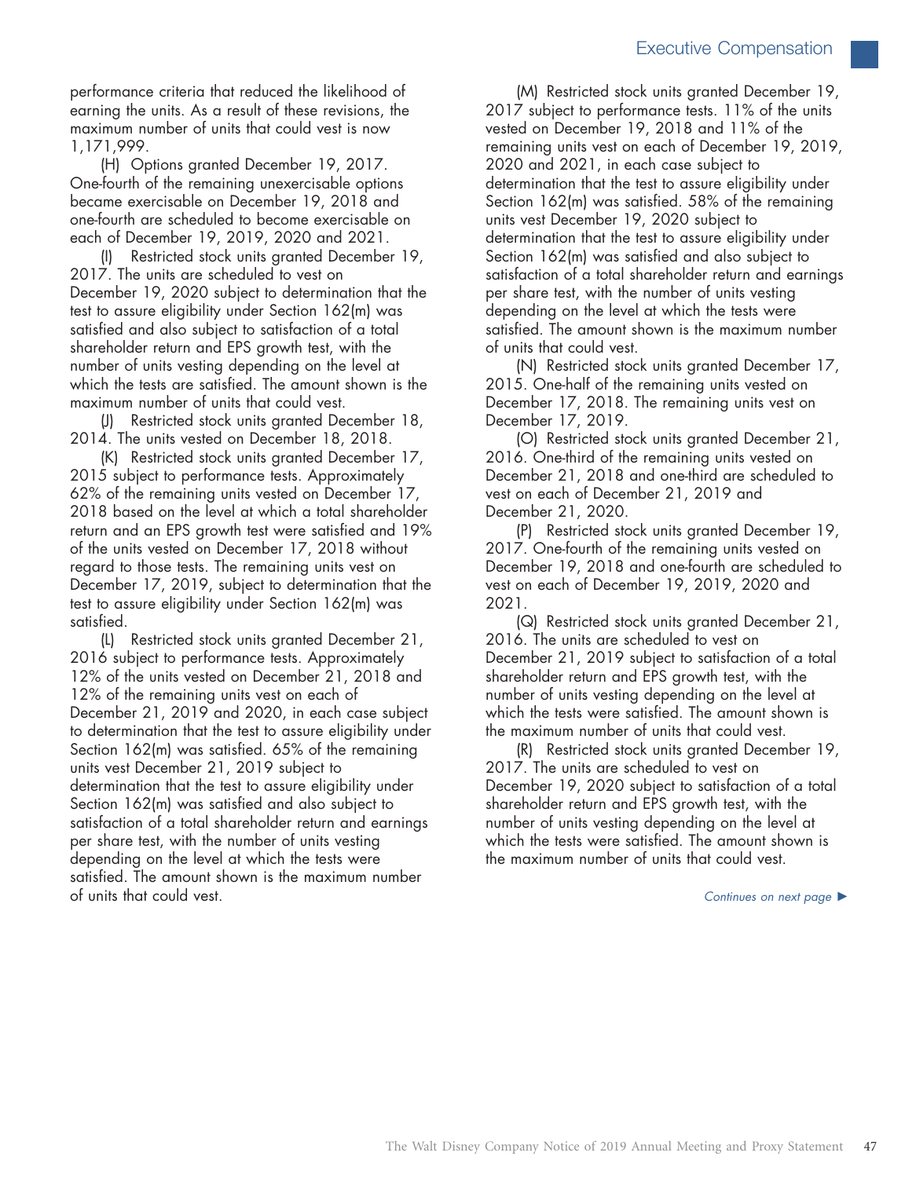performance criteria that reduced the likelihood of earning the units. As a result of these revisions, the maximum number of units that could vest is now 1,171,999.

(H) Options granted December 19, 2017. One-fourth of the remaining unexercisable options became exercisable on December 19, 2018 and one-fourth are scheduled to become exercisable on each of December 19, 2019, 2020 and 2021.

(I) Restricted stock units granted December 19, 2017. The units are scheduled to vest on December 19, 2020 subject to determination that the test to assure eligibility under Section 162(m) was satisfied and also subject to satisfaction of a total shareholder return and EPS growth test, with the number of units vesting depending on the level at which the tests are satisfied. The amount shown is the maximum number of units that could vest.

(J) Restricted stock units granted December 18, 2014. The units vested on December 18, 2018.

(K) Restricted stock units granted December 17, 2015 subject to performance tests. Approximately 62% of the remaining units vested on December 17, 2018 based on the level at which a total shareholder return and an EPS growth test were satisfied and 19% of the units vested on December 17, 2018 without regard to those tests. The remaining units vest on December 17, 2019, subject to determination that the test to assure eligibility under Section 162(m) was satisfied.

(L) Restricted stock units granted December 21, 2016 subject to performance tests. Approximately 12% of the units vested on December 21, 2018 and 12% of the remaining units vest on each of December 21, 2019 and 2020, in each case subject to determination that the test to assure eligibility under Section 162(m) was satisfied. 65% of the remaining units vest December 21, 2019 subject to determination that the test to assure eligibility under Section 162(m) was satisfied and also subject to satisfaction of a total shareholder return and earnings per share test, with the number of units vesting depending on the level at which the tests were satisfied. The amount shown is the maximum number of units that could vest.

(M) Restricted stock units granted December 19, 2017 subject to performance tests. 11% of the units vested on December 19, 2018 and 11% of the remaining units vest on each of December 19, 2019, 2020 and 2021, in each case subject to determination that the test to assure eligibility under Section 162(m) was satisfied. 58% of the remaining units vest December 19, 2020 subject to determination that the test to assure eligibility under Section 162(m) was satisfied and also subject to satisfaction of a total shareholder return and earnings per share test, with the number of units vesting depending on the level at which the tests were satisfied. The amount shown is the maximum number of units that could vest.

(N) Restricted stock units granted December 17, 2015. One-half of the remaining units vested on December 17, 2018. The remaining units vest on December 17, 2019.

(O) Restricted stock units granted December 21, 2016. One-third of the remaining units vested on December 21, 2018 and one-third are scheduled to vest on each of December 21, 2019 and December 21, 2020.

(P) Restricted stock units granted December 19, 2017. One-fourth of the remaining units vested on December 19, 2018 and one-fourth are scheduled to vest on each of December 19, 2019, 2020 and 2021.

(Q) Restricted stock units granted December 21, 2016. The units are scheduled to vest on December 21, 2019 subject to satisfaction of a total shareholder return and EPS growth test, with the number of units vesting depending on the level at which the tests were satisfied. The amount shown is the maximum number of units that could vest.

(R) Restricted stock units granted December 19, 2017. The units are scheduled to vest on December 19, 2020 subject to satisfaction of a total shareholder return and EPS growth test, with the number of units vesting depending on the level at which the tests were satisfied. The amount shown is the maximum number of units that could vest.

*Continues on next page* ►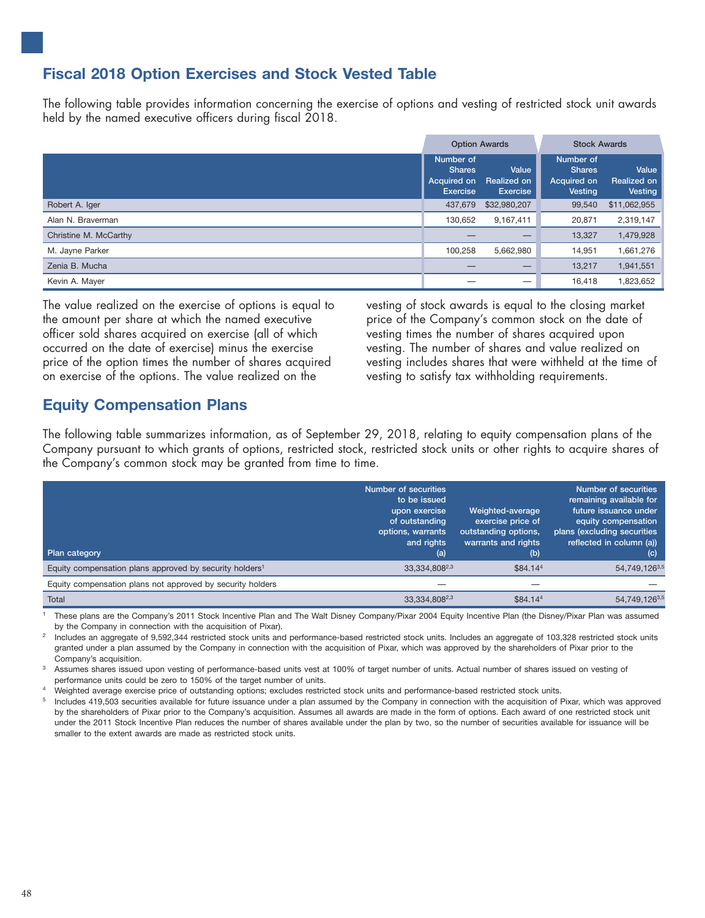## Fiscal 2018 Option Exercises and Stock Vested Table

The following table provides information concerning the exercise of options and vesting of restricted stock unit awards held by the named executive officers during fiscal 2018.

| | Option Awards | | Stock Awards | |
|---|---|---|---|---|
| | Number of Shares Acquired on Exercise | Value Realized on Exercise | Number of Shares Acquired on Vesting | Value Realized on Vesting |
| Robert A. Iger | 437,679 | $32,980,207 | 99,540 | $11,062,955 |
| Alan N. Braverman | 130,652 | 9,167,411 | 20,871 | 2,319,147 |
| Christine M. McCarthy | — | — | 13,327 | 1,479,928 |
| M. Jayne Parker | 100,258 | 5,662,980 | 14,951 | 1,661,276 |
| Zenia B. Mucha | — | — | 13,217 | 1,941,551 |
| Kevin A. Mayer | — | — | 16,418 | 1,823,652 |

The value realized on the exercise of options is equal to the amount per share at which the named executive officer sold shares acquired on exercise (all of which occurred on the date of exercise) minus the exercise price of the option times the number of shares acquired on exercise of the options. The value realized on the vesting of stock awards is equal to the closing market price of the Company's common stock on the date of vesting times the number of shares acquired upon vesting. The number of shares and value realized on vesting includes shares that were withheld at the time of vesting to satisfy tax withholding requirements.

## Equity Compensation Plans

The following table summarizes information, as of September 29, 2018, relating to equity compensation plans of the Company pursuant to which grants of options, restricted stock, restricted stock units or other rights to acquire shares of the Company's common stock may be granted from time to time.

| Plan category | Number of securities to be issued upon exercise of outstanding options, warrants and rights (a) | Weighted-average exercise price of outstanding options, warrants and rights (b) | Number of securities remaining available for future issuance under equity compensation plans (excluding securities reflected in column (a)) (c) |
|---|---|---|---|
| Equity compensation plans approved by security holders[1] | 33,334,808[2,3] | $84.14[4] | 54,749,126[3,5] |
| Equity compensation plans not approved by security holders | — | — | — |
| Total | 33,334,808[2,3] | $84.14[4] | 54,749,126[3,5] |

[1] These plans are the Company's 2011 Stock Incentive Plan and The Walt Disney Company/Pixar 2004 Equity Incentive Plan (the Disney/Pixar Plan was assumed by the Company in connection with the acquisition of Pixar).

[2] Includes an aggregate of 9,592,344 restricted stock units and performance-based restricted stock units. Includes an aggregate of 103,328 restricted stock units granted under a plan assumed by the Company in connection with the acquisition of Pixar, which was approved by the shareholders of Pixar prior to the Company's acquisition.

[3] Assumes shares issued upon vesting of performance-based units vest at 100% of target number of units. Actual number of shares issued on vesting of performance units could be zero to 150% of the target number of units.

[4] Weighted average exercise price of outstanding options; excludes restricted stock units and performance-based restricted stock units.

[5] Includes 419,503 securities available for future issuance under a plan assumed by the Company in connection with the acquisition of Pixar, which was approved by the shareholders of Pixar prior to the Company's acquisition. Assumes all awards are made in the form of options. Each award of one restricted stock unit under the 2011 Stock Incentive Plan reduces the number of shares available under the plan by two, so the number of securities available for issuance will be smaller to the extent awards are made as restricted stock units.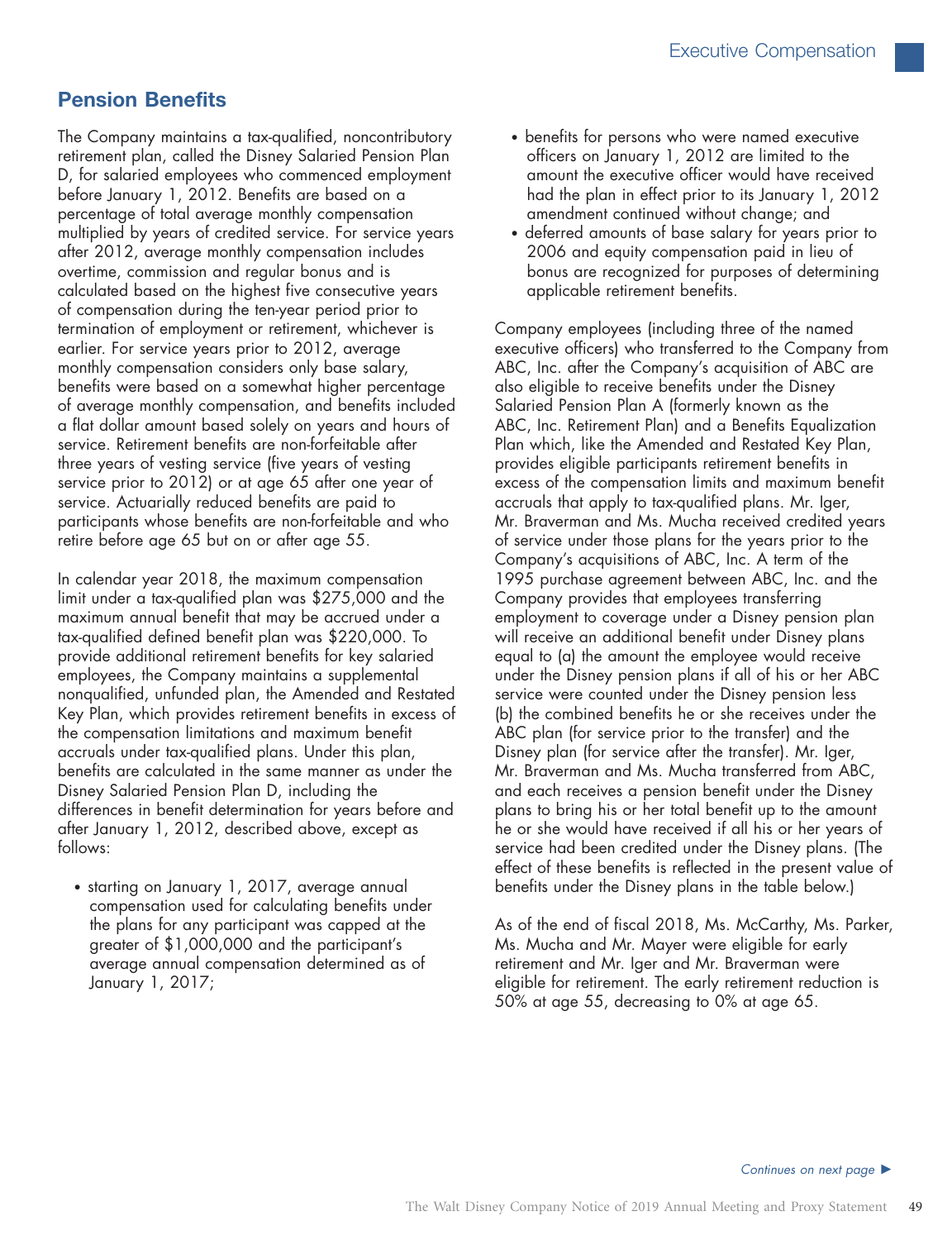## Pension Benefits

The Company maintains a tax-qualified, noncontributory retirement plan, called the Disney Salaried Pension Plan D, for salaried employees who commenced employment before January 1, 2012. Benefits are based on a percentage of total average monthly compensation multiplied by years of credited service. For service years after 2012, average monthly compensation includes overtime, commission and regular bonus and is calculated based on the highest five consecutive years of compensation during the ten-year period prior to termination of employment or retirement, whichever is earlier. For service years prior to 2012, average monthly compensation considers only base salary, benefits were based on a somewhat higher percentage of average monthly compensation, and benefits included a flat dollar amount based solely on years and hours of service. Retirement benefits are non-forfeitable after three years of vesting service (five years of vesting service prior to 2012) or at age 65 after one year of service. Actuarially reduced benefits are paid to participants whose benefits are non-forfeitable and who retire before age 65 but on or after age 55.

In calendar year 2018, the maximum compensation limit under a tax-qualified plan was $275,000 and the maximum annual benefit that may be accrued under a tax-qualified defined benefit plan was $220,000. To provide additional retirement benefits for key salaried employees, the Company maintains a supplemental nonqualified, unfunded plan, the Amended and Restated Key Plan, which provides retirement benefits in excess of the compensation limitations and maximum benefit accruals under tax-qualified plans. Under this plan, benefits are calculated in the same manner as under the Disney Salaried Pension Plan D, including the differences in benefit determination for years before and after January 1, 2012, described above, except as follows:

- starting on January 1, 2017, average annual compensation used for calculating benefits under the plans for any participant was capped at the greater of $1,000,000 and the participant's average annual compensation determined as of January 1, 2017;
- benefits for persons who were named executive officers on January 1, 2012 are limited to the amount the executive officer would have received had the plan in effect prior to its January 1, 2012 amendment continued without change; and
- deferred amounts of base salary for years prior to 2006 and equity compensation paid in lieu of bonus are recognized for purposes of determining applicable retirement benefits.

Company employees (including three of the named executive officers) who transferred to the Company from ABC, Inc. after the Company's acquisition of ABC are also eligible to receive benefits under the Disney Salaried Pension Plan A (formerly known as the ABC, Inc. Retirement Plan) and a Benefits Equalization Plan which, like the Amended and Restated Key Plan, provides eligible participants retirement benefits in excess of the compensation limits and maximum benefit accruals that apply to tax-qualified plans. Mr. Iger, Mr. Braverman and Ms. Mucha received credited years of service under those plans for the years prior to the Company's acquisitions of ABC, Inc. A term of the 1995 purchase agreement between ABC, Inc. and the Company provides that employees transferring employment to coverage under a Disney pension plan will receive an additional benefit under Disney plans equal to (a) the amount the employee would receive under the Disney pension plans if all of his or her ABC service were counted under the Disney pension less (b) the combined benefits he or she receives under the ABC plan (for service prior to the transfer) and the Disney plan (for service after the transfer). Mr. Iger, Mr. Braverman and Ms. Mucha transferred from ABC, and each receives a pension benefit under the Disney plans to bring his or her total benefit up to the amount he or she would have received if all his or her years of service had been credited under the Disney plans. (The effect of these benefits is reflected in the present value of benefits under the Disney plans in the table below.)

As of the end of fiscal 2018, Ms. McCarthy, Ms. Parker, Ms. Mucha and Mr. Mayer were eligible for early retirement and Mr. Iger and Mr. Braverman were eligible for retirement. The early retirement reduction is 50% at age 55, decreasing to 0% at age 65.

*Continues on next page ►*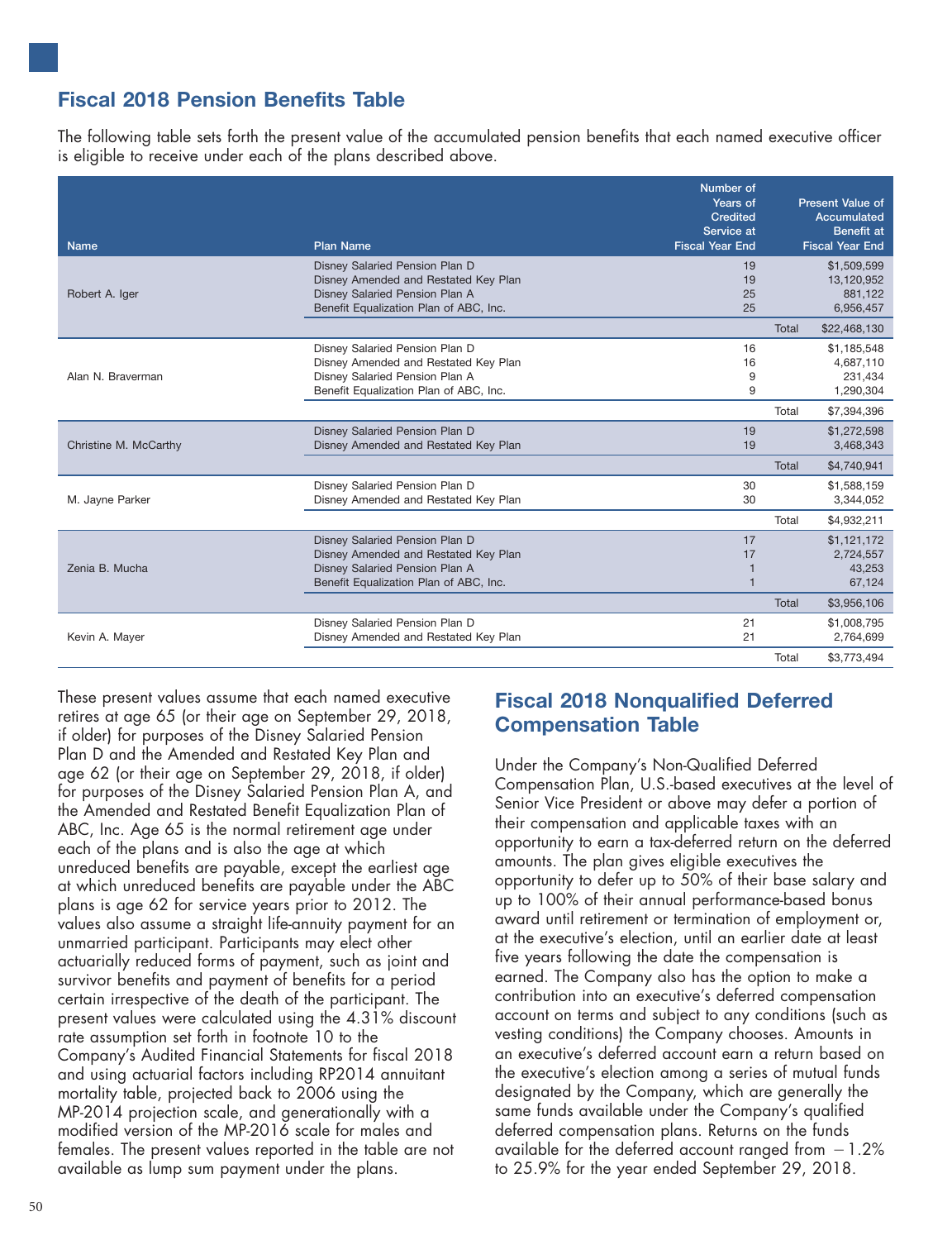## Fiscal 2018 Pension Benefits Table

The following table sets forth the present value of the accumulated pension benefits that each named executive officer is eligible to receive under each of the plans described above.

| Name | Plan Name | Number of Years of Credited Service at Fiscal Year End | Present Value of Accumulated Benefit at Fiscal Year End |
|---|---|---|---|
| Robert A. Iger | Disney Salaried Pension Plan D | 19 | $1,509,599 |
| | Disney Amended and Restated Key Plan | 19 | 13,120,952 |
| | Disney Salaried Pension Plan A | 25 | 881,122 |
| | Benefit Equalization Plan of ABC, Inc. | 25 | 6,956,457 |
| | | Total | $22,468,130 |
| Alan N. Braverman | Disney Salaried Pension Plan D | 16 | $1,185,548 |
| | Disney Amended and Restated Key Plan | 16 | 4,687,110 |
| | Disney Salaried Pension Plan A | 9 | 231,434 |
| | Benefit Equalization Plan of ABC, Inc. | 9 | 1,290,304 |
| | | Total | $7,394,396 |
| Christine M. McCarthy | Disney Salaried Pension Plan D | 19 | $1,272,598 |
| | Disney Amended and Restated Key Plan | 19 | 3,468,343 |
| | | Total | $4,740,941 |
| M. Jayne Parker | Disney Salaried Pension Plan D | 30 | $1,588,159 |
| | Disney Amended and Restated Key Plan | 30 | 3,344,052 |
| | | Total | $4,932,211 |
| Zenia B. Mucha | Disney Salaried Pension Plan D | 17 | $1,121,172 |
| | Disney Amended and Restated Key Plan | 17 | 2,724,557 |
| | Disney Salaried Pension Plan A | 1 | 43,253 |
| | Benefit Equalization Plan of ABC, Inc. | 1 | 67,124 |
| | | Total | $3,956,106 |
| Kevin A. Mayer | Disney Salaried Pension Plan D | 21 | $1,008,795 |
| | Disney Amended and Restated Key Plan | 21 | 2,764,699 |
| | | Total | $3,773,494 |

These present values assume that each named executive retires at age 65 (or their age on September 29, 2018, if older) for purposes of the Disney Salaried Pension Plan D and the Amended and Restated Key Plan and age 62 (or their age on September 29, 2018, if older) for purposes of the Disney Salaried Pension Plan A, and the Amended and Restated Benefit Equalization Plan of ABC, Inc. Age 65 is the normal retirement age under each of the plans and is also the age at which unreduced benefits are payable, except the earliest age at which unreduced benefits are payable under the ABC plans is age 62 for service years prior to 2012. The values also assume a straight life-annuity payment for an unmarried participant. Participants may elect other actuarially reduced forms of payment, such as joint and survivor benefits and payment of benefits for a period certain irrespective of the death of the participant. The present values were calculated using the 4.31% discount rate assumption set forth in footnote 10 to the Company's Audited Financial Statements for fiscal 2018 and using actuarial factors including RP2014 annuitant mortality table, projected back to 2006 using the MP-2014 projection scale, and generationally with a modified version of the MP-2016 scale for males and females. The present values reported in the table are not available as lump sum payment under the plans.

## Fiscal 2018 Nonqualified Deferred Compensation Table

Under the Company's Non-Qualified Deferred Compensation Plan, U.S.-based executives at the level of Senior Vice President or above may defer a portion of their compensation and applicable taxes with an opportunity to earn a tax-deferred return on the deferred amounts. The plan gives eligible executives the opportunity to defer up to 50% of their base salary and up to 100% of their annual performance-based bonus award until retirement or termination of employment or, at the executive's election, until an earlier date at least five years following the date the compensation is earned. The Company also has the option to make a contribution into an executive's deferred compensation account on terms and subject to any conditions (such as vesting conditions) the Company chooses. Amounts in an executive's deferred account earn a return based on the executive's election among a series of mutual funds designated by the Company, which are generally the same funds available under the Company's qualified deferred compensation plans. Returns on the funds available for the deferred account ranged from −1.2% to 25.9% for the year ended September 29, 2018.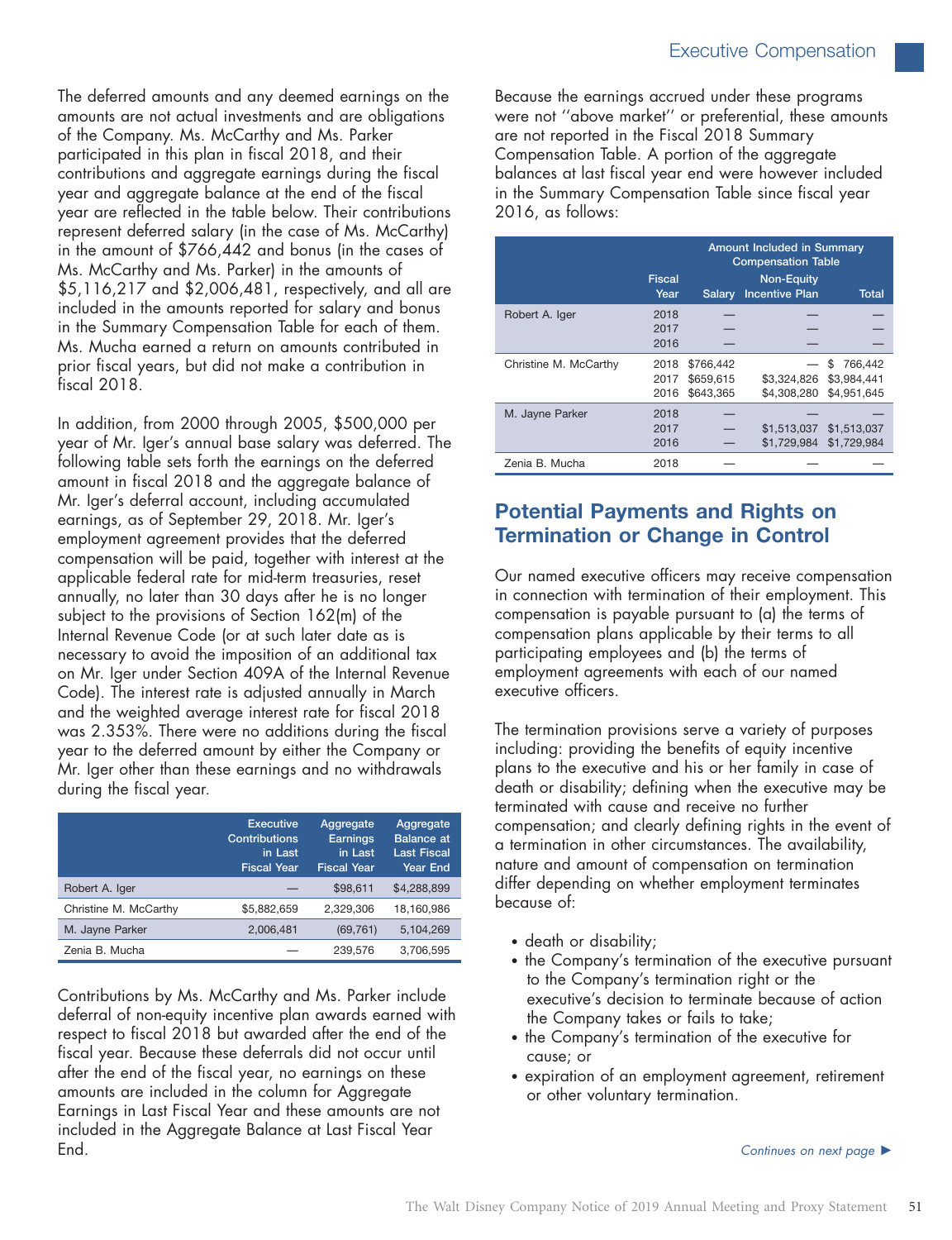The deferred amounts and any deemed earnings on the amounts are not actual investments and are obligations of the Company. Ms. McCarthy and Ms. Parker participated in this plan in fiscal 2018, and their contributions and aggregate earnings during the fiscal year and aggregate balance at the end of the fiscal year are reflected in the table below. Their contributions represent deferred salary (in the case of Ms. McCarthy) in the amount of $766,442 and bonus (in the cases of Ms. McCarthy and Ms. Parker) in the amounts of $5,116,217 and $2,006,481, respectively, and all are included in the amounts reported for salary and bonus in the Summary Compensation Table for each of them. Ms. Mucha earned a return on amounts contributed in prior fiscal years, but did not make a contribution in fiscal 2018.

In addition, from 2000 through 2005, $500,000 per year of Mr. Iger's annual base salary was deferred. The following table sets forth the earnings on the deferred amount in fiscal 2018 and the aggregate balance of Mr. Iger's deferral account, including accumulated earnings, as of September 29, 2018. Mr. Iger's employment agreement provides that the deferred compensation will be paid, together with interest at the applicable federal rate for mid-term treasuries, reset annually, no later than 30 days after he is no longer subject to the provisions of Section 162(m) of the Internal Revenue Code (or at such later date as is necessary to avoid the imposition of an additional tax on Mr. Iger under Section 409A of the Internal Revenue Code). The interest rate is adjusted annually in March and the weighted average interest rate for fiscal 2018 was 2.353%. There were no additions during the fiscal year to the deferred amount by either the Company or Mr. Iger other than these earnings and no withdrawals during the fiscal year.

| | Executive Contributions in Last Fiscal Year | Aggregate Earnings in Last Fiscal Year | Aggregate Balance at Last Fiscal Year End |
|---|---|---|---|
| Robert A. Iger | — | $98,611 | $4,288,899 |
| Christine M. McCarthy | $5,882,659 | 2,329,306 | 18,160,986 |
| M. Jayne Parker | 2,006,481 | (69,761) | 5,104,269 |
| Zenia B. Mucha | — | 239,576 | 3,706,595 |

Contributions by Ms. McCarthy and Ms. Parker include deferral of non-equity incentive plan awards earned with respect to fiscal 2018 but awarded after the end of the fiscal year. Because these deferrals did not occur until after the end of the fiscal year, no earnings on these amounts are included in the column for Aggregate Earnings in Last Fiscal Year and these amounts are not included in the Aggregate Balance at Last Fiscal Year End.

Because the earnings accrued under these programs were not "above market" or preferential, these amounts are not reported in the Fiscal 2018 Summary Compensation Table. A portion of the aggregate balances at last fiscal year end were however included in the Summary Compensation Table since fiscal year 2016, as follows:

| | Fiscal Year | Amount Included in Summary Compensation Table Salary | Non-Equity Incentive Plan | Total |
|---|---|---|---|---|
| Robert A. Iger | 2018 | — | — | — |
| | 2017 | — | — | — |
| | 2016 | — | — | — |
| Christine M. McCarthy | 2018 | $766,442 | — | $ 766,442 |
| | 2017 | $659,615 | $3,324,826 | $3,984,441 |
| | 2016 | $643,365 | $4,308,280 | $4,951,645 |
| M. Jayne Parker | 2018 | — | — | — |
| | 2017 | — | $1,513,037 | $1,513,037 |
| | 2016 | — | $1,729,984 | $1,729,984 |
| Zenia B. Mucha | 2018 | — | — | — |

## Potential Payments and Rights on Termination or Change in Control

Our named executive officers may receive compensation in connection with termination of their employment. This compensation is payable pursuant to (a) the terms of compensation plans applicable by their terms to all participating employees and (b) the terms of employment agreements with each of our named executive officers.

The termination provisions serve a variety of purposes including: providing the benefits of equity incentive plans to the executive and his or her family in case of death or disability; defining when the executive may be terminated with cause and receive no further compensation; and clearly defining rights in the event of a termination in other circumstances. The availability, nature and amount of compensation on termination differ depending on whether employment terminates because of:

- death or disability;
- the Company's termination of the executive pursuant to the Company's termination right or the executive's decision to terminate because of action the Company takes or fails to take;
- the Company's termination of the executive for cause; or
- expiration of an employment agreement, retirement or other voluntary termination.

*Continues on next page* ►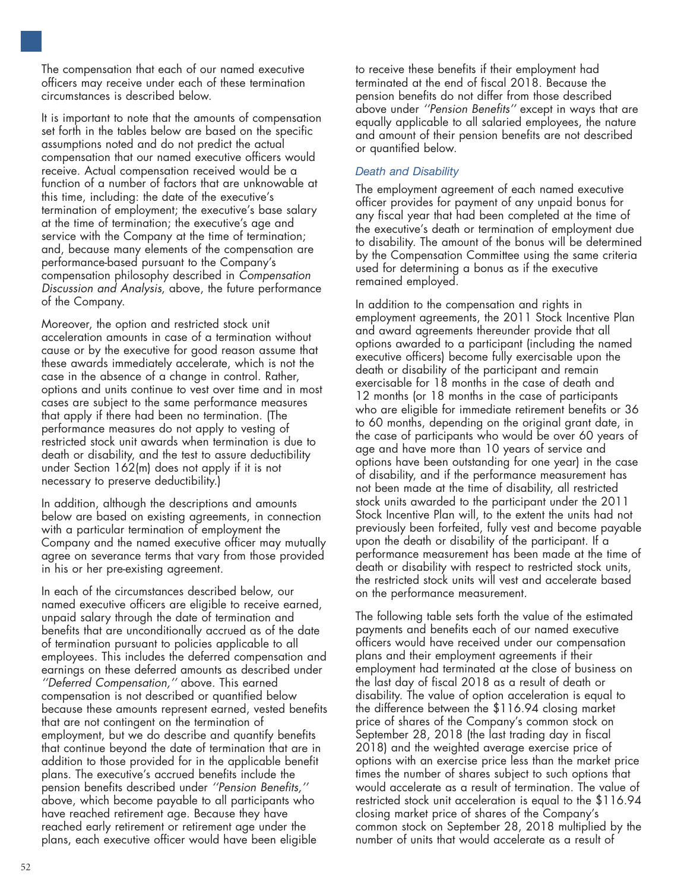The compensation that each of our named executive officers may receive under each of these termination circumstances is described below.

It is important to note that the amounts of compensation set forth in the tables below are based on the specific assumptions noted and do not predict the actual compensation that our named executive officers would receive. Actual compensation received would be a function of a number of factors that are unknowable at this time, including: the date of the executive's termination of employment; the executive's base salary at the time of termination; the executive's age and service with the Company at the time of termination; and, because many elements of the compensation are performance-based pursuant to the Company's compensation philosophy described in *Compensation Discussion and Analysis*, above, the future performance of the Company.

Moreover, the option and restricted stock unit acceleration amounts in case of a termination without cause or by the executive for good reason assume that these awards immediately accelerate, which is not the case in the absence of a change in control. Rather, options and units continue to vest over time and in most cases are subject to the same performance measures that apply if there had been no termination. (The performance measures do not apply to vesting of restricted stock unit awards when termination is due to death or disability, and the test to assure deductibility under Section 162(m) does not apply if it is not necessary to preserve deductibility.)

In addition, although the descriptions and amounts below are based on existing agreements, in connection with a particular termination of employment the Company and the named executive officer may mutually agree on severance terms that vary from those provided in his or her pre-existing agreement.

In each of the circumstances described below, our named executive officers are eligible to receive earned, unpaid salary through the date of termination and benefits that are unconditionally accrued as of the date of termination pursuant to policies applicable to all employees. This includes the deferred compensation and earnings on these deferred amounts as described under *''Deferred Compensation,''* above. This earned compensation is not described or quantified below because these amounts represent earned, vested benefits that are not contingent on the termination of employment, but we do describe and quantify benefits that continue beyond the date of termination that are in addition to those provided for in the applicable benefit plans. The executive's accrued benefits include the pension benefits described under *''Pension Benefits,''* above, which become payable to all participants who have reached retirement age. Because they have reached early retirement or retirement age under the plans, each executive officer would have been eligible to receive these benefits if their employment had terminated at the end of fiscal 2018. Because the pension benefits do not differ from those described above under *''Pension Benefits''* except in ways that are equally applicable to all salaried employees, the nature and amount of their pension benefits are not described or quantified below.

### *Death and Disability*

The employment agreement of each named executive officer provides for payment of any unpaid bonus for any fiscal year that had been completed at the time of the executive's death or termination of employment due to disability. The amount of the bonus will be determined by the Compensation Committee using the same criteria used for determining a bonus as if the executive remained employed.

In addition to the compensation and rights in employment agreements, the 2011 Stock Incentive Plan and award agreements thereunder provide that all options awarded to a participant (including the named executive officers) become fully exercisable upon the death or disability of the participant and remain exercisable for 18 months in the case of death and 12 months (or 18 months in the case of participants who are eligible for immediate retirement benefits or 36 to 60 months, depending on the original grant date, in the case of participants who would be over 60 years of age and have more than 10 years of service and options have been outstanding for one year) in the case of disability, and if the performance measurement has not been made at the time of disability, all restricted stock units awarded to the participant under the 2011 Stock Incentive Plan will, to the extent the units had not previously been forfeited, fully vest and become payable upon the death or disability of the participant. If a performance measurement has been made at the time of death or disability with respect to restricted stock units, the restricted stock units will vest and accelerate based on the performance measurement.

The following table sets forth the value of the estimated payments and benefits each of our named executive officers would have received under our compensation plans and their employment agreements if their employment had terminated at the close of business on the last day of fiscal 2018 as a result of death or disability. The value of option acceleration is equal to the difference between the $116.94 closing market price of shares of the Company's common stock on September 28, 2018 (the last trading day in fiscal 2018) and the weighted average exercise price of options with an exercise price less than the market price times the number of shares subject to such options that would accelerate as a result of termination. The value of restricted stock unit acceleration is equal to the $116.94 closing market price of shares of the Company's common stock on September 28, 2018 multiplied by the number of units that would accelerate as a result of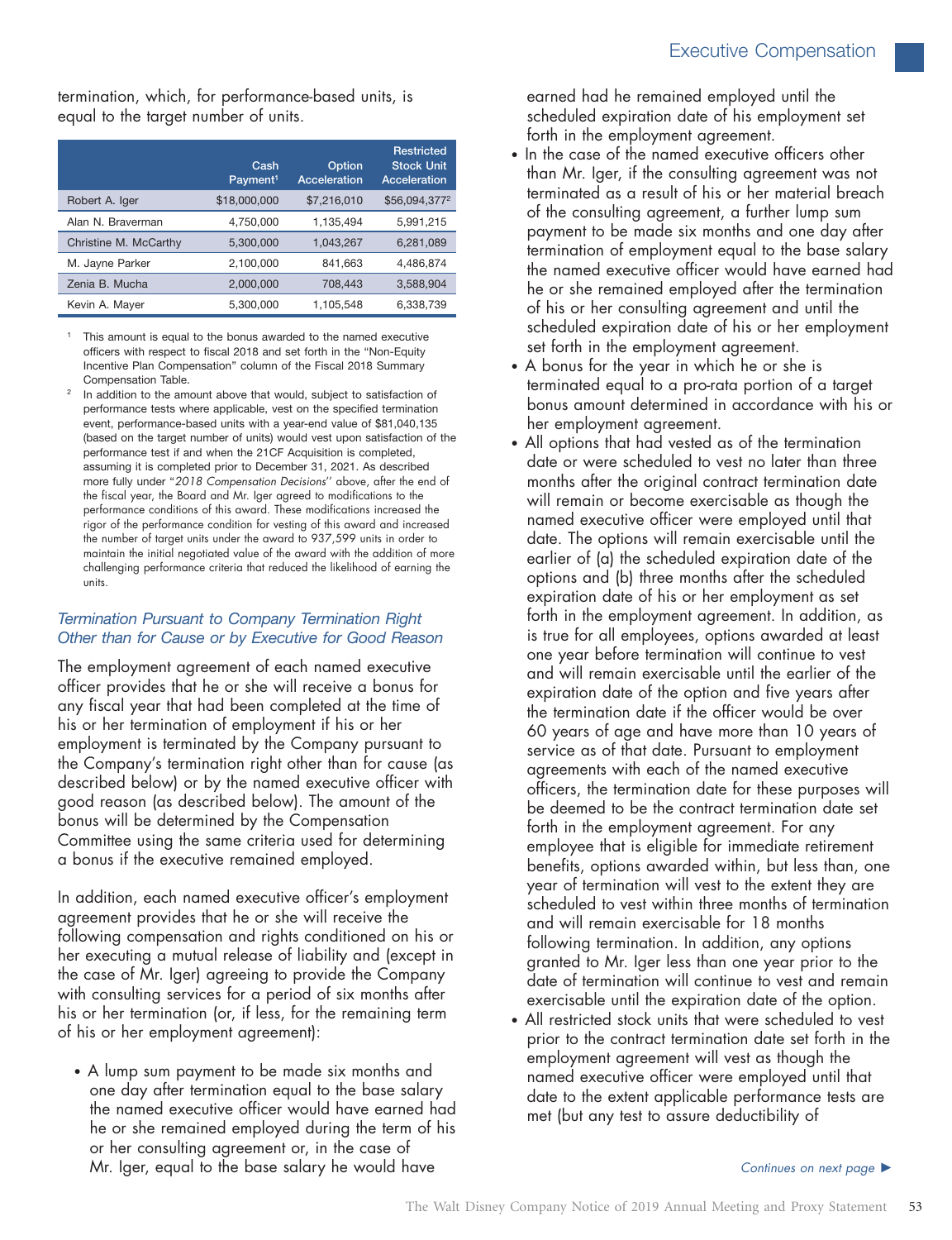termination, which, for performance-based units, is equal to the target number of units.

| | Cash Payment[1] | Option Acceleration | Restricted Stock Unit Acceleration |
|---|---|---|---|
| Robert A. Iger | $18,000,000 | $7,216,010 | $56,094,377[2] |
| Alan N. Braverman | 4,750,000 | 1,135,494 | 5,991,215 |
| Christine M. McCarthy | 5,300,000 | 1,043,267 | 6,281,089 |
| M. Jayne Parker | 2,100,000 | 841,663 | 4,486,874 |
| Zenia B. Mucha | 2,000,000 | 708,443 | 3,588,904 |
| Kevin A. Mayer | 5,300,000 | 1,105,548 | 6,338,739 |

[1] This amount is equal to the bonus awarded to the named executive officers with respect to fiscal 2018 and set forth in the "Non-Equity Incentive Plan Compensation" column of the Fiscal 2018 Summary Compensation Table.

[2] In addition to the amount above that would, subject to satisfaction of performance tests where applicable, vest on the specified termination event, performance-based units with a year-end value of $81,040,135 (based on the target number of units) would vest upon satisfaction of the performance test if and when the 21CF Acquisition is completed, assuming it is completed prior to December 31, 2021. As described more fully under "*2018 Compensation Decisions*" above, after the end of the fiscal year, the Board and Mr. Iger agreed to modifications to the performance conditions of this award. These modifications increased the rigor of the performance condition for vesting of this award and increased the number of target units under the award to 937,599 units in order to maintain the initial negotiated value of the award with the addition of more challenging performance criteria that reduced the likelihood of earning the units.

### *Termination Pursuant to Company Termination Right Other than for Cause or by Executive for Good Reason*

The employment agreement of each named executive officer provides that he or she will receive a bonus for any fiscal year that had been completed at the time of his or her termination of employment if his or her employment is terminated by the Company pursuant to the Company's termination right other than for cause (as described below) or by the named executive officer with good reason (as described below). The amount of the bonus will be determined by the Compensation Committee using the same criteria used for determining a bonus if the executive remained employed.

In addition, each named executive officer's employment agreement provides that he or she will receive the following compensation and rights conditioned on his or her executing a mutual release of liability and (except in the case of Mr. Iger) agreeing to provide the Company with consulting services for a period of six months after his or her termination (or, if less, for the remaining term of his or her employment agreement):

- A lump sum payment to be made six months and one day after termination equal to the base salary the named executive officer would have earned had he or she remained employed during the term of his or her consulting agreement or, in the case of Mr. Iger, equal to the base salary he would have earned had he remained employed until the scheduled expiration date of his employment set forth in the employment agreement.
- In the case of the named executive officers other than Mr. Iger, if the consulting agreement was not terminated as a result of his or her material breach of the consulting agreement, a further lump sum payment to be made six months and one day after termination of employment equal to the base salary the named executive officer would have earned had he or she remained employed after the termination of his or her consulting agreement and until the scheduled expiration date of his or her employment set forth in the employment agreement.
- A bonus for the year in which he or she is terminated equal to a pro-rata portion of a target bonus amount determined in accordance with his or her employment agreement.
- All options that had vested as of the termination date or were scheduled to vest no later than three months after the original contract termination date will remain or become exercisable as though the named executive officer were employed until that date. The options will remain exercisable until the earlier of (a) the scheduled expiration date of the options and (b) three months after the scheduled expiration date of his or her employment as set forth in the employment agreement. In addition, as is true for all employees, options awarded at least one year before termination will continue to vest and will remain exercisable until the earlier of the expiration date of the option and five years after the termination date if the officer would be over 60 years of age and have more than 10 years of service as of that date. Pursuant to employment agreements with each of the named executive officers, the termination date for these purposes will be deemed to be the contract termination date set forth in the employment agreement. For any employee that is eligible for immediate retirement benefits, options awarded within, but less than, one year of termination will vest to the extent they are scheduled to vest within three months of termination and will remain exercisable for 18 months following termination. In addition, any options granted to Mr. Iger less than one year prior to the date of termination will continue to vest and remain exercisable until the expiration date of the option.
- All restricted stock units that were scheduled to vest prior to the contract termination date set forth in the employment agreement will vest as though the named executive officer were employed until that date to the extent applicable performance tests are met (but any test to assure deductibility of

*Continues on next page* ►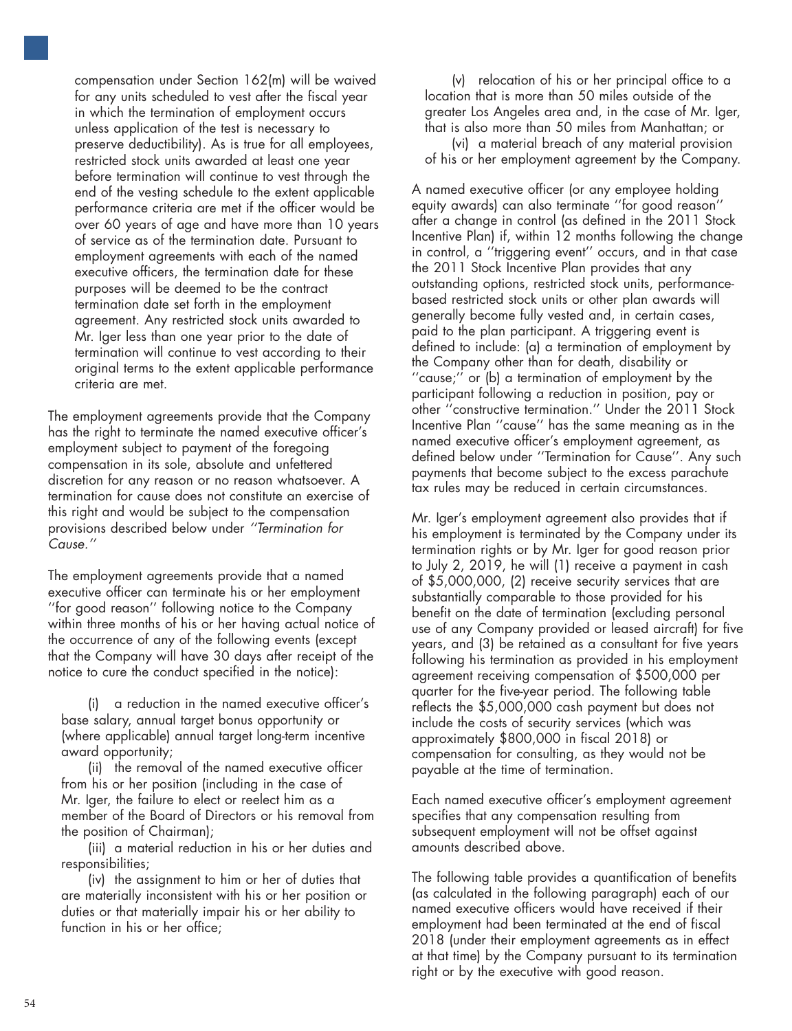compensation under Section 162(m) will be waived for any units scheduled to vest after the fiscal year in which the termination of employment occurs unless application of the test is necessary to preserve deductibility). As is true for all employees, restricted stock units awarded at least one year before termination will continue to vest through the end of the vesting schedule to the extent applicable performance criteria are met if the officer would be over 60 years of age and have more than 10 years of service as of the termination date. Pursuant to employment agreements with each of the named executive officers, the termination date for these purposes will be deemed to be the contract termination date set forth in the employment agreement. Any restricted stock units awarded to Mr. Iger less than one year prior to the date of termination will continue to vest according to their original terms to the extent applicable performance criteria are met.

The employment agreements provide that the Company has the right to terminate the named executive officer's employment subject to payment of the foregoing compensation in its sole, absolute and unfettered discretion for any reason or no reason whatsoever. A termination for cause does not constitute an exercise of this right and would be subject to the compensation provisions described below under *''Termination for Cause.''*

The employment agreements provide that a named executive officer can terminate his or her employment ''for good reason'' following notice to the Company within three months of his or her having actual notice of the occurrence of any of the following events (except that the Company will have 30 days after receipt of the notice to cure the conduct specified in the notice):

(i) a reduction in the named executive officer's base salary, annual target bonus opportunity or (where applicable) annual target long-term incentive award opportunity;

(ii) the removal of the named executive officer from his or her position (including in the case of Mr. Iger, the failure to elect or reelect him as a member of the Board of Directors or his removal from the position of Chairman);

(iii) a material reduction in his or her duties and responsibilities;

(iv) the assignment to him or her of duties that are materially inconsistent with his or her position or duties or that materially impair his or her ability to function in his or her office;

(v) relocation of his or her principal office to a location that is more than 50 miles outside of the greater Los Angeles area and, in the case of Mr. Iger, that is also more than 50 miles from Manhattan; or

(vi) a material breach of any material provision of his or her employment agreement by the Company.

A named executive officer (or any employee holding equity awards) can also terminate ''for good reason'' after a change in control (as defined in the 2011 Stock Incentive Plan) if, within 12 months following the change in control, a ''triggering event'' occurs, and in that case the 2011 Stock Incentive Plan provides that any outstanding options, restricted stock units, performance-based restricted stock units or other plan awards will generally become fully vested and, in certain cases, paid to the plan participant. A triggering event is defined to include: (a) a termination of employment by the Company other than for death, disability or ''cause;'' or (b) a termination of employment by the participant following a reduction in position, pay or other ''constructive termination.'' Under the 2011 Stock Incentive Plan ''cause'' has the same meaning as in the named executive officer's employment agreement, as defined below under ''Termination for Cause''. Any such payments that become subject to the excess parachute tax rules may be reduced in certain circumstances.

Mr. Iger's employment agreement also provides that if his employment is terminated by the Company under its termination rights or by Mr. Iger for good reason prior to July 2, 2019, he will (1) receive a payment in cash of $5,000,000, (2) receive security services that are substantially comparable to those provided for his benefit on the date of termination (excluding personal use of any Company provided or leased aircraft) for five years, and (3) be retained as a consultant for five years following his termination as provided in his employment agreement receiving compensation of $500,000 per quarter for the five-year period. The following table reflects the $5,000,000 cash payment but does not include the costs of security services (which was approximately $800,000 in fiscal 2018) or compensation for consulting, as they would not be payable at the time of termination.

Each named executive officer's employment agreement specifies that any compensation resulting from subsequent employment will not be offset against amounts described above.

The following table provides a quantification of benefits (as calculated in the following paragraph) each of our named executive officers would have received if their employment had been terminated at the end of fiscal 2018 (under their employment agreements as in effect at that time) by the Company pursuant to its termination right or by the executive with good reason.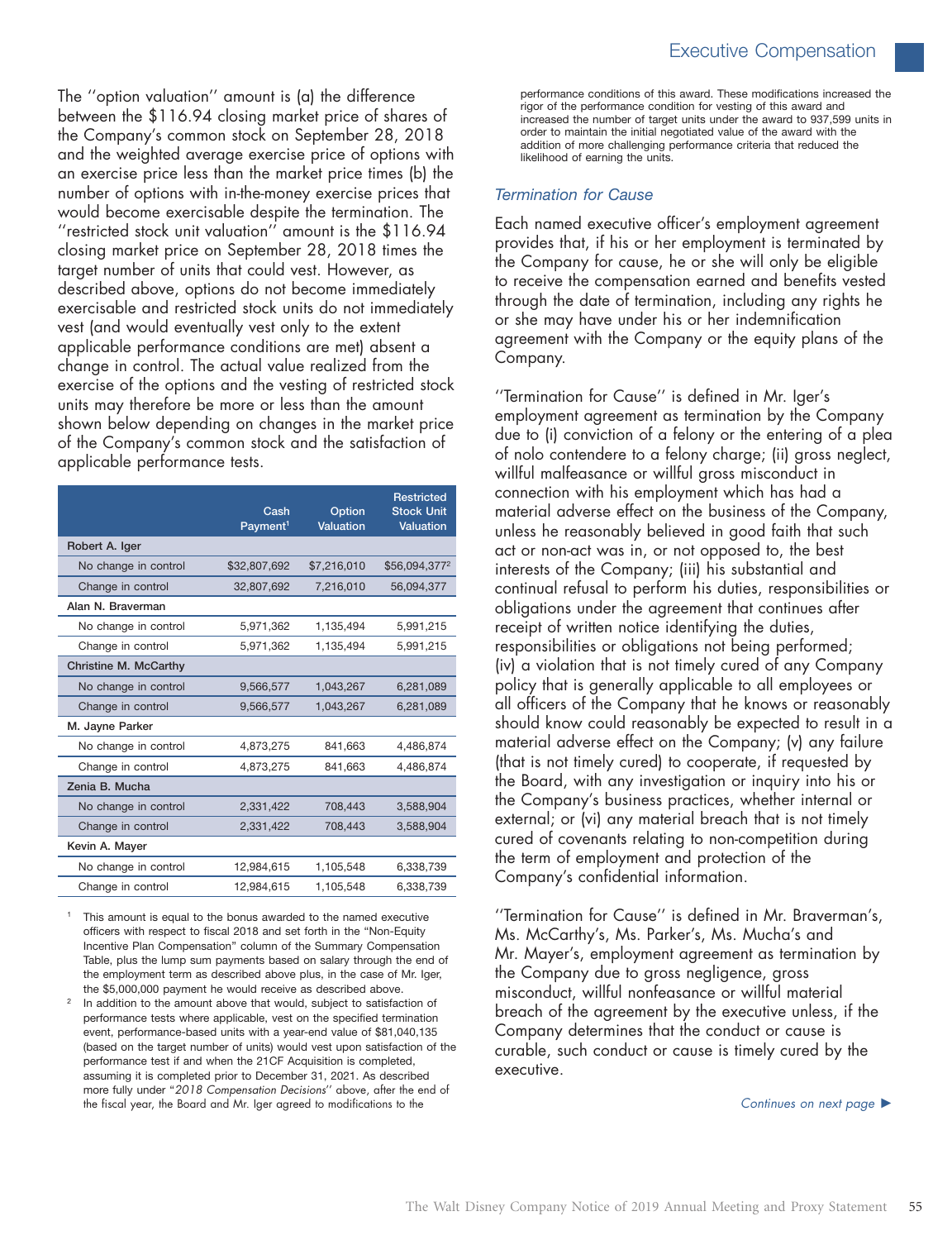The "option valuation" amount is (a) the difference between the $116.94 closing market price of shares of the Company's common stock on September 28, 2018 and the weighted average exercise price of options with an exercise price less than the market price times (b) the number of options with in-the-money exercise prices that would become exercisable despite the termination. The "restricted stock unit valuation" amount is the $116.94 closing market price on September 28, 2018 times the target number of units that could vest. However, as described above, options do not become immediately exercisable and restricted stock units do not immediately vest (and would eventually vest only to the extent applicable performance conditions are met) absent a change in control. The actual value realized from the exercise of the options and the vesting of restricted stock units may therefore be more or less than the amount shown below depending on changes in the market price of the Company's common stock and the satisfaction of applicable performance tests.

| | Cash Payment[1] | Option Valuation | Restricted Stock Unit Valuation |
|---|---|---|---|
| **Robert A. Iger** | | | |
| No change in control | $32,807,692 | $7,216,010 | $56,094,377[2] |
| Change in control | 32,807,692 | 7,216,010 | 56,094,377 |
| **Alan N. Braverman** | | | |
| No change in control | 5,971,362 | 1,135,494 | 5,991,215 |
| Change in control | 5,971,362 | 1,135,494 | 5,991,215 |
| **Christine M. McCarthy** | | | |
| No change in control | 9,566,577 | 1,043,267 | 6,281,089 |
| Change in control | 9,566,577 | 1,043,267 | 6,281,089 |
| **M. Jayne Parker** | | | |
| No change in control | 4,873,275 | 841,663 | 4,486,874 |
| Change in control | 4,873,275 | 841,663 | 4,486,874 |
| **Zenia B. Mucha** | | | |
| No change in control | 2,331,422 | 708,443 | 3,588,904 |
| Change in control | 2,331,422 | 708,443 | 3,588,904 |
| **Kevin A. Mayer** | | | |
| No change in control | 12,984,615 | 1,105,548 | 6,338,739 |
| Change in control | 12,984,615 | 1,105,548 | 6,338,739 |

[1] This amount is equal to the bonus awarded to the named executive officers with respect to fiscal 2018 and set forth in the "Non-Equity Incentive Plan Compensation" column of the Summary Compensation Table, plus the lump sum payments based on salary through the end of the employment term as described above plus, in the case of Mr. Iger, the $5,000,000 payment he would receive as described above.

[2] In addition to the amount above that would, subject to satisfaction of performance tests where applicable, vest on the specified termination event, performance-based units with a year-end value of $81,040,135 (based on the target number of units) would vest upon satisfaction of the performance test if and when the 21CF Acquisition is completed, assuming it is completed prior to December 31, 2021. As described more fully under "*2018 Compensation Decisions*" above, after the end of the fiscal year, the Board and Mr. Iger agreed to modifications to the performance conditions of this award. These modifications increased the rigor of the performance condition for vesting of this award and increased the number of target units under the award to 937,599 units in order to maintain the initial negotiated value of the award with the addition of more challenging performance criteria that reduced the likelihood of earning the units.

### *Termination for Cause*

Each named executive officer's employment agreement provides that, if his or her employment is terminated by the Company for cause, he or she will only be eligible to receive the compensation earned and benefits vested through the date of termination, including any rights he or she may have under his or her indemnification agreement with the Company or the equity plans of the Company.

"Termination for Cause" is defined in Mr. Iger's employment agreement as termination by the Company due to (i) conviction of a felony or the entering of a plea of nolo contendere to a felony charge; (ii) gross neglect, willful malfeasance or willful gross misconduct in connection with his employment which has had a material adverse effect on the business of the Company, unless he reasonably believed in good faith that such act or non-act was in, or not opposed to, the best interests of the Company; (iii) his substantial and continual refusal to perform his duties, responsibilities or obligations under the agreement that continues after receipt of written notice identifying the duties, responsibilities or obligations not being performed; (iv) a violation that is not timely cured of any Company policy that is generally applicable to all employees or all officers of the Company that he knows or reasonably should know could reasonably be expected to result in a material adverse effect on the Company; (v) any failure (that is not timely cured) to cooperate, if requested by the Board, with any investigation or inquiry into his or the Company's business practices, whether internal or external; or (vi) any material breach that is not timely cured of covenants relating to non-competition during the term of employment and protection of the Company's confidential information.

"Termination for Cause" is defined in Mr. Braverman's, Ms. McCarthy's, Ms. Parker's, Ms. Mucha's and Mr. Mayer's, employment agreement as termination by the Company due to gross negligence, gross misconduct, willful nonfeasance or willful material breach of the agreement by the executive unless, if the Company determines that the conduct or cause is curable, such conduct or cause is timely cured by the executive.

*Continues on next page* ►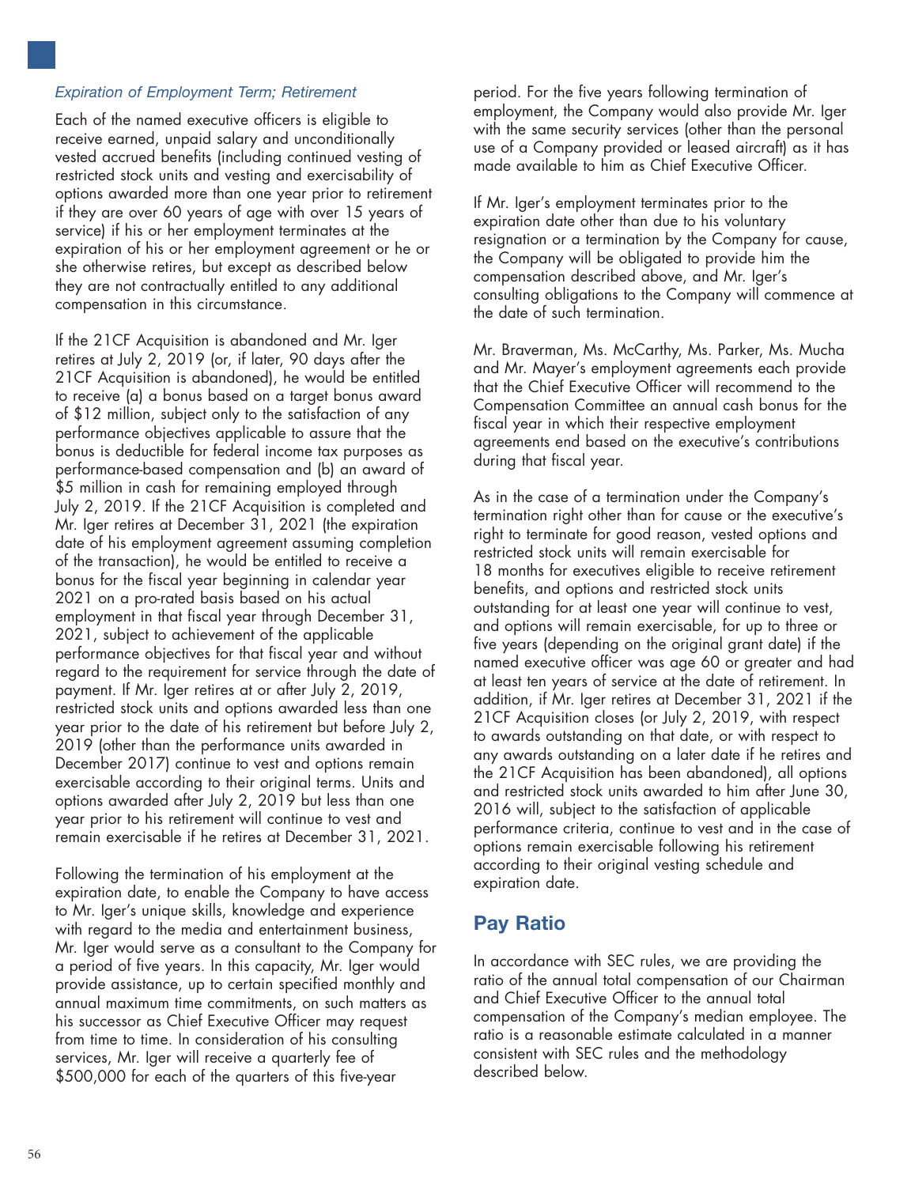*Expiration of Employment Term; Retirement*

Each of the named executive officers is eligible to receive earned, unpaid salary and unconditionally vested accrued benefits (including continued vesting of restricted stock units and vesting and exercisability of options awarded more than one year prior to retirement if they are over 60 years of age with over 15 years of service) if his or her employment terminates at the expiration of his or her employment agreement or he or she otherwise retires, but except as described below they are not contractually entitled to any additional compensation in this circumstance.

If the 21CF Acquisition is abandoned and Mr. Iger retires at July 2, 2019 (or, if later, 90 days after the 21CF Acquisition is abandoned), he would be entitled to receive (a) a bonus based on a target bonus award of $12 million, subject only to the satisfaction of any performance objectives applicable to assure that the bonus is deductible for federal income tax purposes as performance-based compensation and (b) an award of $5 million in cash for remaining employed through July 2, 2019. If the 21CF Acquisition is completed and Mr. Iger retires at December 31, 2021 (the expiration date of his employment agreement assuming completion of the transaction), he would be entitled to receive a bonus for the fiscal year beginning in calendar year 2021 on a pro-rated basis based on his actual employment in that fiscal year through December 31, 2021, subject to achievement of the applicable performance objectives for that fiscal year and without regard to the requirement for service through the date of payment. If Mr. Iger retires at or after July 2, 2019, restricted stock units and options awarded less than one year prior to the date of his retirement but before July 2, 2019 (other than the performance units awarded in December 2017) continue to vest and options remain exercisable according to their original terms. Units and options awarded after July 2, 2019 but less than one year prior to his retirement will continue to vest and remain exercisable if he retires at December 31, 2021.

Following the termination of his employment at the expiration date, to enable the Company to have access to Mr. Iger's unique skills, knowledge and experience with regard to the media and entertainment business, Mr. Iger would serve as a consultant to the Company for a period of five years. In this capacity, Mr. Iger would provide assistance, up to certain specified monthly and annual maximum time commitments, on such matters as his successor as Chief Executive Officer may request from time to time. In consideration of his consulting services, Mr. Iger will receive a quarterly fee of $500,000 for each of the quarters of this five-year period. For the five years following termination of employment, the Company would also provide Mr. Iger with the same security services (other than the personal use of a Company provided or leased aircraft) as it has made available to him as Chief Executive Officer.

If Mr. Iger's employment terminates prior to the expiration date other than due to his voluntary resignation or a termination by the Company for cause, the Company will be obligated to provide him the compensation described above, and Mr. Iger's consulting obligations to the Company will commence at the date of such termination.

Mr. Braverman, Ms. McCarthy, Ms. Parker, Ms. Mucha and Mr. Mayer's employment agreements each provide that the Chief Executive Officer will recommend to the Compensation Committee an annual cash bonus for the fiscal year in which their respective employment agreements end based on the executive's contributions during that fiscal year.

As in the case of a termination under the Company's termination right other than for cause or the executive's right to terminate for good reason, vested options and restricted stock units will remain exercisable for 18 months for executives eligible to receive retirement benefits, and options and restricted stock units outstanding for at least one year will continue to vest, and options will remain exercisable, for up to three or five years (depending on the original grant date) if the named executive officer was age 60 or greater and had at least ten years of service at the date of retirement. In addition, if Mr. Iger retires at December 31, 2021 if the 21CF Acquisition closes (or July 2, 2019, with respect to awards outstanding on that date, or with respect to any awards outstanding on a later date if he retires and the 21CF Acquisition has been abandoned), all options and restricted stock units awarded to him after June 30, 2016 will, subject to the satisfaction of applicable performance criteria, continue to vest and in the case of options remain exercisable following his retirement according to their original vesting schedule and expiration date.

## Pay Ratio

In accordance with SEC rules, we are providing the ratio of the annual total compensation of our Chairman and Chief Executive Officer to the annual total compensation of the Company's median employee. The ratio is a reasonable estimate calculated in a manner consistent with SEC rules and the methodology described below.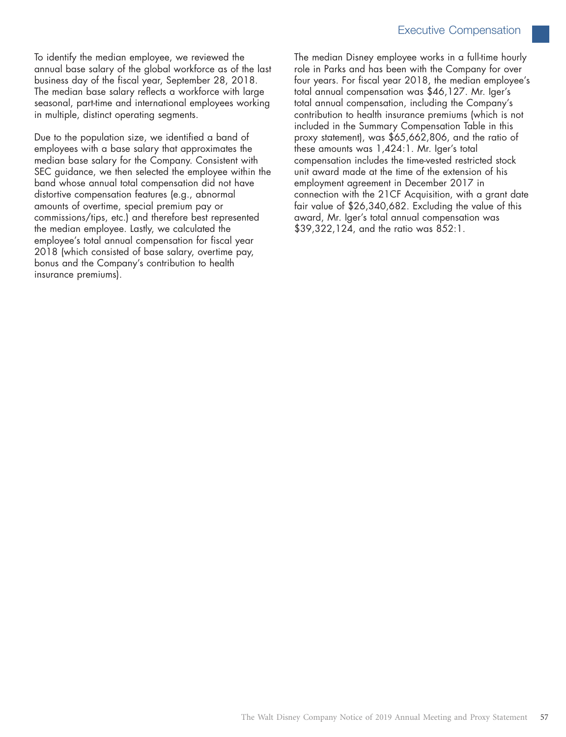To identify the median employee, we reviewed the annual base salary of the global workforce as of the last business day of the fiscal year, September 28, 2018. The median base salary reflects a workforce with large seasonal, part-time and international employees working in multiple, distinct operating segments.

Due to the population size, we identified a band of employees with a base salary that approximates the median base salary for the Company. Consistent with SEC guidance, we then selected the employee within the band whose annual total compensation did not have distortive compensation features (e.g., abnormal amounts of overtime, special premium pay or commissions/tips, etc.) and therefore best represented the median employee. Lastly, we calculated the employee's total annual compensation for fiscal year 2018 (which consisted of base salary, overtime pay, bonus and the Company's contribution to health insurance premiums).

The median Disney employee works in a full-time hourly role in Parks and has been with the Company for over four years. For fiscal year 2018, the median employee's total annual compensation was $46,127. Mr. Iger's total annual compensation, including the Company's contribution to health insurance premiums (which is not included in the Summary Compensation Table in this proxy statement), was $65,662,806, and the ratio of these amounts was 1,424:1. Mr. Iger's total compensation includes the time-vested restricted stock unit award made at the time of the extension of his employment agreement in December 2017 in connection with the 21CF Acquisition, with a grant date fair value of $26,340,682. Excluding the value of this award, Mr. Iger's total annual compensation was $39,322,124, and the ratio was 852:1.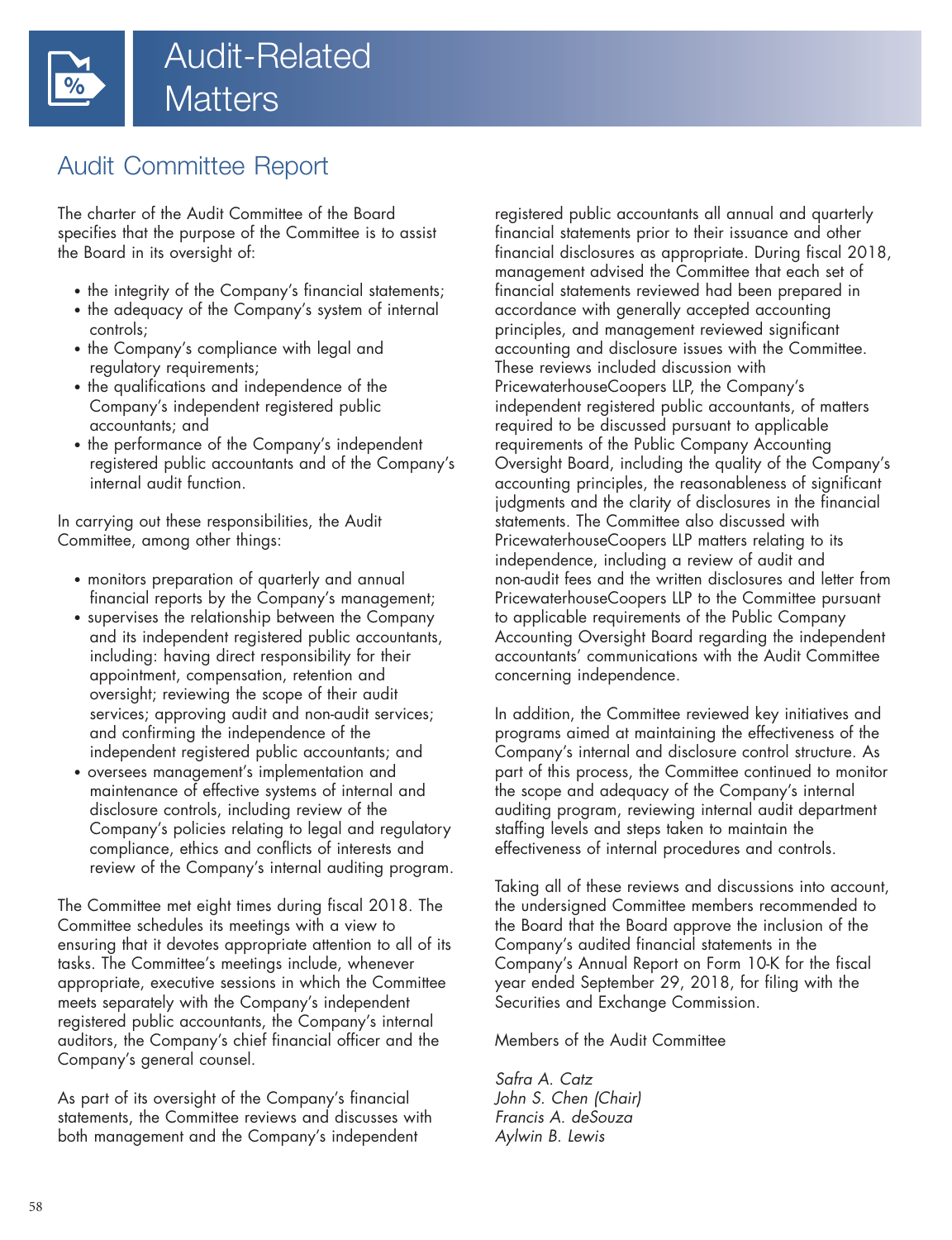# Audit-Related Matters

## Audit Committee Report

The charter of the Audit Committee of the Board specifies that the purpose of the Committee is to assist the Board in its oversight of:

- the integrity of the Company's financial statements;
- the adequacy of the Company's system of internal controls;
- the Company's compliance with legal and regulatory requirements;
- the qualifications and independence of the Company's independent registered public accountants; and
- the performance of the Company's independent registered public accountants and of the Company's internal audit function.

In carrying out these responsibilities, the Audit Committee, among other things:

- monitors preparation of quarterly and annual financial reports by the Company's management;
- supervises the relationship between the Company and its independent registered public accountants, including: having direct responsibility for their appointment, compensation, retention and oversight; reviewing the scope of their audit services; approving audit and non-audit services; and confirming the independence of the independent registered public accountants; and
- oversees management's implementation and maintenance of effective systems of internal and disclosure controls, including review of the Company's policies relating to legal and regulatory compliance, ethics and conflicts of interests and review of the Company's internal auditing program.

The Committee met eight times during fiscal 2018. The Committee schedules its meetings with a view to ensuring that it devotes appropriate attention to all of its tasks. The Committee's meetings include, whenever appropriate, executive sessions in which the Committee meets separately with the Company's independent registered public accountants, the Company's internal auditors, the Company's chief financial officer and the Company's general counsel.

As part of its oversight of the Company's financial statements, the Committee reviews and discusses with both management and the Company's independent registered public accountants all annual and quarterly financial statements prior to their issuance and other financial disclosures as appropriate. During fiscal 2018, management advised the Committee that each set of financial statements reviewed had been prepared in accordance with generally accepted accounting principles, and management reviewed significant accounting and disclosure issues with the Committee. These reviews included discussion with PricewaterhouseCoopers LLP, the Company's independent registered public accountants, of matters required to be discussed pursuant to applicable requirements of the Public Company Accounting Oversight Board, including the quality of the Company's accounting principles, the reasonableness of significant judgments and the clarity of disclosures in the financial statements. The Committee also discussed with PricewaterhouseCoopers LLP matters relating to its independence, including a review of audit and non-audit fees and the written disclosures and letter from PricewaterhouseCoopers LLP to the Committee pursuant to applicable requirements of the Public Company Accounting Oversight Board regarding the independent accountants' communications with the Audit Committee concerning independence.

In addition, the Committee reviewed key initiatives and programs aimed at maintaining the effectiveness of the Company's internal and disclosure control structure. As part of this process, the Committee continued to monitor the scope and adequacy of the Company's internal auditing program, reviewing internal audit department staffing levels and steps taken to maintain the effectiveness of internal procedures and controls.

Taking all of these reviews and discussions into account, the undersigned Committee members recommended to the Board that the Board approve the inclusion of the Company's audited financial statements in the Company's Annual Report on Form 10-K for the fiscal year ended September 29, 2018, for filing with the Securities and Exchange Commission.

Members of the Audit Committee

*Safra A. Catz*
*John S. Chen (Chair)*
*Francis A. deSouza*
*Aylwin B. Lewis*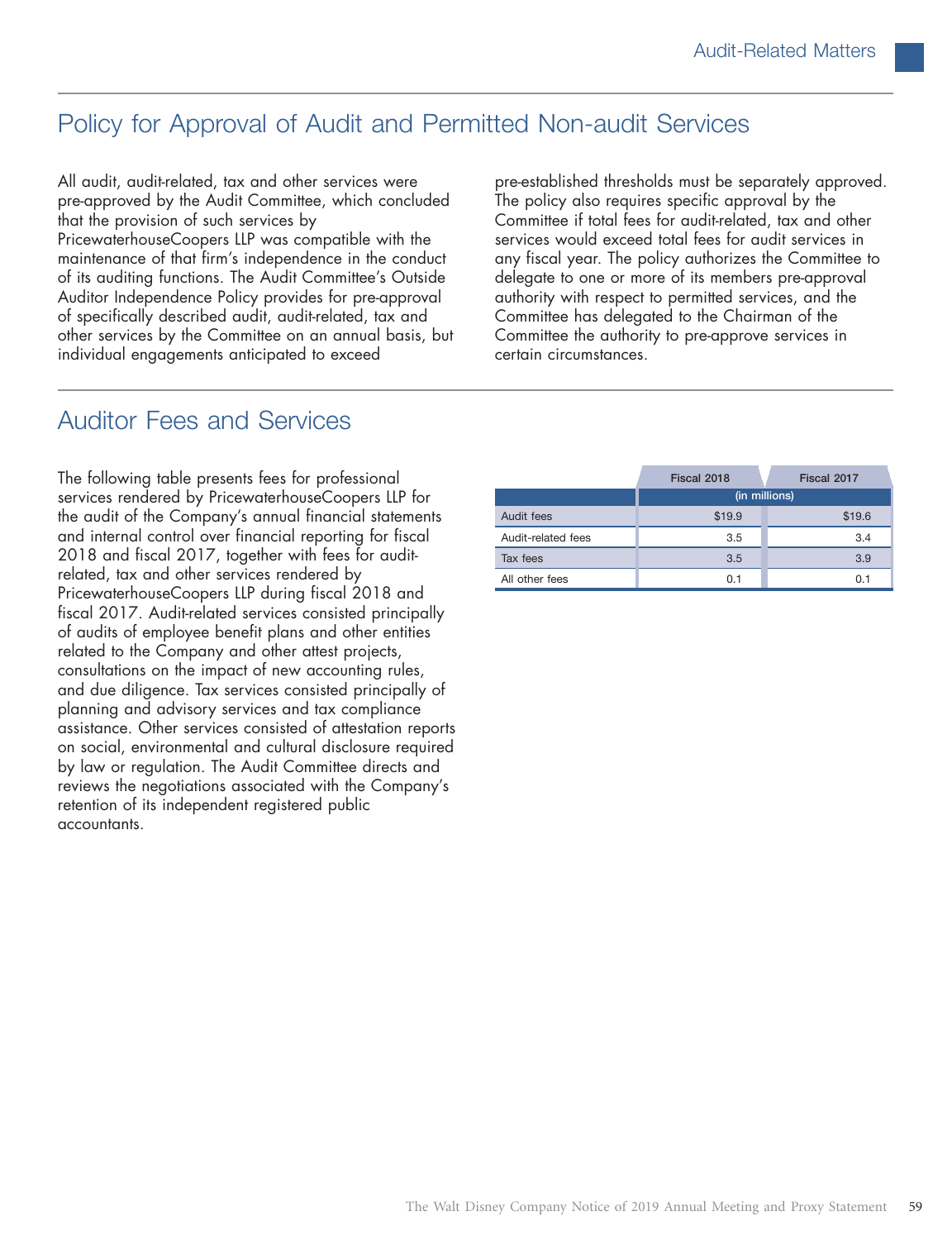## Policy for Approval of Audit and Permitted Non-audit Services

All audit, audit-related, tax and other services were pre-approved by the Audit Committee, which concluded that the provision of such services by PricewaterhouseCoopers LLP was compatible with the maintenance of that firm's independence in the conduct of its auditing functions. The Audit Committee's Outside Auditor Independence Policy provides for pre-approval of specifically described audit, audit-related, tax and other services by the Committee on an annual basis, but individual engagements anticipated to exceed pre-established thresholds must be separately approved. The policy also requires specific approval by the Committee if total fees for audit-related, tax and other services would exceed total fees for audit services in any fiscal year. The policy authorizes the Committee to delegate to one or more of its members pre-approval authority with respect to permitted services, and the Committee has delegated to the Chairman of the Committee the authority to pre-approve services in certain circumstances.

## Auditor Fees and Services

The following table presents fees for professional services rendered by PricewaterhouseCoopers LLP for the audit of the Company's annual financial statements and internal control over financial reporting for fiscal 2018 and fiscal 2017, together with fees for audit-related, tax and other services rendered by PricewaterhouseCoopers LLP during fiscal 2018 and fiscal 2017. Audit-related services consisted principally of audits of employee benefit plans and other entities related to the Company and other attest projects, consultations on the impact of new accounting rules, and due diligence. Tax services consisted principally of planning and advisory services and tax compliance assistance. Other services consisted of attestation reports on social, environmental and cultural disclosure required by law or regulation. The Audit Committee directs and reviews the negotiations associated with the Company's retention of its independent registered public accountants.

| | Fiscal 2018 | Fiscal 2017 |
|---|---|---|
| | (in millions) | |
| Audit fees | $19.9 | $19.6 |
| Audit-related fees | 3.5 | 3.4 |
| Tax fees | 3.5 | 3.9 |
| All other fees | 0.1 | 0.1 |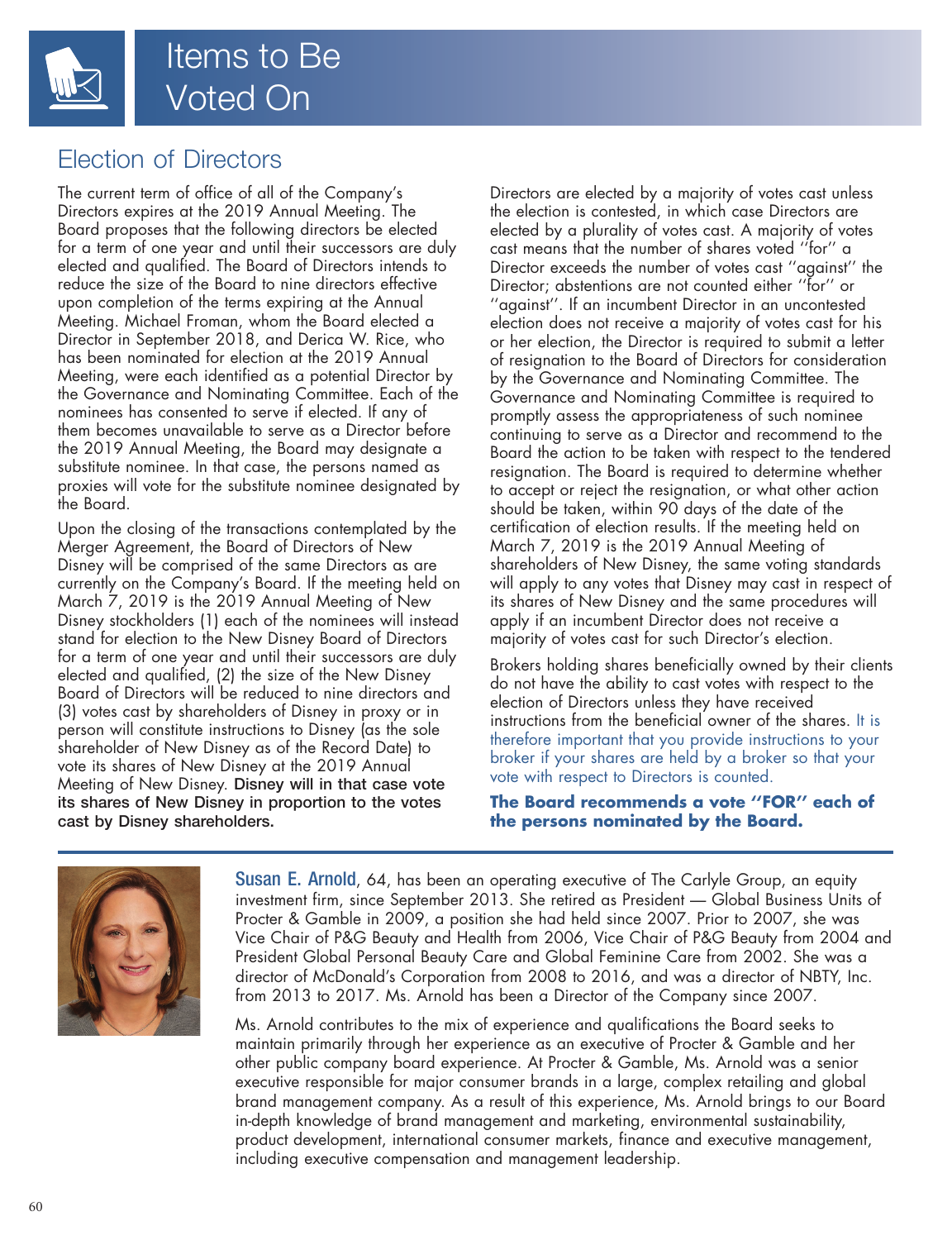# Items to Be Voted On

## Election of Directors

The current term of office of all of the Company's Directors expires at the 2019 Annual Meeting. The Board proposes that the following directors be elected for a term of one year and until their successors are duly elected and qualified. The Board of Directors intends to reduce the size of the Board to nine directors effective upon completion of the terms expiring at the Annual Meeting. Michael Froman, whom the Board elected a Director in September 2018, and Derica W. Rice, who has been nominated for election at the 2019 Annual Meeting, were each identified as a potential Director by the Governance and Nominating Committee. Each of the nominees has consented to serve if elected. If any of them becomes unavailable to serve as a Director before the 2019 Annual Meeting, the Board may designate a substitute nominee. In that case, the persons named as proxies will vote for the substitute nominee designated by the Board.

Upon the closing of the transactions contemplated by the Merger Agreement, the Board of Directors of New Disney will be comprised of the same Directors as are currently on the Company's Board. If the meeting held on March 7, 2019 is the 2019 Annual Meeting of New Disney stockholders (1) each of the nominees will instead stand for election to the New Disney Board of Directors for a term of one year and until their successors are duly elected and qualified, (2) the size of the New Disney Board of Directors will be reduced to nine directors and (3) votes cast by shareholders of Disney in proxy or in person will constitute instructions to Disney (as the sole shareholder of New Disney as of the Record Date) to vote its shares of New Disney at the 2019 Annual Meeting of New Disney. **Disney will in that case vote its shares of New Disney in proportion to the votes cast by Disney shareholders.**

Directors are elected by a majority of votes cast unless the election is contested, in which case Directors are elected by a plurality of votes cast. A majority of votes cast means that the number of shares voted "for" a Director exceeds the number of votes cast "against" the Director; abstentions are not counted either "for" or "against". If an incumbent Director in an uncontested election does not receive a majority of votes cast for his or her election, the Director is required to submit a letter of resignation to the Board of Directors for consideration by the Governance and Nominating Committee. The Governance and Nominating Committee is required to promptly assess the appropriateness of such nominee continuing to serve as a Director and recommend to the Board the action to be taken with respect to the tendered resignation. The Board is required to determine whether to accept or reject the resignation, or what other action should be taken, within 90 days of the date of the certification of election results. If the meeting held on March 7, 2019 is the 2019 Annual Meeting of shareholders of New Disney, the same voting standards will apply to any votes that Disney may cast in respect of its shares of New Disney and the same procedures will apply if an incumbent Director does not receive a majority of votes cast for such Director's election.

Brokers holding shares beneficially owned by their clients do not have the ability to cast votes with respect to the election of Directors unless they have received instructions from the beneficial owner of the shares. It is therefore important that you provide instructions to your broker if your shares are held by a broker so that your vote with respect to Directors is counted.

**The Board recommends a vote "FOR" each of the persons nominated by the Board.**

---

**Susan E. Arnold**, 64, has been an operating executive of The Carlyle Group, an equity investment firm, since September 2013. She retired as President — Global Business Units of Procter & Gamble in 2009, a position she had held since 2007. Prior to 2007, she was Vice Chair of P&G Beauty and Health from 2006, Vice Chair of P&G Beauty from 2004 and President Global Personal Beauty Care and Global Feminine Care from 2002. She was a director of McDonald's Corporation from 2008 to 2016, and was a director of NBTY, Inc. from 2013 to 2017. Ms. Arnold has been a Director of the Company since 2007.

Ms. Arnold contributes to the mix of experience and qualifications the Board seeks to maintain primarily through her experience as an executive of Procter & Gamble and her other public company board experience. At Procter & Gamble, Ms. Arnold was a senior executive responsible for major consumer brands in a large, complex retailing and global brand management company. As a result of this experience, Ms. Arnold brings to our Board in-depth knowledge of brand management and marketing, environmental sustainability, product development, international consumer markets, finance and executive management, including executive compensation and management leadership.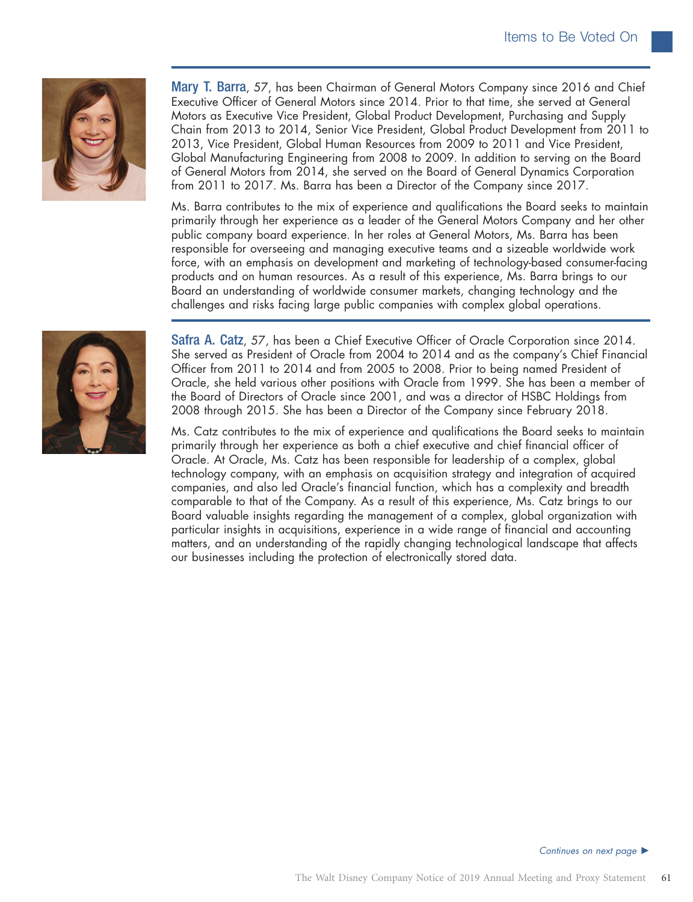**Mary T. Barra**, 57, has been Chairman of General Motors Company since 2016 and Chief Executive Officer of General Motors since 2014. Prior to that time, she served at General Motors as Executive Vice President, Global Product Development, Purchasing and Supply Chain from 2013 to 2014, Senior Vice President, Global Product Development from 2011 to 2013, Vice President, Global Human Resources from 2009 to 2011 and Vice President, Global Manufacturing Engineering from 2008 to 2009. In addition to serving on the Board of General Motors from 2014, she served on the Board of General Dynamics Corporation from 2011 to 2017. Ms. Barra has been a Director of the Company since 2017.

Ms. Barra contributes to the mix of experience and qualifications the Board seeks to maintain primarily through her experience as a leader of the General Motors Company and her other public company board experience. In her roles at General Motors, Ms. Barra has been responsible for overseeing and managing executive teams and a sizeable worldwide work force, with an emphasis on development and marketing of technology-based consumer-facing products and on human resources. As a result of this experience, Ms. Barra brings to our Board an understanding of worldwide consumer markets, changing technology and the challenges and risks facing large public companies with complex global operations.

**Safra A. Catz**, 57, has been a Chief Executive Officer of Oracle Corporation since 2014. She served as President of Oracle from 2004 to 2014 and as the company's Chief Financial Officer from 2011 to 2014 and from 2005 to 2008. Prior to being named President of Oracle, she held various other positions with Oracle from 1999. She has been a member of the Board of Directors of Oracle since 2001, and was a director of HSBC Holdings from 2008 through 2015. She has been a Director of the Company since February 2018.

Ms. Catz contributes to the mix of experience and qualifications the Board seeks to maintain primarily through her experience as both a chief executive and chief financial officer of Oracle. At Oracle, Ms. Catz has been responsible for leadership of a complex, global technology company, with an emphasis on acquisition strategy and integration of acquired companies, and also led Oracle's financial function, which has a complexity and breadth comparable to that of the Company. As a result of this experience, Ms. Catz brings to our Board valuable insights regarding the management of a complex, global organization with particular insights in acquisitions, experience in a wide range of financial and accounting matters, and an understanding of the rapidly changing technological landscape that affects our businesses including the protection of electronically stored data.

*Continues on next page* ►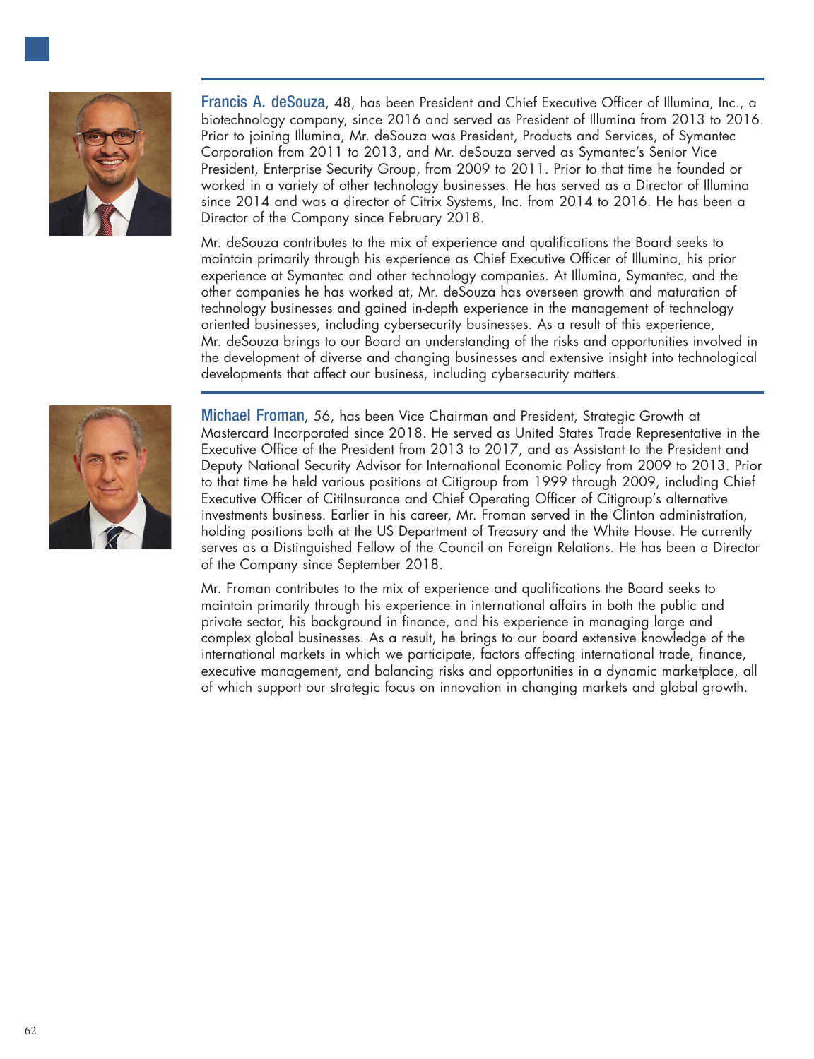**Francis A. deSouza**, 48, has been President and Chief Executive Officer of Illumina, Inc., a biotechnology company, since 2016 and served as President of Illumina from 2013 to 2016. Prior to joining Illumina, Mr. deSouza was President, Products and Services, of Symantec Corporation from 2011 to 2013, and Mr. deSouza served as Symantec's Senior Vice President, Enterprise Security Group, from 2009 to 2011. Prior to that time he founded or worked in a variety of other technology businesses. He has served as a Director of Illumina since 2014 and was a director of Citrix Systems, Inc. from 2014 to 2016. He has been a Director of the Company since February 2018.

Mr. deSouza contributes to the mix of experience and qualifications the Board seeks to maintain primarily through his experience as Chief Executive Officer of Illumina, his prior experience at Symantec and other technology companies. At Illumina, Symantec, and the other companies he has worked at, Mr. deSouza has overseen growth and maturation of technology businesses and gained in-depth experience in the management of technology oriented businesses, including cybersecurity businesses. As a result of this experience, Mr. deSouza brings to our Board an understanding of the risks and opportunities involved in the development of diverse and changing businesses and extensive insight into technological developments that affect our business, including cybersecurity matters.

**Michael Froman**, 56, has been Vice Chairman and President, Strategic Growth at Mastercard Incorporated since 2018. He served as United States Trade Representative in the Executive Office of the President from 2013 to 2017, and as Assistant to the President and Deputy National Security Advisor for International Economic Policy from 2009 to 2013. Prior to that time he held various positions at Citigroup from 1999 through 2009, including Chief Executive Officer of CitiInsurance and Chief Operating Officer of Citigroup's alternative investments business. Earlier in his career, Mr. Froman served in the Clinton administration, holding positions both at the US Department of Treasury and the White House. He currently serves as a Distinguished Fellow of the Council on Foreign Relations. He has been a Director of the Company since September 2018.

Mr. Froman contributes to the mix of experience and qualifications the Board seeks to maintain primarily through his experience in international affairs in both the public and private sector, his background in finance, and his experience in managing large and complex global businesses. As a result, he brings to our board extensive knowledge of the international markets in which we participate, factors affecting international trade, finance, executive management, and balancing risks and opportunities in a dynamic marketplace, all of which support our strategic focus on innovation in changing markets and global growth.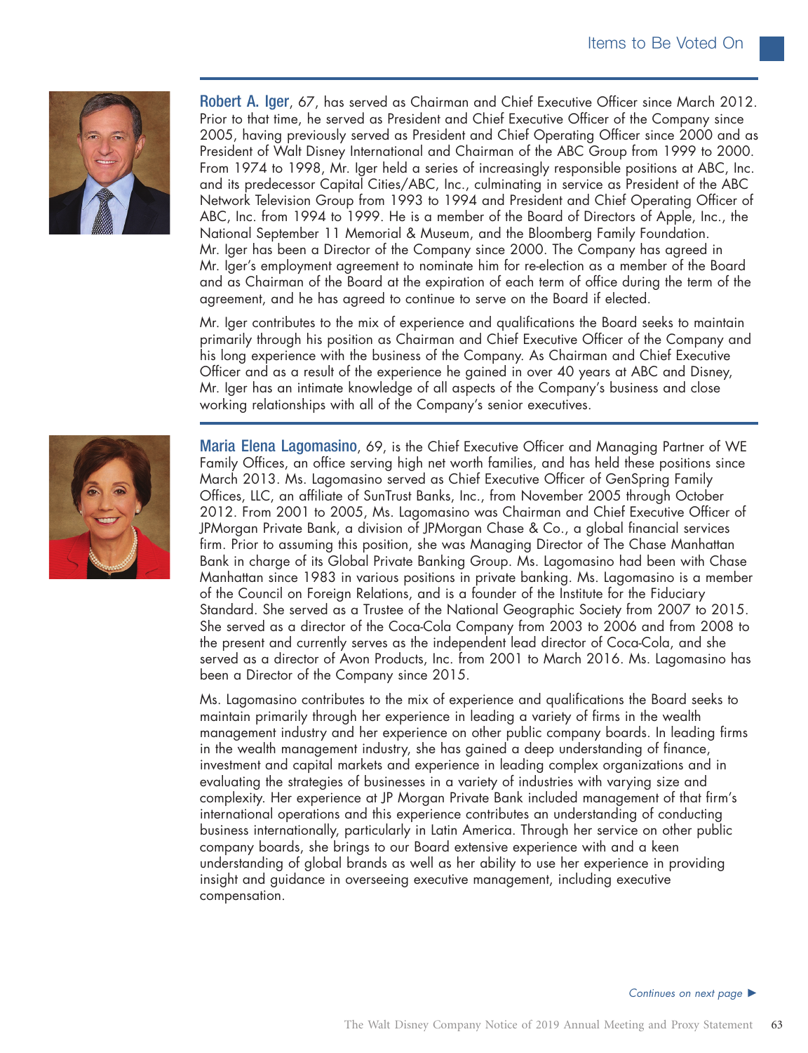**Robert A. Iger**, 67, has served as Chairman and Chief Executive Officer since March 2012. Prior to that time, he served as President and Chief Executive Officer of the Company since 2005, having previously served as President and Chief Operating Officer since 2000 and as President of Walt Disney International and Chairman of the ABC Group from 1999 to 2000. From 1974 to 1998, Mr. Iger held a series of increasingly responsible positions at ABC, Inc. and its predecessor Capital Cities/ABC, Inc., culminating in service as President of the ABC Network Television Group from 1993 to 1994 and President and Chief Operating Officer of ABC, Inc. from 1994 to 1999. He is a member of the Board of Directors of Apple, Inc., the National September 11 Memorial & Museum, and the Bloomberg Family Foundation. Mr. Iger has been a Director of the Company since 2000. The Company has agreed in Mr. Iger's employment agreement to nominate him for re-election as a member of the Board and as Chairman of the Board at the expiration of each term of office during the term of the agreement, and he has agreed to continue to serve on the Board if elected.

Mr. Iger contributes to the mix of experience and qualifications the Board seeks to maintain primarily through his position as Chairman and Chief Executive Officer of the Company and his long experience with the business of the Company. As Chairman and Chief Executive Officer and as a result of the experience he gained in over 40 years at ABC and Disney, Mr. Iger has an intimate knowledge of all aspects of the Company's business and close working relationships with all of the Company's senior executives.

**Maria Elena Lagomasino**, 69, is the Chief Executive Officer and Managing Partner of WE Family Offices, an office serving high net worth families, and has held these positions since March 2013. Ms. Lagomasino served as Chief Executive Officer of GenSpring Family Offices, LLC, an affiliate of SunTrust Banks, Inc., from November 2005 through October 2012. From 2001 to 2005, Ms. Lagomasino was Chairman and Chief Executive Officer of JPMorgan Private Bank, a division of JPMorgan Chase & Co., a global financial services firm. Prior to assuming this position, she was Managing Director of The Chase Manhattan Bank in charge of its Global Private Banking Group. Ms. Lagomasino had been with Chase Manhattan since 1983 in various positions in private banking. Ms. Lagomasino is a member of the Council on Foreign Relations, and is a founder of the Institute for the Fiduciary Standard. She served as a Trustee of the National Geographic Society from 2007 to 2015. She served as a director of the Coca-Cola Company from 2003 to 2006 and from 2008 to the present and currently serves as the independent lead director of Coca-Cola, and she served as a director of Avon Products, Inc. from 2001 to March 2016. Ms. Lagomasino has been a Director of the Company since 2015.

Ms. Lagomasino contributes to the mix of experience and qualifications the Board seeks to maintain primarily through her experience in leading a variety of firms in the wealth management industry and her experience on other public company boards. In leading firms in the wealth management industry, she has gained a deep understanding of finance, investment and capital markets and experience in leading complex organizations and in evaluating the strategies of businesses in a variety of industries with varying size and complexity. Her experience at JP Morgan Private Bank included management of that firm's international operations and this experience contributes an understanding of conducting business internationally, particularly in Latin America. Through her service on other public company boards, she brings to our Board extensive experience with and a keen understanding of global brands as well as her ability to use her experience in providing insight and guidance in overseeing executive management, including executive compensation.

*Continues on next page ►*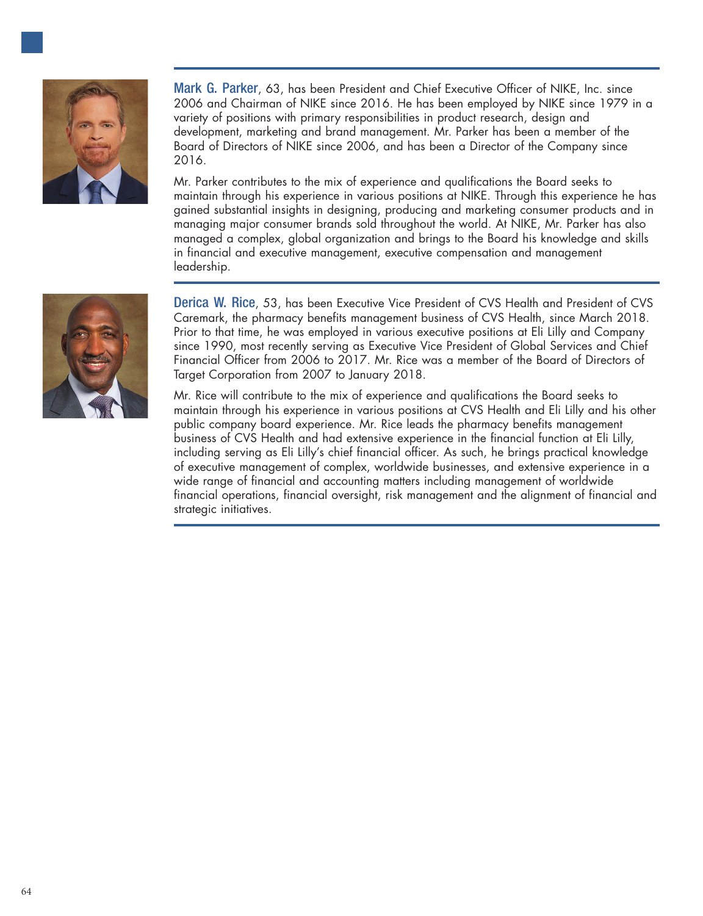**Mark G. Parker**, 63, has been President and Chief Executive Officer of NIKE, Inc. since 2006 and Chairman of NIKE since 2016. He has been employed by NIKE since 1979 in a variety of positions with primary responsibilities in product research, design and development, marketing and brand management. Mr. Parker has been a member of the Board of Directors of NIKE since 2006, and has been a Director of the Company since 2016.

Mr. Parker contributes to the mix of experience and qualifications the Board seeks to maintain through his experience in various positions at NIKE. Through this experience he has gained substantial insights in designing, producing and marketing consumer products and in managing major consumer brands sold throughout the world. At NIKE, Mr. Parker has also managed a complex, global organization and brings to the Board his knowledge and skills in financial and executive management, executive compensation and management leadership.

**Derica W. Rice**, 53, has been Executive Vice President of CVS Health and President of CVS Caremark, the pharmacy benefits management business of CVS Health, since March 2018. Prior to that time, he was employed in various executive positions at Eli Lilly and Company since 1990, most recently serving as Executive Vice President of Global Services and Chief Financial Officer from 2006 to 2017. Mr. Rice was a member of the Board of Directors of Target Corporation from 2007 to January 2018.

Mr. Rice will contribute to the mix of experience and qualifications the Board seeks to maintain through his experience in various positions at CVS Health and Eli Lilly and his other public company board experience. Mr. Rice leads the pharmacy benefits management business of CVS Health and had extensive experience in the financial function at Eli Lilly, including serving as Eli Lilly's chief financial officer. As such, he brings practical knowledge of executive management of complex, worldwide businesses, and extensive experience in a wide range of financial and accounting matters including management of worldwide financial operations, financial oversight, risk management and the alignment of financial and strategic initiatives.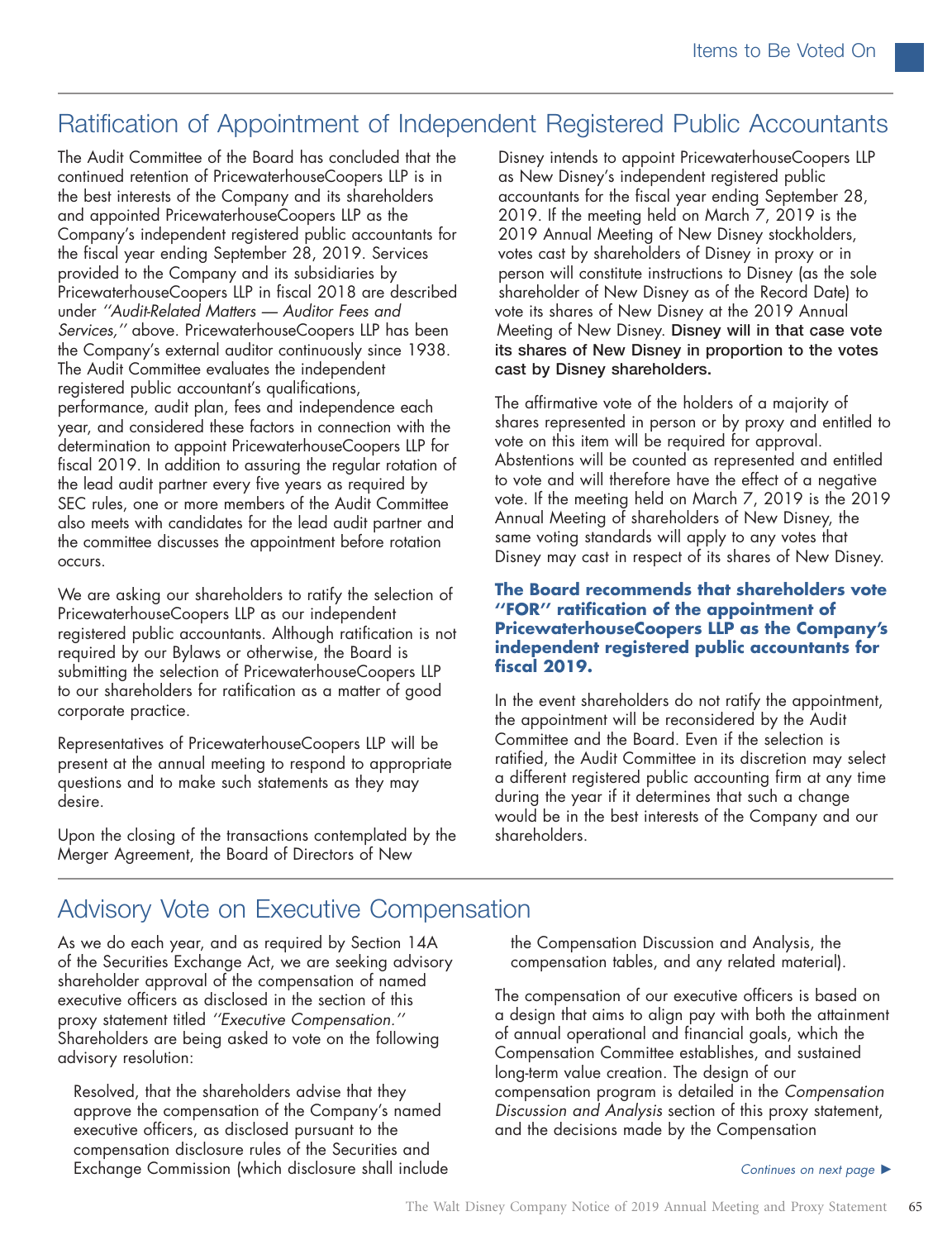## Ratification of Appointment of Independent Registered Public Accountants

The Audit Committee of the Board has concluded that the continued retention of PricewaterhouseCoopers LLP is in the best interests of the Company and its shareholders and appointed PricewaterhouseCoopers LLP as the Company's independent registered public accountants for the fiscal year ending September 28, 2019. Services provided to the Company and its subsidiaries by PricewaterhouseCoopers LLP in fiscal 2018 are described under *''Audit-Related Matters — Auditor Fees and Services,''* above. PricewaterhouseCoopers LLP has been the Company's external auditor continuously since 1938. The Audit Committee evaluates the independent registered public accountant's qualifications, performance, audit plan, fees and independence each year, and considered these factors in connection with the determination to appoint PricewaterhouseCoopers LLP for fiscal 2019. In addition to assuring the regular rotation of the lead audit partner every five years as required by SEC rules, one or more members of the Audit Committee also meets with candidates for the lead audit partner and the committee discusses the appointment before rotation occurs.

We are asking our shareholders to ratify the selection of PricewaterhouseCoopers LLP as our independent registered public accountants. Although ratification is not required by our Bylaws or otherwise, the Board is submitting the selection of PricewaterhouseCoopers LLP to our shareholders for ratification as a matter of good corporate practice.

Representatives of PricewaterhouseCoopers LLP will be present at the annual meeting to respond to appropriate questions and to make such statements as they may desire.

Upon the closing of the transactions contemplated by the Merger Agreement, the Board of Directors of New Disney intends to appoint PricewaterhouseCoopers LLP as New Disney's independent registered public accountants for the fiscal year ending September 28, 2019. If the meeting held on March 7, 2019 is the 2019 Annual Meeting of New Disney stockholders, votes cast by shareholders of Disney in proxy or in person will constitute instructions to Disney (as the sole shareholder of New Disney as of the Record Date) to vote its shares of New Disney at the 2019 Annual Meeting of New Disney. **Disney will in that case vote its shares of New Disney in proportion to the votes cast by Disney shareholders.**

The affirmative vote of the holders of a majority of shares represented in person or by proxy and entitled to vote on this item will be required for approval. Abstentions will be counted as represented and entitled to vote and will therefore have the effect of a negative vote. If the meeting held on March 7, 2019 is the 2019 Annual Meeting of shareholders of New Disney, the same voting standards will apply to any votes that Disney may cast in respect of its shares of New Disney.

**The Board recommends that shareholders vote ''FOR'' ratification of the appointment of PricewaterhouseCoopers LLP as the Company's independent registered public accountants for fiscal 2019.**

In the event shareholders do not ratify the appointment, the appointment will be reconsidered by the Audit Committee and the Board. Even if the selection is ratified, the Audit Committee in its discretion may select a different registered public accounting firm at any time during the year if it determines that such a change would be in the best interests of the Company and our shareholders.

## Advisory Vote on Executive Compensation

As we do each year, and as required by Section 14A of the Securities Exchange Act, we are seeking advisory shareholder approval of the compensation of named executive officers as disclosed in the section of this proxy statement titled *''Executive Compensation.''* Shareholders are being asked to vote on the following advisory resolution:

> Resolved, that the shareholders advise that they approve the compensation of the Company's named executive officers, as disclosed pursuant to the compensation disclosure rules of the Securities and Exchange Commission (which disclosure shall include the Compensation Discussion and Analysis, the compensation tables, and any related material).

The compensation of our executive officers is based on a design that aims to align pay with both the attainment of annual operational and financial goals, which the Compensation Committee establishes, and sustained long-term value creation. The design of our compensation program is detailed in the *Compensation Discussion and Analysis* section of this proxy statement, and the decisions made by the Compensation

*Continues on next page ►*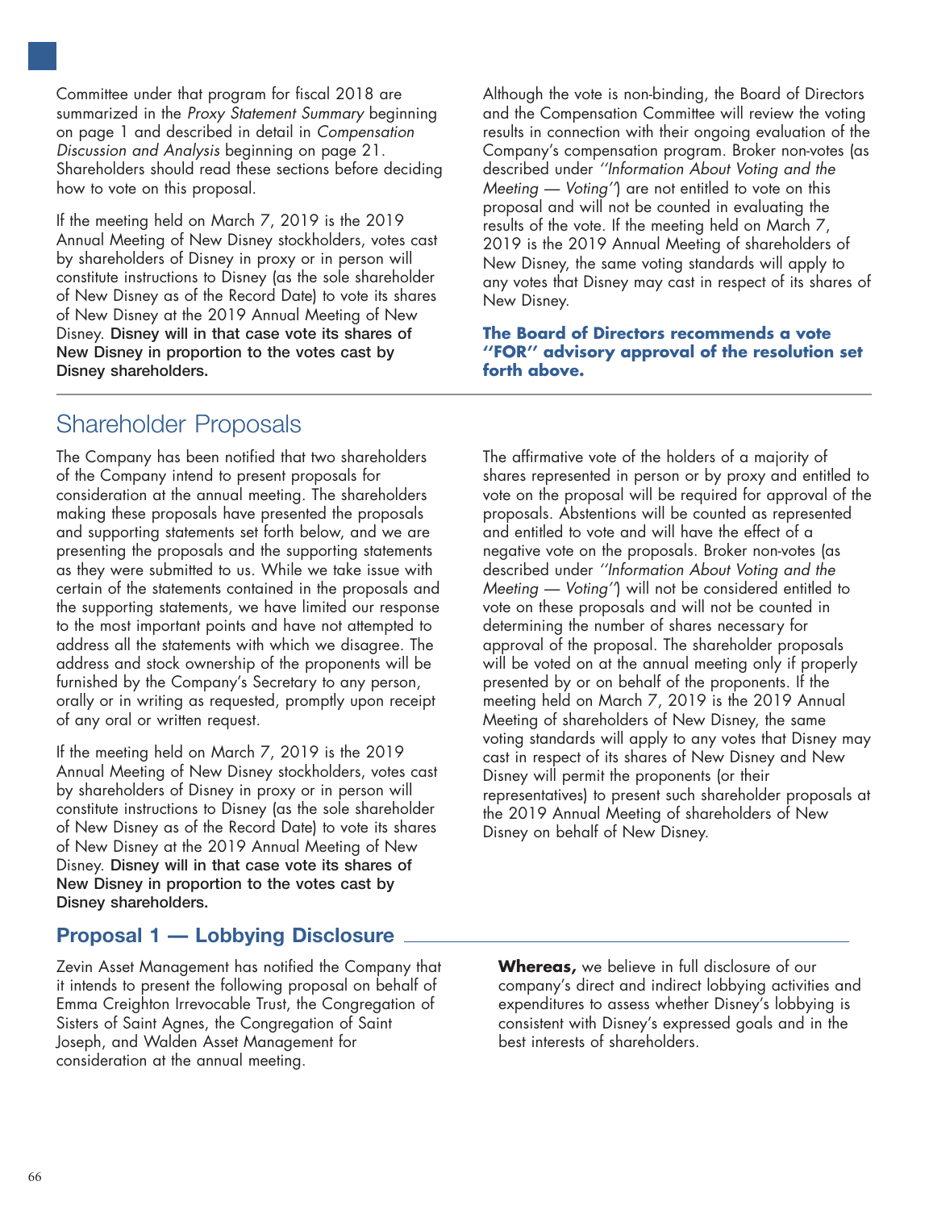Committee under that program for fiscal 2018 are summarized in the *Proxy Statement Summary* beginning on page 1 and described in detail in *Compensation Discussion and Analysis* beginning on page 21. Shareholders should read these sections before deciding how to vote on this proposal.

If the meeting held on March 7, 2019 is the 2019 Annual Meeting of New Disney stockholders, votes cast by shareholders of Disney in proxy or in person will constitute instructions to Disney (as the sole shareholder of New Disney as of the Record Date) to vote its shares of New Disney at the 2019 Annual Meeting of New Disney. **Disney will in that case vote its shares of New Disney in proportion to the votes cast by Disney shareholders.**

Although the vote is non-binding, the Board of Directors and the Compensation Committee will review the voting results in connection with their ongoing evaluation of the Company's compensation program. Broker non-votes (as described under *''Information About Voting and the Meeting — Voting''*) are not entitled to vote on this proposal and will not be counted in evaluating the results of the vote. If the meeting held on March 7, 2019 is the 2019 Annual Meeting of shareholders of New Disney, the same voting standards will apply to any votes that Disney may cast in respect of its shares of New Disney.

**The Board of Directors recommends a vote ''FOR'' advisory approval of the resolution set forth above.**

## Shareholder Proposals

The Company has been notified that two shareholders of the Company intend to present proposals for consideration at the annual meeting. The shareholders making these proposals have presented the proposals and supporting statements set forth below, and we are presenting the proposals and the supporting statements as they were submitted to us. While we take issue with certain of the statements contained in the proposals and the supporting statements, we have limited our response to the most important points and have not attempted to address all the statements with which we disagree. The address and stock ownership of the proponents will be furnished by the Company's Secretary to any person, orally or in writing as requested, promptly upon receipt of any oral or written request.

If the meeting held on March 7, 2019 is the 2019 Annual Meeting of New Disney stockholders, votes cast by shareholders of Disney in proxy or in person will constitute instructions to Disney (as the sole shareholder of New Disney as of the Record Date) to vote its shares of New Disney at the 2019 Annual Meeting of New Disney. **Disney will in that case vote its shares of New Disney in proportion to the votes cast by Disney shareholders.**

The affirmative vote of the holders of a majority of shares represented in person or by proxy and entitled to vote on the proposal will be required for approval of the proposals. Abstentions will be counted as represented and entitled to vote and will have the effect of a negative vote on the proposals. Broker non-votes (as described under *''Information About Voting and the Meeting — Voting''*) will not be considered entitled to vote on these proposals and will not be counted in determining the number of shares necessary for approval of the proposal. The shareholder proposals will be voted on at the annual meeting only if properly presented by or on behalf of the proponents. If the meeting held on March 7, 2019 is the 2019 Annual Meeting of shareholders of New Disney, the same voting standards will apply to any votes that Disney may cast in respect of its shares of New Disney and New Disney will permit the proponents (or their representatives) to present such shareholder proposals at the 2019 Annual Meeting of shareholders of New Disney on behalf of New Disney.

### Proposal 1 — Lobbying Disclosure

Zevin Asset Management has notified the Company that it intends to present the following proposal on behalf of Emma Creighton Irrevocable Trust, the Congregation of Sisters of Saint Agnes, the Congregation of Saint Joseph, and Walden Asset Management for consideration at the annual meeting.

**Whereas,** we believe in full disclosure of our company's direct and indirect lobbying activities and expenditures to assess whether Disney's lobbying is consistent with Disney's expressed goals and in the best interests of shareholders.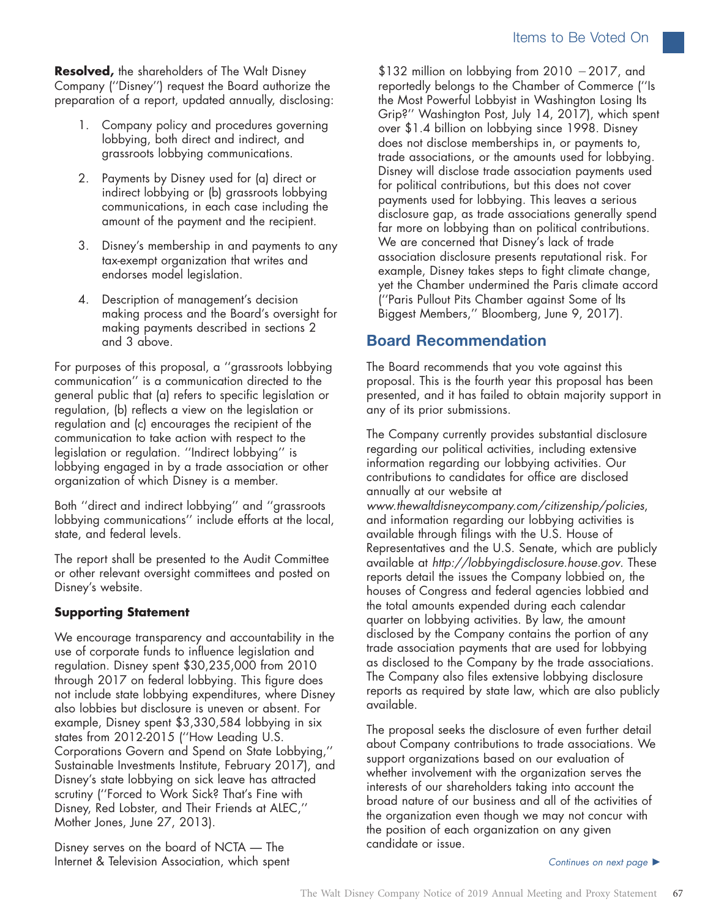**Resolved,** the shareholders of The Walt Disney Company (''Disney'') request the Board authorize the preparation of a report, updated annually, disclosing:

1. Company policy and procedures governing lobbying, both direct and indirect, and grassroots lobbying communications.
2. Payments by Disney used for (a) direct or indirect lobbying or (b) grassroots lobbying communications, in each case including the amount of the payment and the recipient.
3. Disney's membership in and payments to any tax-exempt organization that writes and endorses model legislation.
4. Description of management's decision making process and the Board's oversight for making payments described in sections 2 and 3 above.

For purposes of this proposal, a ''grassroots lobbying communication'' is a communication directed to the general public that (a) refers to specific legislation or regulation, (b) reflects a view on the legislation or regulation and (c) encourages the recipient of the communication to take action with respect to the legislation or regulation. ''Indirect lobbying'' is lobbying engaged in by a trade association or other organization of which Disney is a member.

Both ''direct and indirect lobbying'' and ''grassroots lobbying communications'' include efforts at the local, state, and federal levels.

The report shall be presented to the Audit Committee or other relevant oversight committees and posted on Disney's website.

**Supporting Statement**

We encourage transparency and accountability in the use of corporate funds to influence legislation and regulation. Disney spent $30,235,000 from 2010 through 2017 on federal lobbying. This figure does not include state lobbying expenditures, where Disney also lobbies but disclosure is uneven or absent. For example, Disney spent $3,330,584 lobbying in six states from 2012-2015 (''How Leading U.S. Corporations Govern and Spend on State Lobbying,'' Sustainable Investments Institute, February 2017), and Disney's state lobbying on sick leave has attracted scrutiny (''Forced to Work Sick? That's Fine with Disney, Red Lobster, and Their Friends at ALEC,'' Mother Jones, June 27, 2013).

Disney serves on the board of NCTA — The Internet & Television Association, which spent $132 million on lobbying from 2010 – 2017, and reportedly belongs to the Chamber of Commerce (''Is the Most Powerful Lobbyist in Washington Losing Its Grip?'' Washington Post, July 14, 2017), which spent over $1.4 billion on lobbying since 1998. Disney does not disclose memberships in, or payments to, trade associations, or the amounts used for lobbying. Disney will disclose trade association payments used for political contributions, but this does not cover payments used for lobbying. This leaves a serious disclosure gap, as trade associations generally spend far more on lobbying than on political contributions. We are concerned that Disney's lack of trade association disclosure presents reputational risk. For example, Disney takes steps to fight climate change, yet the Chamber undermined the Paris climate accord (''Paris Pullout Pits Chamber against Some of Its Biggest Members,'' Bloomberg, June 9, 2017).

## Board Recommendation

The Board recommends that you vote against this proposal. This is the fourth year this proposal has been presented, and it has failed to obtain majority support in any of its prior submissions.

The Company currently provides substantial disclosure regarding our political activities, including extensive information regarding our lobbying activities. Our contributions to candidates for office are disclosed annually at our website at *www.thewaltdisneycompany.com/citizenship/policies*, and information regarding our lobbying activities is available through filings with the U.S. House of Representatives and the U.S. Senate, which are publicly available at *http://lobbyingdisclosure.house.gov*. These reports detail the issues the Company lobbied on, the houses of Congress and federal agencies lobbied and the total amounts expended during each calendar quarter on lobbying activities. By law, the amount disclosed by the Company contains the portion of any trade association payments that are used for lobbying as disclosed to the Company by the trade associations. The Company also files extensive lobbying disclosure reports as required by state law, which are also publicly available.

The proposal seeks the disclosure of even further detail about Company contributions to trade associations. We support organizations based on our evaluation of whether involvement with the organization serves the interests of our shareholders taking into account the broad nature of our business and all of the activities of the organization even though we may not concur with the position of each organization on any given candidate or issue.

*Continues on next page ►*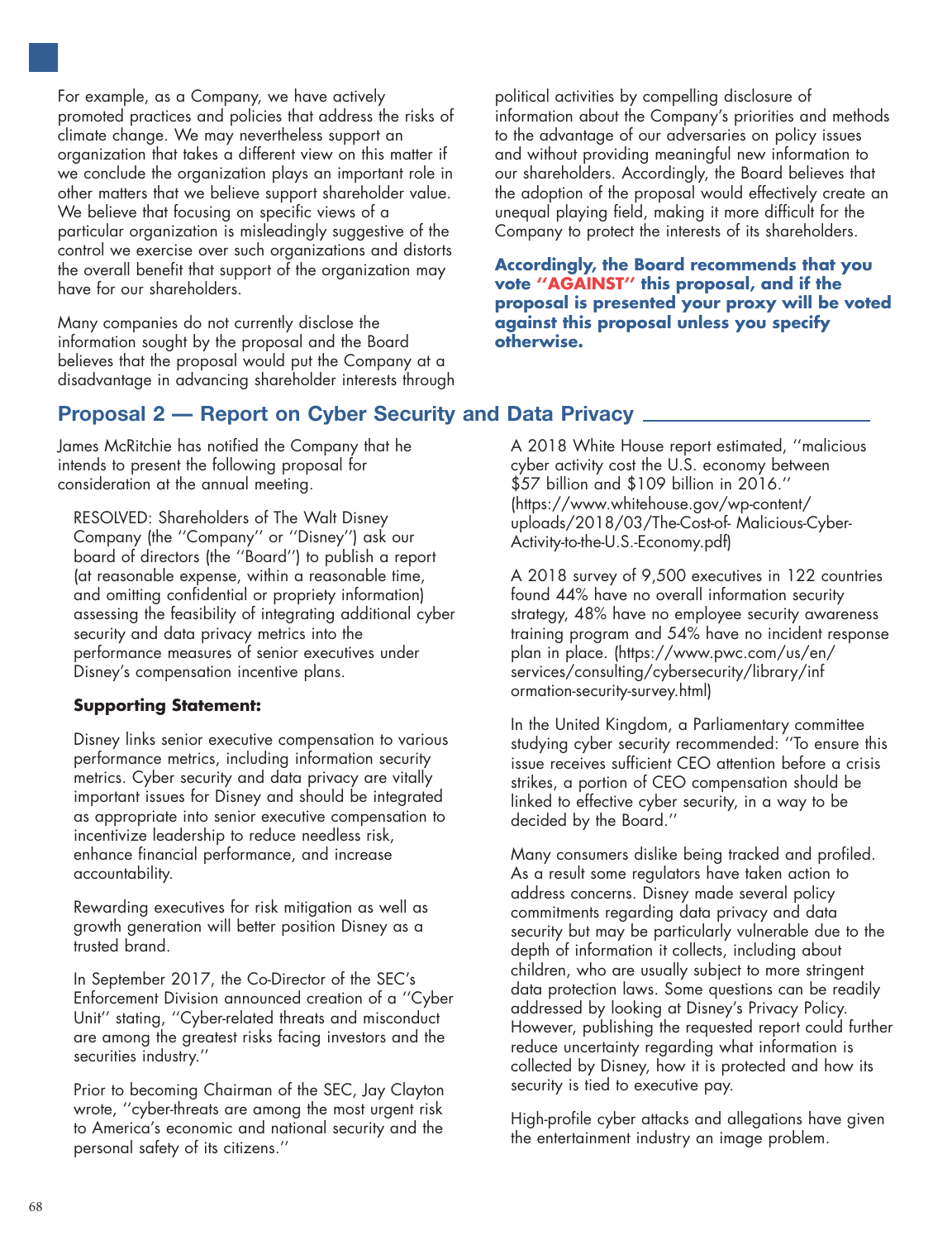For example, as a Company, we have actively promoted practices and policies that address the risks of climate change. We may nevertheless support an organization that takes a different view on this matter if we conclude the organization plays an important role in other matters that we believe support shareholder value. We believe that focusing on specific views of a particular organization is misleadingly suggestive of the control we exercise over such organizations and distorts the overall benefit that support of the organization may have for our shareholders.

Many companies do not currently disclose the information sought by the proposal and the Board believes that the proposal would put the Company at a disadvantage in advancing shareholder interests through political activities by compelling disclosure of information about the Company's priorities and methods to the advantage of our adversaries on policy issues and without providing meaningful new information to our shareholders. Accordingly, the Board believes that the adoption of the proposal would effectively create an unequal playing field, making it more difficult for the Company to protect the interests of its shareholders.

**Accordingly, the Board recommends that you vote ''AGAINST'' this proposal, and if the proposal is presented your proxy will be voted against this proposal unless you specify otherwise.**

## Proposal 2 — Report on Cyber Security and Data Privacy

James McRitchie has notified the Company that he intends to present the following proposal for consideration at the annual meeting.

RESOLVED: Shareholders of The Walt Disney Company (the ''Company'' or ''Disney'') ask our board of directors (the ''Board'') to publish a report (at reasonable expense, within a reasonable time, and omitting confidential or propriety information) assessing the feasibility of integrating additional cyber security and data privacy metrics into the performance measures of senior executives under Disney's compensation incentive plans.

**Supporting Statement:**

Disney links senior executive compensation to various performance metrics, including information security metrics. Cyber security and data privacy are vitally important issues for Disney and should be integrated as appropriate into senior executive compensation to incentivize leadership to reduce needless risk, enhance financial performance, and increase accountability.

Rewarding executives for risk mitigation as well as growth generation will better position Disney as a trusted brand.

In September 2017, the Co-Director of the SEC's Enforcement Division announced creation of a ''Cyber Unit'' stating, ''Cyber-related threats and misconduct are among the greatest risks facing investors and the securities industry.''

Prior to becoming Chairman of the SEC, Jay Clayton wrote, ''cyber-threats are among the most urgent risk to America's economic and national security and the personal safety of its citizens.''

A 2018 White House report estimated, ''malicious cyber activity cost the U.S. economy between $57 billion and $109 billion in 2016.'' (https://www.whitehouse.gov/wp-content/uploads/2018/03/The-Cost-of- Malicious-Cyber-Activity-to-the-U.S.-Economy.pdf)

A 2018 survey of 9,500 executives in 122 countries found 44% have no overall information security strategy, 48% have no employee security awareness training program and 54% have no incident response plan in place. (https://www.pwc.com/us/en/services/consulting/cybersecurity/library/information-security-survey.html)

In the United Kingdom, a Parliamentary committee studying cyber security recommended: ''To ensure this issue receives sufficient CEO attention before a crisis strikes, a portion of CEO compensation should be linked to effective cyber security, in a way to be decided by the Board.''

Many consumers dislike being tracked and profiled. As a result some regulators have taken action to address concerns. Disney made several policy commitments regarding data privacy and data security but may be particularly vulnerable due to the depth of information it collects, including about children, who are usually subject to more stringent data protection laws. Some questions can be readily addressed by looking at Disney's Privacy Policy. However, publishing the requested report could further reduce uncertainty regarding what information is collected by Disney, how it is protected and how its security is tied to executive pay.

High-profile cyber attacks and allegations have given the entertainment industry an image problem.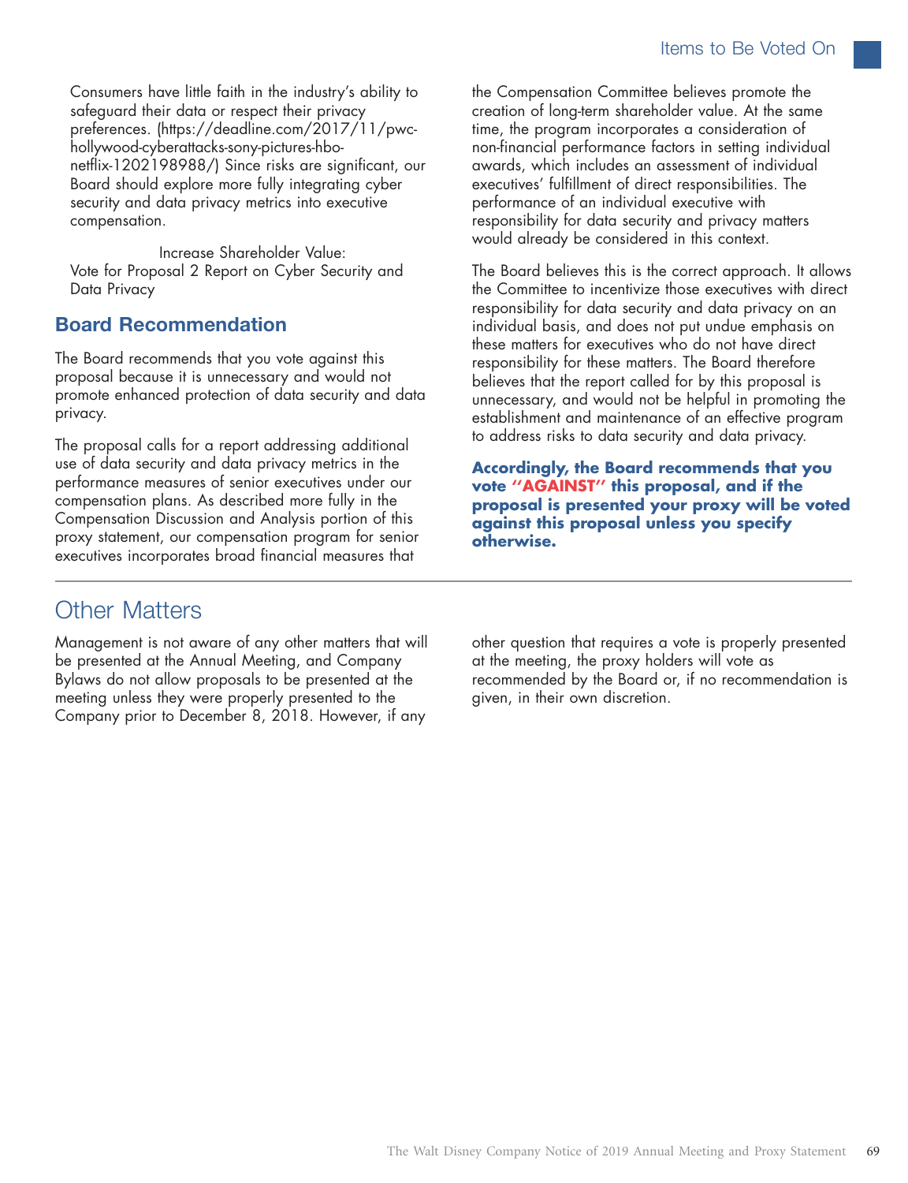Consumers have little faith in the industry's ability to safeguard their data or respect their privacy preferences. (https://deadline.com/2017/11/pwc-hollywood-cyberattacks-sony-pictures-hbo-netflix-1202198988/) Since risks are significant, our Board should explore more fully integrating cyber security and data privacy metrics into executive compensation.

Increase Shareholder Value:
Vote for Proposal 2 Report on Cyber Security and Data Privacy

## Board Recommendation

The Board recommends that you vote against this proposal because it is unnecessary and would not promote enhanced protection of data security and data privacy.

The proposal calls for a report addressing additional use of data security and data privacy metrics in the performance measures of senior executives under our compensation plans. As described more fully in the Compensation Discussion and Analysis portion of this proxy statement, our compensation program for senior executives incorporates broad financial measures that the Compensation Committee believes promote the creation of long-term shareholder value. At the same time, the program incorporates a consideration of non-financial performance factors in setting individual awards, which includes an assessment of individual executives' fulfillment of direct responsibilities. The performance of an individual executive with responsibility for data security and privacy matters would already be considered in this context.

The Board believes this is the correct approach. It allows the Committee to incentivize those executives with direct responsibility for data security and data privacy on an individual basis, and does not put undue emphasis on these matters for executives who do not have direct responsibility for these matters. The Board therefore believes that the report called for by this proposal is unnecessary, and would not be helpful in promoting the establishment and maintenance of an effective program to address risks to data security and data privacy.

**Accordingly, the Board recommends that you vote "AGAINST" this proposal, and if the proposal is presented your proxy will be voted against this proposal unless you specify otherwise.**

# Other Matters

Management is not aware of any other matters that will be presented at the Annual Meeting, and Company Bylaws do not allow proposals to be presented at the meeting unless they were properly presented to the Company prior to December 8, 2018. However, if any other question that requires a vote is properly presented at the meeting, the proxy holders will vote as recommended by the Board or, if no recommendation is given, in their own discretion.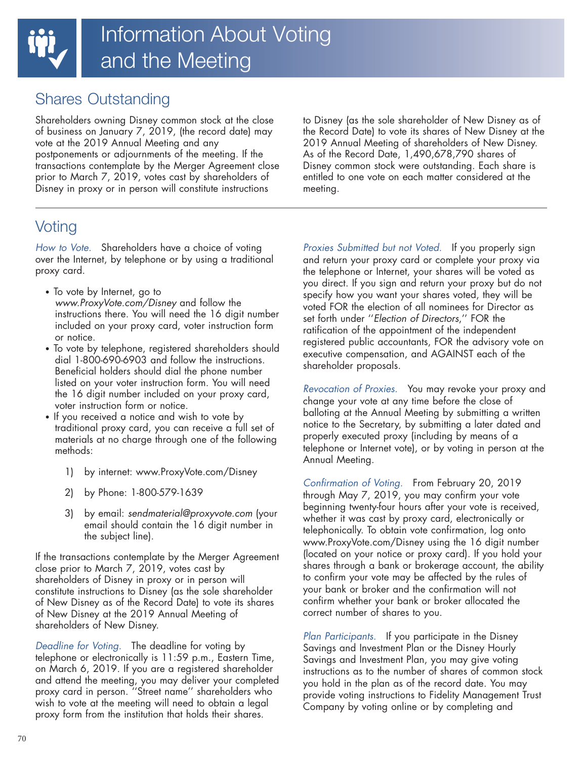# Information About Voting and the Meeting

## Shares Outstanding

Shareholders owning Disney common stock at the close of business on January 7, 2019, (the record date) may vote at the 2019 Annual Meeting and any postponements or adjournments of the meeting. If the transactions contemplate by the Merger Agreement close prior to March 7, 2019, votes cast by shareholders of Disney in proxy or in person will constitute instructions to Disney (as the sole shareholder of New Disney as of the Record Date) to vote its shares of New Disney at the 2019 Annual Meeting of shareholders of New Disney. As of the Record Date, 1,490,678,790 shares of Disney common stock were outstanding. Each share is entitled to one vote on each matter considered at the meeting.

## Voting

*How to Vote.* Shareholders have a choice of voting over the Internet, by telephone or by using a traditional proxy card.

- To vote by Internet, go to *www.ProxyVote.com/Disney* and follow the instructions there. You will need the 16 digit number included on your proxy card, voter instruction form or notice.
- To vote by telephone, registered shareholders should dial 1-800-690-6903 and follow the instructions. Beneficial holders should dial the phone number listed on your voter instruction form. You will need the 16 digit number included on your proxy card, voter instruction form or notice.
- If you received a notice and wish to vote by traditional proxy card, you can receive a full set of materials at no charge through one of the following methods:

  1) by internet: www.ProxyVote.com/Disney

  2) by Phone: 1-800-579-1639

  3) by email: *sendmaterial@proxyvote.com* (your email should contain the 16 digit number in the subject line).

If the transactions contemplate by the Merger Agreement close prior to March 7, 2019, votes cast by shareholders of Disney in proxy or in person will constitute instructions to Disney (as the sole shareholder of New Disney as of the Record Date) to vote its shares of New Disney at the 2019 Annual Meeting of shareholders of New Disney.

*Deadline for Voting.* The deadline for voting by telephone or electronically is 11:59 p.m., Eastern Time, on March 6, 2019. If you are a registered shareholder and attend the meeting, you may deliver your completed proxy card in person. ''Street name'' shareholders who wish to vote at the meeting will need to obtain a legal proxy form from the institution that holds their shares.

*Proxies Submitted but not Voted.* If you properly sign and return your proxy card or complete your proxy via the telephone or Internet, your shares will be voted as you direct. If you sign and return your proxy but do not specify how you want your shares voted, they will be voted FOR the election of all nominees for Director as set forth under ''*Election of Directors*,'' FOR the ratification of the appointment of the independent registered public accountants, FOR the advisory vote on executive compensation, and AGAINST each of the shareholder proposals.

*Revocation of Proxies.* You may revoke your proxy and change your vote at any time before the close of balloting at the Annual Meeting by submitting a written notice to the Secretary, by submitting a later dated and properly executed proxy (including by means of a telephone or Internet vote), or by voting in person at the Annual Meeting.

*Confirmation of Voting.* From February 20, 2019 through May 7, 2019, you may confirm your vote beginning twenty-four hours after your vote is received, whether it was cast by proxy card, electronically or telephonically. To obtain vote confirmation, log onto www.ProxyVote.com/Disney using the 16 digit number (located on your notice or proxy card). If you hold your shares through a bank or brokerage account, the ability to confirm your vote may be affected by the rules of your bank or broker and the confirmation will not confirm whether your bank or broker allocated the correct number of shares to you.

*Plan Participants.* If you participate in the Disney Savings and Investment Plan or the Disney Hourly Savings and Investment Plan, you may give voting instructions as to the number of shares of common stock you hold in the plan as of the record date. You may provide voting instructions to Fidelity Management Trust Company by voting online or by completing and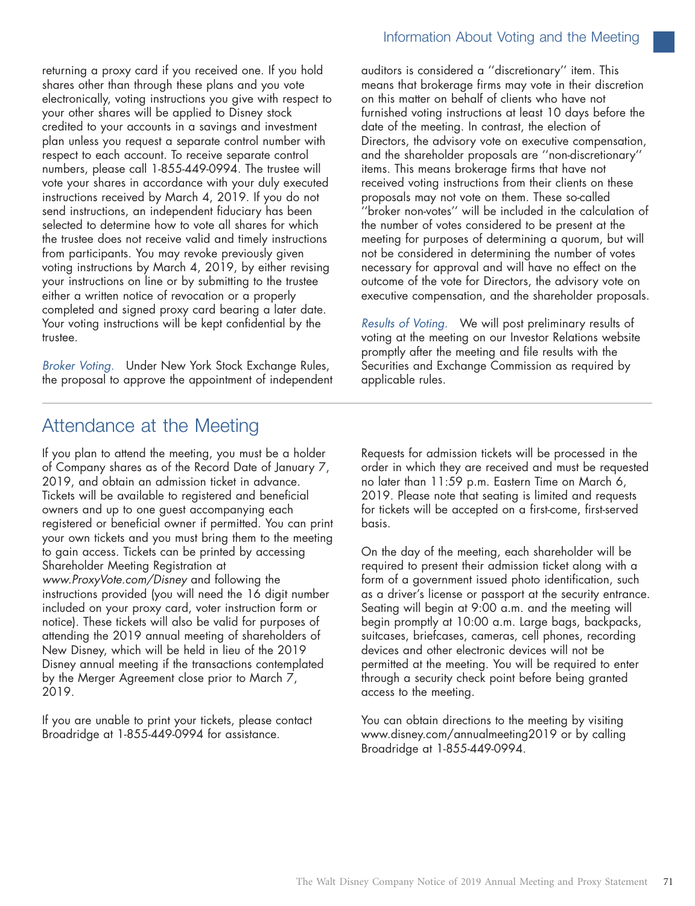returning a proxy card if you received one. If you hold shares other than through these plans and you vote electronically, voting instructions you give with respect to your other shares will be applied to Disney stock credited to your accounts in a savings and investment plan unless you request a separate control number with respect to each account. To receive separate control numbers, please call 1-855-449-0994. The trustee will vote your shares in accordance with your duly executed instructions received by March 4, 2019. If you do not send instructions, an independent fiduciary has been selected to determine how to vote all shares for which the trustee does not receive valid and timely instructions from participants. You may revoke previously given voting instructions by March 4, 2019, by either revising your instructions on line or by submitting to the trustee either a written notice of revocation or a properly completed and signed proxy card bearing a later date. Your voting instructions will be kept confidential by the trustee.

*Broker Voting.* Under New York Stock Exchange Rules, the proposal to approve the appointment of independent auditors is considered a ''discretionary'' item. This means that brokerage firms may vote in their discretion on this matter on behalf of clients who have not furnished voting instructions at least 10 days before the date of the meeting. In contrast, the election of Directors, the advisory vote on executive compensation, and the shareholder proposals are ''non-discretionary'' items. This means brokerage firms that have not received voting instructions from their clients on these proposals may not vote on them. These so-called ''broker non-votes'' will be included in the calculation of the number of votes considered to be present at the meeting for purposes of determining a quorum, but will not be considered in determining the number of votes necessary for approval and will have no effect on the outcome of the vote for Directors, the advisory vote on executive compensation, and the shareholder proposals.

*Results of Voting.* We will post preliminary results of voting at the meeting on our Investor Relations website promptly after the meeting and file results with the Securities and Exchange Commission as required by applicable rules.

## Attendance at the Meeting

If you plan to attend the meeting, you must be a holder of Company shares as of the Record Date of January 7, 2019, and obtain an admission ticket in advance. Tickets will be available to registered and beneficial owners and up to one guest accompanying each registered or beneficial owner if permitted. You can print your own tickets and you must bring them to the meeting to gain access. Tickets can be printed by accessing Shareholder Meeting Registration at *www.ProxyVote.com/Disney* and following the instructions provided (you will need the 16 digit number included on your proxy card, voter instruction form or notice). These tickets will also be valid for purposes of attending the 2019 annual meeting of shareholders of New Disney, which will be held in lieu of the 2019 Disney annual meeting if the transactions contemplated by the Merger Agreement close prior to March 7, 2019.

If you are unable to print your tickets, please contact Broadridge at 1-855-449-0994 for assistance.

Requests for admission tickets will be processed in the order in which they are received and must be requested no later than 11:59 p.m. Eastern Time on March 6, 2019. Please note that seating is limited and requests for tickets will be accepted on a first-come, first-served basis.

On the day of the meeting, each shareholder will be required to present their admission ticket along with a form of a government issued photo identification, such as a driver's license or passport at the security entrance. Seating will begin at 9:00 a.m. and the meeting will begin promptly at 10:00 a.m. Large bags, backpacks, suitcases, briefcases, cameras, cell phones, recording devices and other electronic devices will not be permitted at the meeting. You will be required to enter through a security check point before being granted access to the meeting.

You can obtain directions to the meeting by visiting www.disney.com/annualmeeting2019 or by calling Broadridge at 1-855-449-0994.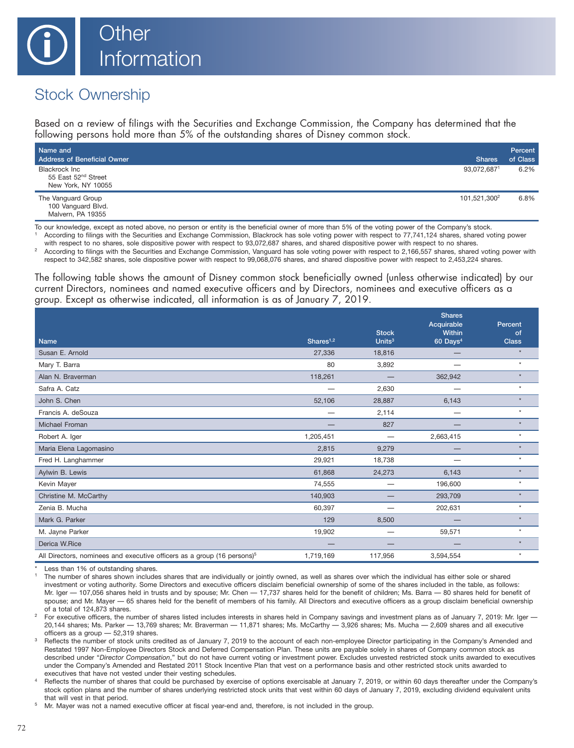# Other Information

## Stock Ownership

Based on a review of filings with the Securities and Exchange Commission, the Company has determined that the following persons hold more than 5% of the outstanding shares of Disney common stock.

| Name and Address of Beneficial Owner | Shares | Percent of Class |
|---|---|---|
| Blackrock Inc<br>55 East 52nd Street<br>New York, NY 10055 | 93,072,687[1] | 6.2% |
| The Vanguard Group<br>100 Vanguard Blvd.<br>Malvern, PA 19355 | 101,521,300[2] | 6.8% |

To our knowledge, except as noted above, no person or entity is the beneficial owner of more than 5% of the voting power of the Company's stock.

[1] According to filings with the Securities and Exchange Commission, Blackrock has sole voting power with respect to 77,741,124 shares, shared voting power with respect to no shares, sole dispositive power with respect to 93,072,687 shares, and shared dispositive power with respect to no shares.

[2] According to filings with the Securities and Exchange Commission, Vanguard has sole voting power with respect to 2,166,557 shares, shared voting power with respect to 342,582 shares, sole dispositive power with respect to 99,068,076 shares, and shared dispositive power with respect to 2,453,224 shares.

The following table shows the amount of Disney common stock beneficially owned (unless otherwise indicated) by our current Directors, nominees and named executive officers and by Directors, nominees and executive officers as a group. Except as otherwise indicated, all information is as of January 7, 2019.

| Name | Shares[1,2] | Stock Units[3] | Shares Acquirable Within 60 Days[4] | Percent of Class |
|---|---|---|---|---|
| Susan E. Arnold | 27,336 | 18,816 | — | * |
| Mary T. Barra | 80 | 3,892 | — | * |
| Alan N. Braverman | 118,261 | — | 362,942 | * |
| Safra A. Catz | — | 2,630 | — | * |
| John S. Chen | 52,106 | 28,887 | 6,143 | * |
| Francis A. deSouza | — | 2,114 | — | * |
| Michael Froman | — | 827 | — | * |
| Robert A. Iger | 1,205,451 | — | 2,663,415 | * |
| Maria Elena Lagomasino | 2,815 | 9,279 | — | * |
| Fred H. Langhammer | 29,921 | 18,738 | — | * |
| Aylwin B. Lewis | 61,868 | 24,273 | 6,143 | * |
| Kevin Mayer | 74,555 | — | 196,600 | * |
| Christine M. McCarthy | 140,903 | — | 293,709 | * |
| Zenia B. Mucha | 60,397 | — | 202,631 | * |
| Mark G. Parker | 129 | 8,500 | — | * |
| M. Jayne Parker | 19,902 | — | 59,571 | * |
| Derica W.Rice | — | — | — | * |
| All Directors, nominees and executive officers as a group (16 persons)[5] | 1,719,169 | 117,956 | 3,594,554 | * |

\* Less than 1% of outstanding shares.

[1] The number of shares shown includes shares that are individually or jointly owned, as well as shares over which the individual has either sole or shared investment or voting authority. Some Directors and executive officers disclaim beneficial ownership of some of the shares included in the table, as follows: Mr. Iger — 107,056 shares held in trusts and by spouse; Mr. Chen — 17,737 shares held for the benefit of children; Ms. Barra — 80 shares held for benefit of spouse; and Mr. Mayer — 65 shares held for the benefit of members of his family. All Directors and executive officers as a group disclaim beneficial ownership of a total of 124,873 shares.

[2] For executive officers, the number of shares listed includes interests in shares held in Company savings and investment plans as of January 7, 2019: Mr. Iger — 20,144 shares; Ms. Parker — 13,769 shares; Mr. Braverman — 11,871 shares; Ms. McCarthy — 3,926 shares; Ms. Mucha — 2,609 shares and all executive officers as a group — 52,319 shares.

[3] Reflects the number of stock units credited as of January 7, 2019 to the account of each non-employee Director participating in the Company's Amended and Restated 1997 Non-Employee Directors Stock and Deferred Compensation Plan. These units are payable solely in shares of Company common stock as described under "*Director Compensation*," but do not have current voting or investment power. Excludes unvested restricted stock units awarded to executives under the Company's Amended and Restated 2011 Stock Incentive Plan that vest on a performance basis and other restricted stock units awarded to executives that have not vested under their vesting schedules.

[4] Reflects the number of shares that could be purchased by exercise of options exercisable at January 7, 2019, or within 60 days thereafter under the Company's stock option plans and the number of shares underlying restricted stock units that vest within 60 days of January 7, 2019, excluding dividend equivalent units that will vest in that period.

[5] Mr. Mayer was not a named executive officer at fiscal year-end and, therefore, is not included in the group.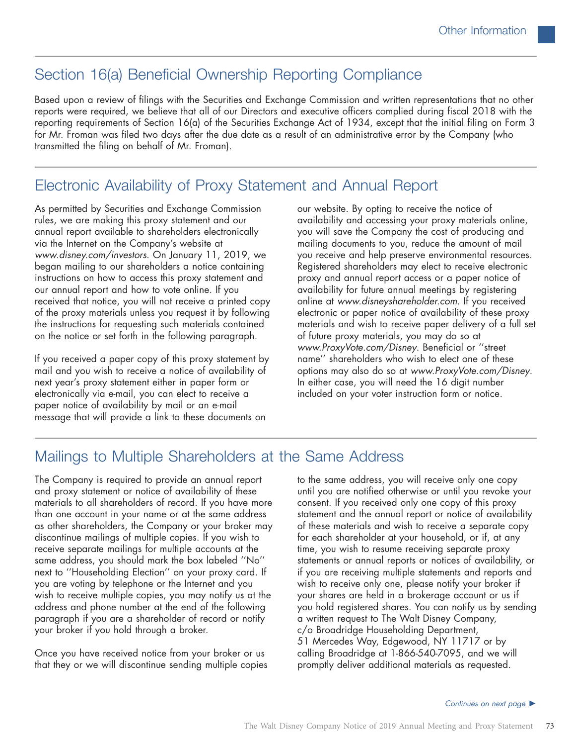## Section 16(a) Beneficial Ownership Reporting Compliance

Based upon a review of filings with the Securities and Exchange Commission and written representations that no other reports were required, we believe that all of our Directors and executive officers complied during fiscal 2018 with the reporting requirements of Section 16(a) of the Securities Exchange Act of 1934, except that the initial filing on Form 3 for Mr. Froman was filed two days after the due date as a result of an administrative error by the Company (who transmitted the filing on behalf of Mr. Froman).

## Electronic Availability of Proxy Statement and Annual Report

As permitted by Securities and Exchange Commission rules, we are making this proxy statement and our annual report available to shareholders electronically via the Internet on the Company's website at *www.disney.com/investors*. On January 11, 2019, we began mailing to our shareholders a notice containing instructions on how to access this proxy statement and our annual report and how to vote online. If you received that notice, you will not receive a printed copy of the proxy materials unless you request it by following the instructions for requesting such materials contained on the notice or set forth in the following paragraph.

If you received a paper copy of this proxy statement by mail and you wish to receive a notice of availability of next year's proxy statement either in paper form or electronically via e-mail, you can elect to receive a paper notice of availability by mail or an e-mail message that will provide a link to these documents on our website. By opting to receive the notice of availability and accessing your proxy materials online, you will save the Company the cost of producing and mailing documents to you, reduce the amount of mail you receive and help preserve environmental resources. Registered shareholders may elect to receive electronic proxy and annual report access or a paper notice of availability for future annual meetings by registering online at *www.disneyshareholder.com*. If you received electronic or paper notice of availability of these proxy materials and wish to receive paper delivery of a full set of future proxy materials, you may do so at *www.ProxyVote.com/Disney*. Beneficial or ''street name'' shareholders who wish to elect one of these options may also do so at *www.ProxyVote.com/Disney*. In either case, you will need the 16 digit number included on your voter instruction form or notice.

## Mailings to Multiple Shareholders at the Same Address

The Company is required to provide an annual report and proxy statement or notice of availability of these materials to all shareholders of record. If you have more than one account in your name or at the same address as other shareholders, the Company or your broker may discontinue mailings of multiple copies. If you wish to receive separate mailings for multiple accounts at the same address, you should mark the box labeled ''No'' next to ''Householding Election'' on your proxy card. If you are voting by telephone or the Internet and you wish to receive multiple copies, you may notify us at the address and phone number at the end of the following paragraph if you are a shareholder of record or notify your broker if you hold through a broker.

Once you have received notice from your broker or us that they or we will discontinue sending multiple copies to the same address, you will receive only one copy until you are notified otherwise or until you revoke your consent. If you received only one copy of this proxy statement and the annual report or notice of availability of these materials and wish to receive a separate copy for each shareholder at your household, or if, at any time, you wish to resume receiving separate proxy statements or annual reports or notices of availability, or if you are receiving multiple statements and reports and wish to receive only one, please notify your broker if your shares are held in a brokerage account or us if you hold registered shares. You can notify us by sending a written request to The Walt Disney Company, c/o Broadridge Householding Department, 51 Mercedes Way, Edgewood, NY 11717 or by calling Broadridge at 1-866-540-7095, and we will promptly deliver additional materials as requested.

*Continues on next page ►*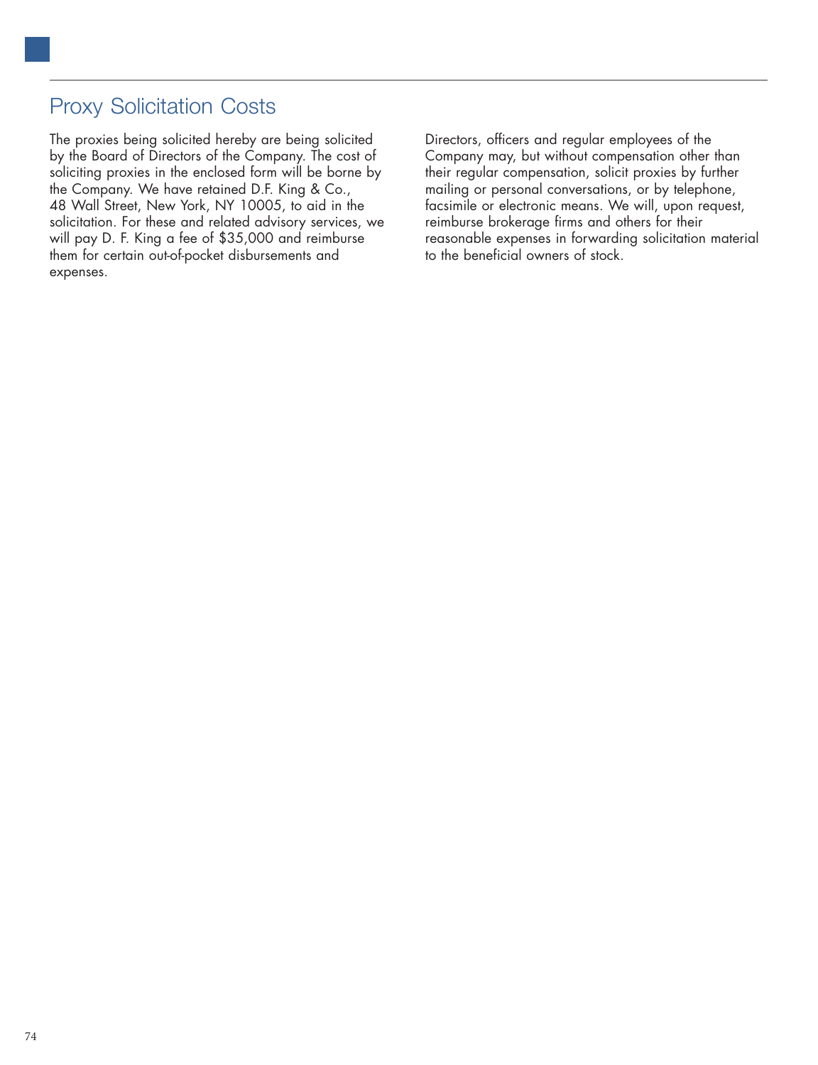## Proxy Solicitation Costs

The proxies being solicited hereby are being solicited by the Board of Directors of the Company. The cost of soliciting proxies in the enclosed form will be borne by the Company. We have retained D.F. King & Co., 48 Wall Street, New York, NY 10005, to aid in the solicitation. For these and related advisory services, we will pay D. F. King a fee of $35,000 and reimburse them for certain out-of-pocket disbursements and expenses.

Directors, officers and regular employees of the Company may, but without compensation other than their regular compensation, solicit proxies by further mailing or personal conversations, or by telephone, facsimile or electronic means. We will, upon request, reimburse brokerage firms and others for their reasonable expenses in forwarding solicitation material to the beneficial owners of stock.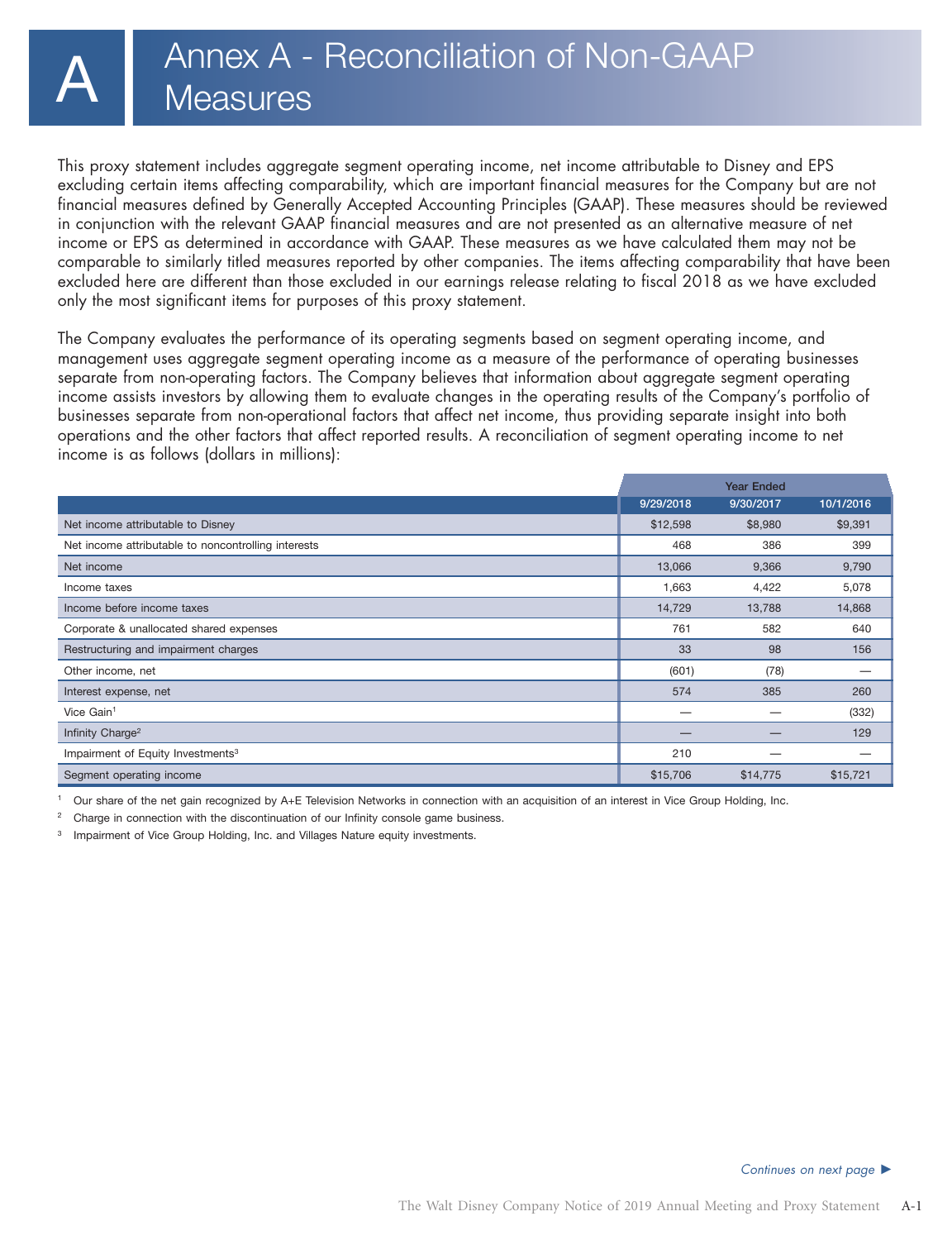# A Annex A - Reconciliation of Non-GAAP Measures

This proxy statement includes aggregate segment operating income, net income attributable to Disney and EPS excluding certain items affecting comparability, which are important financial measures for the Company but are not financial measures defined by Generally Accepted Accounting Principles (GAAP). These measures should be reviewed in conjunction with the relevant GAAP financial measures and are not presented as an alternative measure of net income or EPS as determined in accordance with GAAP. These measures as we have calculated them may not be comparable to similarly titled measures reported by other companies. The items affecting comparability that have been excluded here are different than those excluded in our earnings release relating to fiscal 2018 as we have excluded only the most significant items for purposes of this proxy statement.

The Company evaluates the performance of its operating segments based on segment operating income, and management uses aggregate segment operating income as a measure of the performance of operating businesses separate from non-operating factors. The Company believes that information about aggregate segment operating income assists investors by allowing them to evaluate changes in the operating results of the Company's portfolio of businesses separate from non-operational factors that affect net income, thus providing separate insight into both operations and the other factors that affect reported results. A reconciliation of segment operating income to net income is as follows (dollars in millions):

| | Year Ended | | |
|---|---|---|---|
| | 9/29/2018 | 9/30/2017 | 10/1/2016 |
| Net income attributable to Disney | $12,598 | $8,980 | $9,391 |
| Net income attributable to noncontrolling interests | 468 | 386 | 399 |
| Net income | 13,066 | 9,366 | 9,790 |
| Income taxes | 1,663 | 4,422 | 5,078 |
| Income before income taxes | 14,729 | 13,788 | 14,868 |
| Corporate & unallocated shared expenses | 761 | 582 | 640 |
| Restructuring and impairment charges | 33 | 98 | 156 |
| Other income, net | (601) | (78) | — |
| Interest expense, net | 574 | 385 | 260 |
| Vice Gain[1] | — | — | (332) |
| Infinity Charge[2] | — | — | 129 |
| Impairment of Equity Investments[3] | 210 | — | — |
| Segment operating income | $15,706 | $14,775 | $15,721 |

[1] Our share of the net gain recognized by A+E Television Networks in connection with an acquisition of an interest in Vice Group Holding, Inc.

[2] Charge in connection with the discontinuation of our Infinity console game business.

[3] Impairment of Vice Group Holding, Inc. and Villages Nature equity investments.

*Continues on next page* ►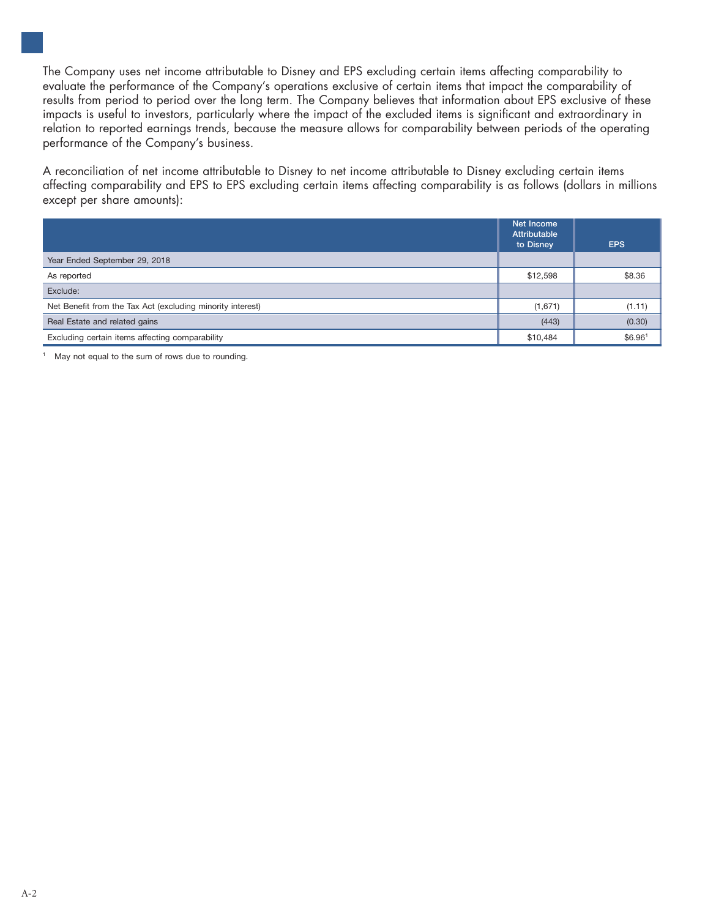The Company uses net income attributable to Disney and EPS excluding certain items affecting comparability to evaluate the performance of the Company's operations exclusive of certain items that impact the comparability of results from period to period over the long term. The Company believes that information about EPS exclusive of these impacts is useful to investors, particularly where the impact of the excluded items is significant and extraordinary in relation to reported earnings trends, because the measure allows for comparability between periods of the operating performance of the Company's business.

A reconciliation of net income attributable to Disney to net income attributable to Disney excluding certain items affecting comparability and EPS to EPS excluding certain items affecting comparability is as follows (dollars in millions except per share amounts):

| | Net Income Attributable to Disney | EPS |
|---|---|---|
| Year Ended September 29, 2018 | | |
| As reported | $12,598 | $8.36 |
| Exclude: | | |
| Net Benefit from the Tax Act (excluding minority interest) | (1,671) | (1.11) |
| Real Estate and related gains | (443) | (0.30) |
| Excluding certain items affecting comparability | $10,484 | $6.96[1] |

[1] May not equal to the sum of rows due to rounding.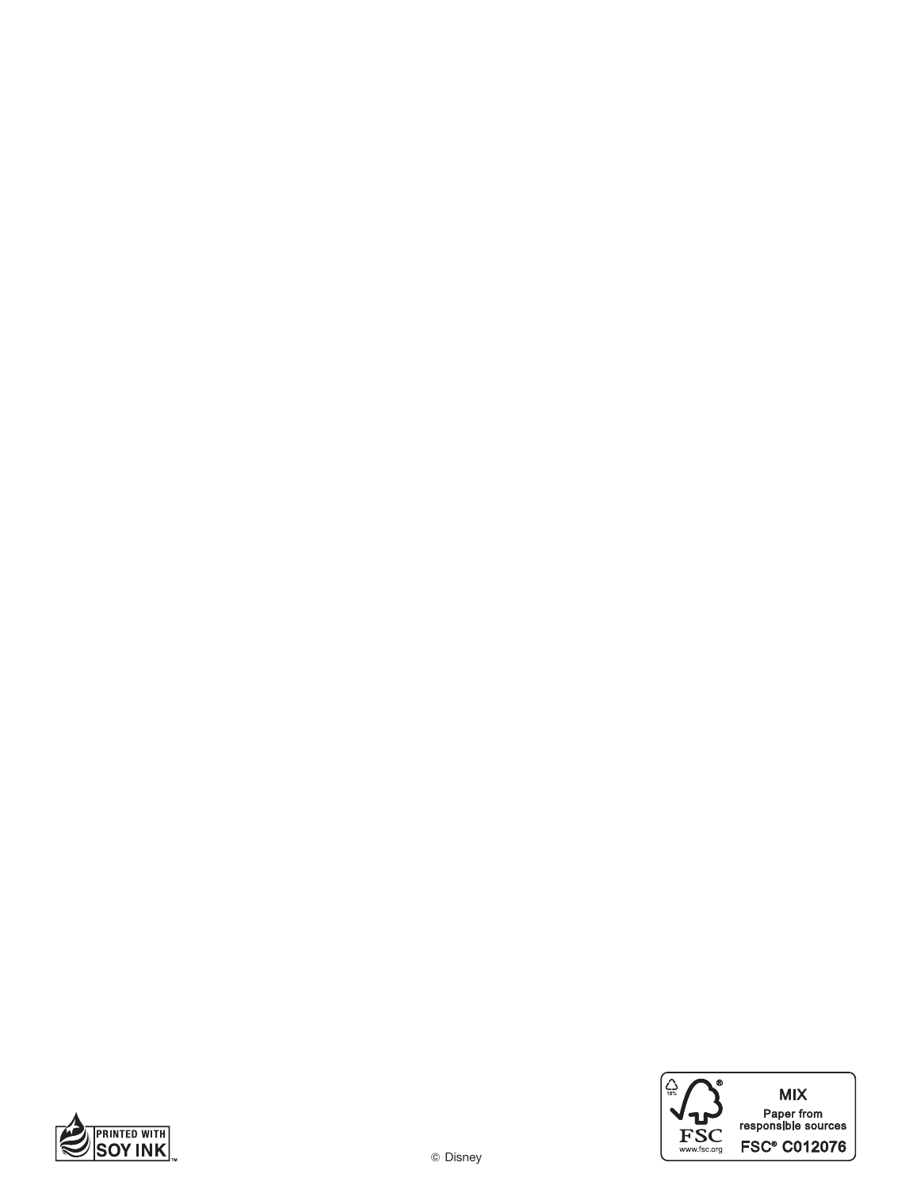PRINTED WITH SOY INK™

© Disney

MIX

Paper from responsible sources

FSC® C012076

www.fsc.org